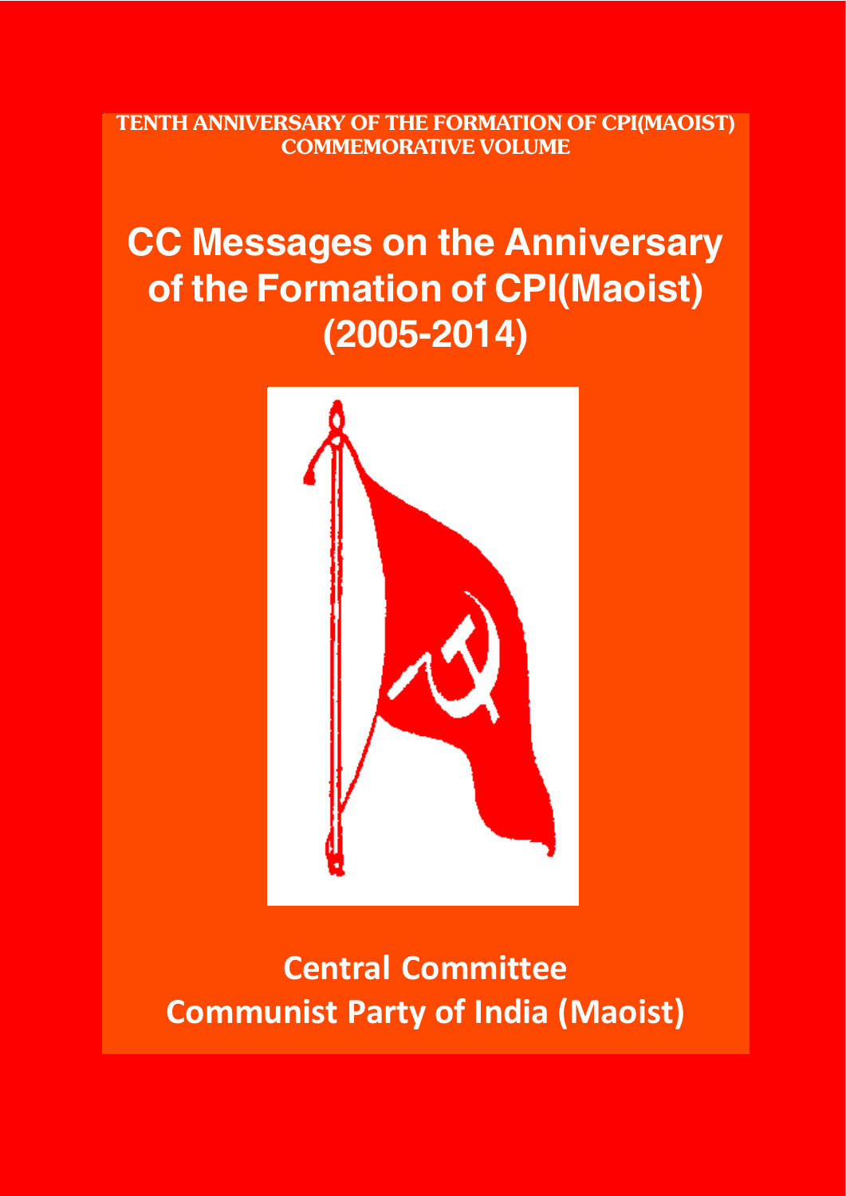TENTH ANNIVERSARY OF THE FORMATION OF CPI(MAOIST)
COMMEMORATIVE VOLUME

# CC Messages on the Anniversary of the Formation of CPI(Maoist) (2005-2014)

**Central Committee**
**Communist Party of India (Maoist)**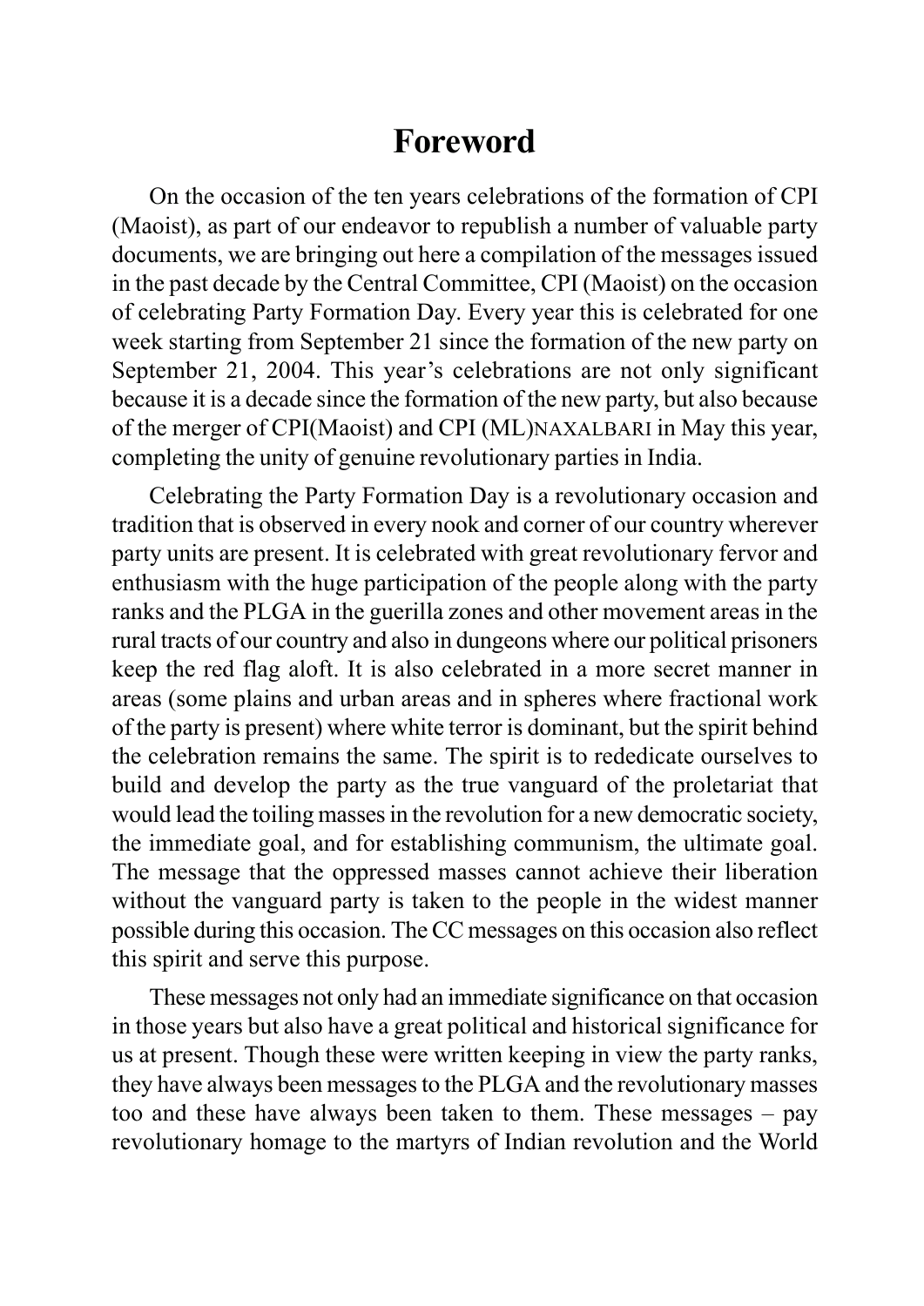# Foreword

On the occasion of the ten years celebrations of the formation of CPI (Maoist), as part of our endeavor to republish a number of valuable party documents, we are bringing out here a compilation of the messages issued in the past decade by the Central Committee, CPI (Maoist) on the occasion of celebrating Party Formation Day. Every year this is celebrated for one week starting from September 21 since the formation of the new party on September 21, 2004. This year's celebrations are not only significant because it is a decade since the formation of the new party, but also because of the merger of CPI(Maoist) and CPI (ML)NAXALBARI in May this year, completing the unity of genuine revolutionary parties in India.

Celebrating the Party Formation Day is a revolutionary occasion and tradition that is observed in every nook and corner of our country wherever party units are present. It is celebrated with great revolutionary fervor and enthusiasm with the huge participation of the people along with the party ranks and the PLGA in the guerilla zones and other movement areas in the rural tracts of our country and also in dungeons where our political prisoners keep the red flag aloft. It is also celebrated in a more secret manner in areas (some plains and urban areas and in spheres where fractional work of the party is present) where white terror is dominant, but the spirit behind the celebration remains the same. The spirit is to rededicate ourselves to build and develop the party as the true vanguard of the proletariat that would lead the toiling masses in the revolution for a new democratic society, the immediate goal, and for establishing communism, the ultimate goal. The message that the oppressed masses cannot achieve their liberation without the vanguard party is taken to the people in the widest manner possible during this occasion. The CC messages on this occasion also reflect this spirit and serve this purpose.

These messages not only had an immediate significance on that occasion in those years but also have a great political and historical significance for us at present. Though these were written keeping in view the party ranks, they have always been messages to the PLGA and the revolutionary masses too and these have always been taken to them. These messages – pay revolutionary homage to the martyrs of Indian revolution and the World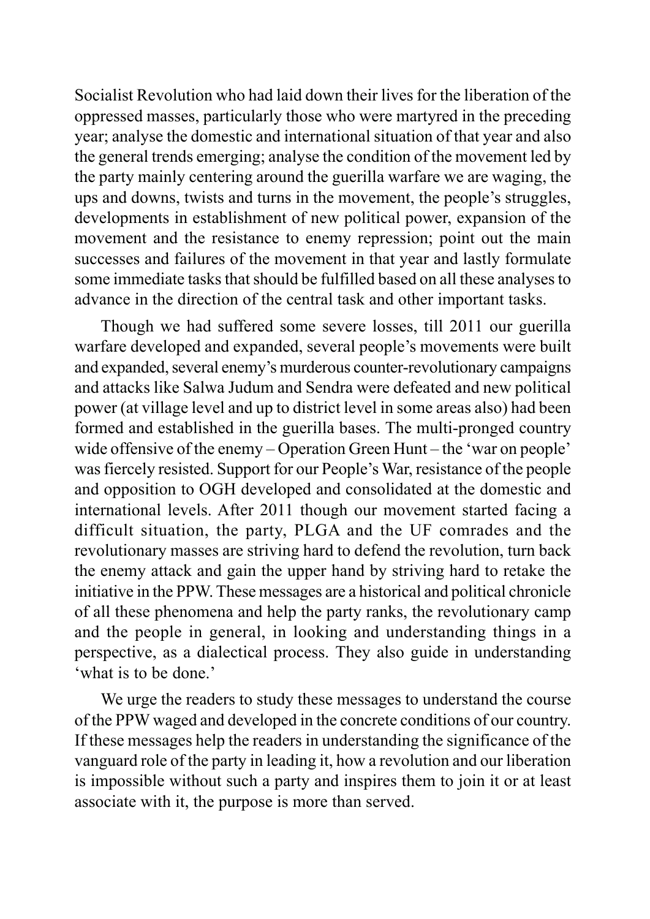Socialist Revolution who had laid down their lives for the liberation of the oppressed masses, particularly those who were martyred in the preceding year; analyse the domestic and international situation of that year and also the general trends emerging; analyse the condition of the movement led by the party mainly centering around the guerilla warfare we are waging, the ups and downs, twists and turns in the movement, the people's struggles, developments in establishment of new political power, expansion of the movement and the resistance to enemy repression; point out the main successes and failures of the movement in that year and lastly formulate some immediate tasks that should be fulfilled based on all these analyses to advance in the direction of the central task and other important tasks.

Though we had suffered some severe losses, till 2011 our guerilla warfare developed and expanded, several people's movements were built and expanded, several enemy's murderous counter-revolutionary campaigns and attacks like Salwa Judum and Sendra were defeated and new political power (at village level and up to district level in some areas also) had been formed and established in the guerilla bases. The multi-pronged country wide offensive of the enemy – Operation Green Hunt – the 'war on people' was fiercely resisted. Support for our People's War, resistance of the people and opposition to OGH developed and consolidated at the domestic and international levels. After 2011 though our movement started facing a difficult situation, the party, PLGA and the UF comrades and the revolutionary masses are striving hard to defend the revolution, turn back the enemy attack and gain the upper hand by striving hard to retake the initiative in the PPW. These messages are a historical and political chronicle of all these phenomena and help the party ranks, the revolutionary camp and the people in general, in looking and understanding things in a perspective, as a dialectical process. They also guide in understanding 'what is to be done.'

We urge the readers to study these messages to understand the course of the PPW waged and developed in the concrete conditions of our country. If these messages help the readers in understanding the significance of the vanguard role of the party in leading it, how a revolution and our liberation is impossible without such a party and inspires them to join it or at least associate with it, the purpose is more than served.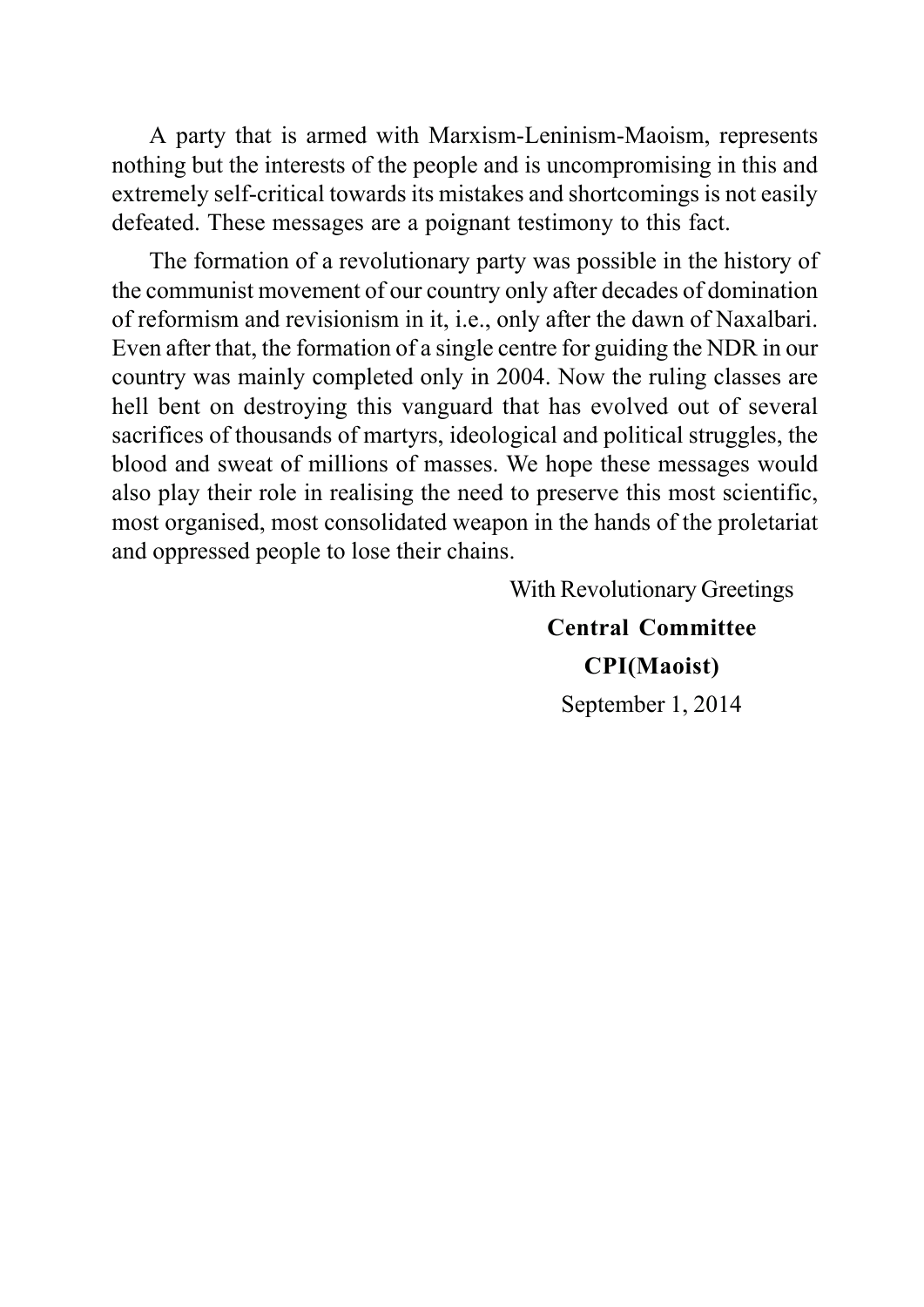A party that is armed with Marxism-Leninism-Maoism, represents nothing but the interests of the people and is uncompromising in this and extremely self-critical towards its mistakes and shortcomings is not easily defeated. These messages are a poignant testimony to this fact.

The formation of a revolutionary party was possible in the history of the communist movement of our country only after decades of domination of reformism and revisionism in it, i.e., only after the dawn of Naxalbari. Even after that, the formation of a single centre for guiding the NDR in our country was mainly completed only in 2004. Now the ruling classes are hell bent on destroying this vanguard that has evolved out of several sacrifices of thousands of martyrs, ideological and political struggles, the blood and sweat of millions of masses. We hope these messages would also play their role in realising the need to preserve this most scientific, most organised, most consolidated weapon in the hands of the proletariat and oppressed people to lose their chains.

With Revolutionary Greetings

**Central Committee**

**CPI(Maoist)**

September 1, 2014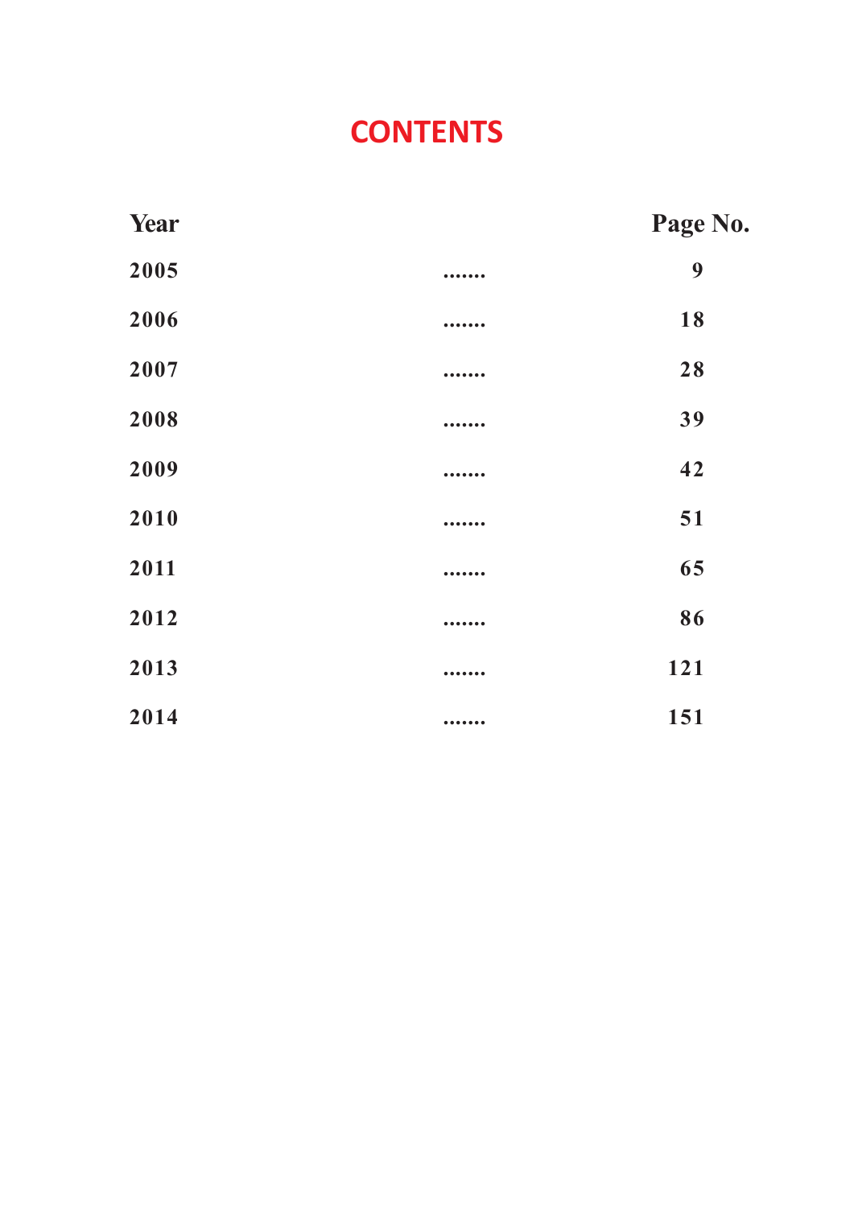# CONTENTS

| Year | | Page No. |
|---|---|---|
| 2005 | ....... | 9 |
| 2006 | ....... | 18 |
| 2007 | ....... | 28 |
| 2008 | ....... | 39 |
| 2009 | ....... | 42 |
| 2010 | ....... | 51 |
| 2011 | ....... | 65 |
| 2012 | ....... | 86 |
| 2013 | ....... | 121 |
| 2014 | ....... | 151 |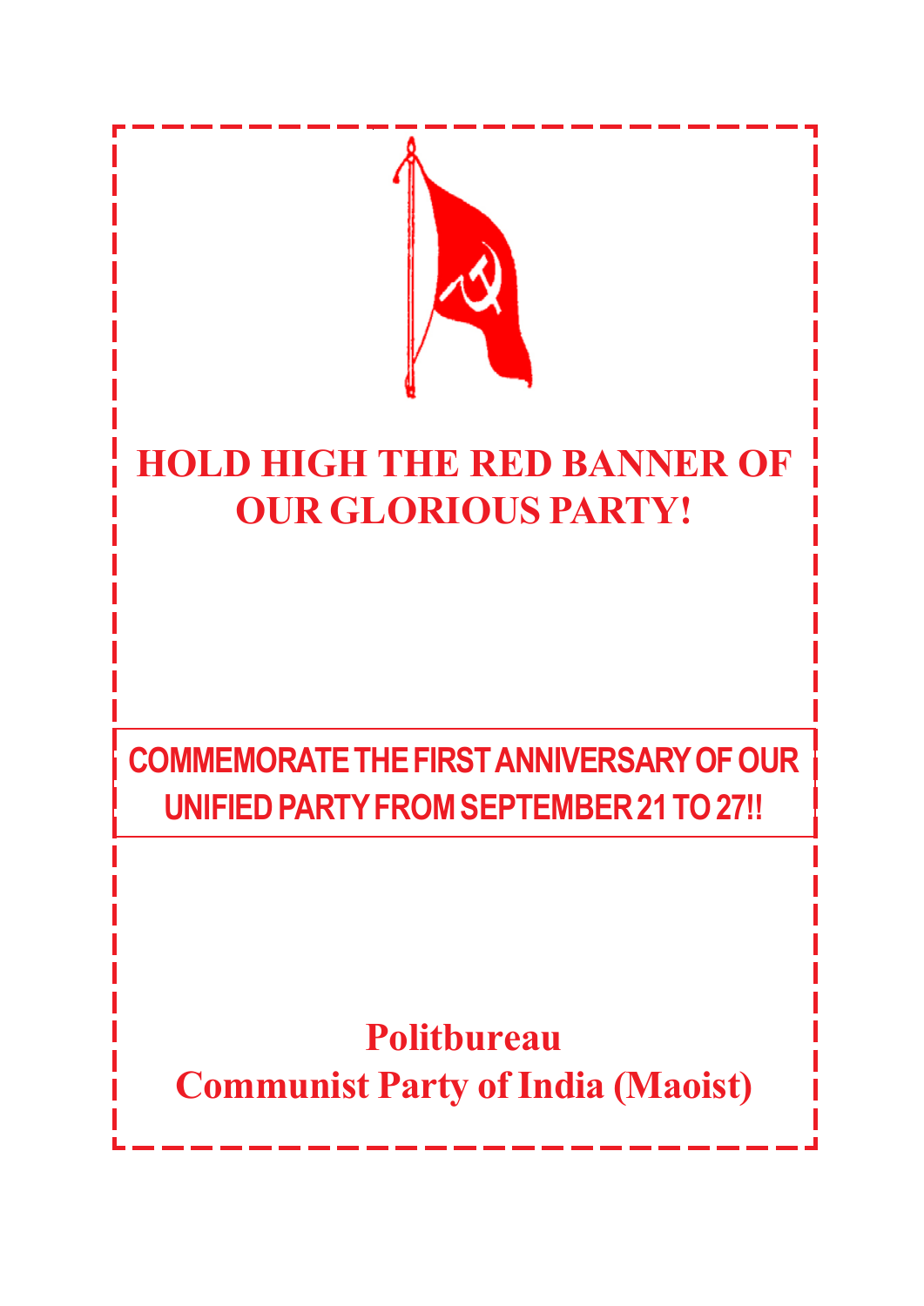# HOLD HIGH THE RED BANNER OF OUR GLORIOUS PARTY!

## COMMEMORATE THE FIRST ANNIVERSARY OF OUR UNIFIED PARTY FROM SEPTEMBER 21 TO 27!!

**Politbureau**
**Communist Party of India (Maoist)**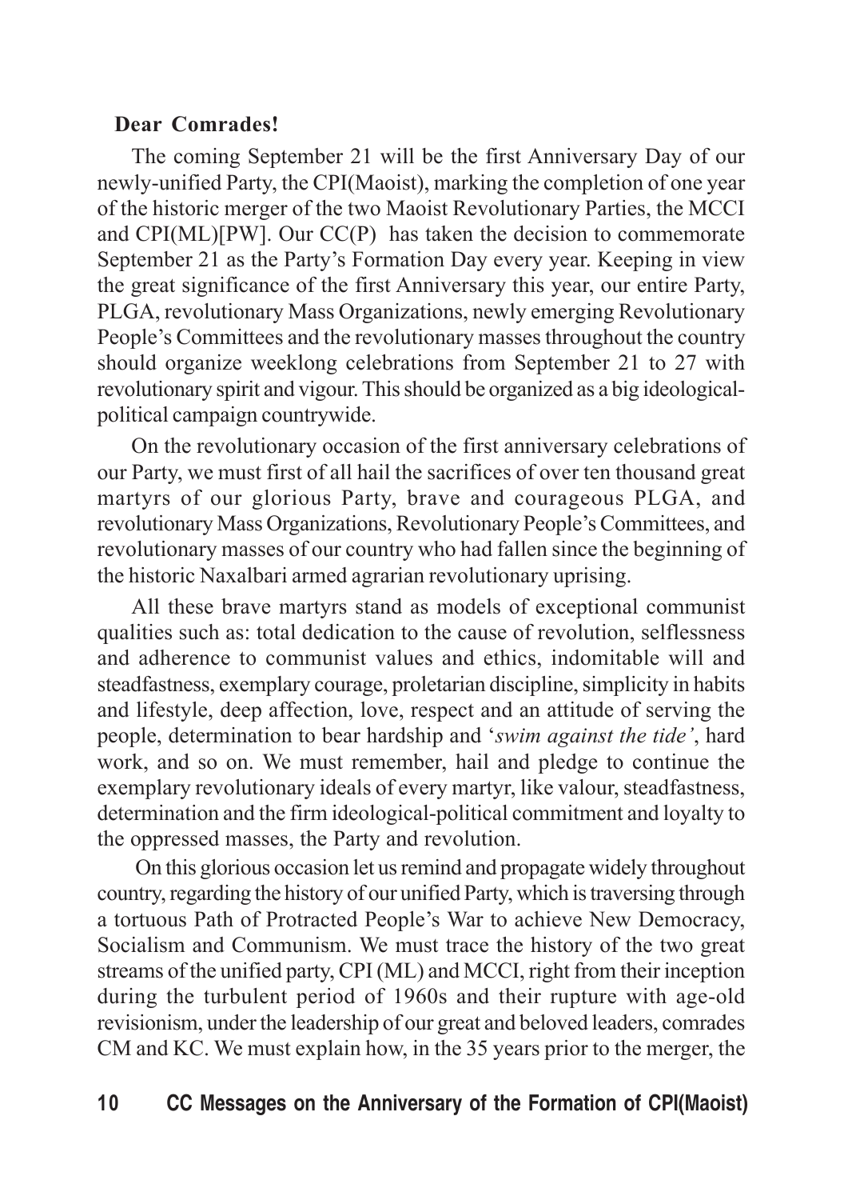**Dear Comrades!**

The coming September 21 will be the first Anniversary Day of our newly-unified Party, the CPI(Maoist), marking the completion of one year of the historic merger of the two Maoist Revolutionary Parties, the MCCI and CPI(ML)[PW]. Our CC(P) has taken the decision to commemorate September 21 as the Party's Formation Day every year. Keeping in view the great significance of the first Anniversary this year, our entire Party, PLGA, revolutionary Mass Organizations, newly emerging Revolutionary People's Committees and the revolutionary masses throughout the country should organize weeklong celebrations from September 21 to 27 with revolutionary spirit and vigour. This should be organized as a big ideological-political campaign countrywide.

On the revolutionary occasion of the first anniversary celebrations of our Party, we must first of all hail the sacrifices of over ten thousand great martyrs of our glorious Party, brave and courageous PLGA, and revolutionary Mass Organizations, Revolutionary People's Committees, and revolutionary masses of our country who had fallen since the beginning of the historic Naxalbari armed agrarian revolutionary uprising.

All these brave martyrs stand as models of exceptional communist qualities such as: total dedication to the cause of revolution, selflessness and adherence to communist values and ethics, indomitable will and steadfastness, exemplary courage, proletarian discipline, simplicity in habits and lifestyle, deep affection, love, respect and an attitude of serving the people, determination to bear hardship and '*swim against the tide'*, hard work, and so on. We must remember, hail and pledge to continue the exemplary revolutionary ideals of every martyr, like valour, steadfastness, determination and the firm ideological-political commitment and loyalty to the oppressed masses, the Party and revolution.

On this glorious occasion let us remind and propagate widely throughout country, regarding the history of our unified Party, which is traversing through a tortuous Path of Protracted People's War to achieve New Democracy, Socialism and Communism. We must trace the history of the two great streams of the unified party, CPI (ML) and MCCI, right from their inception during the turbulent period of 1960s and their rupture with age-old revisionism, under the leadership of our great and beloved leaders, comrades CM and KC. We must explain how, in the 35 years prior to the merger, the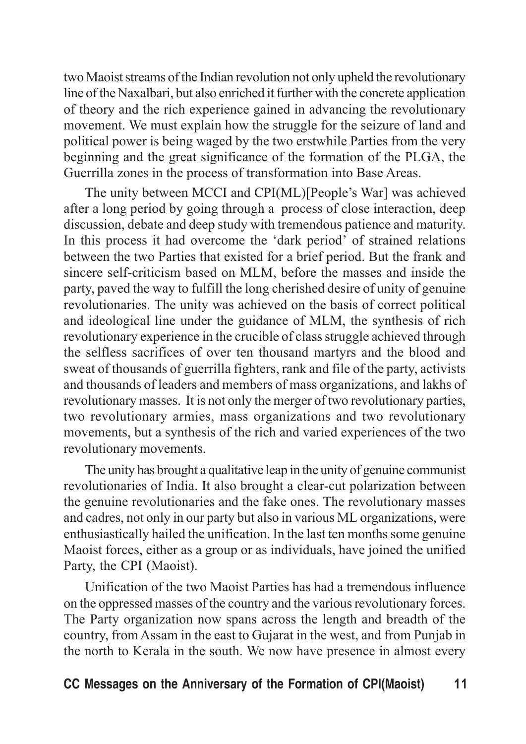two Maoist streams of the Indian revolution not only upheld the revolutionary line of the Naxalbari, but also enriched it further with the concrete application of theory and the rich experience gained in advancing the revolutionary movement. We must explain how the struggle for the seizure of land and political power is being waged by the two erstwhile Parties from the very beginning and the great significance of the formation of the PLGA, the Guerrilla zones in the process of transformation into Base Areas.

The unity between MCCI and CPI(ML)[People's War] was achieved after a long period by going through a process of close interaction, deep discussion, debate and deep study with tremendous patience and maturity. In this process it had overcome the 'dark period' of strained relations between the two Parties that existed for a brief period. But the frank and sincere self-criticism based on MLM, before the masses and inside the party, paved the way to fulfill the long cherished desire of unity of genuine revolutionaries. The unity was achieved on the basis of correct political and ideological line under the guidance of MLM, the synthesis of rich revolutionary experience in the crucible of class struggle achieved through the selfless sacrifices of over ten thousand martyrs and the blood and sweat of thousands of guerrilla fighters, rank and file of the party, activists and thousands of leaders and members of mass organizations, and lakhs of revolutionary masses. It is not only the merger of two revolutionary parties, two revolutionary armies, mass organizations and two revolutionary movements, but a synthesis of the rich and varied experiences of the two revolutionary movements.

The unity has brought a qualitative leap in the unity of genuine communist revolutionaries of India. It also brought a clear-cut polarization between the genuine revolutionaries and the fake ones. The revolutionary masses and cadres, not only in our party but also in various ML organizations, were enthusiastically hailed the unification. In the last ten months some genuine Maoist forces, either as a group or as individuals, have joined the unified Party, the CPI (Maoist).

Unification of the two Maoist Parties has had a tremendous influence on the oppressed masses of the country and the various revolutionary forces. The Party organization now spans across the length and breadth of the country, from Assam in the east to Gujarat in the west, and from Punjab in the north to Kerala in the south. We now have presence in almost every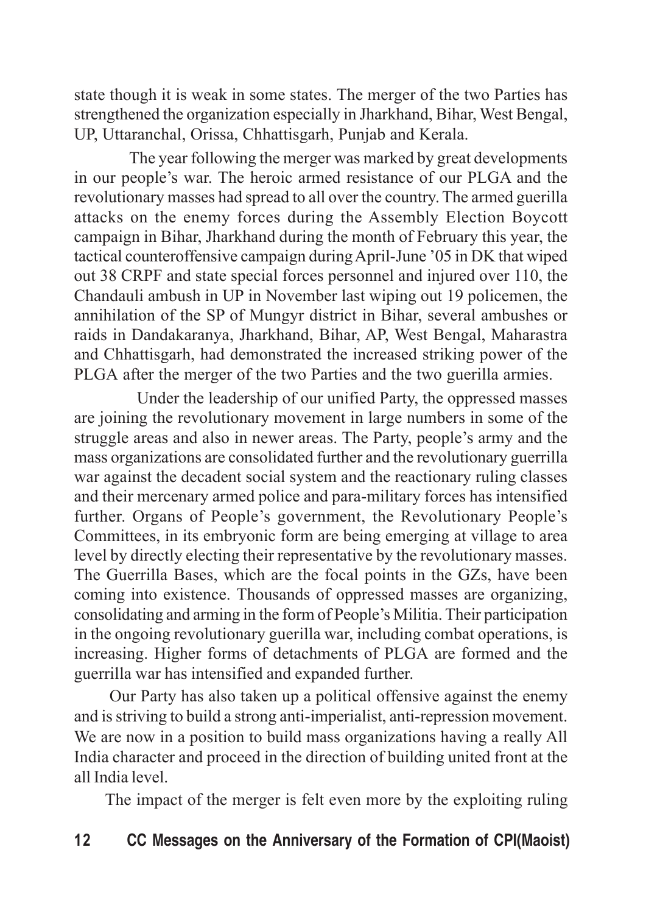state though it is weak in some states. The merger of the two Parties has strengthened the organization especially in Jharkhand, Bihar, West Bengal, UP, Uttaranchal, Orissa, Chhattisgarh, Punjab and Kerala.

The year following the merger was marked by great developments in our people's war. The heroic armed resistance of our PLGA and the revolutionary masses had spread to all over the country. The armed guerilla attacks on the enemy forces during the Assembly Election Boycott campaign in Bihar, Jharkhand during the month of February this year, the tactical counteroffensive campaign during April-June '05 in DK that wiped out 38 CRPF and state special forces personnel and injured over 110, the Chandauli ambush in UP in November last wiping out 19 policemen, the annihilation of the SP of Mungyr district in Bihar, several ambushes or raids in Dandakaranya, Jharkhand, Bihar, AP, West Bengal, Maharastra and Chhattisgarh, had demonstrated the increased striking power of the PLGA after the merger of the two Parties and the two guerilla armies.

Under the leadership of our unified Party, the oppressed masses are joining the revolutionary movement in large numbers in some of the struggle areas and also in newer areas. The Party, people's army and the mass organizations are consolidated further and the revolutionary guerrilla war against the decadent social system and the reactionary ruling classes and their mercenary armed police and para-military forces has intensified further. Organs of People's government, the Revolutionary People's Committees, in its embryonic form are being emerging at village to area level by directly electing their representative by the revolutionary masses. The Guerrilla Bases, which are the focal points in the GZs, have been coming into existence. Thousands of oppressed masses are organizing, consolidating and arming in the form of People's Militia. Their participation in the ongoing revolutionary guerilla war, including combat operations, is increasing. Higher forms of detachments of PLGA are formed and the guerrilla war has intensified and expanded further.

Our Party has also taken up a political offensive against the enemy and is striving to build a strong anti-imperialist, anti-repression movement. We are now in a position to build mass organizations having a really All India character and proceed in the direction of building united front at the all India level.

The impact of the merger is felt even more by the exploiting ruling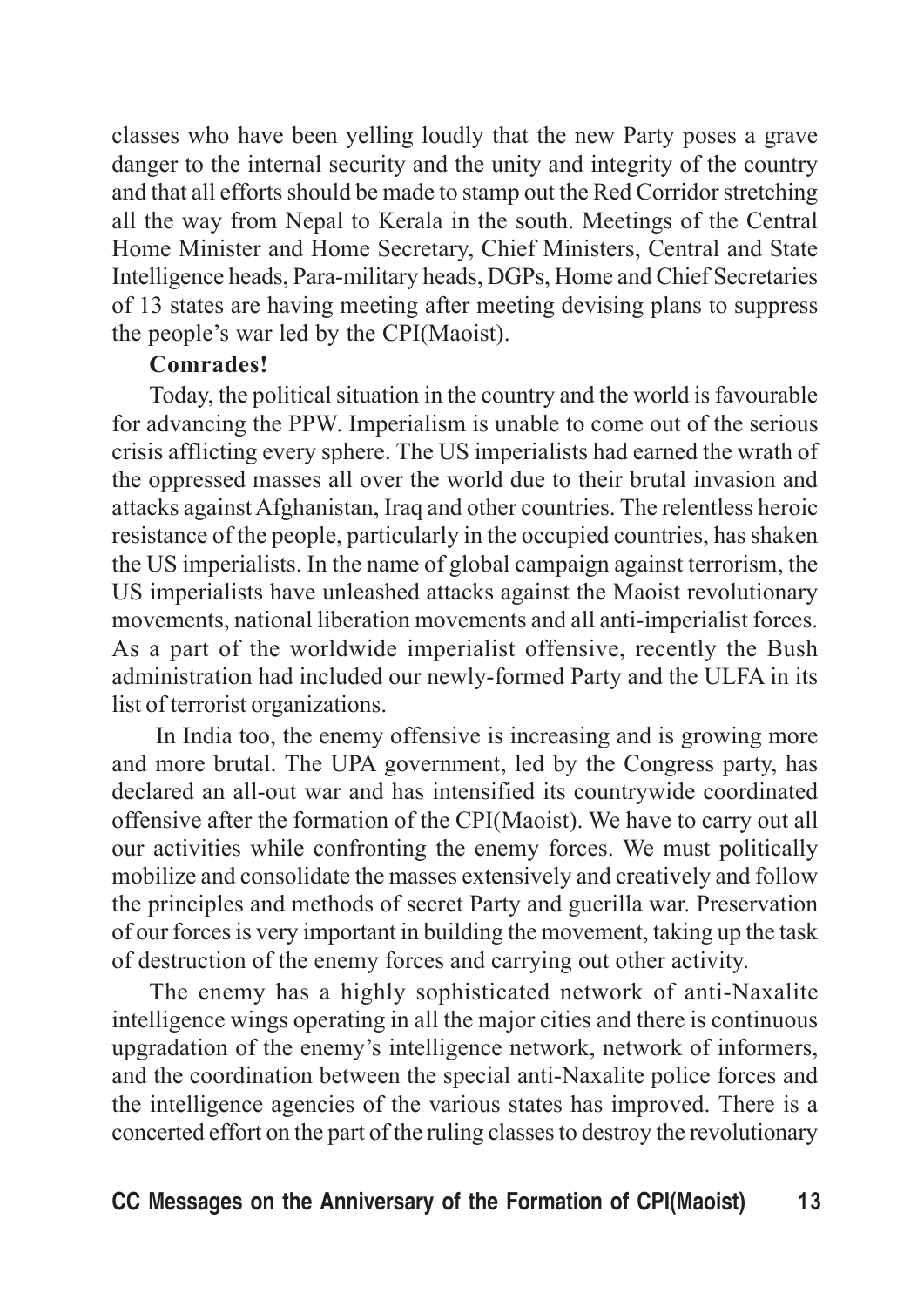classes who have been yelling loudly that the new Party poses a grave danger to the internal security and the unity and integrity of the country and that all efforts should be made to stamp out the Red Corridor stretching all the way from Nepal to Kerala in the south. Meetings of the Central Home Minister and Home Secretary, Chief Ministers, Central and State Intelligence heads, Para-military heads, DGPs, Home and Chief Secretaries of 13 states are having meeting after meeting devising plans to suppress the people's war led by the CPI(Maoist).

**Comrades!**

Today, the political situation in the country and the world is favourable for advancing the PPW. Imperialism is unable to come out of the serious crisis afflicting every sphere. The US imperialists had earned the wrath of the oppressed masses all over the world due to their brutal invasion and attacks against Afghanistan, Iraq and other countries. The relentless heroic resistance of the people, particularly in the occupied countries, has shaken the US imperialists. In the name of global campaign against terrorism, the US imperialists have unleashed attacks against the Maoist revolutionary movements, national liberation movements and all anti-imperialist forces. As a part of the worldwide imperialist offensive, recently the Bush administration had included our newly-formed Party and the ULFA in its list of terrorist organizations.

In India too, the enemy offensive is increasing and is growing more and more brutal. The UPA government, led by the Congress party, has declared an all-out war and has intensified its countrywide coordinated offensive after the formation of the CPI(Maoist). We have to carry out all our activities while confronting the enemy forces. We must politically mobilize and consolidate the masses extensively and creatively and follow the principles and methods of secret Party and guerilla war. Preservation of our forces is very important in building the movement, taking up the task of destruction of the enemy forces and carrying out other activity.

The enemy has a highly sophisticated network of anti-Naxalite intelligence wings operating in all the major cities and there is continuous upgradation of the enemy's intelligence network, network of informers, and the coordination between the special anti-Naxalite police forces and the intelligence agencies of the various states has improved. There is a concerted effort on the part of the ruling classes to destroy the revolutionary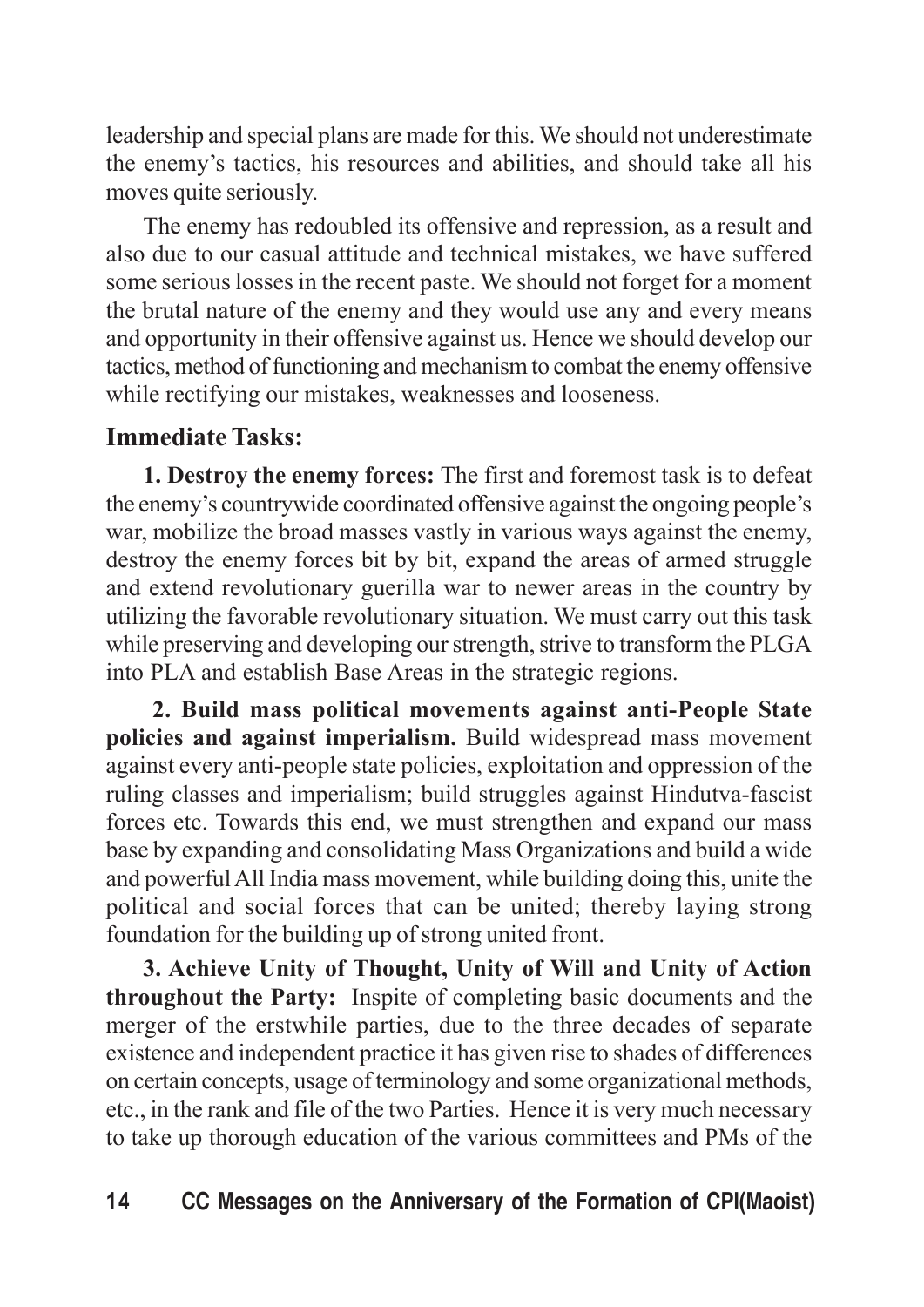leadership and special plans are made for this. We should not underestimate the enemy's tactics, his resources and abilities, and should take all his moves quite seriously.

The enemy has redoubled its offensive and repression, as a result and also due to our casual attitude and technical mistakes, we have suffered some serious losses in the recent paste. We should not forget for a moment the brutal nature of the enemy and they would use any and every means and opportunity in their offensive against us. Hence we should develop our tactics, method of functioning and mechanism to combat the enemy offensive while rectifying our mistakes, weaknesses and looseness.

## Immediate Tasks:

**1. Destroy the enemy forces:** The first and foremost task is to defeat the enemy's countrywide coordinated offensive against the ongoing people's war, mobilize the broad masses vastly in various ways against the enemy, destroy the enemy forces bit by bit, expand the areas of armed struggle and extend revolutionary guerilla war to newer areas in the country by utilizing the favorable revolutionary situation. We must carry out this task while preserving and developing our strength, strive to transform the PLGA into PLA and establish Base Areas in the strategic regions.

**2. Build mass political movements against anti-People State policies and against imperialism.** Build widespread mass movement against every anti-people state policies, exploitation and oppression of the ruling classes and imperialism; build struggles against Hindutva-fascist forces etc. Towards this end, we must strengthen and expand our mass base by expanding and consolidating Mass Organizations and build a wide and powerful All India mass movement, while building doing this, unite the political and social forces that can be united; thereby laying strong foundation for the building up of strong united front.

**3. Achieve Unity of Thought, Unity of Will and Unity of Action throughout the Party:** Inspite of completing basic documents and the merger of the erstwhile parties, due to the three decades of separate existence and independent practice it has given rise to shades of differences on certain concepts, usage of terminology and some organizational methods, etc., in the rank and file of the two Parties. Hence it is very much necessary to take up thorough education of the various committees and PMs of the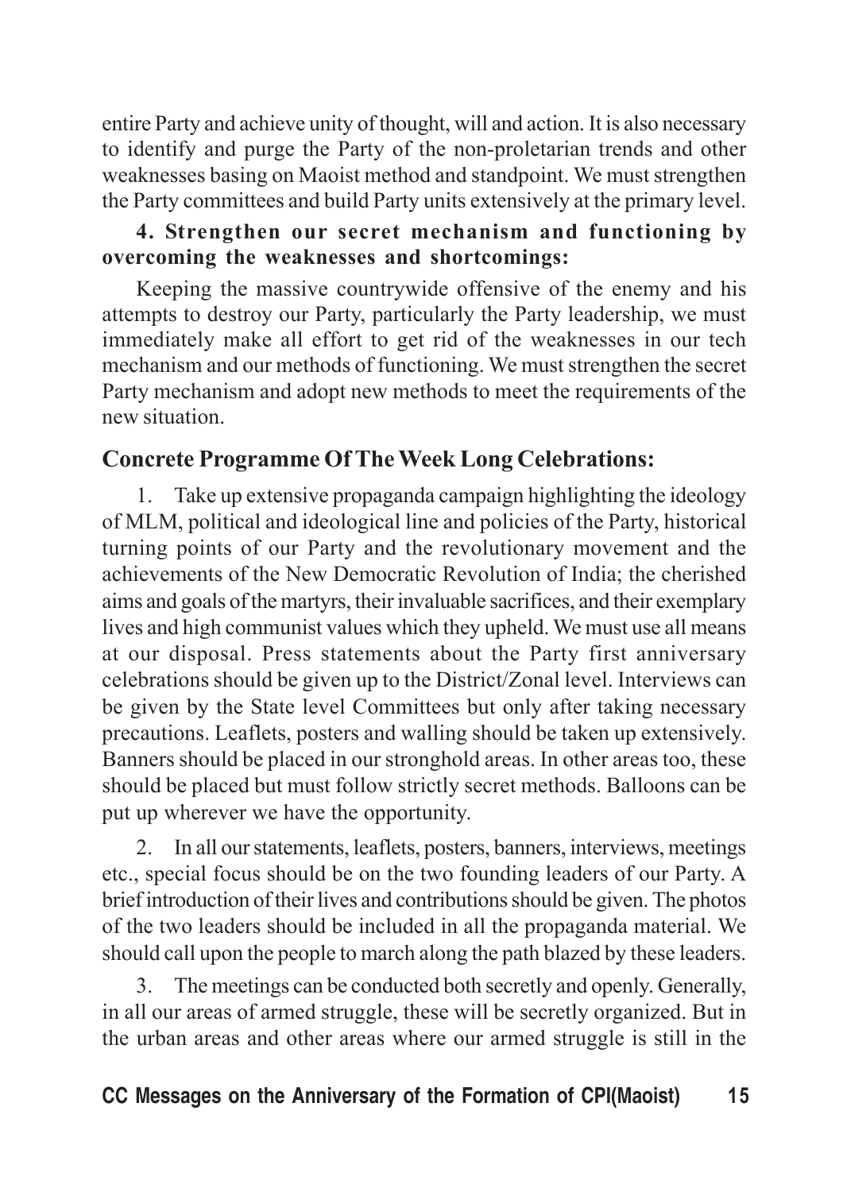entire Party and achieve unity of thought, will and action. It is also necessary to identify and purge the Party of the non-proletarian trends and other weaknesses basing on Maoist method and standpoint. We must strengthen the Party committees and build Party units extensively at the primary level.

**4. Strengthen our secret mechanism and functioning by overcoming the weaknesses and shortcomings:**

Keeping the massive countrywide offensive of the enemy and his attempts to destroy our Party, particularly the Party leadership, we must immediately make all effort to get rid of the weaknesses in our tech mechanism and our methods of functioning. We must strengthen the secret Party mechanism and adopt new methods to meet the requirements of the new situation.

## Concrete Programme Of The Week Long Celebrations:

1. Take up extensive propaganda campaign highlighting the ideology of MLM, political and ideological line and policies of the Party, historical turning points of our Party and the revolutionary movement and the achievements of the New Democratic Revolution of India; the cherished aims and goals of the martyrs, their invaluable sacrifices, and their exemplary lives and high communist values which they upheld. We must use all means at our disposal. Press statements about the Party first anniversary celebrations should be given up to the District/Zonal level. Interviews can be given by the State level Committees but only after taking necessary precautions. Leaflets, posters and walling should be taken up extensively. Banners should be placed in our stronghold areas. In other areas too, these should be placed but must follow strictly secret methods. Balloons can be put up wherever we have the opportunity.

2. In all our statements, leaflets, posters, banners, interviews, meetings etc., special focus should be on the two founding leaders of our Party. A brief introduction of their lives and contributions should be given. The photos of the two leaders should be included in all the propaganda material. We should call upon the people to march along the path blazed by these leaders.

3. The meetings can be conducted both secretly and openly. Generally, in all our areas of armed struggle, these will be secretly organized. But in the urban areas and other areas where our armed struggle is still in the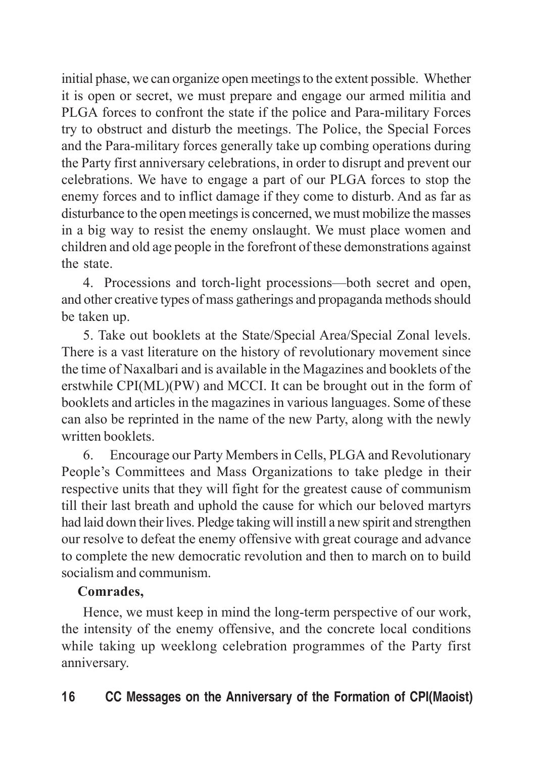initial phase, we can organize open meetings to the extent possible. Whether it is open or secret, we must prepare and engage our armed militia and PLGA forces to confront the state if the police and Para-military Forces try to obstruct and disturb the meetings. The Police, the Special Forces and the Para-military forces generally take up combing operations during the Party first anniversary celebrations, in order to disrupt and prevent our celebrations. We have to engage a part of our PLGA forces to stop the enemy forces and to inflict damage if they come to disturb. And as far as disturbance to the open meetings is concerned, we must mobilize the masses in a big way to resist the enemy onslaught. We must place women and children and old age people in the forefront of these demonstrations against the state.

4. Processions and torch-light processions—both secret and open, and other creative types of mass gatherings and propaganda methods should be taken up.

5. Take out booklets at the State/Special Area/Special Zonal levels. There is a vast literature on the history of revolutionary movement since the time of Naxalbari and is available in the Magazines and booklets of the erstwhile CPI(ML)(PW) and MCCI. It can be brought out in the form of booklets and articles in the magazines in various languages. Some of these can also be reprinted in the name of the new Party, along with the newly written booklets.

6. Encourage our Party Members in Cells, PLGA and Revolutionary People's Committees and Mass Organizations to take pledge in their respective units that they will fight for the greatest cause of communism till their last breath and uphold the cause for which our beloved martyrs had laid down their lives. Pledge taking will instill a new spirit and strengthen our resolve to defeat the enemy offensive with great courage and advance to complete the new democratic revolution and then to march on to build socialism and communism.

**Comrades,**

Hence, we must keep in mind the long-term perspective of our work, the intensity of the enemy offensive, and the concrete local conditions while taking up weeklong celebration programmes of the Party first anniversary.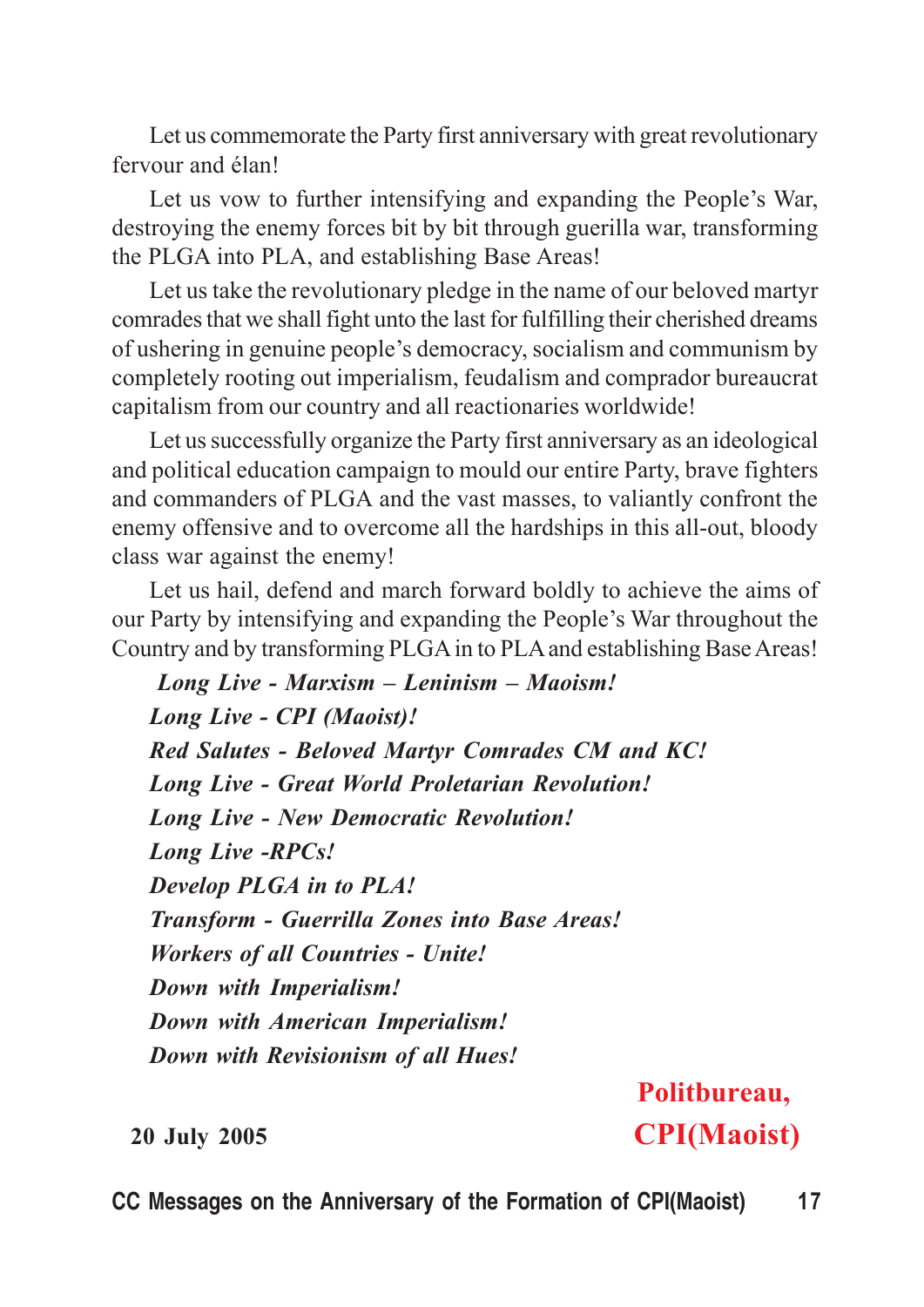Let us commemorate the Party first anniversary with great revolutionary fervour and élan!

Let us vow to further intensifying and expanding the People's War, destroying the enemy forces bit by bit through guerilla war, transforming the PLGA into PLA, and establishing Base Areas!

Let us take the revolutionary pledge in the name of our beloved martyr comrades that we shall fight unto the last for fulfilling their cherished dreams of ushering in genuine people's democracy, socialism and communism by completely rooting out imperialism, feudalism and comprador bureaucrat capitalism from our country and all reactionaries worldwide!

Let us successfully organize the Party first anniversary as an ideological and political education campaign to mould our entire Party, brave fighters and commanders of PLGA and the vast masses, to valiantly confront the enemy offensive and to overcome all the hardships in this all-out, bloody class war against the enemy!

Let us hail, defend and march forward boldly to achieve the aims of our Party by intensifying and expanding the People's War throughout the Country and by transforming PLGA in to PLA and establishing Base Areas!

***Long Live - Marxism – Leninism – Maoism!***

***Long Live - CPI (Maoist)!***

***Red Salutes - Beloved Martyr Comrades CM and KC!***

***Long Live - Great World Proletarian Revolution!***

***Long Live - New Democratic Revolution!***

***Long Live -RPCs!***

***Develop PLGA in to PLA!***

***Transform - Guerrilla Zones into Base Areas!***

***Workers of all Countries - Unite!***

***Down with Imperialism!***

***Down with American Imperialism!***

***Down with Revisionism of all Hues!***

**Politbureau,**
**CPI(Maoist)**

**20 July 2005**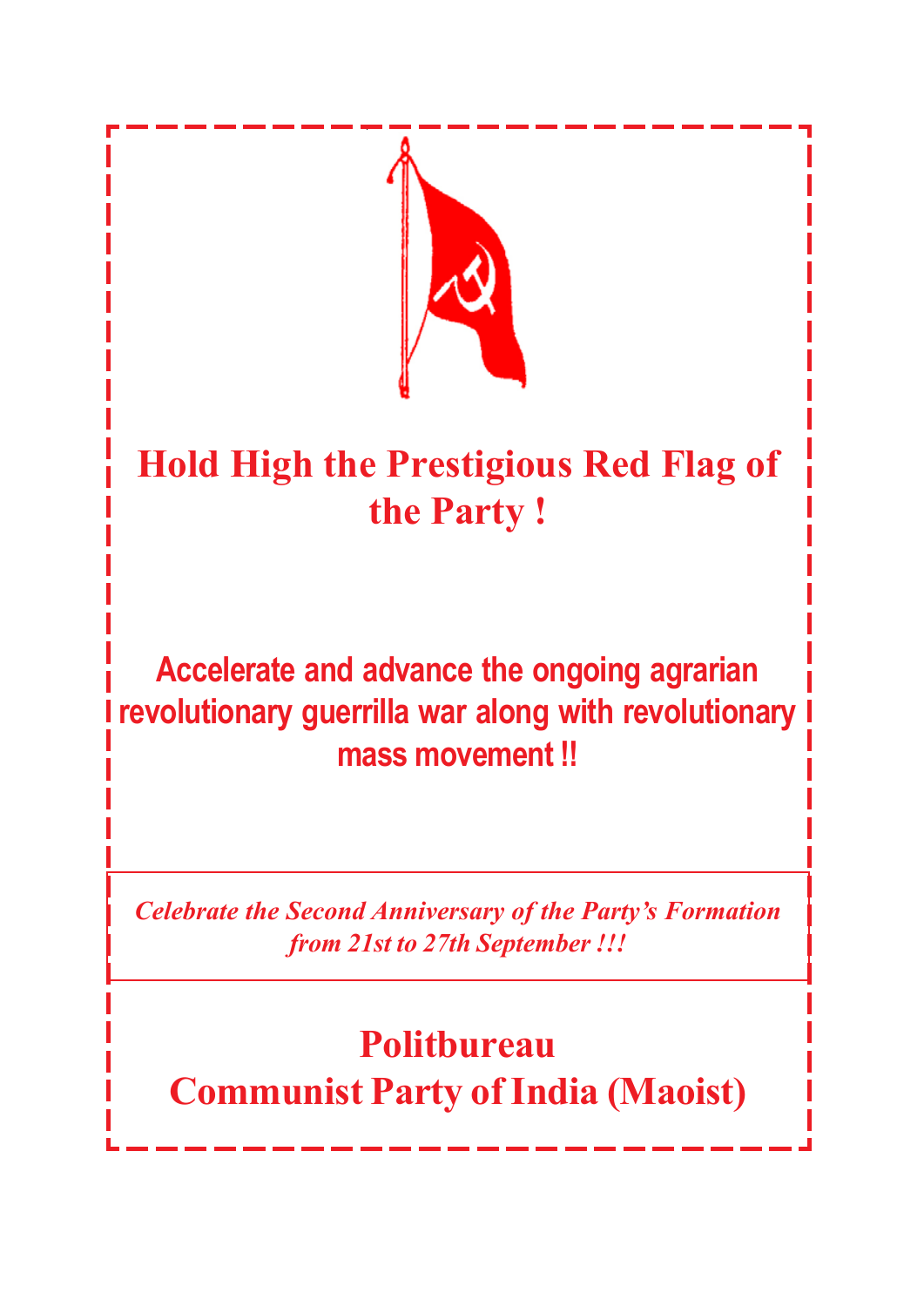# Hold High the Prestigious Red Flag of the Party !

**Accelerate and advance the ongoing agrarian revolutionary guerrilla war along with revolutionary mass movement !!**

***Celebrate the Second Anniversary of the Party's Formation from 21st to 27th September !!!***

**Politbureau**
**Communist Party of India (Maoist)**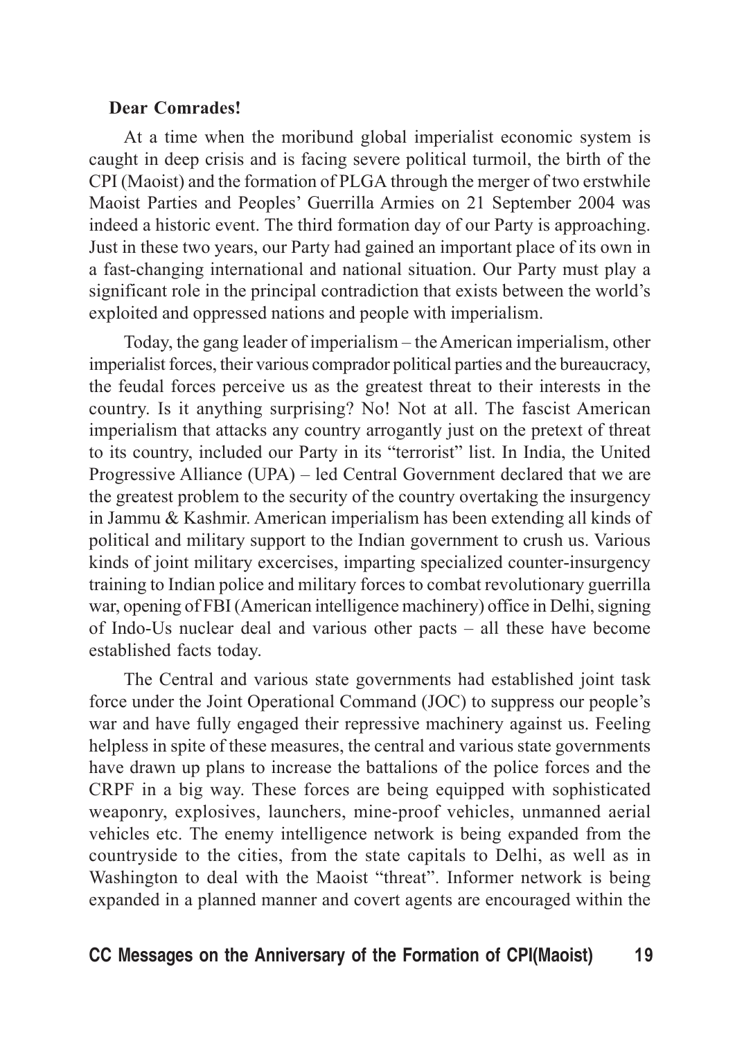**Dear Comrades!**

At a time when the moribund global imperialist economic system is caught in deep crisis and is facing severe political turmoil, the birth of the CPI (Maoist) and the formation of PLGA through the merger of two erstwhile Maoist Parties and Peoples' Guerrilla Armies on 21 September 2004 was indeed a historic event. The third formation day of our Party is approaching. Just in these two years, our Party had gained an important place of its own in a fast-changing international and national situation. Our Party must play a significant role in the principal contradiction that exists between the world's exploited and oppressed nations and people with imperialism.

Today, the gang leader of imperialism – the American imperialism, other imperialist forces, their various comprador political parties and the bureaucracy, the feudal forces perceive us as the greatest threat to their interests in the country. Is it anything surprising? No! Not at all. The fascist American imperialism that attacks any country arrogantly just on the pretext of threat to its country, included our Party in its "terrorist" list. In India, the United Progressive Alliance (UPA) – led Central Government declared that we are the greatest problem to the security of the country overtaking the insurgency in Jammu & Kashmir. American imperialism has been extending all kinds of political and military support to the Indian government to crush us. Various kinds of joint military excercises, imparting specialized counter-insurgency training to Indian police and military forces to combat revolutionary guerrilla war, opening of FBI (American intelligence machinery) office in Delhi, signing of Indo-Us nuclear deal and various other pacts – all these have become established facts today.

The Central and various state governments had established joint task force under the Joint Operational Command (JOC) to suppress our people's war and have fully engaged their repressive machinery against us. Feeling helpless in spite of these measures, the central and various state governments have drawn up plans to increase the battalions of the police forces and the CRPF in a big way. These forces are being equipped with sophisticated weaponry, explosives, launchers, mine-proof vehicles, unmanned aerial vehicles etc. The enemy intelligence network is being expanded from the countryside to the cities, from the state capitals to Delhi, as well as in Washington to deal with the Maoist "threat". Informer network is being expanded in a planned manner and covert agents are encouraged within the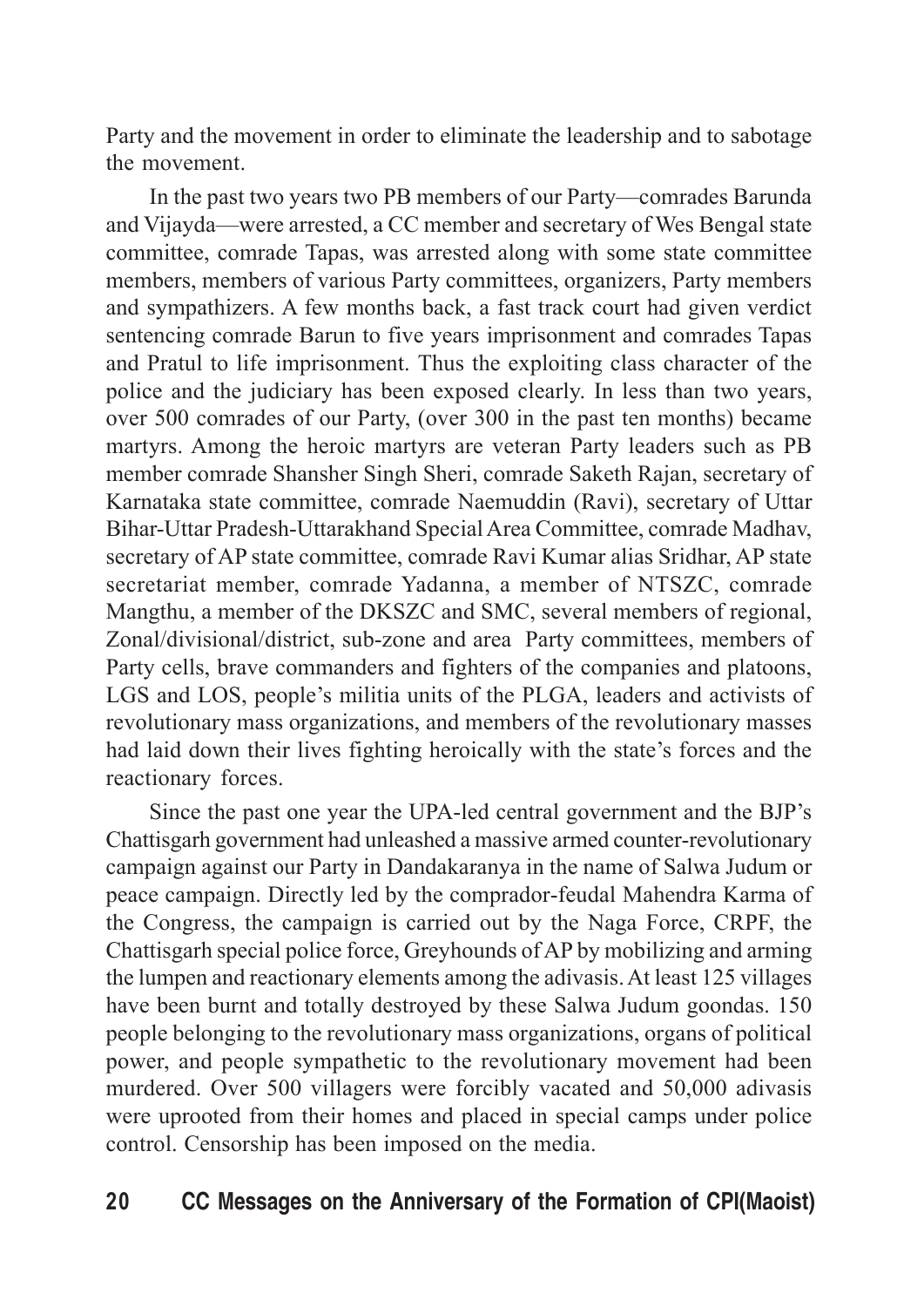Party and the movement in order to eliminate the leadership and to sabotage the movement.

In the past two years two PB members of our Party—comrades Barunda and Vijayda—were arrested, a CC member and secretary of Wes Bengal state committee, comrade Tapas, was arrested along with some state committee members, members of various Party committees, organizers, Party members and sympathizers. A few months back, a fast track court had given verdict sentencing comrade Barun to five years imprisonment and comrades Tapas and Pratul to life imprisonment. Thus the exploiting class character of the police and the judiciary has been exposed clearly. In less than two years, over 500 comrades of our Party, (over 300 in the past ten months) became martyrs. Among the heroic martyrs are veteran Party leaders such as PB member comrade Shansher Singh Sheri, comrade Saketh Rajan, secretary of Karnataka state committee, comrade Naemuddin (Ravi), secretary of Uttar Bihar-Uttar Pradesh-Uttarakhand Special Area Committee, comrade Madhav, secretary of AP state committee, comrade Ravi Kumar alias Sridhar, AP state secretariat member, comrade Yadanna, a member of NTSZC, comrade Mangthu, a member of the DKSZC and SMC, several members of regional, Zonal/divisional/district, sub-zone and area Party committees, members of Party cells, brave commanders and fighters of the companies and platoons, LGS and LOS, people's militia units of the PLGA, leaders and activists of revolutionary mass organizations, and members of the revolutionary masses had laid down their lives fighting heroically with the state's forces and the reactionary forces.

Since the past one year the UPA-led central government and the BJP's Chattisgarh government had unleashed a massive armed counter-revolutionary campaign against our Party in Dandakaranya in the name of Salwa Judum or peace campaign. Directly led by the comprador-feudal Mahendra Karma of the Congress, the campaign is carried out by the Naga Force, CRPF, the Chattisgarh special police force, Greyhounds of AP by mobilizing and arming the lumpen and reactionary elements among the adivasis. At least 125 villages have been burnt and totally destroyed by these Salwa Judum goondas. 150 people belonging to the revolutionary mass organizations, organs of political power, and people sympathetic to the revolutionary movement had been murdered. Over 500 villagers were forcibly vacated and 50,000 adivasis were uprooted from their homes and placed in special camps under police control. Censorship has been imposed on the media.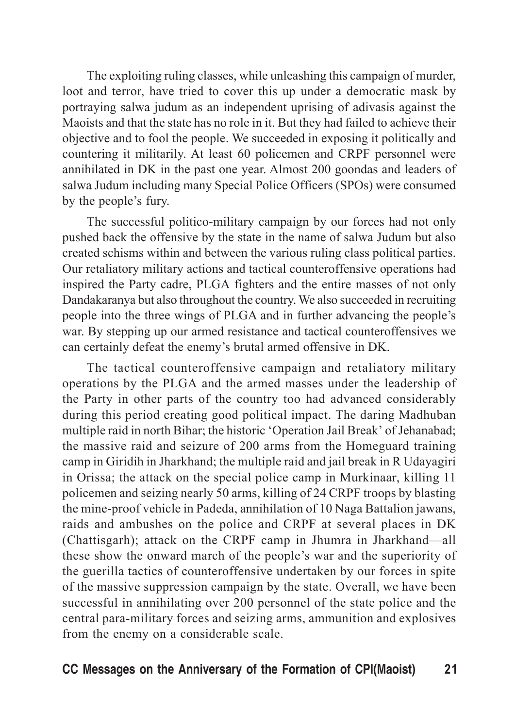The exploiting ruling classes, while unleashing this campaign of murder, loot and terror, have tried to cover this up under a democratic mask by portraying salwa judum as an independent uprising of adivasis against the Maoists and that the state has no role in it. But they had failed to achieve their objective and to fool the people. We succeeded in exposing it politically and countering it militarily. At least 60 policemen and CRPF personnel were annihilated in DK in the past one year. Almost 200 goondas and leaders of salwa Judum including many Special Police Officers (SPOs) were consumed by the people's fury.

The successful politico-military campaign by our forces had not only pushed back the offensive by the state in the name of salwa Judum but also created schisms within and between the various ruling class political parties. Our retaliatory military actions and tactical counteroffensive operations had inspired the Party cadre, PLGA fighters and the entire masses of not only Dandakaranya but also throughout the country. We also succeeded in recruiting people into the three wings of PLGA and in further advancing the people's war. By stepping up our armed resistance and tactical counteroffensives we can certainly defeat the enemy's brutal armed offensive in DK.

The tactical counteroffensive campaign and retaliatory military operations by the PLGA and the armed masses under the leadership of the Party in other parts of the country too had advanced considerably during this period creating good political impact. The daring Madhuban multiple raid in north Bihar; the historic 'Operation Jail Break' of Jehanabad; the massive raid and seizure of 200 arms from the Homeguard training camp in Giridih in Jharkhand; the multiple raid and jail break in R Udayagiri in Orissa; the attack on the special police camp in Murkinaar, killing 11 policemen and seizing nearly 50 arms, killing of 24 CRPF troops by blasting the mine-proof vehicle in Padeda, annihilation of 10 Naga Battalion jawans, raids and ambushes on the police and CRPF at several places in DK (Chattisgarh); attack on the CRPF camp in Jhumra in Jharkhand—all these show the onward march of the people's war and the superiority of the guerilla tactics of counteroffensive undertaken by our forces in spite of the massive suppression campaign by the state. Overall, we have been successful in annihilating over 200 personnel of the state police and the central para-military forces and seizing arms, ammunition and explosives from the enemy on a considerable scale.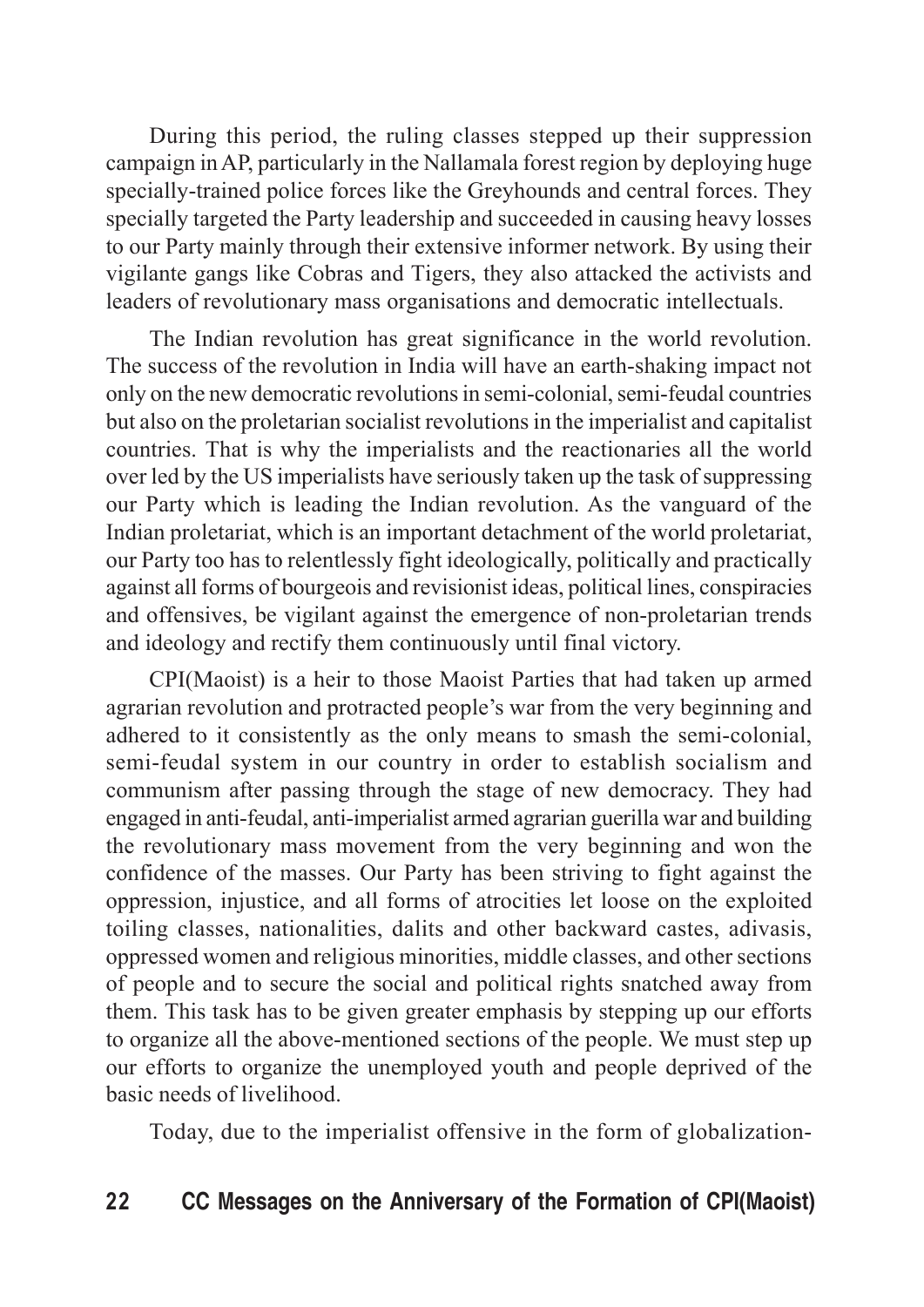During this period, the ruling classes stepped up their suppression campaign in AP, particularly in the Nallamala forest region by deploying huge specially-trained police forces like the Greyhounds and central forces. They specially targeted the Party leadership and succeeded in causing heavy losses to our Party mainly through their extensive informer network. By using their vigilante gangs like Cobras and Tigers, they also attacked the activists and leaders of revolutionary mass organisations and democratic intellectuals.

The Indian revolution has great significance in the world revolution. The success of the revolution in India will have an earth-shaking impact not only on the new democratic revolutions in semi-colonial, semi-feudal countries but also on the proletarian socialist revolutions in the imperialist and capitalist countries. That is why the imperialists and the reactionaries all the world over led by the US imperialists have seriously taken up the task of suppressing our Party which is leading the Indian revolution. As the vanguard of the Indian proletariat, which is an important detachment of the world proletariat, our Party too has to relentlessly fight ideologically, politically and practically against all forms of bourgeois and revisionist ideas, political lines, conspiracies and offensives, be vigilant against the emergence of non-proletarian trends and ideology and rectify them continuously until final victory.

CPI(Maoist) is a heir to those Maoist Parties that had taken up armed agrarian revolution and protracted people's war from the very beginning and adhered to it consistently as the only means to smash the semi-colonial, semi-feudal system in our country in order to establish socialism and communism after passing through the stage of new democracy. They had engaged in anti-feudal, anti-imperialist armed agrarian guerilla war and building the revolutionary mass movement from the very beginning and won the confidence of the masses. Our Party has been striving to fight against the oppression, injustice, and all forms of atrocities let loose on the exploited toiling classes, nationalities, dalits and other backward castes, adivasis, oppressed women and religious minorities, middle classes, and other sections of people and to secure the social and political rights snatched away from them. This task has to be given greater emphasis by stepping up our efforts to organize all the above-mentioned sections of the people. We must step up our efforts to organize the unemployed youth and people deprived of the basic needs of livelihood.

Today, due to the imperialist offensive in the form of globalization-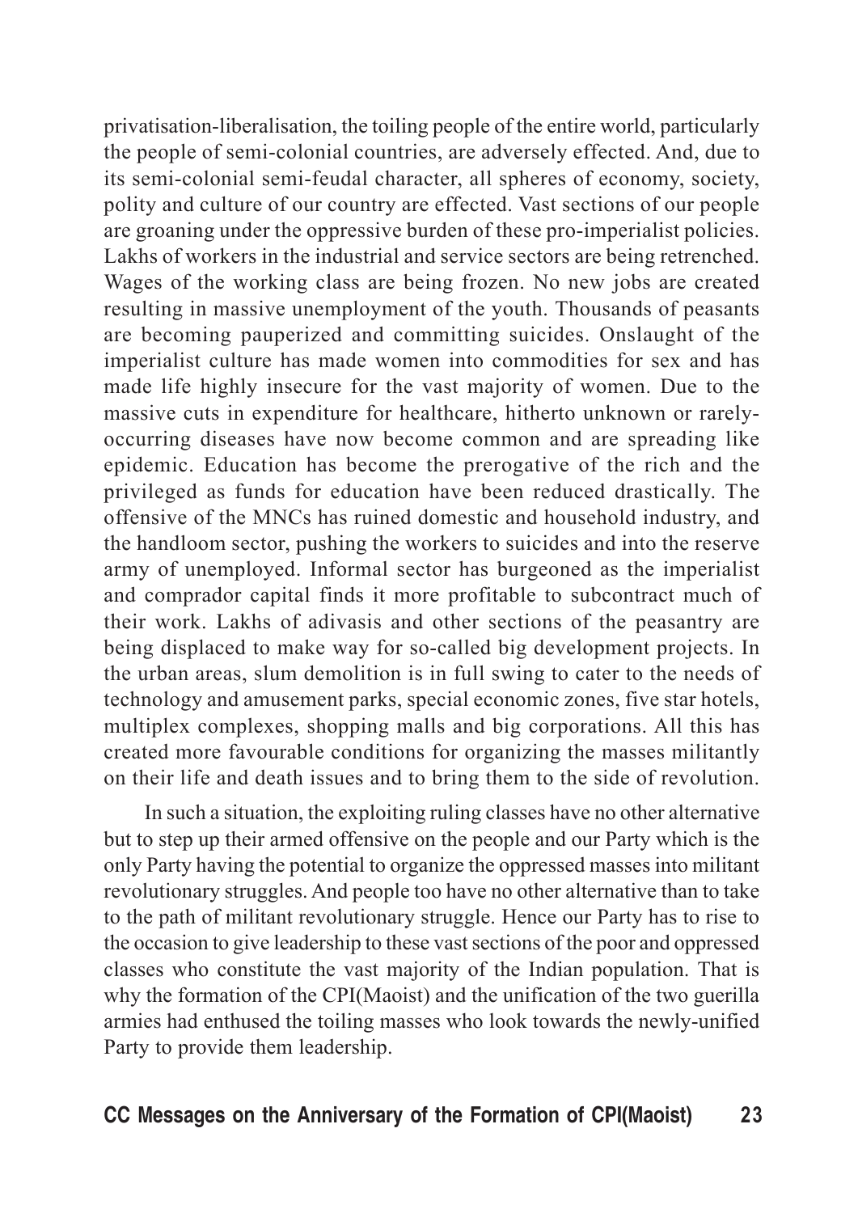privatisation-liberalisation, the toiling people of the entire world, particularly the people of semi-colonial countries, are adversely effected. And, due to its semi-colonial semi-feudal character, all spheres of economy, society, polity and culture of our country are effected. Vast sections of our people are groaning under the oppressive burden of these pro-imperialist policies. Lakhs of workers in the industrial and service sectors are being retrenched. Wages of the working class are being frozen. No new jobs are created resulting in massive unemployment of the youth. Thousands of peasants are becoming pauperized and committing suicides. Onslaught of the imperialist culture has made women into commodities for sex and has made life highly insecure for the vast majority of women. Due to the massive cuts in expenditure for healthcare, hitherto unknown or rarely-occurring diseases have now become common and are spreading like epidemic. Education has become the prerogative of the rich and the privileged as funds for education have been reduced drastically. The offensive of the MNCs has ruined domestic and household industry, and the handloom sector, pushing the workers to suicides and into the reserve army of unemployed. Informal sector has burgeoned as the imperialist and comprador capital finds it more profitable to subcontract much of their work. Lakhs of adivasis and other sections of the peasantry are being displaced to make way for so-called big development projects. In the urban areas, slum demolition is in full swing to cater to the needs of technology and amusement parks, special economic zones, five star hotels, multiplex complexes, shopping malls and big corporations. All this has created more favourable conditions for organizing the masses militantly on their life and death issues and to bring them to the side of revolution.

In such a situation, the exploiting ruling classes have no other alternative but to step up their armed offensive on the people and our Party which is the only Party having the potential to organize the oppressed masses into militant revolutionary struggles. And people too have no other alternative than to take to the path of militant revolutionary struggle. Hence our Party has to rise to the occasion to give leadership to these vast sections of the poor and oppressed classes who constitute the vast majority of the Indian population. That is why the formation of the CPI(Maoist) and the unification of the two guerilla armies had enthused the toiling masses who look towards the newly-unified Party to provide them leadership.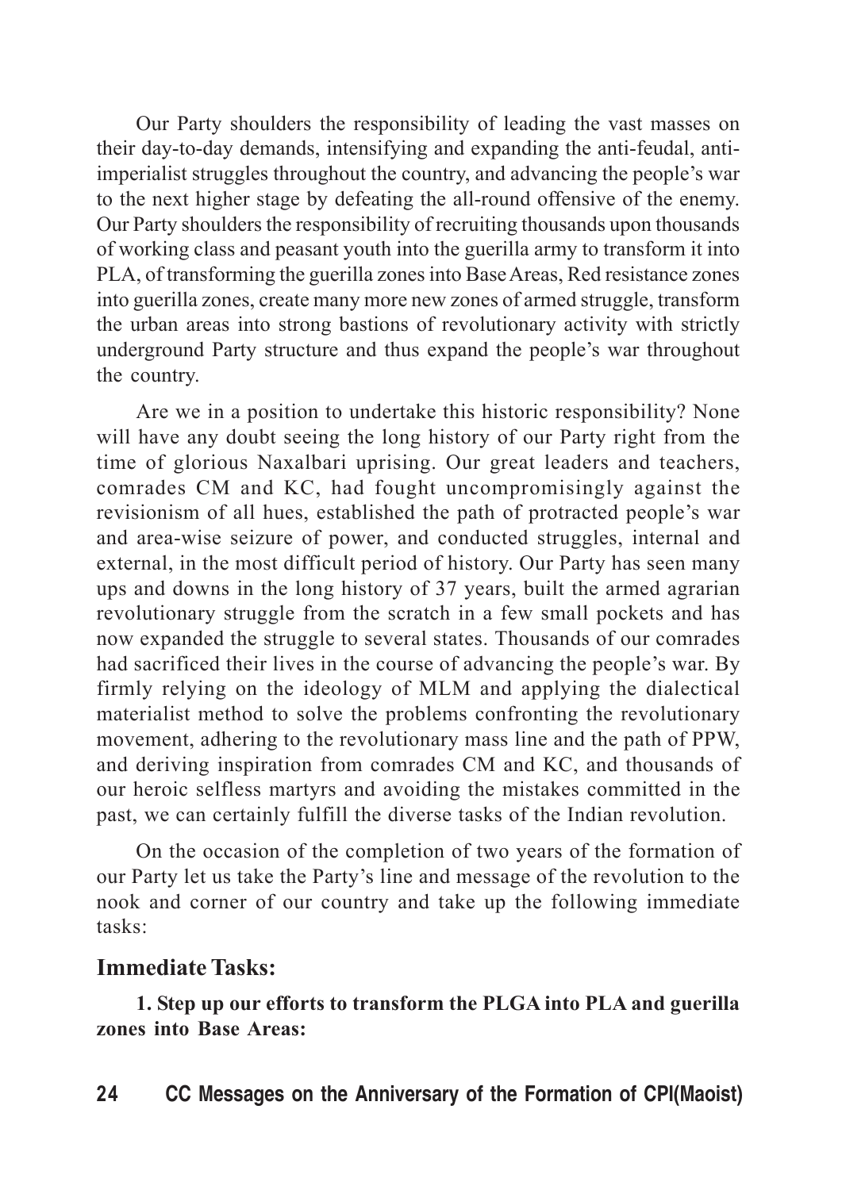Our Party shoulders the responsibility of leading the vast masses on their day-to-day demands, intensifying and expanding the anti-feudal, anti-imperialist struggles throughout the country, and advancing the people's war to the next higher stage by defeating the all-round offensive of the enemy. Our Party shoulders the responsibility of recruiting thousands upon thousands of working class and peasant youth into the guerilla army to transform it into PLA, of transforming the guerilla zones into Base Areas, Red resistance zones into guerilla zones, create many more new zones of armed struggle, transform the urban areas into strong bastions of revolutionary activity with strictly underground Party structure and thus expand the people's war throughout the country.

Are we in a position to undertake this historic responsibility? None will have any doubt seeing the long history of our Party right from the time of glorious Naxalbari uprising. Our great leaders and teachers, comrades CM and KC, had fought uncompromisingly against the revisionism of all hues, established the path of protracted people's war and area-wise seizure of power, and conducted struggles, internal and external, in the most difficult period of history. Our Party has seen many ups and downs in the long history of 37 years, built the armed agrarian revolutionary struggle from the scratch in a few small pockets and has now expanded the struggle to several states. Thousands of our comrades had sacrificed their lives in the course of advancing the people's war. By firmly relying on the ideology of MLM and applying the dialectical materialist method to solve the problems confronting the revolutionary movement, adhering to the revolutionary mass line and the path of PPW, and deriving inspiration from comrades CM and KC, and thousands of our heroic selfless martyrs and avoiding the mistakes committed in the past, we can certainly fulfill the diverse tasks of the Indian revolution.

On the occasion of the completion of two years of the formation of our Party let us take the Party's line and message of the revolution to the nook and corner of our country and take up the following immediate tasks:

## Immediate Tasks:

**1. Step up our efforts to transform the PLGA into PLA and guerilla zones into Base Areas:**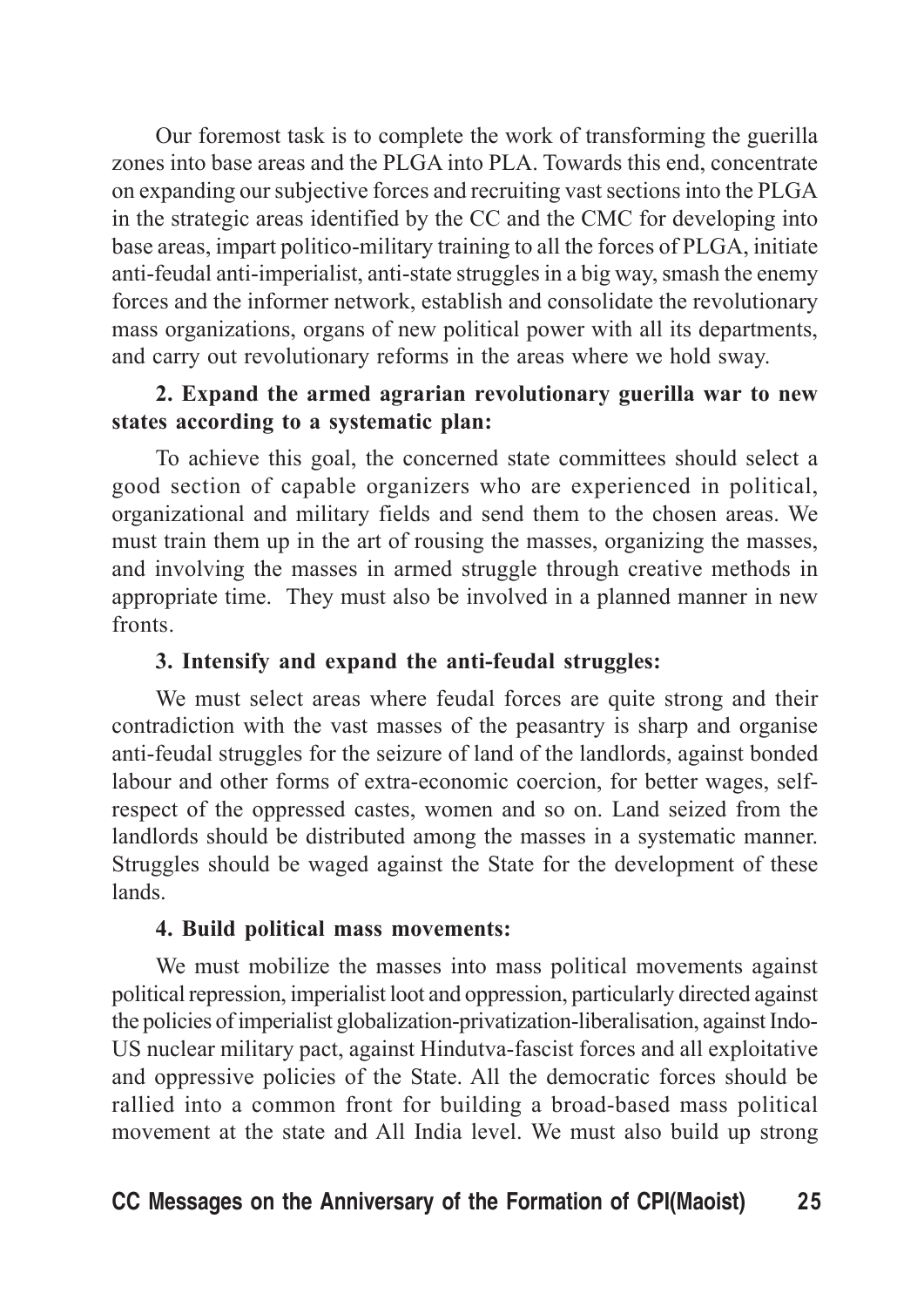Our foremost task is to complete the work of transforming the guerilla zones into base areas and the PLGA into PLA. Towards this end, concentrate on expanding our subjective forces and recruiting vast sections into the PLGA in the strategic areas identified by the CC and the CMC for developing into base areas, impart politico-military training to all the forces of PLGA, initiate anti-feudal anti-imperialist, anti-state struggles in a big way, smash the enemy forces and the informer network, establish and consolidate the revolutionary mass organizations, organs of new political power with all its departments, and carry out revolutionary reforms in the areas where we hold sway.

**2. Expand the armed agrarian revolutionary guerilla war to new states according to a systematic plan:**

To achieve this goal, the concerned state committees should select a good section of capable organizers who are experienced in political, organizational and military fields and send them to the chosen areas. We must train them up in the art of rousing the masses, organizing the masses, and involving the masses in armed struggle through creative methods in appropriate time. They must also be involved in a planned manner in new fronts.

**3. Intensify and expand the anti-feudal struggles:**

We must select areas where feudal forces are quite strong and their contradiction with the vast masses of the peasantry is sharp and organise anti-feudal struggles for the seizure of land of the landlords, against bonded labour and other forms of extra-economic coercion, for better wages, self-respect of the oppressed castes, women and so on. Land seized from the landlords should be distributed among the masses in a systematic manner. Struggles should be waged against the State for the development of these lands.

**4. Build political mass movements:**

We must mobilize the masses into mass political movements against political repression, imperialist loot and oppression, particularly directed against the policies of imperialist globalization-privatization-liberalisation, against Indo-US nuclear military pact, against Hindutva-fascist forces and all exploitative and oppressive policies of the State. All the democratic forces should be rallied into a common front for building a broad-based mass political movement at the state and All India level. We must also build up strong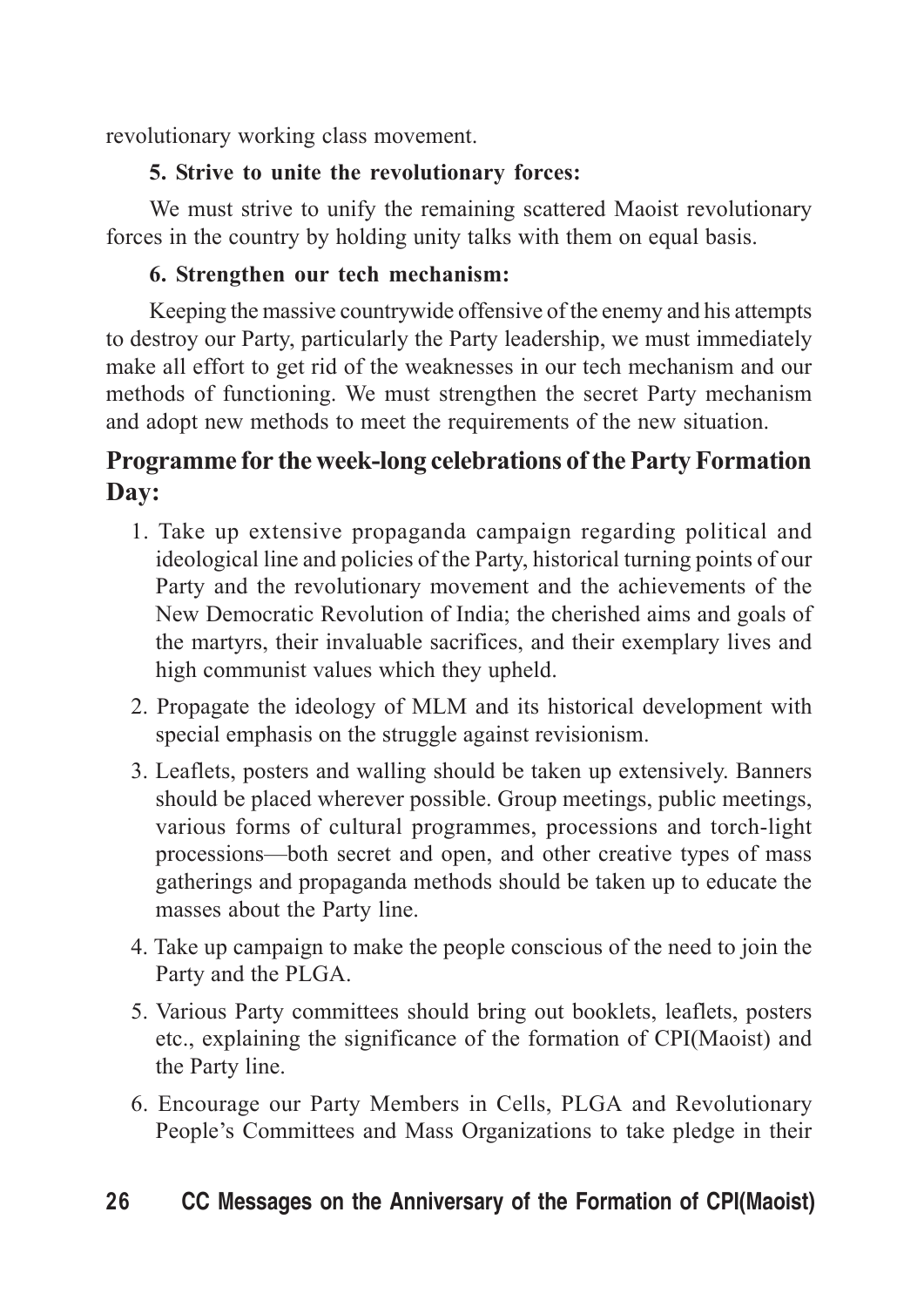revolutionary working class movement.

**5. Strive to unite the revolutionary forces:**

We must strive to unify the remaining scattered Maoist revolutionary forces in the country by holding unity talks with them on equal basis.

**6. Strengthen our tech mechanism:**

Keeping the massive countrywide offensive of the enemy and his attempts to destroy our Party, particularly the Party leadership, we must immediately make all effort to get rid of the weaknesses in our tech mechanism and our methods of functioning. We must strengthen the secret Party mechanism and adopt new methods to meet the requirements of the new situation.

## Programme for the week-long celebrations of the Party Formation Day:

1. Take up extensive propaganda campaign regarding political and ideological line and policies of the Party, historical turning points of our Party and the revolutionary movement and the achievements of the New Democratic Revolution of India; the cherished aims and goals of the martyrs, their invaluable sacrifices, and their exemplary lives and high communist values which they upheld.
2. Propagate the ideology of MLM and its historical development with special emphasis on the struggle against revisionism.
3. Leaflets, posters and walling should be taken up extensively. Banners should be placed wherever possible. Group meetings, public meetings, various forms of cultural programmes, processions and torch-light processions—both secret and open, and other creative types of mass gatherings and propaganda methods should be taken up to educate the masses about the Party line.
4. Take up campaign to make the people conscious of the need to join the Party and the PLGA.
5. Various Party committees should bring out booklets, leaflets, posters etc., explaining the significance of the formation of CPI(Maoist) and the Party line.
6. Encourage our Party Members in Cells, PLGA and Revolutionary People's Committees and Mass Organizations to take pledge in their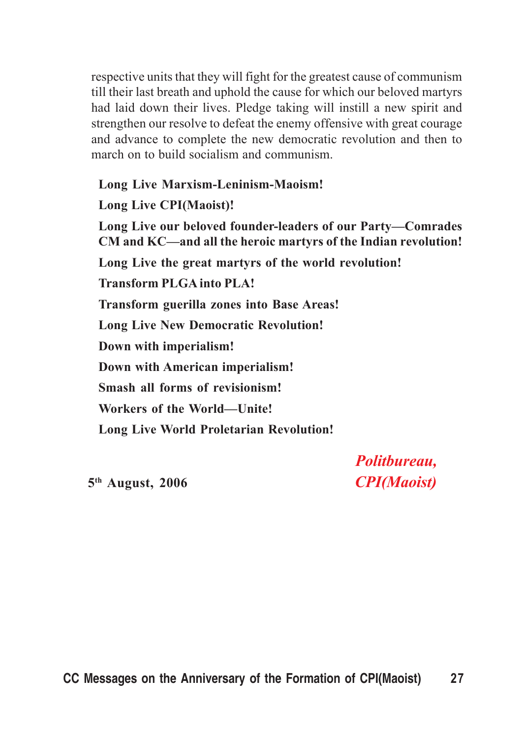respective units that they will fight for the greatest cause of communism till their last breath and uphold the cause for which our beloved martyrs had laid down their lives. Pledge taking will instill a new spirit and strengthen our resolve to defeat the enemy offensive with great courage and advance to complete the new democratic revolution and then to march on to build socialism and communism.

**Long Live Marxism-Leninism-Maoism!**

**Long Live CPI(Maoist)!**

**Long Live our beloved founder-leaders of our Party—Comrades CM and KC—and all the heroic martyrs of the Indian revolution!**

**Long Live the great martyrs of the world revolution!**

**Transform PLGA into PLA!**

**Transform guerilla zones into Base Areas!**

**Long Live New Democratic Revolution!**

**Down with imperialism!**

**Down with American imperialism!**

**Smash all forms of revisionism!**

**Workers of the World—Unite!**

**Long Live World Proletarian Revolution!**

***Politbureau,***
***CPI(Maoist)***

**5th August, 2006**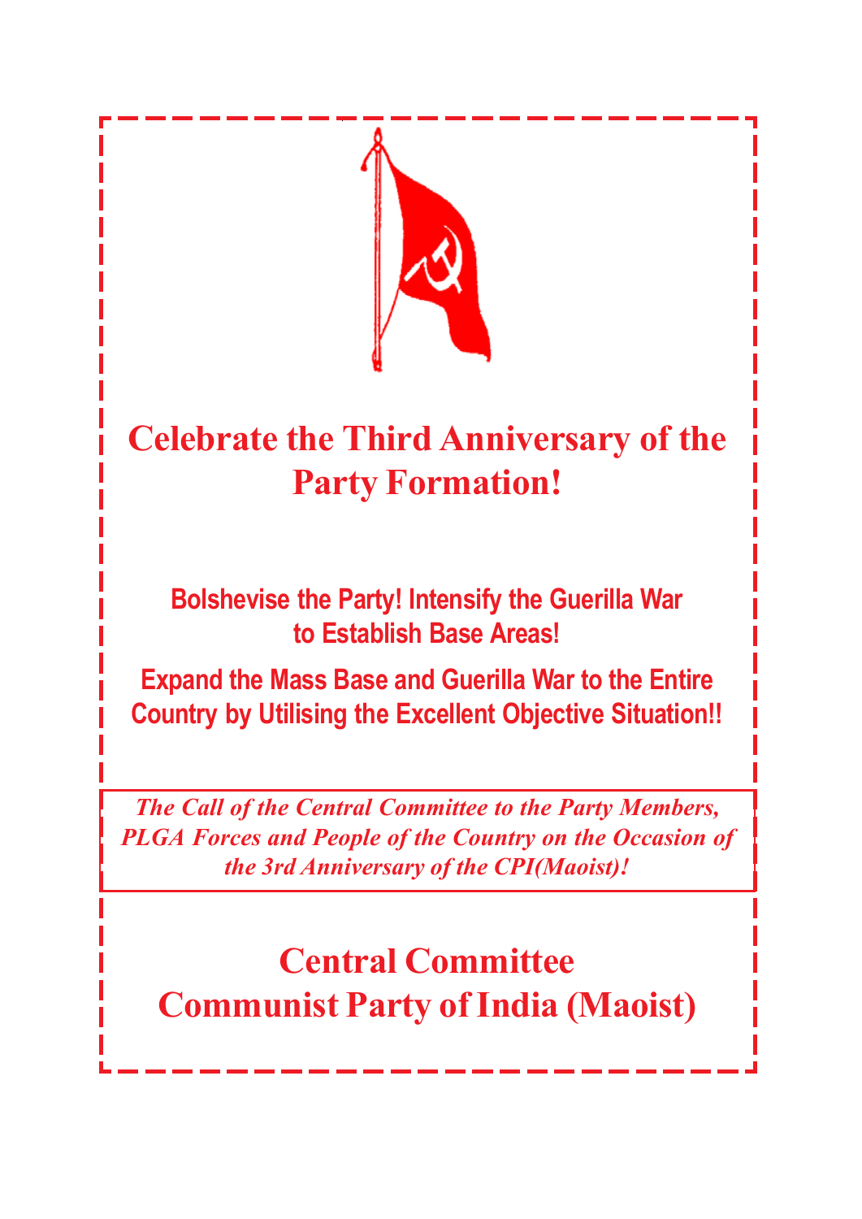# Celebrate the Third Anniversary of the Party Formation!

**Bolshevise the Party! Intensify the Guerilla War to Establish Base Areas!**

**Expand the Mass Base and Guerilla War to the Entire Country by Utilising the Excellent Objective Situation!!**

*The Call of the Central Committee to the Party Members, PLGA Forces and People of the Country on the Occasion of the 3rd Anniversary of the CPI(Maoist)!*

## Central Committee
## Communist Party of India (Maoist)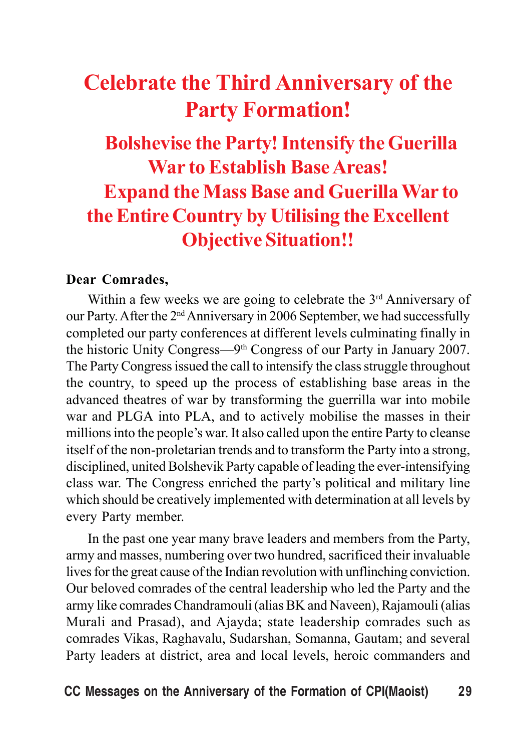# Celebrate the Third Anniversary of the Party Formation!

## Bolshevise the Party! Intensify the Guerilla War to Establish Base Areas! Expand the Mass Base and Guerilla War to the Entire Country by Utilising the Excellent Objective Situation!!

**Dear Comrades,**

Within a few weeks we are going to celebrate the 3rd Anniversary of our Party. After the 2nd Anniversary in 2006 September, we had successfully completed our party conferences at different levels culminating finally in the historic Unity Congress—9th Congress of our Party in January 2007. The Party Congress issued the call to intensify the class struggle throughout the country, to speed up the process of establishing base areas in the advanced theatres of war by transforming the guerrilla war into mobile war and PLGA into PLA, and to actively mobilise the masses in their millions into the people's war. It also called upon the entire Party to cleanse itself of the non-proletarian trends and to transform the Party into a strong, disciplined, united Bolshevik Party capable of leading the ever-intensifying class war. The Congress enriched the party's political and military line which should be creatively implemented with determination at all levels by every Party member.

In the past one year many brave leaders and members from the Party, army and masses, numbering over two hundred, sacrificed their invaluable lives for the great cause of the Indian revolution with unflinching conviction. Our beloved comrades of the central leadership who led the Party and the army like comrades Chandramouli (alias BK and Naveen), Rajamouli (alias Murali and Prasad), and Ajayda; state leadership comrades such as comrades Vikas, Raghavalu, Sudarshan, Somanna, Gautam; and several Party leaders at district, area and local levels, heroic commanders and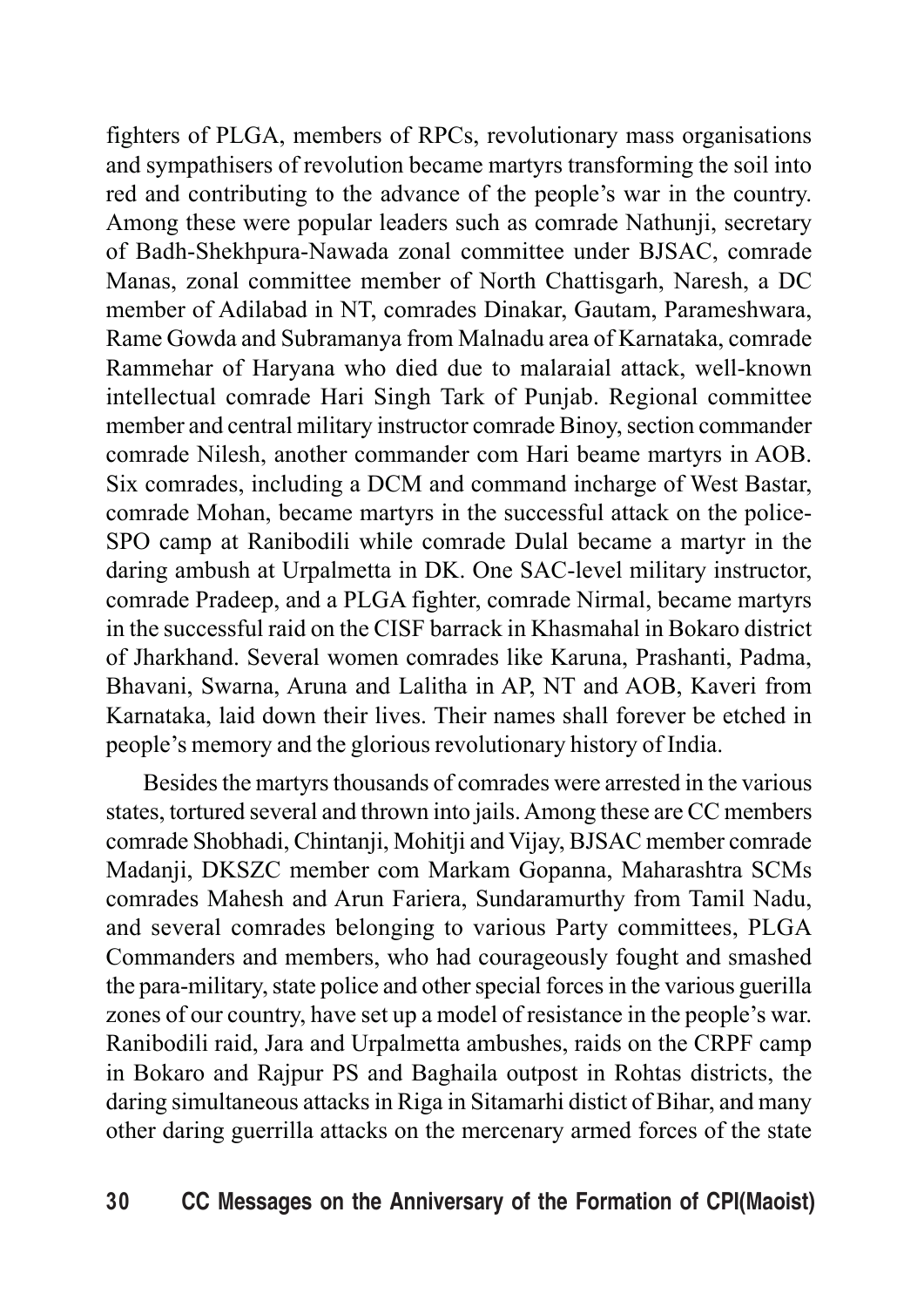fighters of PLGA, members of RPCs, revolutionary mass organisations and sympathisers of revolution became martyrs transforming the soil into red and contributing to the advance of the people's war in the country. Among these were popular leaders such as comrade Nathunji, secretary of Badh-Shekhpura-Nawada zonal committee under BJSAC, comrade Manas, zonal committee member of North Chattisgarh, Naresh, a DC member of Adilabad in NT, comrades Dinakar, Gautam, Parameshwara, Rame Gowda and Subramanya from Malnadu area of Karnataka, comrade Rammehar of Haryana who died due to malaraial attack, well-known intellectual comrade Hari Singh Tark of Punjab. Regional committee member and central military instructor comrade Binoy, section commander comrade Nilesh, another commander com Hari beame martyrs in AOB. Six comrades, including a DCM and command incharge of West Bastar, comrade Mohan, became martyrs in the successful attack on the police-SPO camp at Ranibodili while comrade Dulal became a martyr in the daring ambush at Urpalmetta in DK. One SAC-level military instructor, comrade Pradeep, and a PLGA fighter, comrade Nirmal, became martyrs in the successful raid on the CISF barrack in Khasmahal in Bokaro district of Jharkhand. Several women comrades like Karuna, Prashanti, Padma, Bhavani, Swarna, Aruna and Lalitha in AP, NT and AOB, Kaveri from Karnataka, laid down their lives. Their names shall forever be etched in people's memory and the glorious revolutionary history of India.

Besides the martyrs thousands of comrades were arrested in the various states, tortured several and thrown into jails. Among these are CC members comrade Shobhadi, Chintanji, Mohitji and Vijay, BJSAC member comrade Madanji, DKSZC member com Markam Gopanna, Maharashtra SCMs comrades Mahesh and Arun Fariera, Sundaramurthy from Tamil Nadu, and several comrades belonging to various Party committees, PLGA Commanders and members, who had courageously fought and smashed the para-military, state police and other special forces in the various guerilla zones of our country, have set up a model of resistance in the people's war. Ranibodili raid, Jara and Urpalmetta ambushes, raids on the CRPF camp in Bokaro and Rajpur PS and Baghaila outpost in Rohtas districts, the daring simultaneous attacks in Riga in Sitamarhi distict of Bihar, and many other daring guerrilla attacks on the mercenary armed forces of the state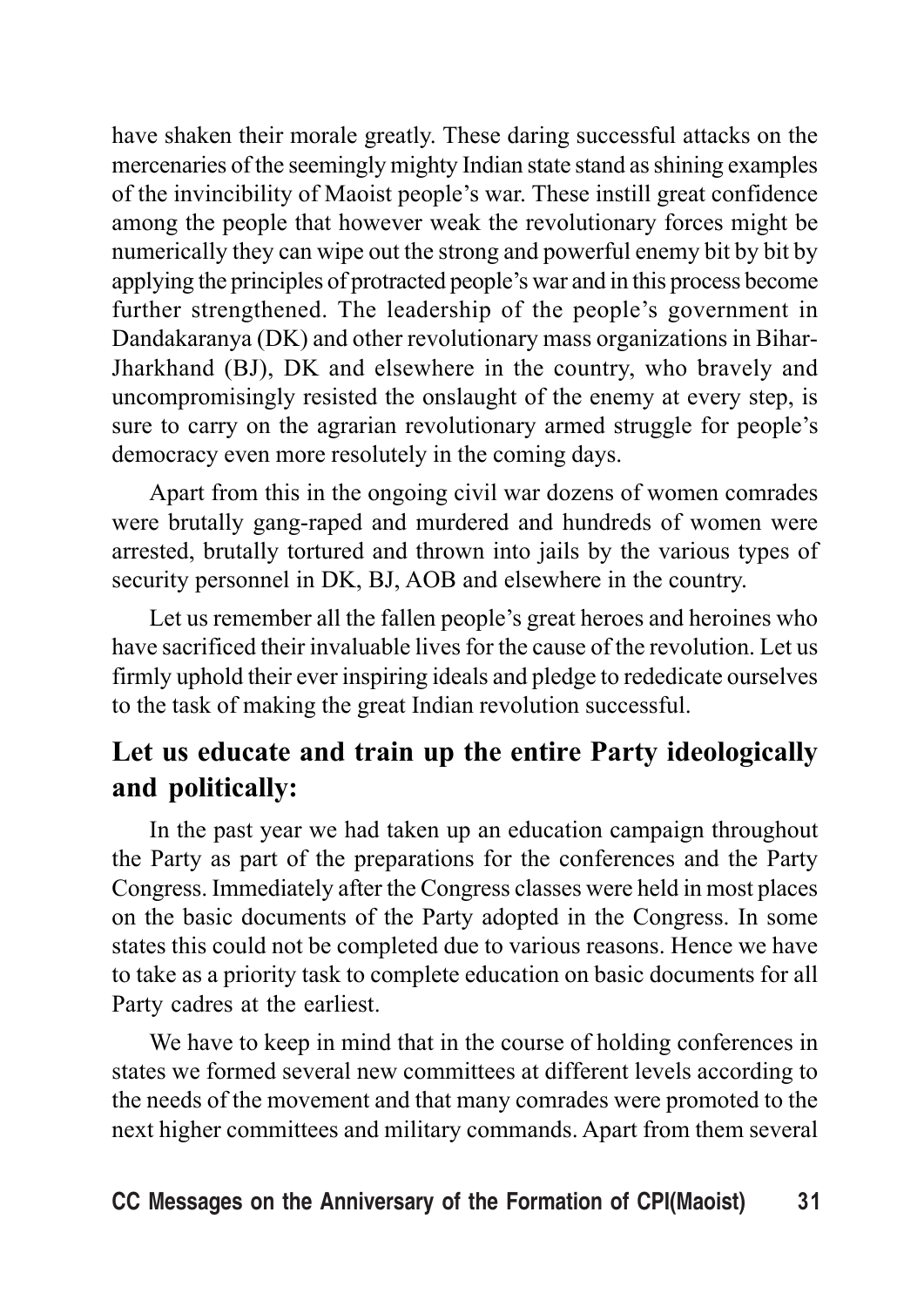have shaken their morale greatly. These daring successful attacks on the mercenaries of the seemingly mighty Indian state stand as shining examples of the invincibility of Maoist people's war. These instill great confidence among the people that however weak the revolutionary forces might be numerically they can wipe out the strong and powerful enemy bit by bit by applying the principles of protracted people's war and in this process become further strengthened. The leadership of the people's government in Dandakaranya (DK) and other revolutionary mass organizations in Bihar-Jharkhand (BJ), DK and elsewhere in the country, who bravely and uncompromisingly resisted the onslaught of the enemy at every step, is sure to carry on the agrarian revolutionary armed struggle for people's democracy even more resolutely in the coming days.

Apart from this in the ongoing civil war dozens of women comrades were brutally gang-raped and murdered and hundreds of women were arrested, brutally tortured and thrown into jails by the various types of security personnel in DK, BJ, AOB and elsewhere in the country.

Let us remember all the fallen people's great heroes and heroines who have sacrificed their invaluable lives for the cause of the revolution. Let us firmly uphold their ever inspiring ideals and pledge to rededicate ourselves to the task of making the great Indian revolution successful.

## Let us educate and train up the entire Party ideologically and politically:

In the past year we had taken up an education campaign throughout the Party as part of the preparations for the conferences and the Party Congress. Immediately after the Congress classes were held in most places on the basic documents of the Party adopted in the Congress. In some states this could not be completed due to various reasons. Hence we have to take as a priority task to complete education on basic documents for all Party cadres at the earliest.

We have to keep in mind that in the course of holding conferences in states we formed several new committees at different levels according to the needs of the movement and that many comrades were promoted to the next higher committees and military commands. Apart from them several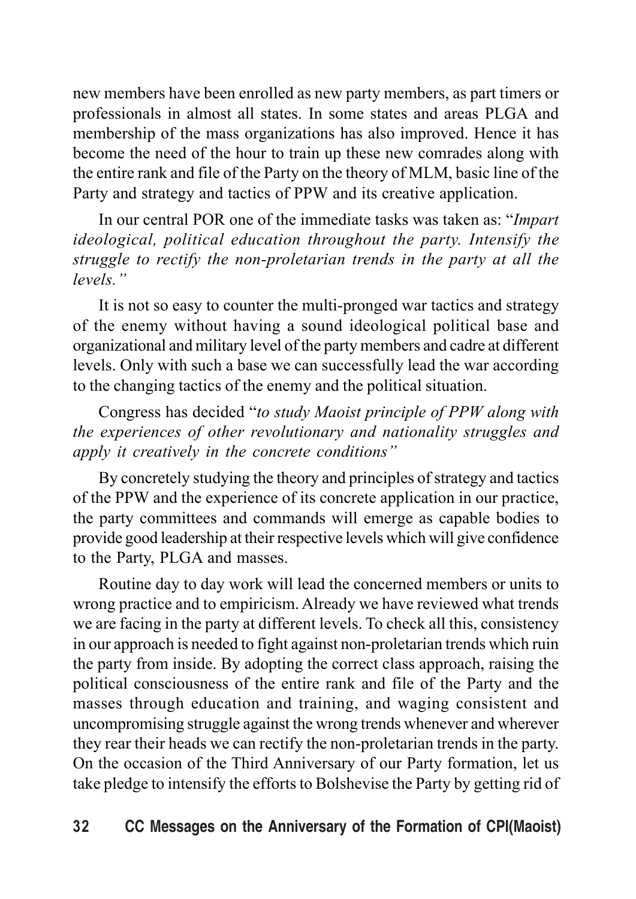new members have been enrolled as new party members, as part timers or professionals in almost all states. In some states and areas PLGA and membership of the mass organizations has also improved. Hence it has become the need of the hour to train up these new comrades along with the entire rank and file of the Party on the theory of MLM, basic line of the Party and strategy and tactics of PPW and its creative application.

In our central POR one of the immediate tasks was taken as: "*Impart ideological, political education throughout the party. Intensify the struggle to rectify the non-proletarian trends in the party at all the levels.*"

It is not so easy to counter the multi-pronged war tactics and strategy of the enemy without having a sound ideological political base and organizational and military level of the party members and cadre at different levels. Only with such a base we can successfully lead the war according to the changing tactics of the enemy and the political situation.

Congress has decided "*to study Maoist principle of PPW along with the experiences of other revolutionary and nationality struggles and apply it creatively in the concrete conditions*"

By concretely studying the theory and principles of strategy and tactics of the PPW and the experience of its concrete application in our practice, the party committees and commands will emerge as capable bodies to provide good leadership at their respective levels which will give confidence to the Party, PLGA and masses.

Routine day to day work will lead the concerned members or units to wrong practice and to empiricism. Already we have reviewed what trends we are facing in the party at different levels. To check all this, consistency in our approach is needed to fight against non-proletarian trends which ruin the party from inside. By adopting the correct class approach, raising the political consciousness of the entire rank and file of the Party and the masses through education and training, and waging consistent and uncompromising struggle against the wrong trends whenever and wherever they rear their heads we can rectify the non-proletarian trends in the party. On the occasion of the Third Anniversary of our Party formation, let us take pledge to intensify the efforts to Bolshevise the Party by getting rid of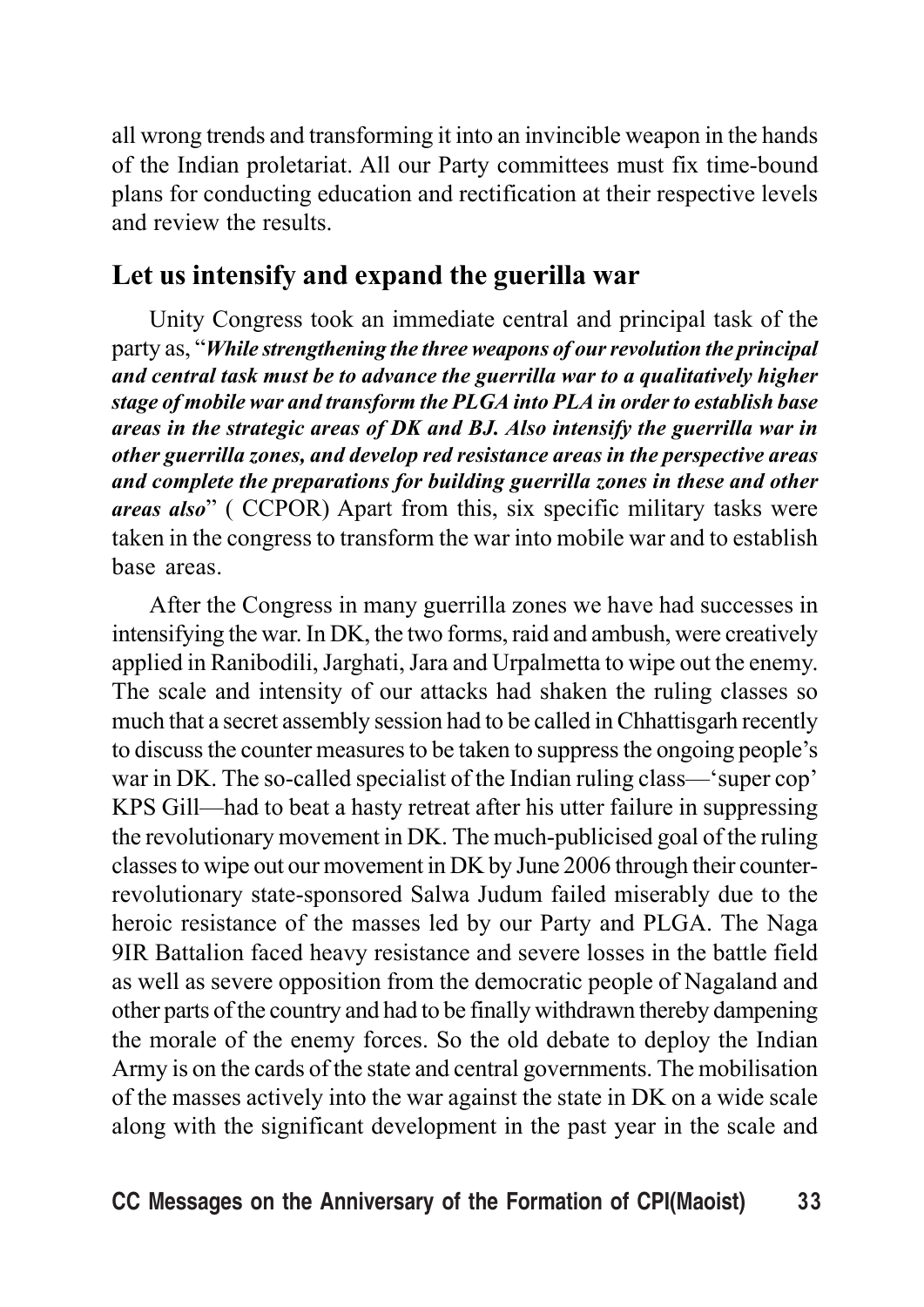all wrong trends and transforming it into an invincible weapon in the hands of the Indian proletariat. All our Party committees must fix time-bound plans for conducting education and rectification at their respective levels and review the results.

## Let us intensify and expand the guerilla war

Unity Congress took an immediate central and principal task of the party as, "***While strengthening the three weapons of our revolution the principal and central task must be to advance the guerrilla war to a qualitatively higher stage of mobile war and transform the PLGA into PLA in order to establish base areas in the strategic areas of DK and BJ. Also intensify the guerrilla war in other guerrilla zones, and develop red resistance areas in the perspective areas and complete the preparations for building guerrilla zones in these and other areas also***" ( CCPOR) Apart from this, six specific military tasks were taken in the congress to transform the war into mobile war and to establish base areas.

After the Congress in many guerrilla zones we have had successes in intensifying the war. In DK, the two forms, raid and ambush, were creatively applied in Ranibodili, Jarghati, Jara and Urpalmetta to wipe out the enemy. The scale and intensity of our attacks had shaken the ruling classes so much that a secret assembly session had to be called in Chhattisgarh recently to discuss the counter measures to be taken to suppress the ongoing people's war in DK. The so-called specialist of the Indian ruling class—'super cop' KPS Gill—had to beat a hasty retreat after his utter failure in suppressing the revolutionary movement in DK. The much-publicised goal of the ruling classes to wipe out our movement in DK by June 2006 through their counter-revolutionary state-sponsored Salwa Judum failed miserably due to the heroic resistance of the masses led by our Party and PLGA. The Naga 9IR Battalion faced heavy resistance and severe losses in the battle field as well as severe opposition from the democratic people of Nagaland and other parts of the country and had to be finally withdrawn thereby dampening the morale of the enemy forces. So the old debate to deploy the Indian Army is on the cards of the state and central governments. The mobilisation of the masses actively into the war against the state in DK on a wide scale along with the significant development in the past year in the scale and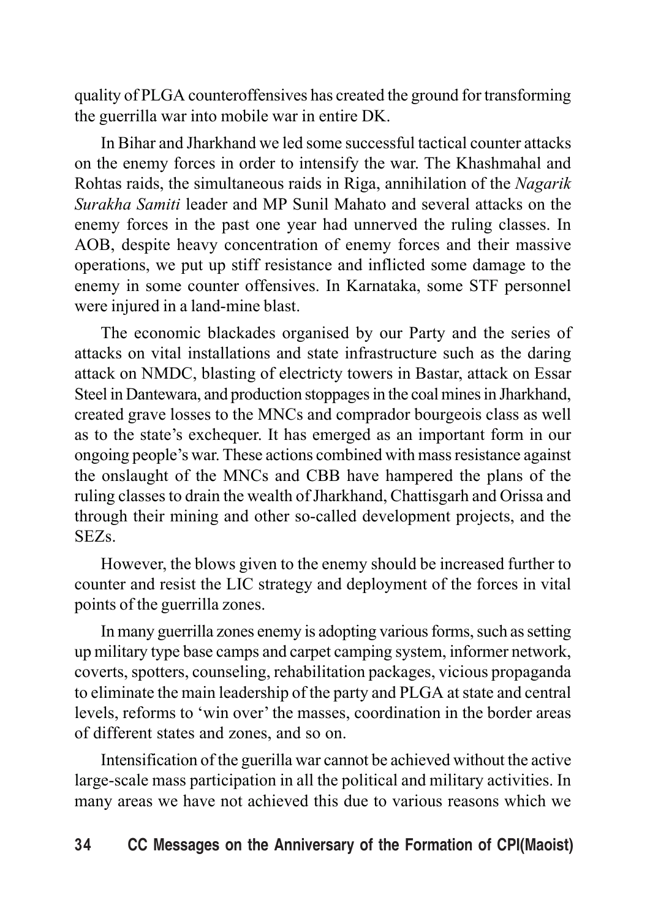quality of PLGA counteroffensives has created the ground for transforming the guerrilla war into mobile war in entire DK.

In Bihar and Jharkhand we led some successful tactical counter attacks on the enemy forces in order to intensify the war. The Khashmahal and Rohtas raids, the simultaneous raids in Riga, annihilation of the *Nagarik Surakha Samiti* leader and MP Sunil Mahato and several attacks on the enemy forces in the past one year had unnerved the ruling classes. In AOB, despite heavy concentration of enemy forces and their massive operations, we put up stiff resistance and inflicted some damage to the enemy in some counter offensives. In Karnataka, some STF personnel were injured in a land-mine blast.

The economic blackades organised by our Party and the series of attacks on vital installations and state infrastructure such as the daring attack on NMDC, blasting of electricty towers in Bastar, attack on Essar Steel in Dantewara, and production stoppages in the coal mines in Jharkhand, created grave losses to the MNCs and comprador bourgeois class as well as to the state's exchequer. It has emerged as an important form in our ongoing people's war. These actions combined with mass resistance against the onslaught of the MNCs and CBB have hampered the plans of the ruling classes to drain the wealth of Jharkhand, Chattisgarh and Orissa and through their mining and other so-called development projects, and the SEZs.

However, the blows given to the enemy should be increased further to counter and resist the LIC strategy and deployment of the forces in vital points of the guerrilla zones.

In many guerrilla zones enemy is adopting various forms, such as setting up military type base camps and carpet camping system, informer network, coverts, spotters, counseling, rehabilitation packages, vicious propaganda to eliminate the main leadership of the party and PLGA at state and central levels, reforms to 'win over' the masses, coordination in the border areas of different states and zones, and so on.

Intensification of the guerilla war cannot be achieved without the active large-scale mass participation in all the political and military activities. In many areas we have not achieved this due to various reasons which we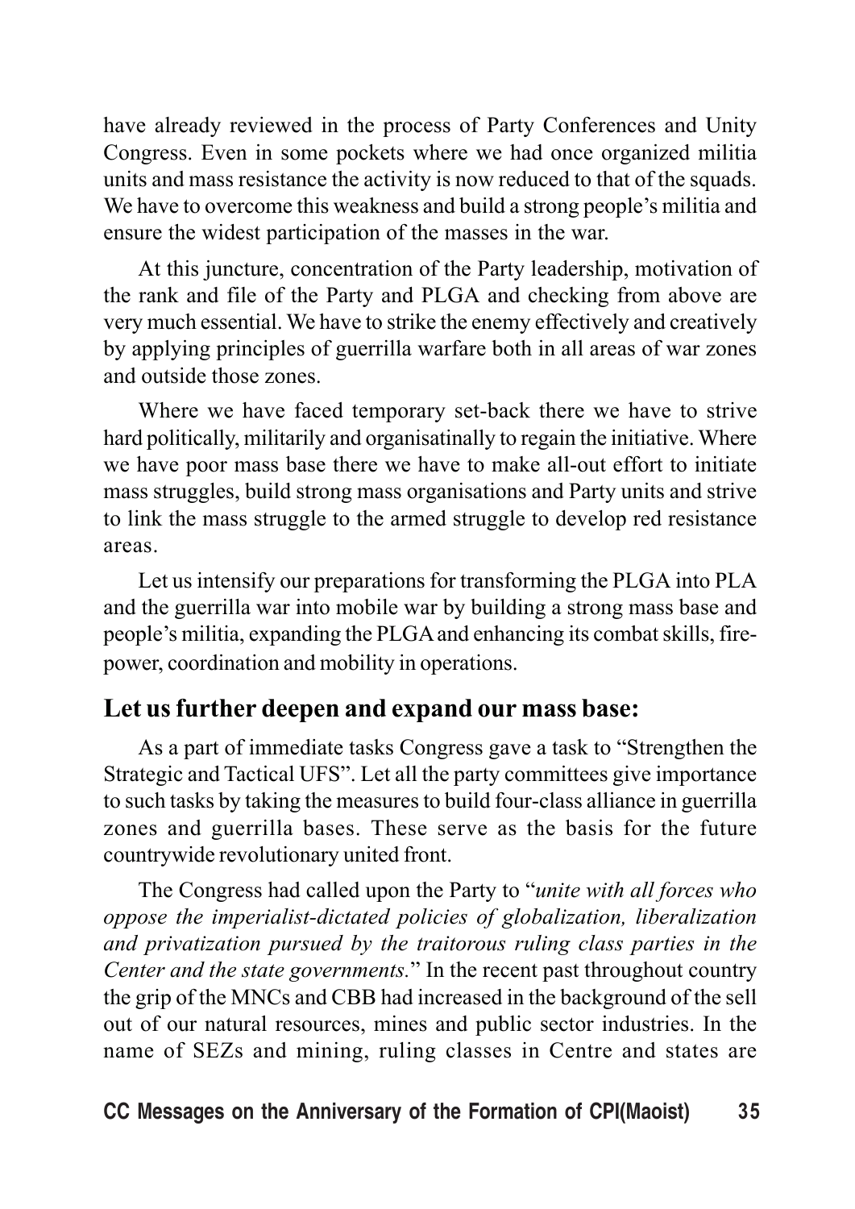have already reviewed in the process of Party Conferences and Unity Congress. Even in some pockets where we had once organized militia units and mass resistance the activity is now reduced to that of the squads. We have to overcome this weakness and build a strong people's militia and ensure the widest participation of the masses in the war.

At this juncture, concentration of the Party leadership, motivation of the rank and file of the Party and PLGA and checking from above are very much essential. We have to strike the enemy effectively and creatively by applying principles of guerrilla warfare both in all areas of war zones and outside those zones.

Where we have faced temporary set-back there we have to strive hard politically, militarily and organisatinally to regain the initiative. Where we have poor mass base there we have to make all-out effort to initiate mass struggles, build strong mass organisations and Party units and strive to link the mass struggle to the armed struggle to develop red resistance areas.

Let us intensify our preparations for transforming the PLGA into PLA and the guerrilla war into mobile war by building a strong mass base and people's militia, expanding the PLGA and enhancing its combat skills, fire-power, coordination and mobility in operations.

## Let us further deepen and expand our mass base:

As a part of immediate tasks Congress gave a task to "Strengthen the Strategic and Tactical UFS". Let all the party committees give importance to such tasks by taking the measures to build four-class alliance in guerrilla zones and guerrilla bases. These serve as the basis for the future countrywide revolutionary united front.

The Congress had called upon the Party to "*unite with all forces who oppose the imperialist-dictated policies of globalization, liberalization and privatization pursued by the traitorous ruling class parties in the Center and the state governments.*" In the recent past throughout country the grip of the MNCs and CBB had increased in the background of the sell out of our natural resources, mines and public sector industries. In the name of SEZs and mining, ruling classes in Centre and states are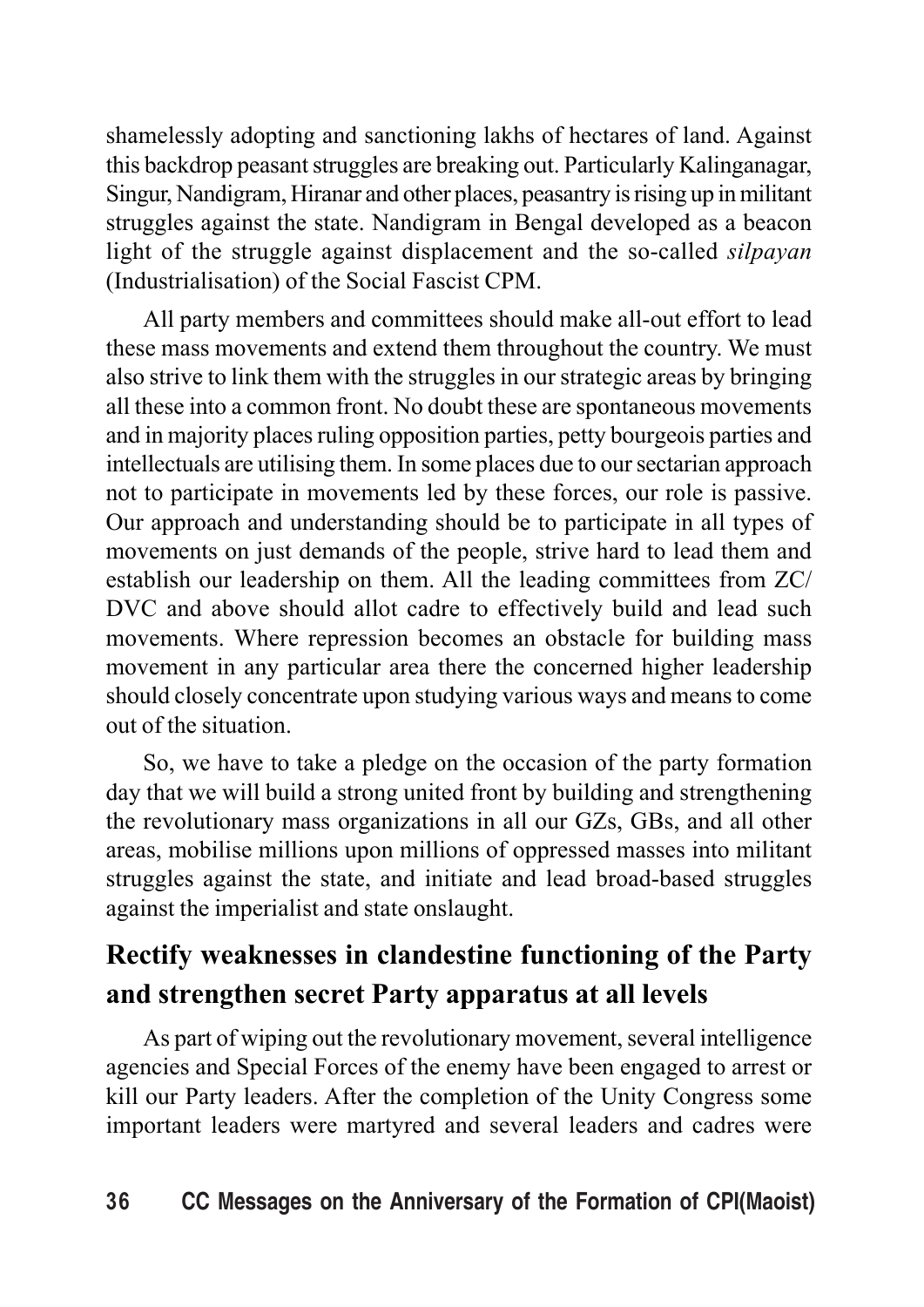shamelessly adopting and sanctioning lakhs of hectares of land. Against this backdrop peasant struggles are breaking out. Particularly Kalinganagar, Singur, Nandigram, Hiranar and other places, peasantry is rising up in militant struggles against the state. Nandigram in Bengal developed as a beacon light of the struggle against displacement and the so-called *silpayan* (Industrialisation) of the Social Fascist CPM.

All party members and committees should make all-out effort to lead these mass movements and extend them throughout the country. We must also strive to link them with the struggles in our strategic areas by bringing all these into a common front. No doubt these are spontaneous movements and in majority places ruling opposition parties, petty bourgeois parties and intellectuals are utilising them. In some places due to our sectarian approach not to participate in movements led by these forces, our role is passive. Our approach and understanding should be to participate in all types of movements on just demands of the people, strive hard to lead them and establish our leadership on them. All the leading committees from ZC/ DVC and above should allot cadre to effectively build and lead such movements. Where repression becomes an obstacle for building mass movement in any particular area there the concerned higher leadership should closely concentrate upon studying various ways and means to come out of the situation.

So, we have to take a pledge on the occasion of the party formation day that we will build a strong united front by building and strengthening the revolutionary mass organizations in all our GZs, GBs, and all other areas, mobilise millions upon millions of oppressed masses into militant struggles against the state, and initiate and lead broad-based struggles against the imperialist and state onslaught.

## Rectify weaknesses in clandestine functioning of the Party and strengthen secret Party apparatus at all levels

As part of wiping out the revolutionary movement, several intelligence agencies and Special Forces of the enemy have been engaged to arrest or kill our Party leaders. After the completion of the Unity Congress some important leaders were martyred and several leaders and cadres were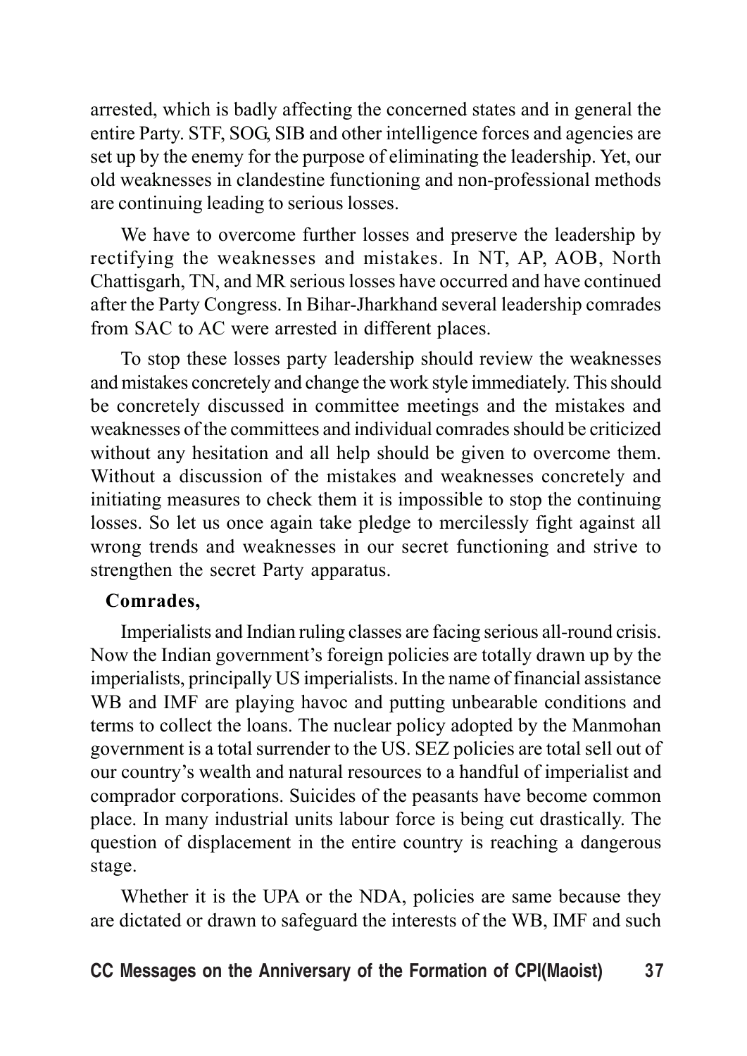arrested, which is badly affecting the concerned states and in general the entire Party. STF, SOG, SIB and other intelligence forces and agencies are set up by the enemy for the purpose of eliminating the leadership. Yet, our old weaknesses in clandestine functioning and non-professional methods are continuing leading to serious losses.

We have to overcome further losses and preserve the leadership by rectifying the weaknesses and mistakes. In NT, AP, AOB, North Chattisgarh, TN, and MR serious losses have occurred and have continued after the Party Congress. In Bihar-Jharkhand several leadership comrades from SAC to AC were arrested in different places.

To stop these losses party leadership should review the weaknesses and mistakes concretely and change the work style immediately. This should be concretely discussed in committee meetings and the mistakes and weaknesses of the committees and individual comrades should be criticized without any hesitation and all help should be given to overcome them. Without a discussion of the mistakes and weaknesses concretely and initiating measures to check them it is impossible to stop the continuing losses. So let us once again take pledge to mercilessly fight against all wrong trends and weaknesses in our secret functioning and strive to strengthen the secret Party apparatus.

**Comrades,**

Imperialists and Indian ruling classes are facing serious all-round crisis. Now the Indian government's foreign policies are totally drawn up by the imperialists, principally US imperialists. In the name of financial assistance WB and IMF are playing havoc and putting unbearable conditions and terms to collect the loans. The nuclear policy adopted by the Manmohan government is a total surrender to the US. SEZ policies are total sell out of our country's wealth and natural resources to a handful of imperialist and comprador corporations. Suicides of the peasants have become common place. In many industrial units labour force is being cut drastically. The question of displacement in the entire country is reaching a dangerous stage.

Whether it is the UPA or the NDA, policies are same because they are dictated or drawn to safeguard the interests of the WB, IMF and such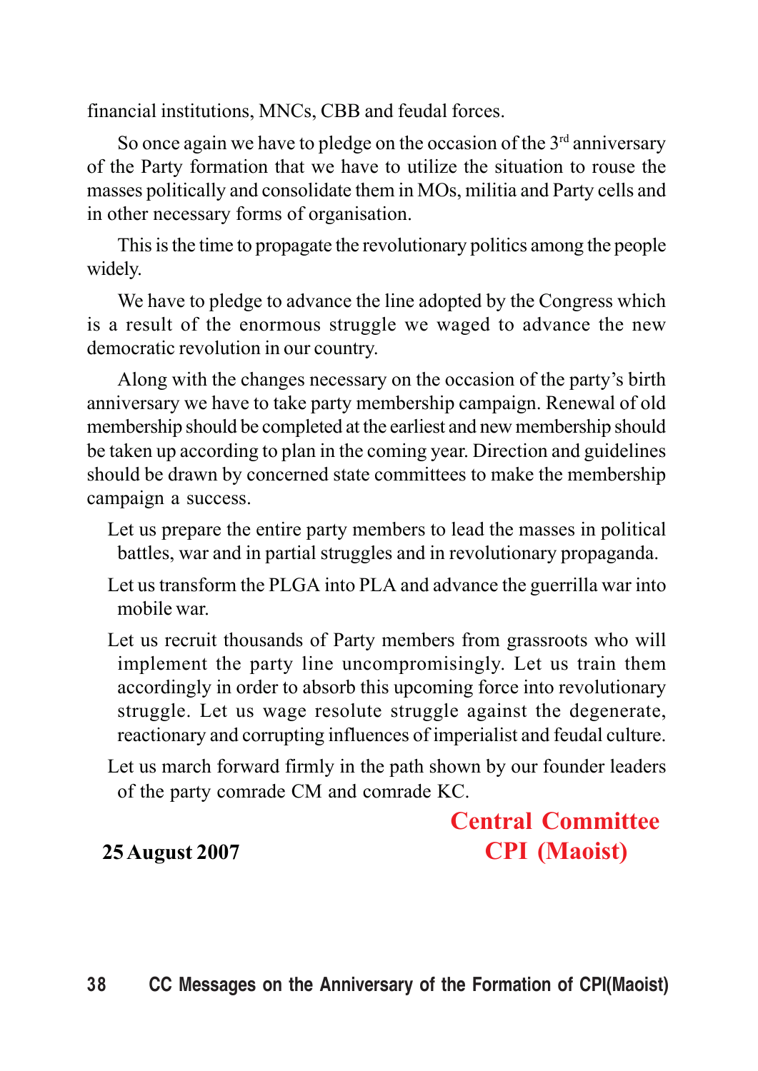financial institutions, MNCs, CBB and feudal forces.

So once again we have to pledge on the occasion of the 3rd anniversary of the Party formation that we have to utilize the situation to rouse the masses politically and consolidate them in MOs, militia and Party cells and in other necessary forms of organisation.

This is the time to propagate the revolutionary politics among the people widely.

We have to pledge to advance the line adopted by the Congress which is a result of the enormous struggle we waged to advance the new democratic revolution in our country.

Along with the changes necessary on the occasion of the party's birth anniversary we have to take party membership campaign. Renewal of old membership should be completed at the earliest and new membership should be taken up according to plan in the coming year. Direction and guidelines should be drawn by concerned state committees to make the membership campaign a success.

Let us prepare the entire party members to lead the masses in political battles, war and in partial struggles and in revolutionary propaganda.

Let us transform the PLGA into PLA and advance the guerrilla war into mobile war.

Let us recruit thousands of Party members from grassroots who will implement the party line uncompromisingly. Let us train them accordingly in order to absorb this upcoming force into revolutionary struggle. Let us wage resolute struggle against the degenerate, reactionary and corrupting influences of imperialist and feudal culture.

Let us march forward firmly in the path shown by our founder leaders of the party comrade CM and comrade KC.

**Central Committee**
**CPI (Maoist)**

**25 August 2007**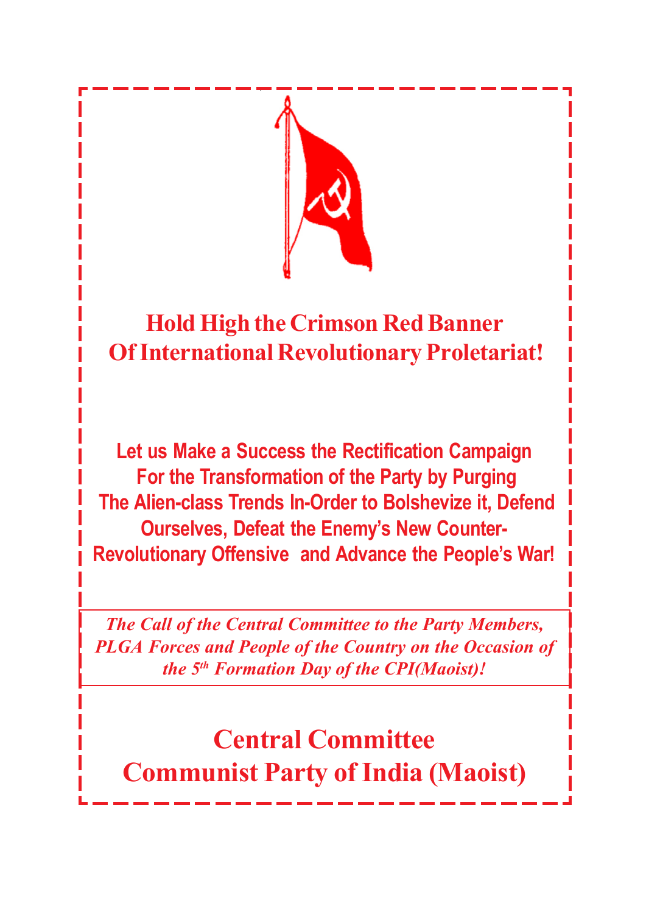# Hold High the Crimson Red Banner Of International Revolutionary Proletariat!

## Let us Make a Success the Rectification Campaign For the Transformation of the Party by Purging The Alien-class Trends In-Order to Bolshevize it, Defend Ourselves, Defeat the Enemy's New Counter-Revolutionary Offensive and Advance the People's War!

*The Call of the Central Committee to the Party Members, PLGA Forces and People of the Country on the Occasion of the 5th Formation Day of the CPI(Maoist)!*

**Central Committee**
**Communist Party of India (Maoist)**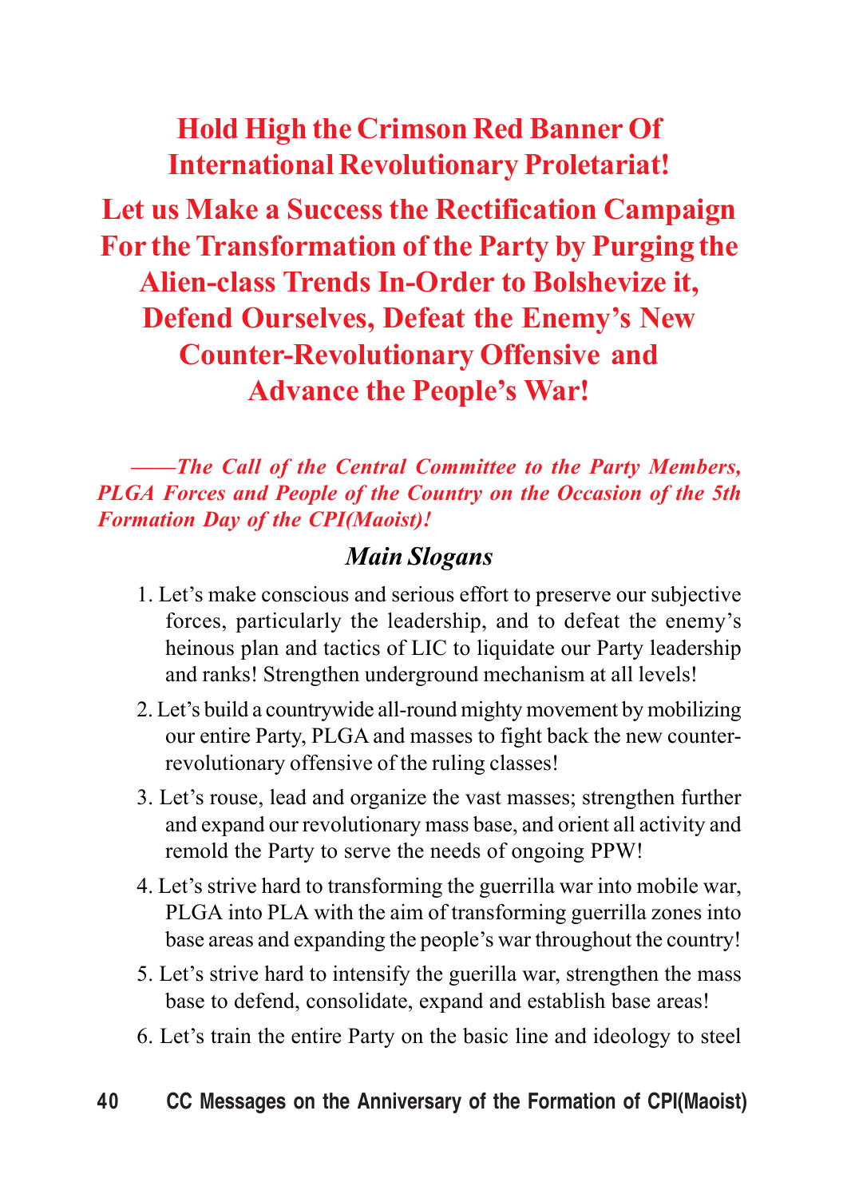# Hold High the Crimson Red Banner Of International Revolutionary Proletariat!

# Let us Make a Success the Rectification Campaign For the Transformation of the Party by Purging the Alien-class Trends In-Order to Bolshevize it, Defend Ourselves, Defeat the Enemy's New Counter-Revolutionary Offensive and Advance the People's War!

***——The Call of the Central Committee to the Party Members, PLGA Forces and People of the Country on the Occasion of the 5th Formation Day of the CPI(Maoist)!***

### *Main Slogans*

1. Let's make conscious and serious effort to preserve our subjective forces, particularly the leadership, and to defeat the enemy's heinous plan and tactics of LIC to liquidate our Party leadership and ranks! Strengthen underground mechanism at all levels!
2. Let's build a countrywide all-round mighty movement by mobilizing our entire Party, PLGA and masses to fight back the new counter-revolutionary offensive of the ruling classes!
3. Let's rouse, lead and organize the vast masses; strengthen further and expand our revolutionary mass base, and orient all activity and remold the Party to serve the needs of ongoing PPW!
4. Let's strive hard to transforming the guerrilla war into mobile war, PLGA into PLA with the aim of transforming guerrilla zones into base areas and expanding the people's war throughout the country!
5. Let's strive hard to intensify the guerilla war, strengthen the mass base to defend, consolidate, expand and establish base areas!
6. Let's train the entire Party on the basic line and ideology to steel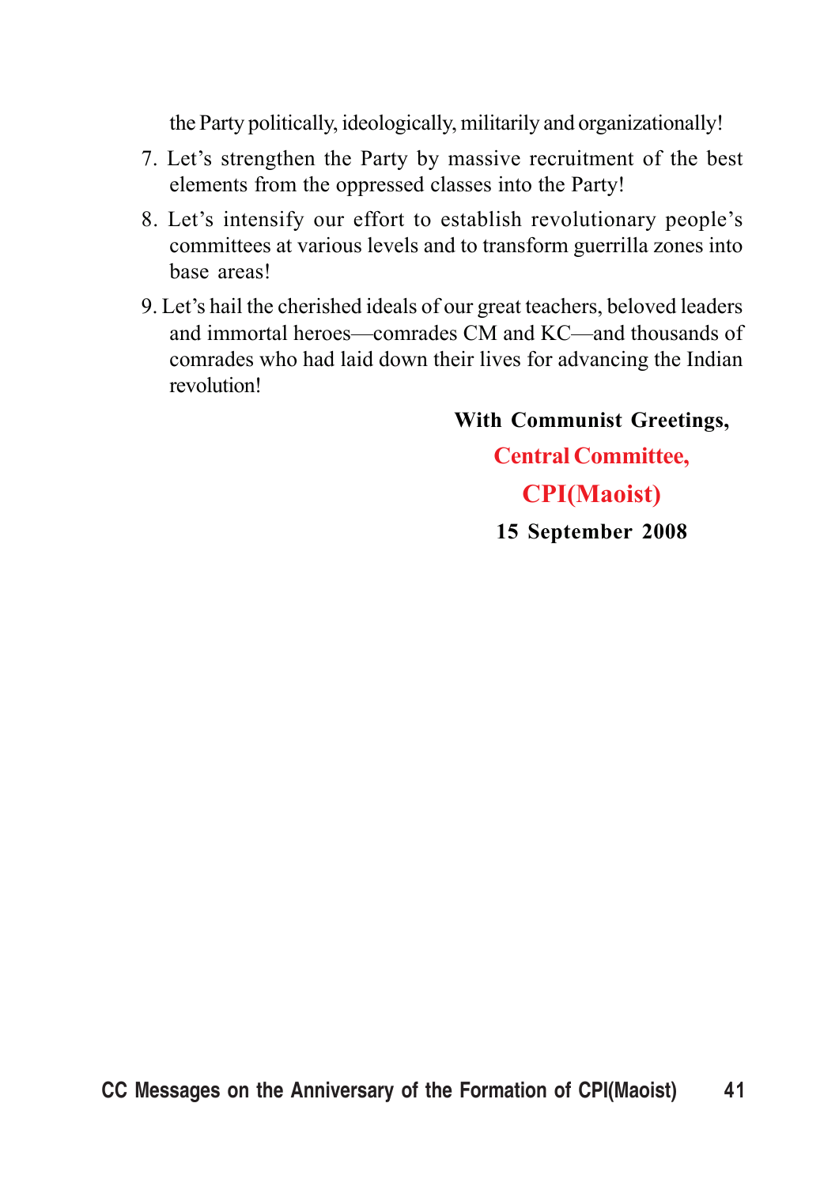the Party politically, ideologically, militarily and organizationally!

7. Let's strengthen the Party by massive recruitment of the best elements from the oppressed classes into the Party!
8. Let's intensify our effort to establish revolutionary people's committees at various levels and to transform guerrilla zones into base areas!
9. Let's hail the cherished ideals of our great teachers, beloved leaders and immortal heroes—comrades CM and KC—and thousands of comrades who had laid down their lives for advancing the Indian revolution!

**With Communist Greetings,**

**Central Committee,**

**CPI(Maoist)**

**15 September 2008**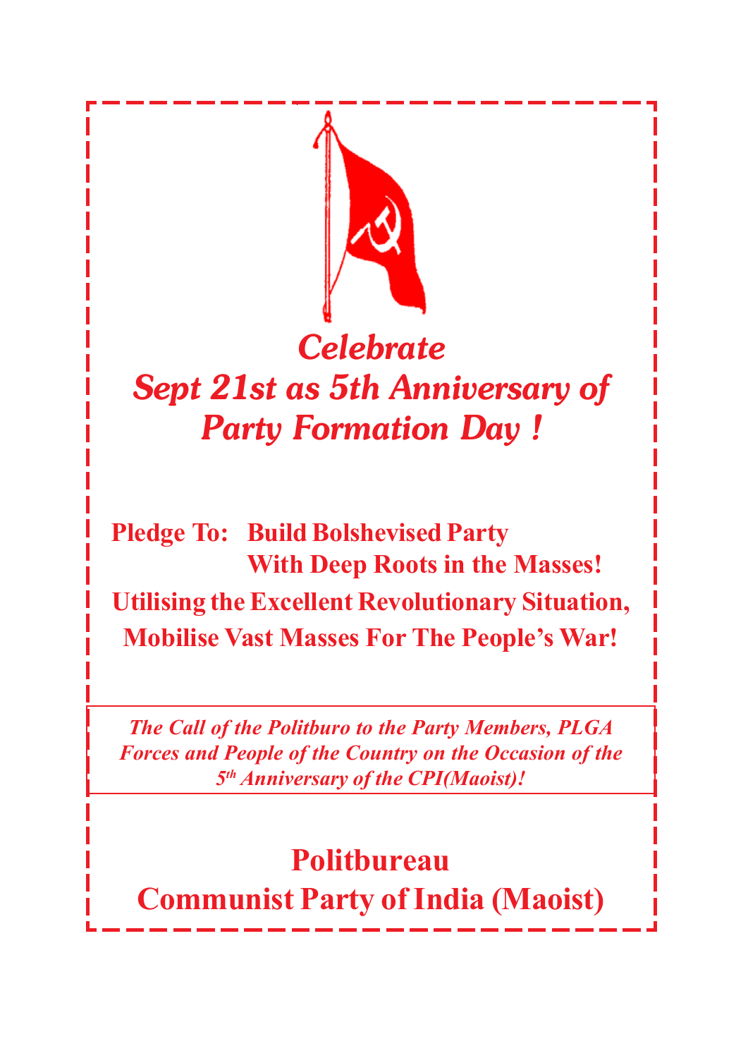# *Celebrate Sept 21st as 5th Anniversary of Party Formation Day !*

**Pledge To: Build Bolshevised Party With Deep Roots in the Masses!**

**Utilising the Excellent Revolutionary Situation, Mobilise Vast Masses For The People's War!**

***The Call of the Politburo to the Party Members, PLGA Forces and People of the Country on the Occasion of the 5th Anniversary of the CPI(Maoist)!***

**Politbureau**

**Communist Party of India (Maoist)**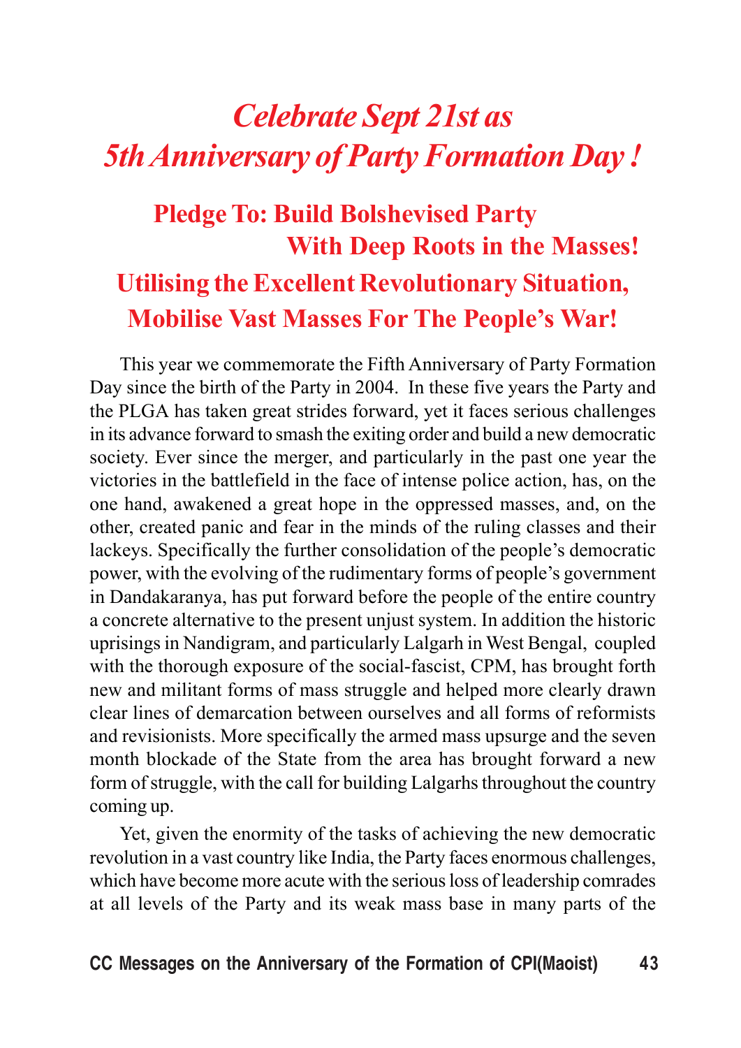# *Celebrate Sept 21st as 5th Anniversary of Party Formation Day !*

## Pledge To: Build Bolshevised Party With Deep Roots in the Masses!

## Utilising the Excellent Revolutionary Situation, Mobilise Vast Masses For The People's War!

This year we commemorate the Fifth Anniversary of Party Formation Day since the birth of the Party in 2004. In these five years the Party and the PLGA has taken great strides forward, yet it faces serious challenges in its advance forward to smash the exiting order and build a new democratic society. Ever since the merger, and particularly in the past one year the victories in the battlefield in the face of intense police action, has, on the one hand, awakened a great hope in the oppressed masses, and, on the other, created panic and fear in the minds of the ruling classes and their lackeys. Specifically the further consolidation of the people's democratic power, with the evolving of the rudimentary forms of people's government in Dandakaranya, has put forward before the people of the entire country a concrete alternative to the present unjust system. In addition the historic uprisings in Nandigram, and particularly Lalgarh in West Bengal, coupled with the thorough exposure of the social-fascist, CPM, has brought forth new and militant forms of mass struggle and helped more clearly drawn clear lines of demarcation between ourselves and all forms of reformists and revisionists. More specifically the armed mass upsurge and the seven month blockade of the State from the area has brought forward a new form of struggle, with the call for building Lalgarhs throughout the country coming up.

Yet, given the enormity of the tasks of achieving the new democratic revolution in a vast country like India, the Party faces enormous challenges, which have become more acute with the serious loss of leadership comrades at all levels of the Party and its weak mass base in many parts of the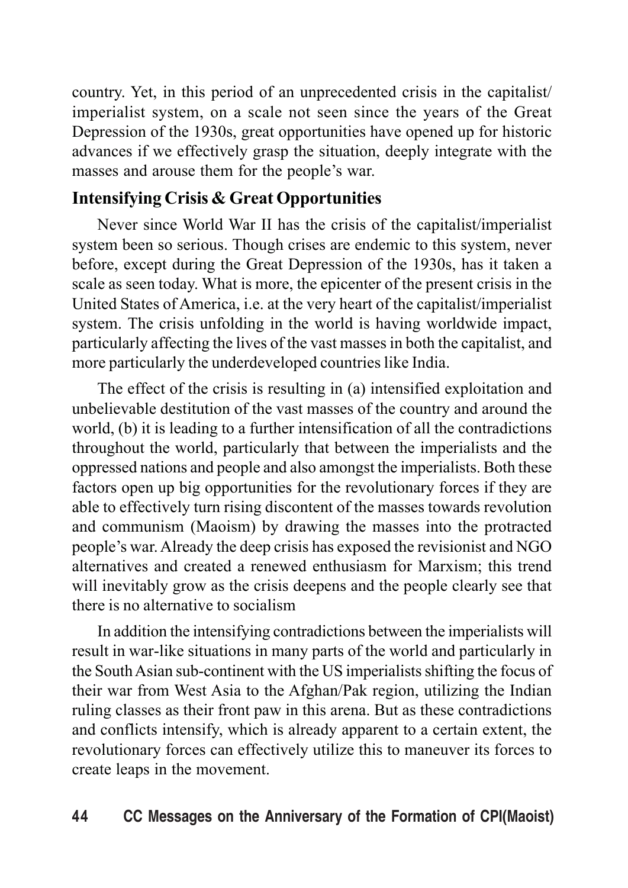country. Yet, in this period of an unprecedented crisis in the capitalist/ imperialist system, on a scale not seen since the years of the Great Depression of the 1930s, great opportunities have opened up for historic advances if we effectively grasp the situation, deeply integrate with the masses and arouse them for the people's war.

## Intensifying Crisis & Great Opportunities

Never since World War II has the crisis of the capitalist/imperialist system been so serious. Though crises are endemic to this system, never before, except during the Great Depression of the 1930s, has it taken a scale as seen today. What is more, the epicenter of the present crisis in the United States of America, i.e. at the very heart of the capitalist/imperialist system. The crisis unfolding in the world is having worldwide impact, particularly affecting the lives of the vast masses in both the capitalist, and more particularly the underdeveloped countries like India.

The effect of the crisis is resulting in (a) intensified exploitation and unbelievable destitution of the vast masses of the country and around the world, (b) it is leading to a further intensification of all the contradictions throughout the world, particularly that between the imperialists and the oppressed nations and people and also amongst the imperialists. Both these factors open up big opportunities for the revolutionary forces if they are able to effectively turn rising discontent of the masses towards revolution and communism (Maoism) by drawing the masses into the protracted people's war. Already the deep crisis has exposed the revisionist and NGO alternatives and created a renewed enthusiasm for Marxism; this trend will inevitably grow as the crisis deepens and the people clearly see that there is no alternative to socialism

In addition the intensifying contradictions between the imperialists will result in war-like situations in many parts of the world and particularly in the South Asian sub-continent with the US imperialists shifting the focus of their war from West Asia to the Afghan/Pak region, utilizing the Indian ruling classes as their front paw in this arena. But as these contradictions and conflicts intensify, which is already apparent to a certain extent, the revolutionary forces can effectively utilize this to maneuver its forces to create leaps in the movement.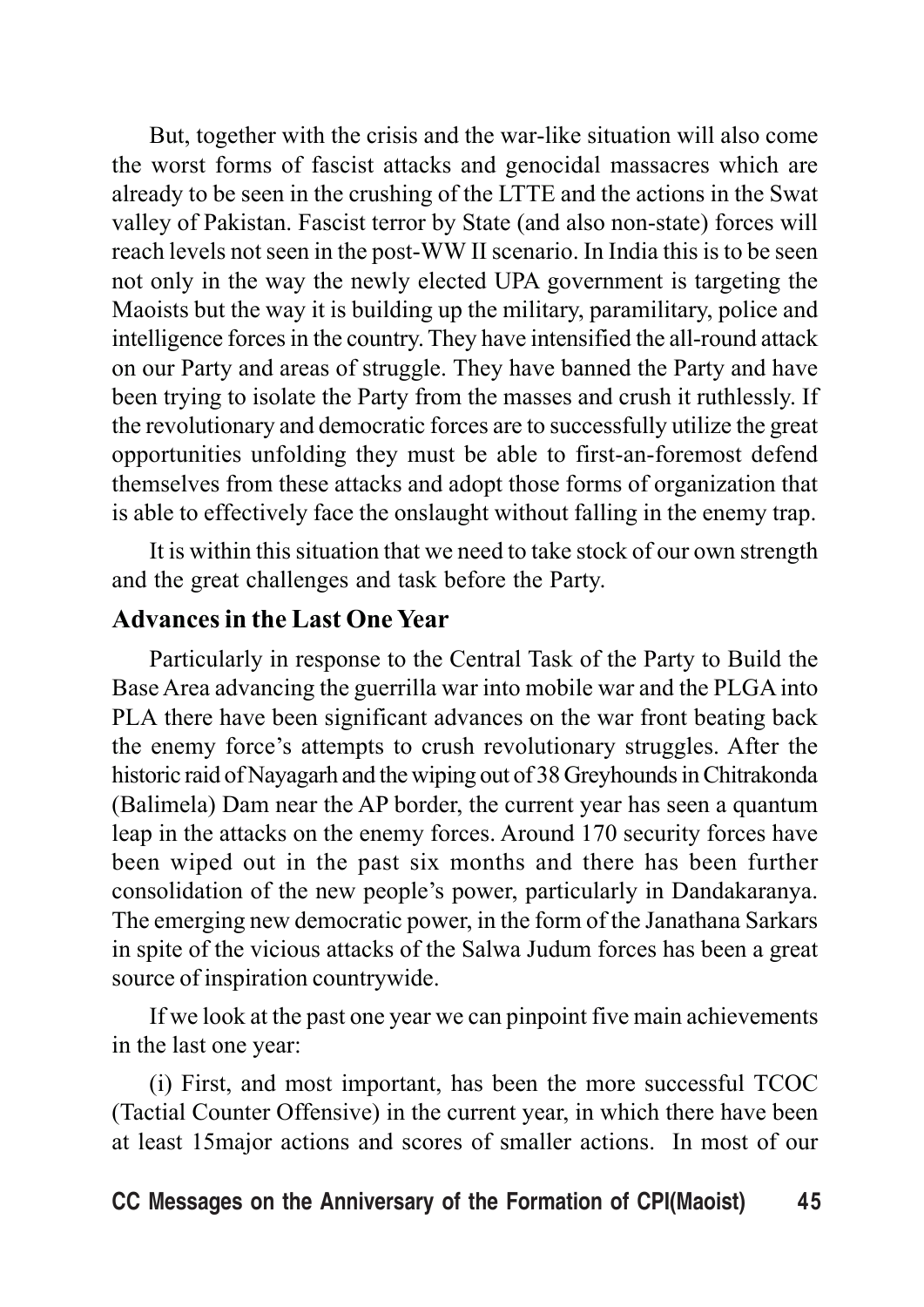But, together with the crisis and the war-like situation will also come the worst forms of fascist attacks and genocidal massacres which are already to be seen in the crushing of the LTTE and the actions in the Swat valley of Pakistan. Fascist terror by State (and also non-state) forces will reach levels not seen in the post-WW II scenario. In India this is to be seen not only in the way the newly elected UPA government is targeting the Maoists but the way it is building up the military, paramilitary, police and intelligence forces in the country. They have intensified the all-round attack on our Party and areas of struggle. They have banned the Party and have been trying to isolate the Party from the masses and crush it ruthlessly. If the revolutionary and democratic forces are to successfully utilize the great opportunities unfolding they must be able to first-an-foremost defend themselves from these attacks and adopt those forms of organization that is able to effectively face the onslaught without falling in the enemy trap.

It is within this situation that we need to take stock of our own strength and the great challenges and task before the Party.

## Advances in the Last One Year

Particularly in response to the Central Task of the Party to Build the Base Area advancing the guerrilla war into mobile war and the PLGA into PLA there have been significant advances on the war front beating back the enemy force's attempts to crush revolutionary struggles. After the historic raid of Nayagarh and the wiping out of 38 Greyhounds in Chitrakonda (Balimela) Dam near the AP border, the current year has seen a quantum leap in the attacks on the enemy forces. Around 170 security forces have been wiped out in the past six months and there has been further consolidation of the new people's power, particularly in Dandakaranya. The emerging new democratic power, in the form of the Janathana Sarkars in spite of the vicious attacks of the Salwa Judum forces has been a great source of inspiration countrywide.

If we look at the past one year we can pinpoint five main achievements in the last one year:

(i) First, and most important, has been the more successful TCOC (Tactial Counter Offensive) in the current year, in which there have been at least 15major actions and scores of smaller actions. In most of our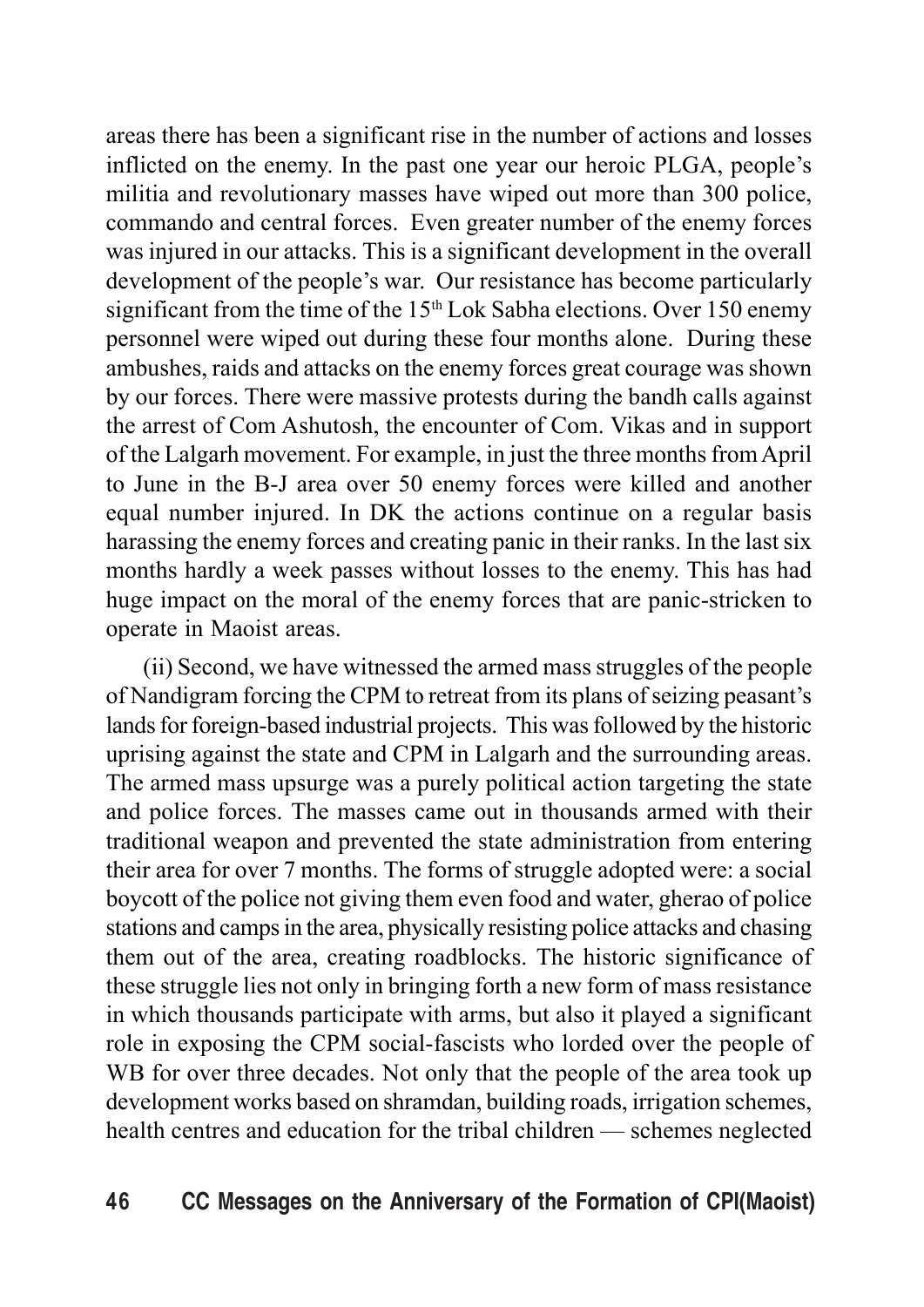areas there has been a significant rise in the number of actions and losses inflicted on the enemy. In the past one year our heroic PLGA, people's militia and revolutionary masses have wiped out more than 300 police, commando and central forces. Even greater number of the enemy forces was injured in our attacks. This is a significant development in the overall development of the people's war. Our resistance has become particularly significant from the time of the 15th Lok Sabha elections. Over 150 enemy personnel were wiped out during these four months alone. During these ambushes, raids and attacks on the enemy forces great courage was shown by our forces. There were massive protests during the bandh calls against the arrest of Com Ashutosh, the encounter of Com. Vikas and in support of the Lalgarh movement. For example, in just the three months from April to June in the B-J area over 50 enemy forces were killed and another equal number injured. In DK the actions continue on a regular basis harassing the enemy forces and creating panic in their ranks. In the last six months hardly a week passes without losses to the enemy. This has had huge impact on the moral of the enemy forces that are panic-stricken to operate in Maoist areas.

(ii) Second, we have witnessed the armed mass struggles of the people of Nandigram forcing the CPM to retreat from its plans of seizing peasant's lands for foreign-based industrial projects. This was followed by the historic uprising against the state and CPM in Lalgarh and the surrounding areas. The armed mass upsurge was a purely political action targeting the state and police forces. The masses came out in thousands armed with their traditional weapon and prevented the state administration from entering their area for over 7 months. The forms of struggle adopted were: a social boycott of the police not giving them even food and water, gherao of police stations and camps in the area, physically resisting police attacks and chasing them out of the area, creating roadblocks. The historic significance of these struggle lies not only in bringing forth a new form of mass resistance in which thousands participate with arms, but also it played a significant role in exposing the CPM social-fascists who lorded over the people of WB for over three decades. Not only that the people of the area took up development works based on shramdan, building roads, irrigation schemes, health centres and education for the tribal children — schemes neglected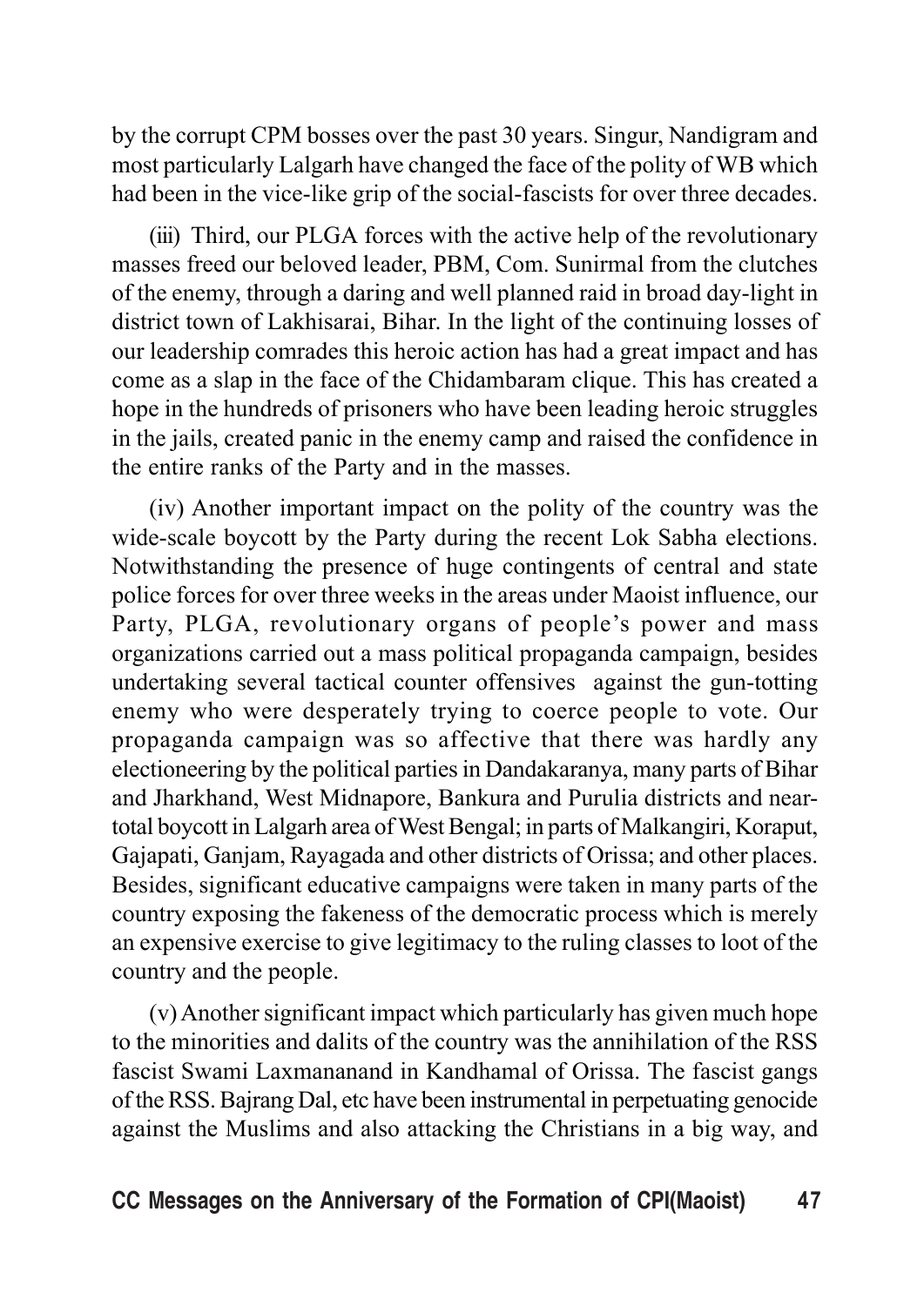by the corrupt CPM bosses over the past 30 years. Singur, Nandigram and most particularly Lalgarh have changed the face of the polity of WB which had been in the vice-like grip of the social-fascists for over three decades.

(iii) Third, our PLGA forces with the active help of the revolutionary masses freed our beloved leader, PBM, Com. Sunirmal from the clutches of the enemy, through a daring and well planned raid in broad day-light in district town of Lakhisarai, Bihar. In the light of the continuing losses of our leadership comrades this heroic action has had a great impact and has come as a slap in the face of the Chidambaram clique. This has created a hope in the hundreds of prisoners who have been leading heroic struggles in the jails, created panic in the enemy camp and raised the confidence in the entire ranks of the Party and in the masses.

(iv) Another important impact on the polity of the country was the wide-scale boycott by the Party during the recent Lok Sabha elections. Notwithstanding the presence of huge contingents of central and state police forces for over three weeks in the areas under Maoist influence, our Party, PLGA, revolutionary organs of people's power and mass organizations carried out a mass political propaganda campaign, besides undertaking several tactical counter offensives against the gun-totting enemy who were desperately trying to coerce people to vote. Our propaganda campaign was so affective that there was hardly any electioneering by the political parties in Dandakaranya, many parts of Bihar and Jharkhand, West Midnapore, Bankura and Purulia districts and near-total boycott in Lalgarh area of West Bengal; in parts of Malkangiri, Koraput, Gajapati, Ganjam, Rayagada and other districts of Orissa; and other places. Besides, significant educative campaigns were taken in many parts of the country exposing the fakeness of the democratic process which is merely an expensive exercise to give legitimacy to the ruling classes to loot of the country and the people.

(v) Another significant impact which particularly has given much hope to the minorities and dalits of the country was the annihilation of the RSS fascist Swami Laxmananand in Kandhamal of Orissa. The fascist gangs of the RSS. Bajrang Dal, etc have been instrumental in perpetuating genocide against the Muslims and also attacking the Christians in a big way, and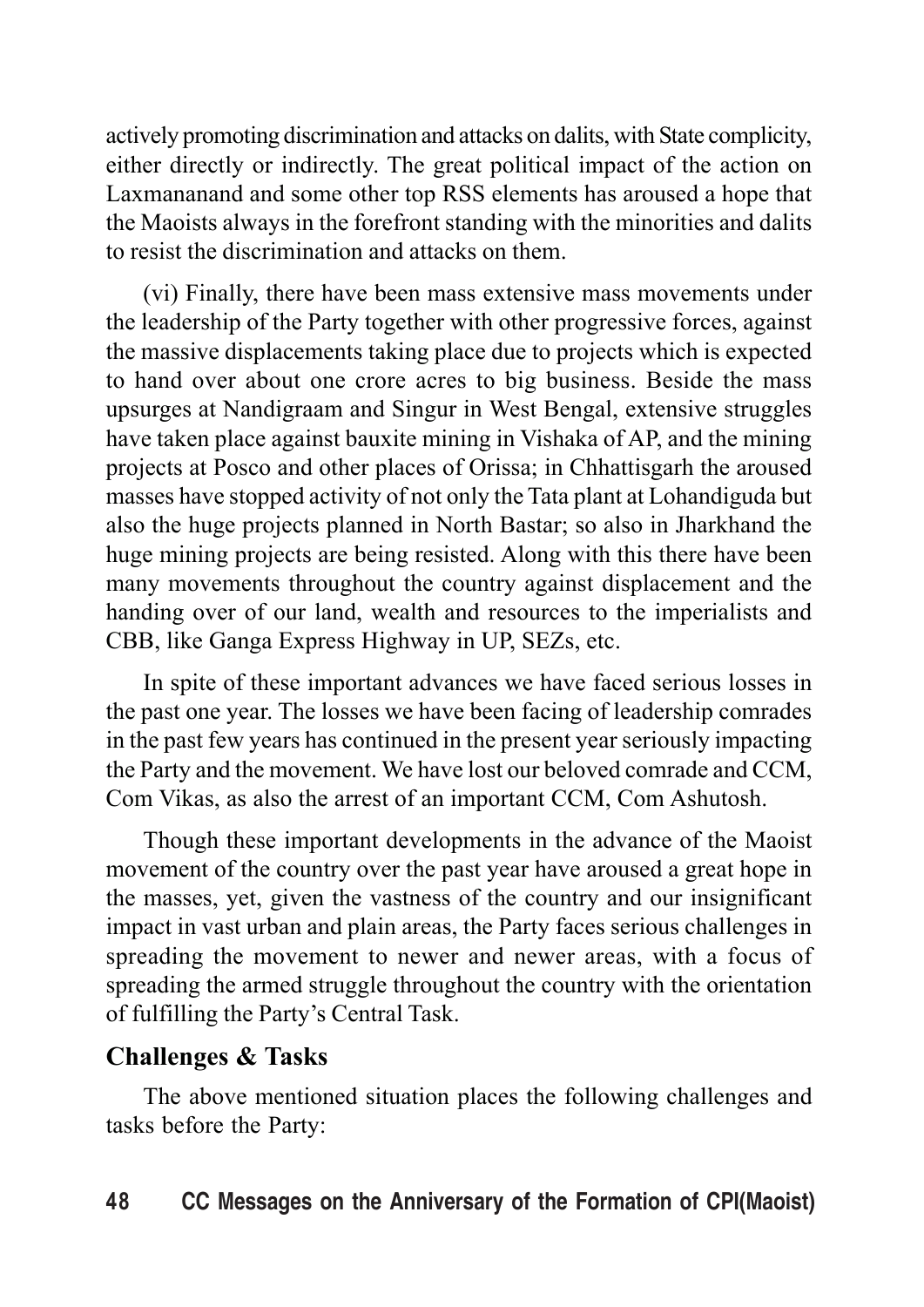actively promoting discrimination and attacks on dalits, with State complicity, either directly or indirectly. The great political impact of the action on Laxmananand and some other top RSS elements has aroused a hope that the Maoists always in the forefront standing with the minorities and dalits to resist the discrimination and attacks on them.

(vi) Finally, there have been mass extensive mass movements under the leadership of the Party together with other progressive forces, against the massive displacements taking place due to projects which is expected to hand over about one crore acres to big business. Beside the mass upsurges at Nandigraam and Singur in West Bengal, extensive struggles have taken place against bauxite mining in Vishaka of AP, and the mining projects at Posco and other places of Orissa; in Chhattisgarh the aroused masses have stopped activity of not only the Tata plant at Lohandiguda but also the huge projects planned in North Bastar; so also in Jharkhand the huge mining projects are being resisted. Along with this there have been many movements throughout the country against displacement and the handing over of our land, wealth and resources to the imperialists and CBB, like Ganga Express Highway in UP, SEZs, etc.

In spite of these important advances we have faced serious losses in the past one year. The losses we have been facing of leadership comrades in the past few years has continued in the present year seriously impacting the Party and the movement. We have lost our beloved comrade and CCM, Com Vikas, as also the arrest of an important CCM, Com Ashutosh.

Though these important developments in the advance of the Maoist movement of the country over the past year have aroused a great hope in the masses, yet, given the vastness of the country and our insignificant impact in vast urban and plain areas, the Party faces serious challenges in spreading the movement to newer and newer areas, with a focus of spreading the armed struggle throughout the country with the orientation of fulfilling the Party's Central Task.

## Challenges & Tasks

The above mentioned situation places the following challenges and tasks before the Party: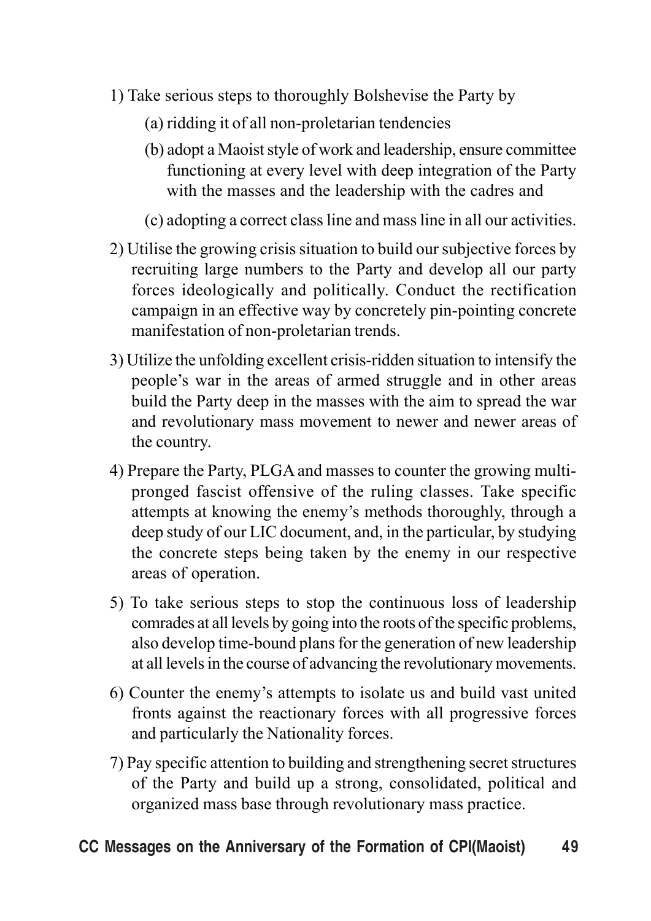1) Take serious steps to thoroughly Bolshevise the Party by

   (a) ridding it of all non-proletarian tendencies

   (b) adopt a Maoist style of work and leadership, ensure committee functioning at every level with deep integration of the Party with the masses and the leadership with the cadres and

   (c) adopting a correct class line and mass line in all our activities.

2) Utilise the growing crisis situation to build our subjective forces by recruiting large numbers to the Party and develop all our party forces ideologically and politically. Conduct the rectification campaign in an effective way by concretely pin-pointing concrete manifestation of non-proletarian trends.

3) Utilize the unfolding excellent crisis-ridden situation to intensify the people's war in the areas of armed struggle and in other areas build the Party deep in the masses with the aim to spread the war and revolutionary mass movement to newer and newer areas of the country.

4) Prepare the Party, PLGA and masses to counter the growing multi-pronged fascist offensive of the ruling classes. Take specific attempts at knowing the enemy's methods thoroughly, through a deep study of our LIC document, and, in the particular, by studying the concrete steps being taken by the enemy in our respective areas of operation.

5) To take serious steps to stop the continuous loss of leadership comrades at all levels by going into the roots of the specific problems, also develop time-bound plans for the generation of new leadership at all levels in the course of advancing the revolutionary movements.

6) Counter the enemy's attempts to isolate us and build vast united fronts against the reactionary forces with all progressive forces and particularly the Nationality forces.

7) Pay specific attention to building and strengthening secret structures of the Party and build up a strong, consolidated, political and organized mass base through revolutionary mass practice.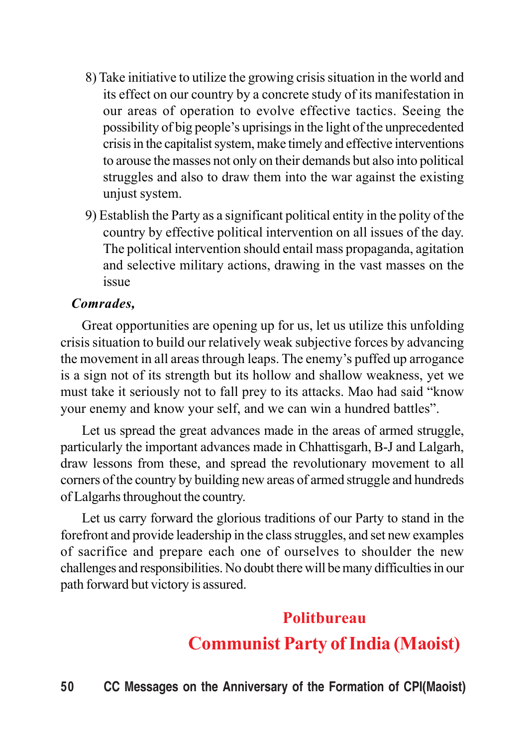8) Take initiative to utilize the growing crisis situation in the world and its effect on our country by a concrete study of its manifestation in our areas of operation to evolve effective tactics. Seeing the possibility of big people's uprisings in the light of the unprecedented crisis in the capitalist system, make timely and effective interventions to arouse the masses not only on their demands but also into political struggles and also to draw them into the war against the existing unjust system.

9) Establish the Party as a significant political entity in the polity of the country by effective political intervention on all issues of the day. The political intervention should entail mass propaganda, agitation and selective military actions, drawing in the vast masses on the issue

***Comrades,***

Great opportunities are opening up for us, let us utilize this unfolding crisis situation to build our relatively weak subjective forces by advancing the movement in all areas through leaps. The enemy's puffed up arrogance is a sign not of its strength but its hollow and shallow weakness, yet we must take it seriously not to fall prey to its attacks. Mao had said "know your enemy and know your self, and we can win a hundred battles".

Let us spread the great advances made in the areas of armed struggle, particularly the important advances made in Chhattisgarh, B-J and Lalgarh, draw lessons from these, and spread the revolutionary movement to all corners of the country by building new areas of armed struggle and hundreds of Lalgarhs throughout the country.

Let us carry forward the glorious traditions of our Party to stand in the forefront and provide leadership in the class struggles, and set new examples of sacrifice and prepare each one of ourselves to shoulder the new challenges and responsibilities. No doubt there will be many difficulties in our path forward but victory is assured.

**Politbureau**

**Communist Party of India (Maoist)**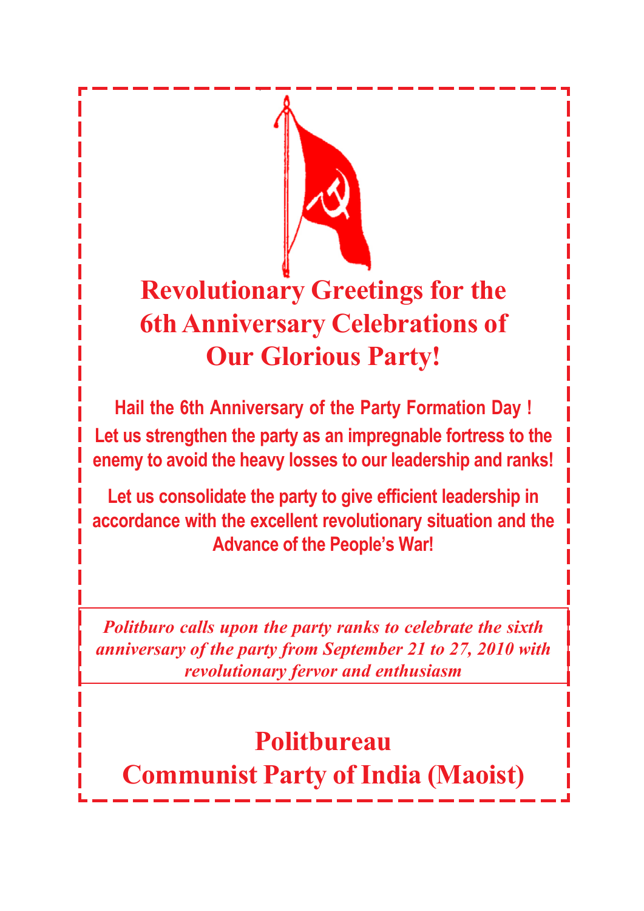# Revolutionary Greetings for the 6th Anniversary Celebrations of Our Glorious Party!

**Hail the 6th Anniversary of the Party Formation Day !**

**Let us strengthen the party as an impregnable fortress to the enemy to avoid the heavy losses to our leadership and ranks!**

**Let us consolidate the party to give efficient leadership in accordance with the excellent revolutionary situation and the Advance of the People's War!**

***Politburo calls upon the party ranks to celebrate the sixth anniversary of the party from September 21 to 27, 2010 with revolutionary fervor and enthusiasm***

**Politbureau**
**Communist Party of India (Maoist)**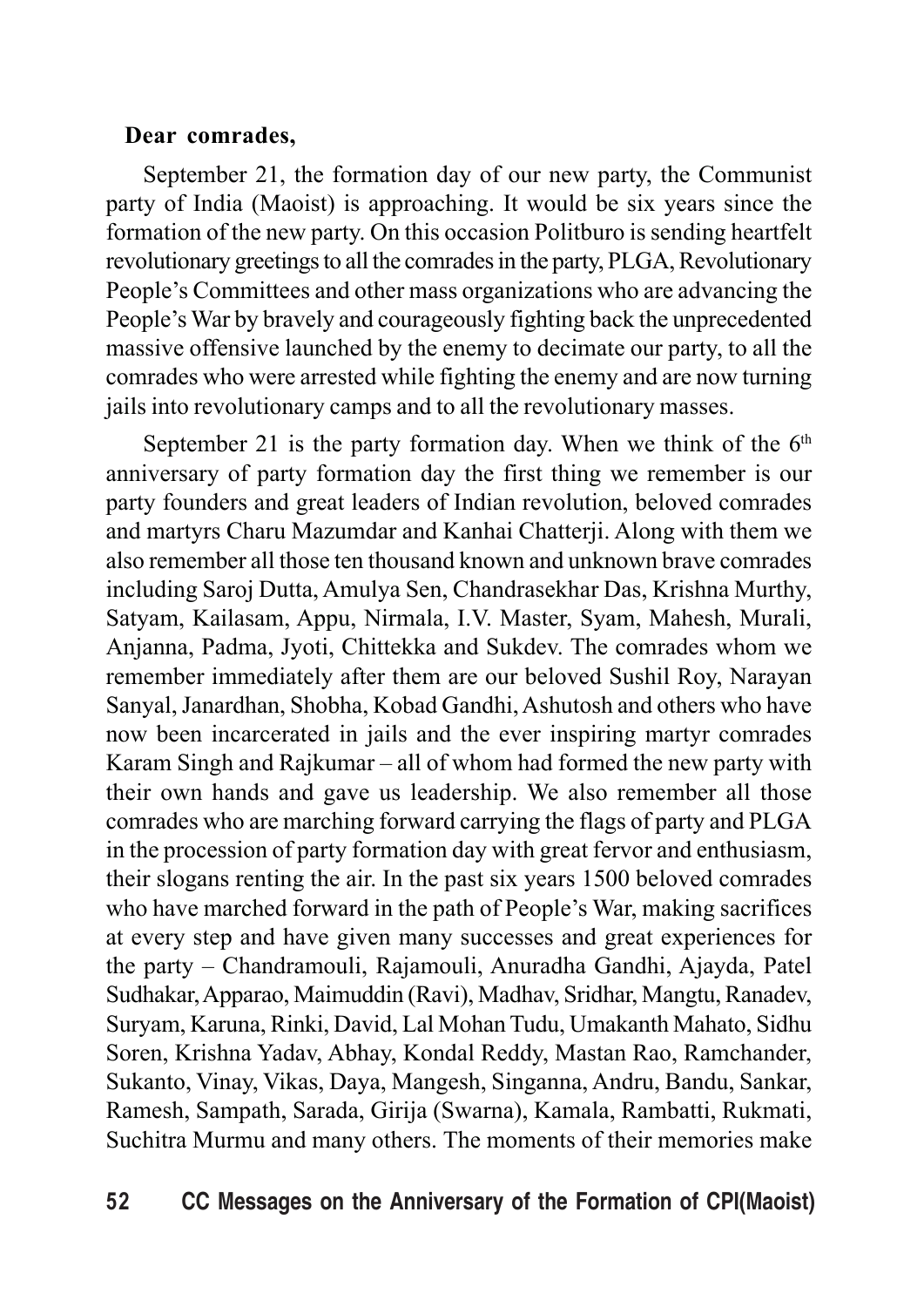**Dear comrades,**

September 21, the formation day of our new party, the Communist party of India (Maoist) is approaching. It would be six years since the formation of the new party. On this occasion Politburo is sending heartfelt revolutionary greetings to all the comrades in the party, PLGA, Revolutionary People's Committees and other mass organizations who are advancing the People's War by bravely and courageously fighting back the unprecedented massive offensive launched by the enemy to decimate our party, to all the comrades who were arrested while fighting the enemy and are now turning jails into revolutionary camps and to all the revolutionary masses.

September 21 is the party formation day. When we think of the 6th anniversary of party formation day the first thing we remember is our party founders and great leaders of Indian revolution, beloved comrades and martyrs Charu Mazumdar and Kanhai Chatterji. Along with them we also remember all those ten thousand known and unknown brave comrades including Saroj Dutta, Amulya Sen, Chandrasekhar Das, Krishna Murthy, Satyam, Kailasam, Appu, Nirmala, I.V. Master, Syam, Mahesh, Murali, Anjanna, Padma, Jyoti, Chittekka and Sukdev. The comrades whom we remember immediately after them are our beloved Sushil Roy, Narayan Sanyal, Janardhan, Shobha, Kobad Gandhi, Ashutosh and others who have now been incarcerated in jails and the ever inspiring martyr comrades Karam Singh and Rajkumar – all of whom had formed the new party with their own hands and gave us leadership. We also remember all those comrades who are marching forward carrying the flags of party and PLGA in the procession of party formation day with great fervor and enthusiasm, their slogans renting the air. In the past six years 1500 beloved comrades who have marched forward in the path of People's War, making sacrifices at every step and have given many successes and great experiences for the party – Chandramouli, Rajamouli, Anuradha Gandhi, Ajayda, Patel Sudhakar, Apparao, Maimuddin (Ravi), Madhav, Sridhar, Mangtu, Ranadev, Suryam, Karuna, Rinki, David, Lal Mohan Tudu, Umakanth Mahato, Sidhu Soren, Krishna Yadav, Abhay, Kondal Reddy, Mastan Rao, Ramchander, Sukanto, Vinay, Vikas, Daya, Mangesh, Singanna, Andru, Bandu, Sankar, Ramesh, Sampath, Sarada, Girija (Swarna), Kamala, Rambatti, Rukmati, Suchitra Murmu and many others. The moments of their memories make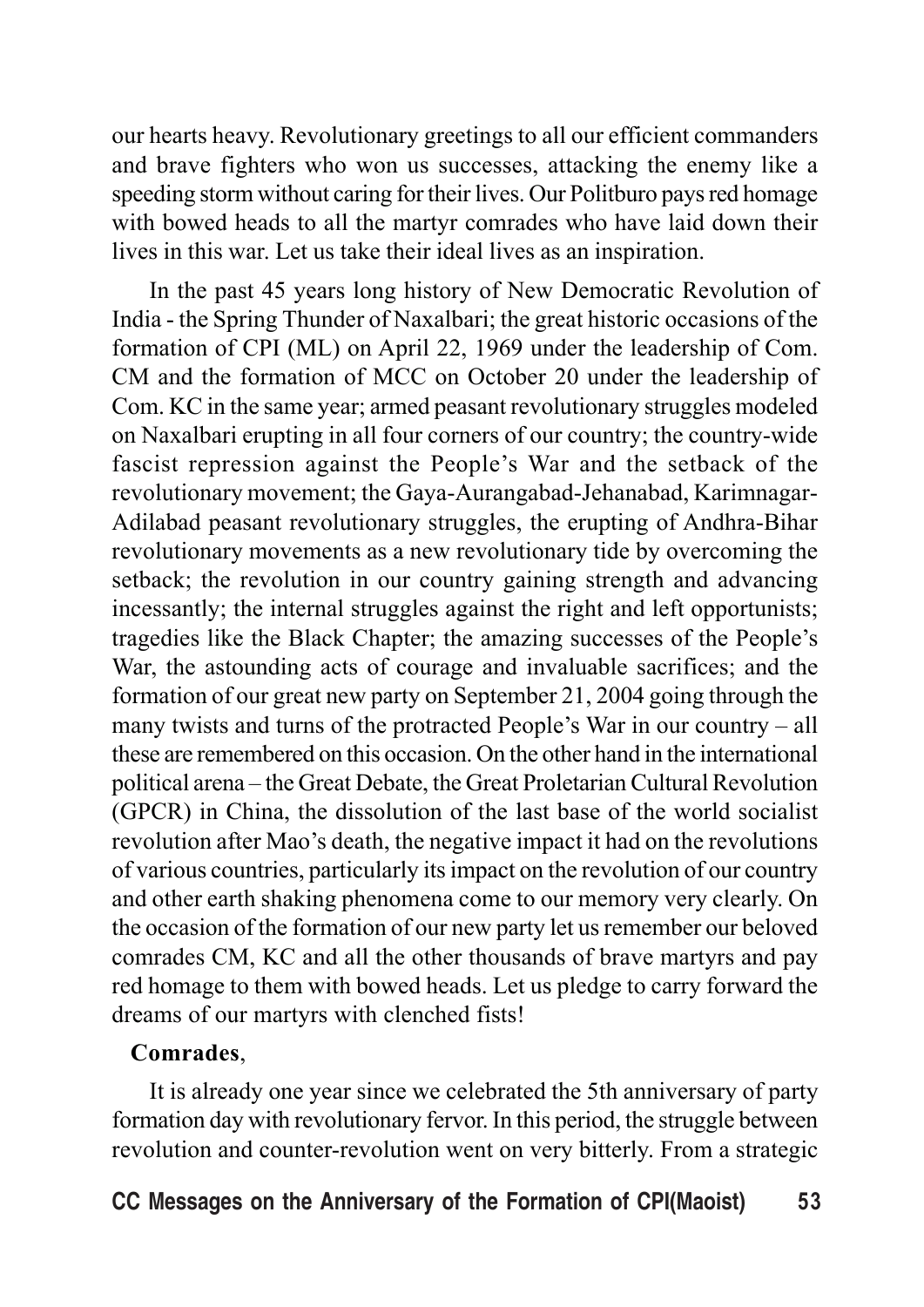our hearts heavy. Revolutionary greetings to all our efficient commanders and brave fighters who won us successes, attacking the enemy like a speeding storm without caring for their lives. Our Politburo pays red homage with bowed heads to all the martyr comrades who have laid down their lives in this war. Let us take their ideal lives as an inspiration.

In the past 45 years long history of New Democratic Revolution of India - the Spring Thunder of Naxalbari; the great historic occasions of the formation of CPI (ML) on April 22, 1969 under the leadership of Com. CM and the formation of MCC on October 20 under the leadership of Com. KC in the same year; armed peasant revolutionary struggles modeled on Naxalbari erupting in all four corners of our country; the country-wide fascist repression against the People's War and the setback of the revolutionary movement; the Gaya-Aurangabad-Jehanabad, Karimnagar-Adilabad peasant revolutionary struggles, the erupting of Andhra-Bihar revolutionary movements as a new revolutionary tide by overcoming the setback; the revolution in our country gaining strength and advancing incessantly; the internal struggles against the right and left opportunists; tragedies like the Black Chapter; the amazing successes of the People's War, the astounding acts of courage and invaluable sacrifices; and the formation of our great new party on September 21, 2004 going through the many twists and turns of the protracted People's War in our country – all these are remembered on this occasion. On the other hand in the international political arena – the Great Debate, the Great Proletarian Cultural Revolution (GPCR) in China, the dissolution of the last base of the world socialist revolution after Mao's death, the negative impact it had on the revolutions of various countries, particularly its impact on the revolution of our country and other earth shaking phenomena come to our memory very clearly. On the occasion of the formation of our new party let us remember our beloved comrades CM, KC and all the other thousands of brave martyrs and pay red homage to them with bowed heads. Let us pledge to carry forward the dreams of our martyrs with clenched fists!

**Comrades**,

It is already one year since we celebrated the 5th anniversary of party formation day with revolutionary fervor. In this period, the struggle between revolution and counter-revolution went on very bitterly. From a strategic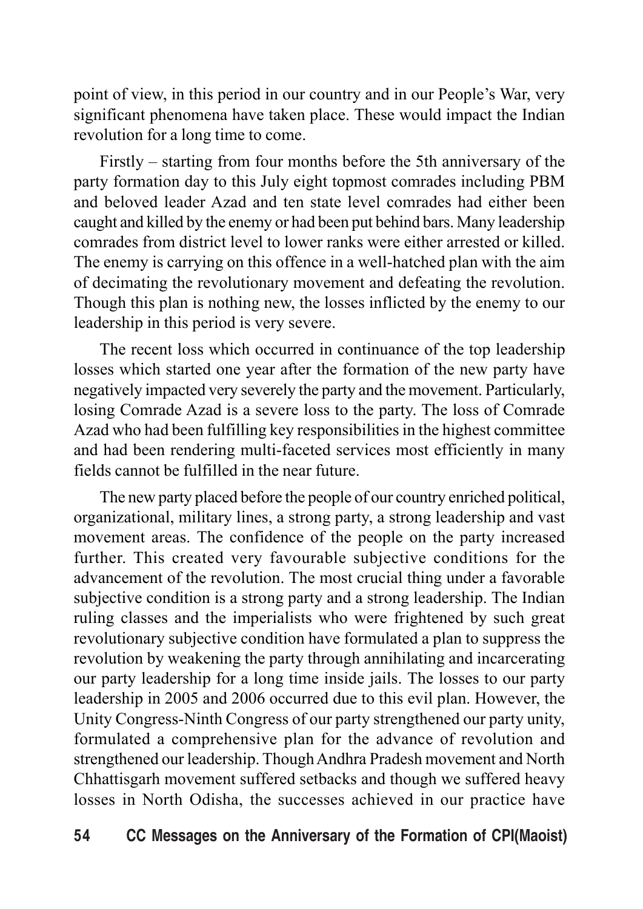point of view, in this period in our country and in our People's War, very significant phenomena have taken place. These would impact the Indian revolution for a long time to come.

Firstly – starting from four months before the 5th anniversary of the party formation day to this July eight topmost comrades including PBM and beloved leader Azad and ten state level comrades had either been caught and killed by the enemy or had been put behind bars. Many leadership comrades from district level to lower ranks were either arrested or killed. The enemy is carrying on this offence in a well-hatched plan with the aim of decimating the revolutionary movement and defeating the revolution. Though this plan is nothing new, the losses inflicted by the enemy to our leadership in this period is very severe.

The recent loss which occurred in continuance of the top leadership losses which started one year after the formation of the new party have negatively impacted very severely the party and the movement. Particularly, losing Comrade Azad is a severe loss to the party. The loss of Comrade Azad who had been fulfilling key responsibilities in the highest committee and had been rendering multi-faceted services most efficiently in many fields cannot be fulfilled in the near future.

The new party placed before the people of our country enriched political, organizational, military lines, a strong party, a strong leadership and vast movement areas. The confidence of the people on the party increased further. This created very favourable subjective conditions for the advancement of the revolution. The most crucial thing under a favorable subjective condition is a strong party and a strong leadership. The Indian ruling classes and the imperialists who were frightened by such great revolutionary subjective condition have formulated a plan to suppress the revolution by weakening the party through annihilating and incarcerating our party leadership for a long time inside jails. The losses to our party leadership in 2005 and 2006 occurred due to this evil plan. However, the Unity Congress-Ninth Congress of our party strengthened our party unity, formulated a comprehensive plan for the advance of revolution and strengthened our leadership. Though Andhra Pradesh movement and North Chhattisgarh movement suffered setbacks and though we suffered heavy losses in North Odisha, the successes achieved in our practice have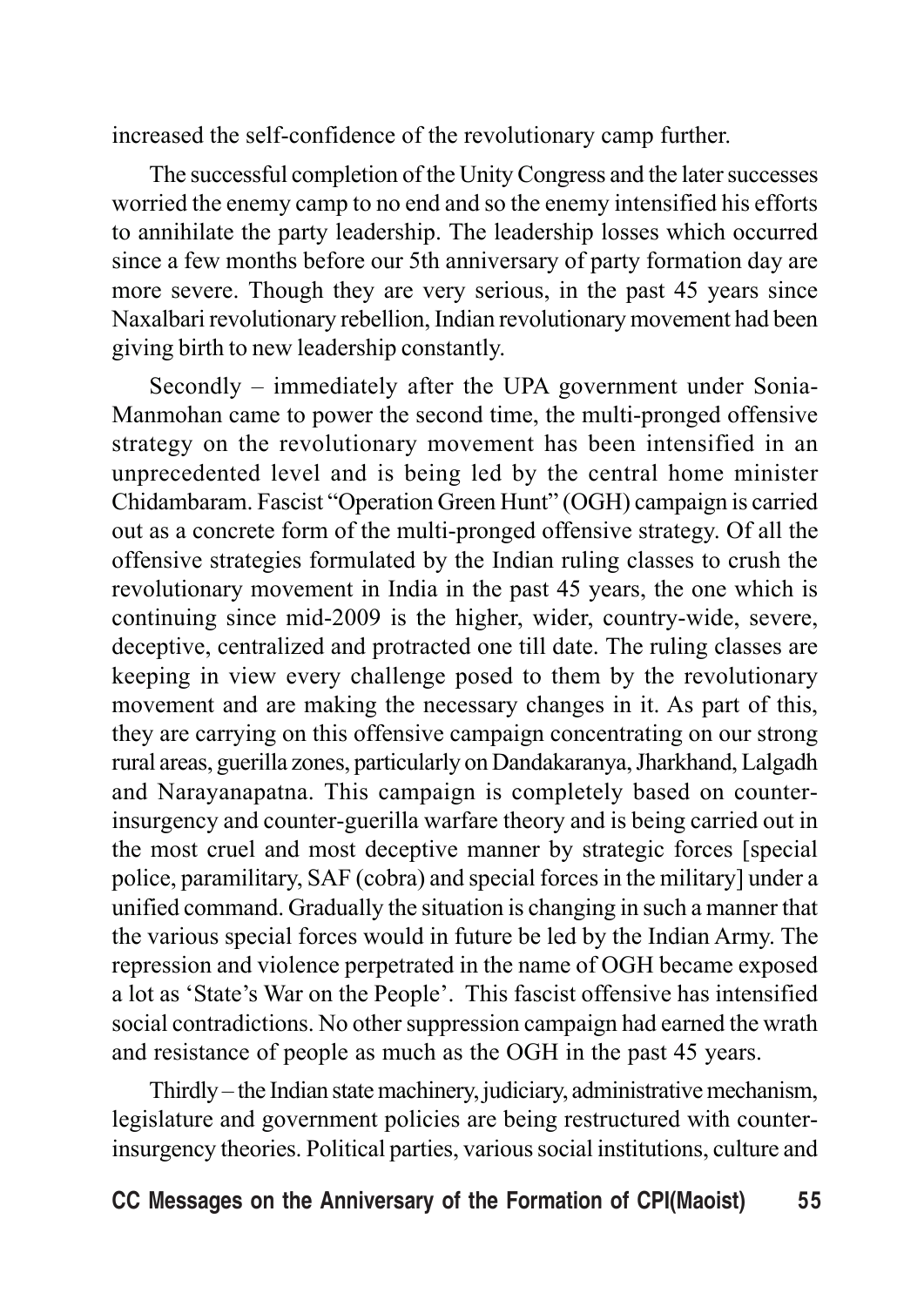increased the self-confidence of the revolutionary camp further.

The successful completion of the Unity Congress and the later successes worried the enemy camp to no end and so the enemy intensified his efforts to annihilate the party leadership. The leadership losses which occurred since a few months before our 5th anniversary of party formation day are more severe. Though they are very serious, in the past 45 years since Naxalbari revolutionary rebellion, Indian revolutionary movement had been giving birth to new leadership constantly.

Secondly – immediately after the UPA government under Sonia-Manmohan came to power the second time, the multi-pronged offensive strategy on the revolutionary movement has been intensified in an unprecedented level and is being led by the central home minister Chidambaram. Fascist "Operation Green Hunt" (OGH) campaign is carried out as a concrete form of the multi-pronged offensive strategy. Of all the offensive strategies formulated by the Indian ruling classes to crush the revolutionary movement in India in the past 45 years, the one which is continuing since mid-2009 is the higher, wider, country-wide, severe, deceptive, centralized and protracted one till date. The ruling classes are keeping in view every challenge posed to them by the revolutionary movement and are making the necessary changes in it. As part of this, they are carrying on this offensive campaign concentrating on our strong rural areas, guerilla zones, particularly on Dandakaranya, Jharkhand, Lalgadh and Narayanapatna. This campaign is completely based on counter-insurgency and counter-guerilla warfare theory and is being carried out in the most cruel and most deceptive manner by strategic forces [special police, paramilitary, SAF (cobra) and special forces in the military] under a unified command. Gradually the situation is changing in such a manner that the various special forces would in future be led by the Indian Army. The repression and violence perpetrated in the name of OGH became exposed a lot as 'State's War on the People'. This fascist offensive has intensified social contradictions. No other suppression campaign had earned the wrath and resistance of people as much as the OGH in the past 45 years.

Thirdly – the Indian state machinery, judiciary, administrative mechanism, legislature and government policies are being restructured with counter-insurgency theories. Political parties, various social institutions, culture and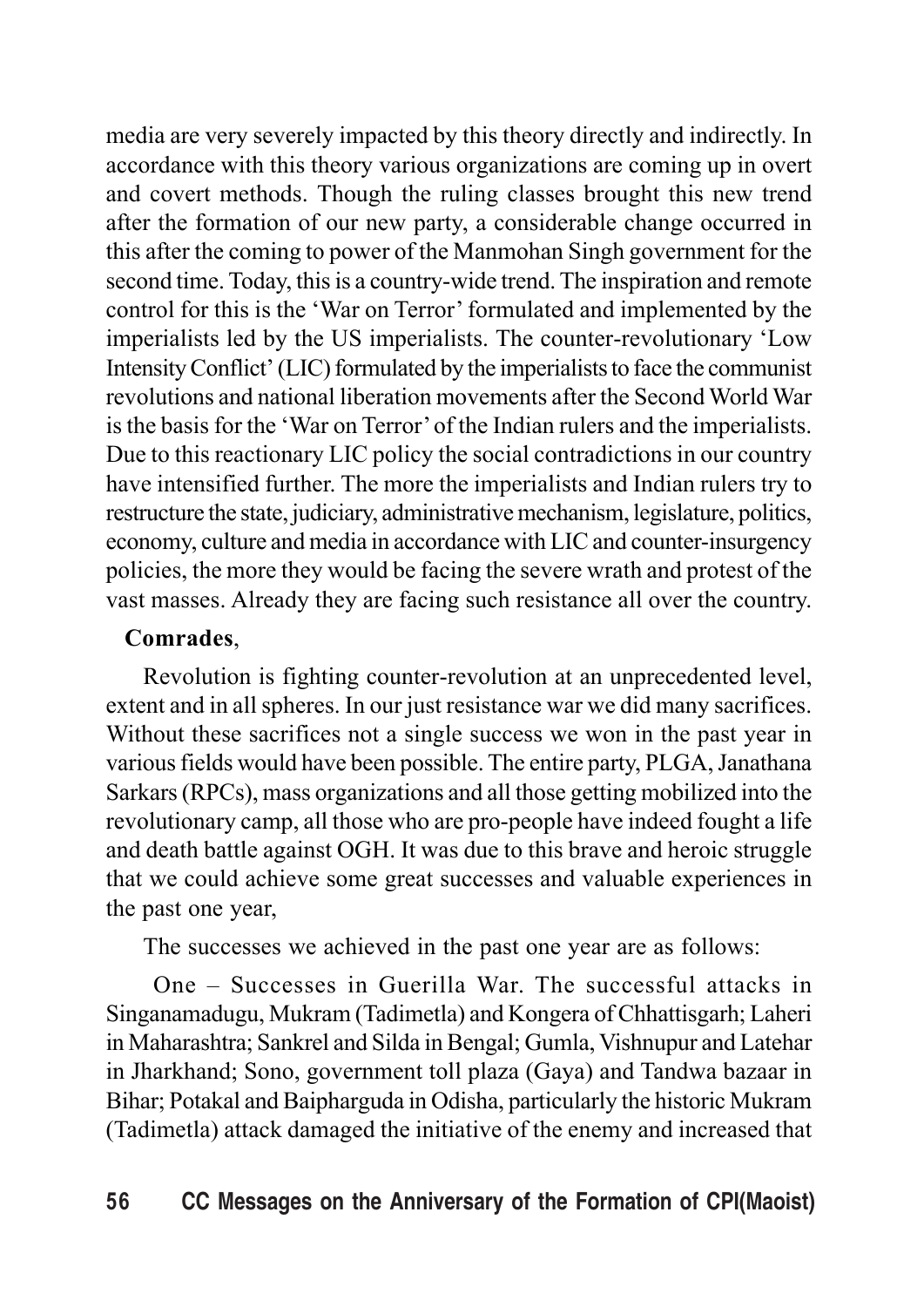media are very severely impacted by this theory directly and indirectly. In accordance with this theory various organizations are coming up in overt and covert methods. Though the ruling classes brought this new trend after the formation of our new party, a considerable change occurred in this after the coming to power of the Manmohan Singh government for the second time. Today, this is a country-wide trend. The inspiration and remote control for this is the 'War on Terror' formulated and implemented by the imperialists led by the US imperialists. The counter-revolutionary 'Low Intensity Conflict' (LIC) formulated by the imperialists to face the communist revolutions and national liberation movements after the Second World War is the basis for the 'War on Terror' of the Indian rulers and the imperialists. Due to this reactionary LIC policy the social contradictions in our country have intensified further. The more the imperialists and Indian rulers try to restructure the state, judiciary, administrative mechanism, legislature, politics, economy, culture and media in accordance with LIC and counter-insurgency policies, the more they would be facing the severe wrath and protest of the vast masses. Already they are facing such resistance all over the country.

**Comrades**,

Revolution is fighting counter-revolution at an unprecedented level, extent and in all spheres. In our just resistance war we did many sacrifices. Without these sacrifices not a single success we won in the past year in various fields would have been possible. The entire party, PLGA, Janathana Sarkars (RPCs), mass organizations and all those getting mobilized into the revolutionary camp, all those who are pro-people have indeed fought a life and death battle against OGH. It was due to this brave and heroic struggle that we could achieve some great successes and valuable experiences in the past one year,

The successes we achieved in the past one year are as follows:

One – Successes in Guerilla War. The successful attacks in Singanamadugu, Mukram (Tadimetla) and Kongera of Chhattisgarh; Laheri in Maharashtra; Sankrel and Silda in Bengal; Gumla, Vishnupur and Latehar in Jharkhand; Sono, government toll plaza (Gaya) and Tandwa bazaar in Bihar; Potakal and Baipharguda in Odisha, particularly the historic Mukram (Tadimetla) attack damaged the initiative of the enemy and increased that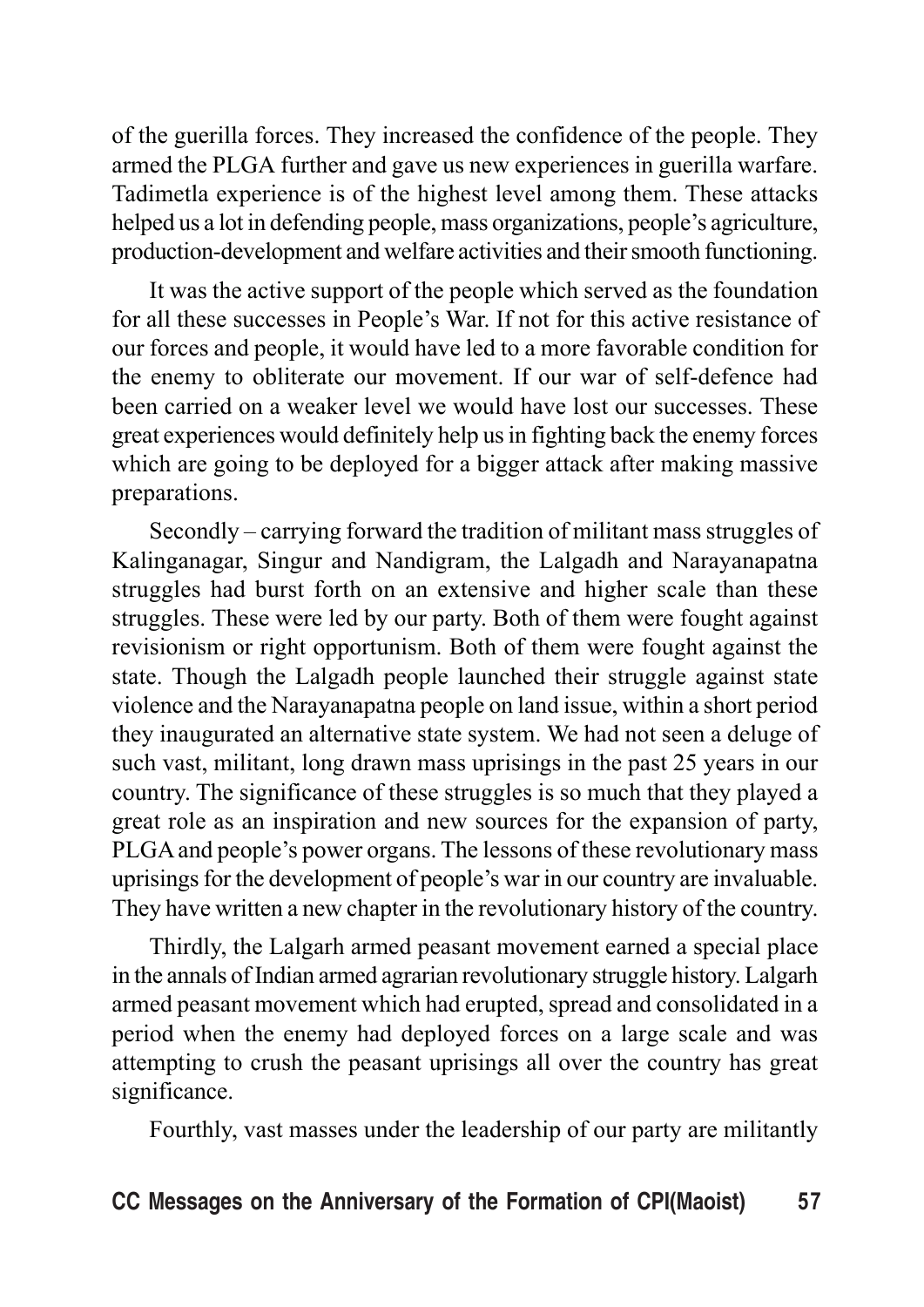of the guerilla forces. They increased the confidence of the people. They armed the PLGA further and gave us new experiences in guerilla warfare. Tadimetla experience is of the highest level among them. These attacks helped us a lot in defending people, mass organizations, people's agriculture, production-development and welfare activities and their smooth functioning.

It was the active support of the people which served as the foundation for all these successes in People's War. If not for this active resistance of our forces and people, it would have led to a more favorable condition for the enemy to obliterate our movement. If our war of self-defence had been carried on a weaker level we would have lost our successes. These great experiences would definitely help us in fighting back the enemy forces which are going to be deployed for a bigger attack after making massive preparations.

Secondly – carrying forward the tradition of militant mass struggles of Kalinganagar, Singur and Nandigram, the Lalgadh and Narayanapatna struggles had burst forth on an extensive and higher scale than these struggles. These were led by our party. Both of them were fought against revisionism or right opportunism. Both of them were fought against the state. Though the Lalgadh people launched their struggle against state violence and the Narayanapatna people on land issue, within a short period they inaugurated an alternative state system. We had not seen a deluge of such vast, militant, long drawn mass uprisings in the past 25 years in our country. The significance of these struggles is so much that they played a great role as an inspiration and new sources for the expansion of party, PLGA and people's power organs. The lessons of these revolutionary mass uprisings for the development of people's war in our country are invaluable. They have written a new chapter in the revolutionary history of the country.

Thirdly, the Lalgarh armed peasant movement earned a special place in the annals of Indian armed agrarian revolutionary struggle history. Lalgarh armed peasant movement which had erupted, spread and consolidated in a period when the enemy had deployed forces on a large scale and was attempting to crush the peasant uprisings all over the country has great significance.

Fourthly, vast masses under the leadership of our party are militantly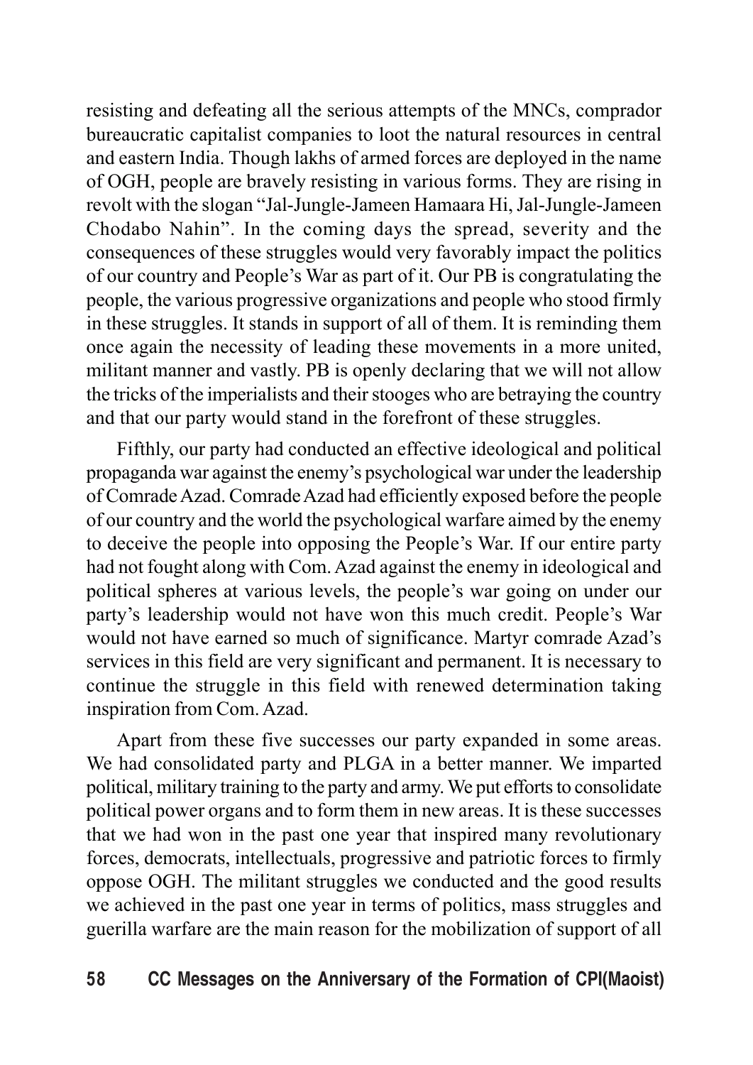resisting and defeating all the serious attempts of the MNCs, comprador bureaucratic capitalist companies to loot the natural resources in central and eastern India. Though lakhs of armed forces are deployed in the name of OGH, people are bravely resisting in various forms. They are rising in revolt with the slogan "Jal-Jungle-Jameen Hamaara Hi, Jal-Jungle-Jameen Chodabo Nahin". In the coming days the spread, severity and the consequences of these struggles would very favorably impact the politics of our country and People's War as part of it. Our PB is congratulating the people, the various progressive organizations and people who stood firmly in these struggles. It stands in support of all of them. It is reminding them once again the necessity of leading these movements in a more united, militant manner and vastly. PB is openly declaring that we will not allow the tricks of the imperialists and their stooges who are betraying the country and that our party would stand in the forefront of these struggles.

Fifthly, our party had conducted an effective ideological and political propaganda war against the enemy's psychological war under the leadership of Comrade Azad. Comrade Azad had efficiently exposed before the people of our country and the world the psychological warfare aimed by the enemy to deceive the people into opposing the People's War. If our entire party had not fought along with Com. Azad against the enemy in ideological and political spheres at various levels, the people's war going on under our party's leadership would not have won this much credit. People's War would not have earned so much of significance. Martyr comrade Azad's services in this field are very significant and permanent. It is necessary to continue the struggle in this field with renewed determination taking inspiration from Com. Azad.

Apart from these five successes our party expanded in some areas. We had consolidated party and PLGA in a better manner. We imparted political, military training to the party and army. We put efforts to consolidate political power organs and to form them in new areas. It is these successes that we had won in the past one year that inspired many revolutionary forces, democrats, intellectuals, progressive and patriotic forces to firmly oppose OGH. The militant struggles we conducted and the good results we achieved in the past one year in terms of politics, mass struggles and guerilla warfare are the main reason for the mobilization of support of all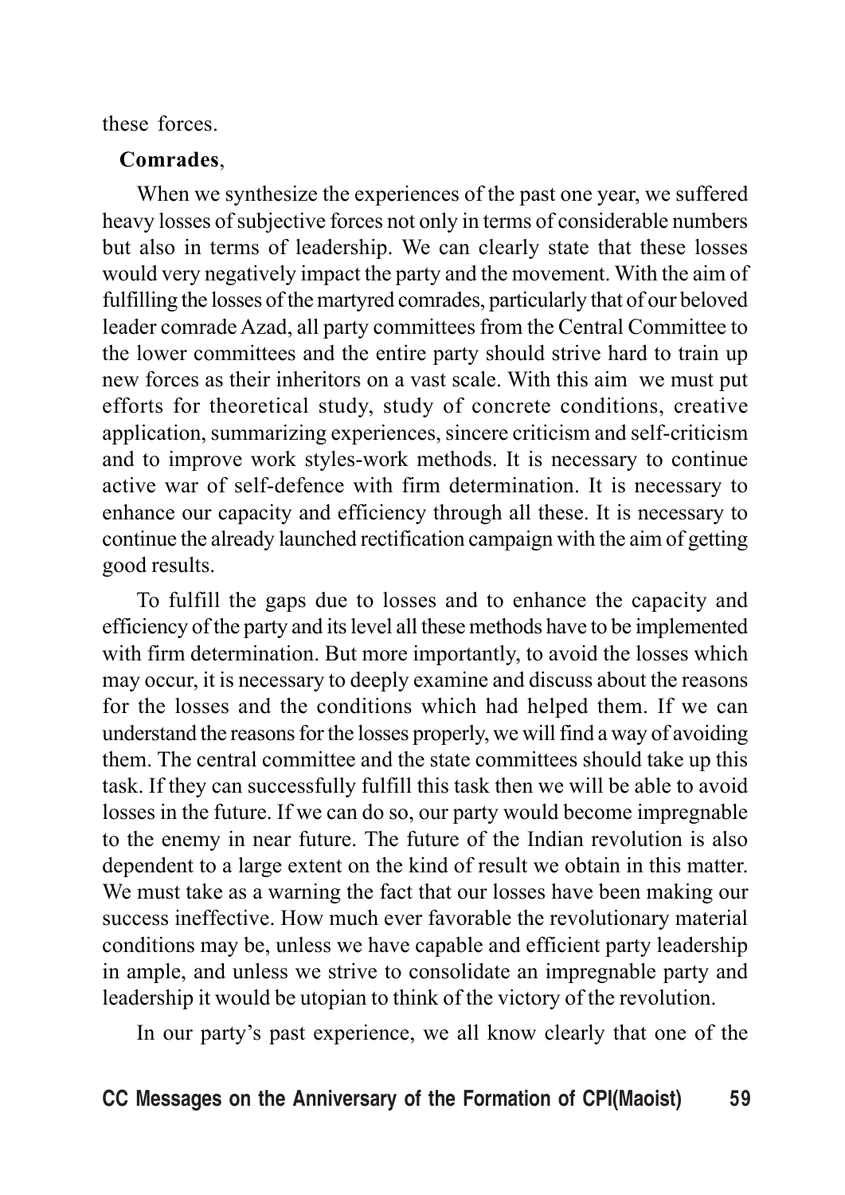these forces.

**Comrades**,

When we synthesize the experiences of the past one year, we suffered heavy losses of subjective forces not only in terms of considerable numbers but also in terms of leadership. We can clearly state that these losses would very negatively impact the party and the movement. With the aim of fulfilling the losses of the martyred comrades, particularly that of our beloved leader comrade Azad, all party committees from the Central Committee to the lower committees and the entire party should strive hard to train up new forces as their inheritors on a vast scale. With this aim we must put efforts for theoretical study, study of concrete conditions, creative application, summarizing experiences, sincere criticism and self-criticism and to improve work styles-work methods. It is necessary to continue active war of self-defence with firm determination. It is necessary to enhance our capacity and efficiency through all these. It is necessary to continue the already launched rectification campaign with the aim of getting good results.

To fulfill the gaps due to losses and to enhance the capacity and efficiency of the party and its level all these methods have to be implemented with firm determination. But more importantly, to avoid the losses which may occur, it is necessary to deeply examine and discuss about the reasons for the losses and the conditions which had helped them. If we can understand the reasons for the losses properly, we will find a way of avoiding them. The central committee and the state committees should take up this task. If they can successfully fulfill this task then we will be able to avoid losses in the future. If we can do so, our party would become impregnable to the enemy in near future. The future of the Indian revolution is also dependent to a large extent on the kind of result we obtain in this matter. We must take as a warning the fact that our losses have been making our success ineffective. How much ever favorable the revolutionary material conditions may be, unless we have capable and efficient party leadership in ample, and unless we strive to consolidate an impregnable party and leadership it would be utopian to think of the victory of the revolution.

In our party's past experience, we all know clearly that one of the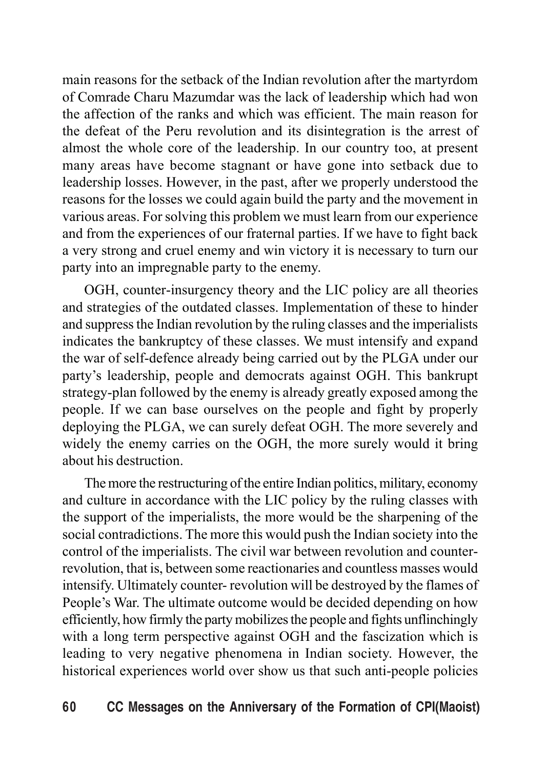main reasons for the setback of the Indian revolution after the martyrdom of Comrade Charu Mazumdar was the lack of leadership which had won the affection of the ranks and which was efficient. The main reason for the defeat of the Peru revolution and its disintegration is the arrest of almost the whole core of the leadership. In our country too, at present many areas have become stagnant or have gone into setback due to leadership losses. However, in the past, after we properly understood the reasons for the losses we could again build the party and the movement in various areas. For solving this problem we must learn from our experience and from the experiences of our fraternal parties. If we have to fight back a very strong and cruel enemy and win victory it is necessary to turn our party into an impregnable party to the enemy.

OGH, counter-insurgency theory and the LIC policy are all theories and strategies of the outdated classes. Implementation of these to hinder and suppress the Indian revolution by the ruling classes and the imperialists indicates the bankruptcy of these classes. We must intensify and expand the war of self-defence already being carried out by the PLGA under our party's leadership, people and democrats against OGH. This bankrupt strategy-plan followed by the enemy is already greatly exposed among the people. If we can base ourselves on the people and fight by properly deploying the PLGA, we can surely defeat OGH. The more severely and widely the enemy carries on the OGH, the more surely would it bring about his destruction.

The more the restructuring of the entire Indian politics, military, economy and culture in accordance with the LIC policy by the ruling classes with the support of the imperialists, the more would be the sharpening of the social contradictions. The more this would push the Indian society into the control of the imperialists. The civil war between revolution and counter-revolution, that is, between some reactionaries and countless masses would intensify. Ultimately counter- revolution will be destroyed by the flames of People's War. The ultimate outcome would be decided depending on how efficiently, how firmly the party mobilizes the people and fights unflinchingly with a long term perspective against OGH and the fascization which is leading to very negative phenomena in Indian society. However, the historical experiences world over show us that such anti-people policies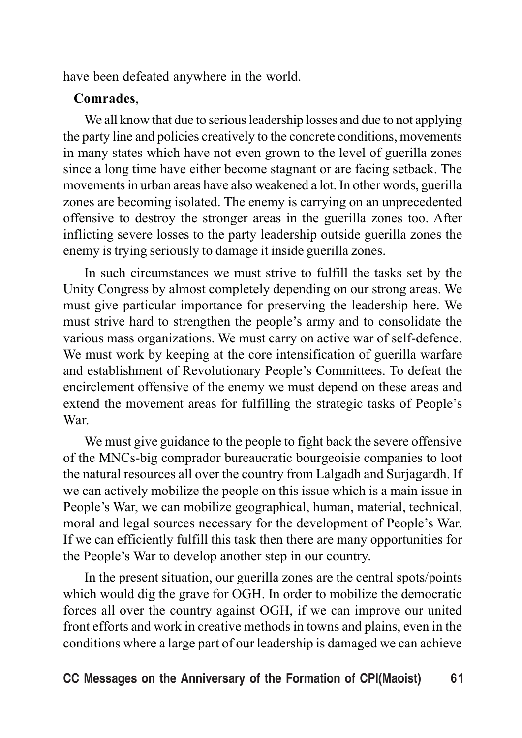have been defeated anywhere in the world.

**Comrades**,

We all know that due to serious leadership losses and due to not applying the party line and policies creatively to the concrete conditions, movements in many states which have not even grown to the level of guerilla zones since a long time have either become stagnant or are facing setback. The movements in urban areas have also weakened a lot. In other words, guerilla zones are becoming isolated. The enemy is carrying on an unprecedented offensive to destroy the stronger areas in the guerilla zones too. After inflicting severe losses to the party leadership outside guerilla zones the enemy is trying seriously to damage it inside guerilla zones.

In such circumstances we must strive to fulfill the tasks set by the Unity Congress by almost completely depending on our strong areas. We must give particular importance for preserving the leadership here. We must strive hard to strengthen the people's army and to consolidate the various mass organizations. We must carry on active war of self-defence. We must work by keeping at the core intensification of guerilla warfare and establishment of Revolutionary People's Committees. To defeat the encirclement offensive of the enemy we must depend on these areas and extend the movement areas for fulfilling the strategic tasks of People's War.

We must give guidance to the people to fight back the severe offensive of the MNCs-big comprador bureaucratic bourgeoisie companies to loot the natural resources all over the country from Lalgadh and Surjagardh. If we can actively mobilize the people on this issue which is a main issue in People's War, we can mobilize geographical, human, material, technical, moral and legal sources necessary for the development of People's War. If we can efficiently fulfill this task then there are many opportunities for the People's War to develop another step in our country.

In the present situation, our guerilla zones are the central spots/points which would dig the grave for OGH. In order to mobilize the democratic forces all over the country against OGH, if we can improve our united front efforts and work in creative methods in towns and plains, even in the conditions where a large part of our leadership is damaged we can achieve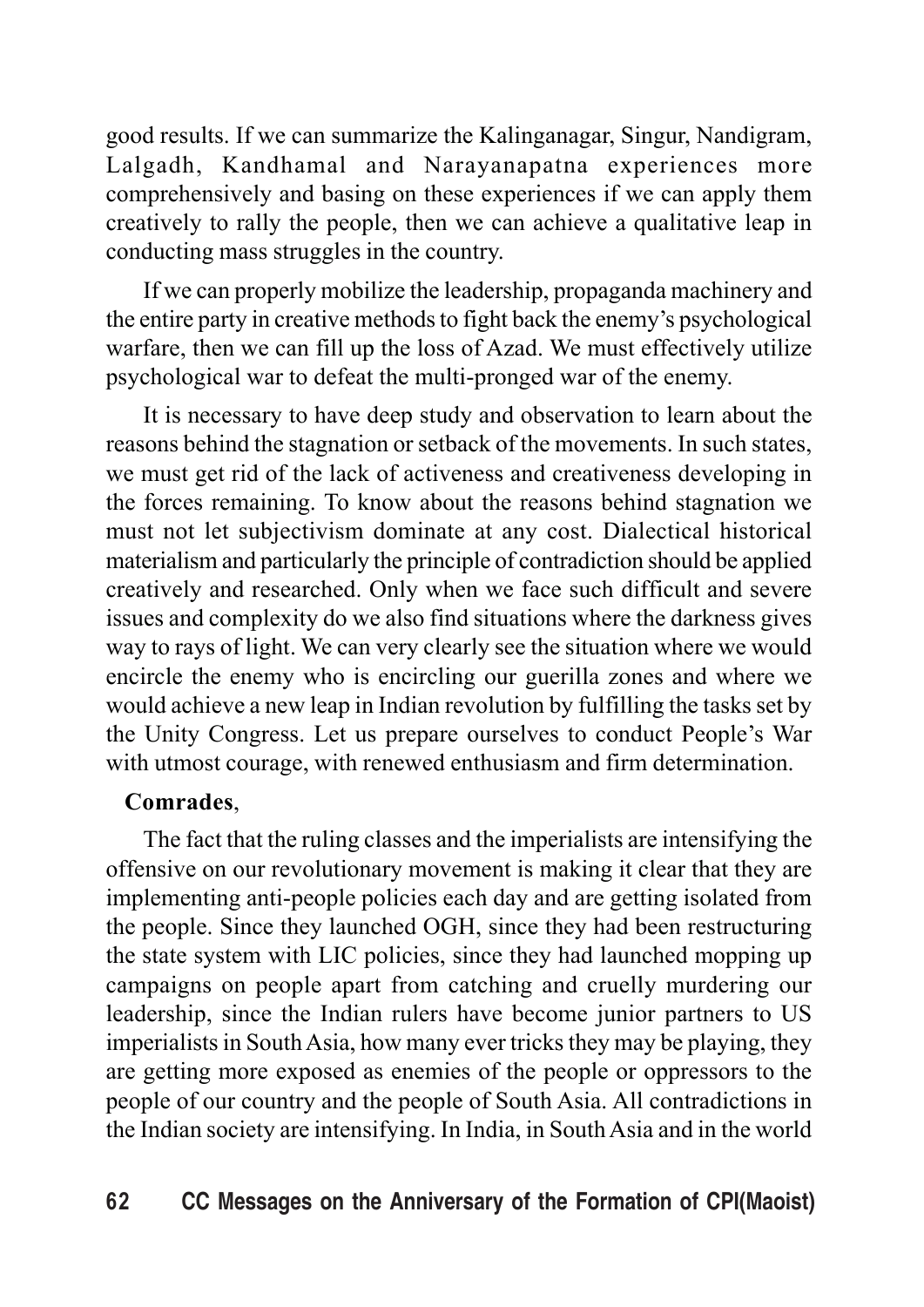good results. If we can summarize the Kalinganagar, Singur, Nandigram, Lalgadh, Kandhamal and Narayanapatna experiences more comprehensively and basing on these experiences if we can apply them creatively to rally the people, then we can achieve a qualitative leap in conducting mass struggles in the country.

If we can properly mobilize the leadership, propaganda machinery and the entire party in creative methods to fight back the enemy's psychological warfare, then we can fill up the loss of Azad. We must effectively utilize psychological war to defeat the multi-pronged war of the enemy.

It is necessary to have deep study and observation to learn about the reasons behind the stagnation or setback of the movements. In such states, we must get rid of the lack of activeness and creativeness developing in the forces remaining. To know about the reasons behind stagnation we must not let subjectivism dominate at any cost. Dialectical historical materialism and particularly the principle of contradiction should be applied creatively and researched. Only when we face such difficult and severe issues and complexity do we also find situations where the darkness gives way to rays of light. We can very clearly see the situation where we would encircle the enemy who is encircling our guerilla zones and where we would achieve a new leap in Indian revolution by fulfilling the tasks set by the Unity Congress. Let us prepare ourselves to conduct People's War with utmost courage, with renewed enthusiasm and firm determination.

**Comrades**,

The fact that the ruling classes and the imperialists are intensifying the offensive on our revolutionary movement is making it clear that they are implementing anti-people policies each day and are getting isolated from the people. Since they launched OGH, since they had been restructuring the state system with LIC policies, since they had launched mopping up campaigns on people apart from catching and cruelly murdering our leadership, since the Indian rulers have become junior partners to US imperialists in South Asia, how many ever tricks they may be playing, they are getting more exposed as enemies of the people or oppressors to the people of our country and the people of South Asia. All contradictions in the Indian society are intensifying. In India, in South Asia and in the world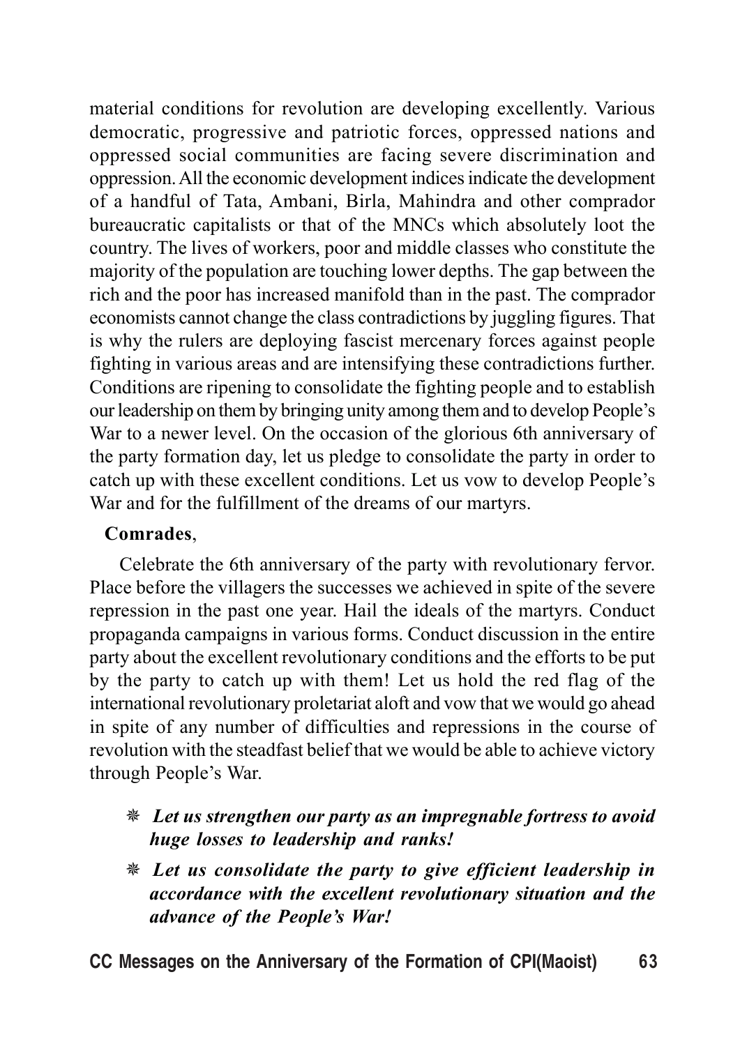material conditions for revolution are developing excellently. Various democratic, progressive and patriotic forces, oppressed nations and oppressed social communities are facing severe discrimination and oppression. All the economic development indices indicate the development of a handful of Tata, Ambani, Birla, Mahindra and other comprador bureaucratic capitalists or that of the MNCs which absolutely loot the country. The lives of workers, poor and middle classes who constitute the majority of the population are touching lower depths. The gap between the rich and the poor has increased manifold than in the past. The comprador economists cannot change the class contradictions by juggling figures. That is why the rulers are deploying fascist mercenary forces against people fighting in various areas and are intensifying these contradictions further. Conditions are ripening to consolidate the fighting people and to establish our leadership on them by bringing unity among them and to develop People's War to a newer level. On the occasion of the glorious 6th anniversary of the party formation day, let us pledge to consolidate the party in order to catch up with these excellent conditions. Let us vow to develop People's War and for the fulfillment of the dreams of our martyrs.

**Comrades**,

Celebrate the 6th anniversary of the party with revolutionary fervor. Place before the villagers the successes we achieved in spite of the severe repression in the past one year. Hail the ideals of the martyrs. Conduct propaganda campaigns in various forms. Conduct discussion in the entire party about the excellent revolutionary conditions and the efforts to be put by the party to catch up with them! Let us hold the red flag of the international revolutionary proletariat aloft and vow that we would go ahead in spite of any number of difficulties and repressions in the course of revolution with the steadfast belief that we would be able to achieve victory through People's War.

- ***Let us strengthen our party as an impregnable fortress to avoid huge losses to leadership and ranks!***
- ***Let us consolidate the party to give efficient leadership in accordance with the excellent revolutionary situation and the advance of the People's War!***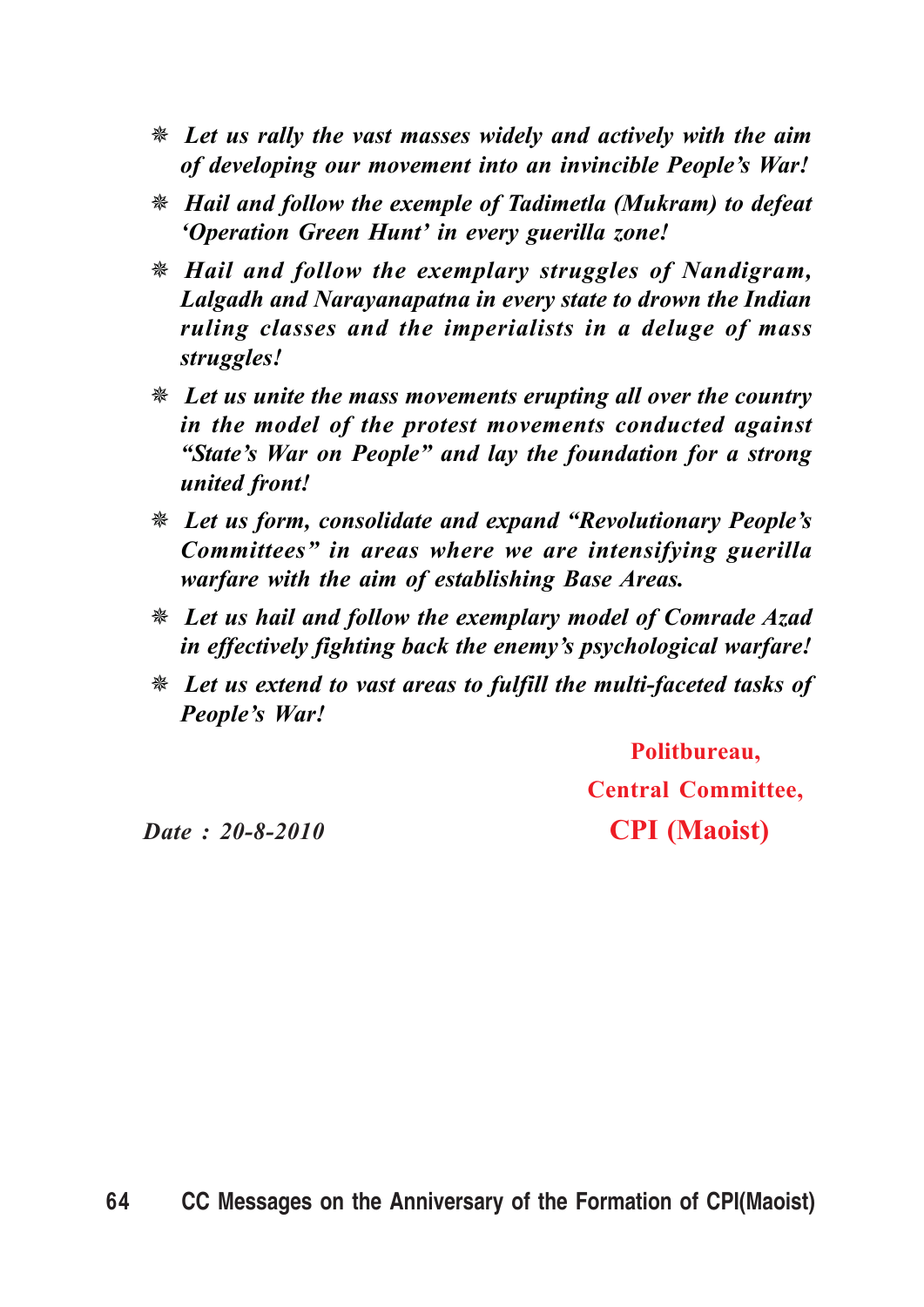- ***Let us rally the vast masses widely and actively with the aim of developing our movement into an invincible People's War!***
- ***Hail and follow the exemple of Tadimetla (Mukram) to defeat 'Operation Green Hunt' in every guerilla zone!***
- ***Hail and follow the exemplary struggles of Nandigram, Lalgadh and Narayanapatna in every state to drown the Indian ruling classes and the imperialists in a deluge of mass struggles!***
- ***Let us unite the mass movements erupting all over the country in the model of the protest movements conducted against "State's War on People" and lay the foundation for a strong united front!***
- ***Let us form, consolidate and expand "Revolutionary People's Committees" in areas where we are intensifying guerilla warfare with the aim of establishing Base Areas.***
- ***Let us hail and follow the exemplary model of Comrade Azad in effectively fighting back the enemy's psychological warfare!***
- ***Let us extend to vast areas to fulfill the multi-faceted tasks of People's War!***

**Politbureau,**
**Central Committee,**
**CPI (Maoist)**

*Date : 20-8-2010*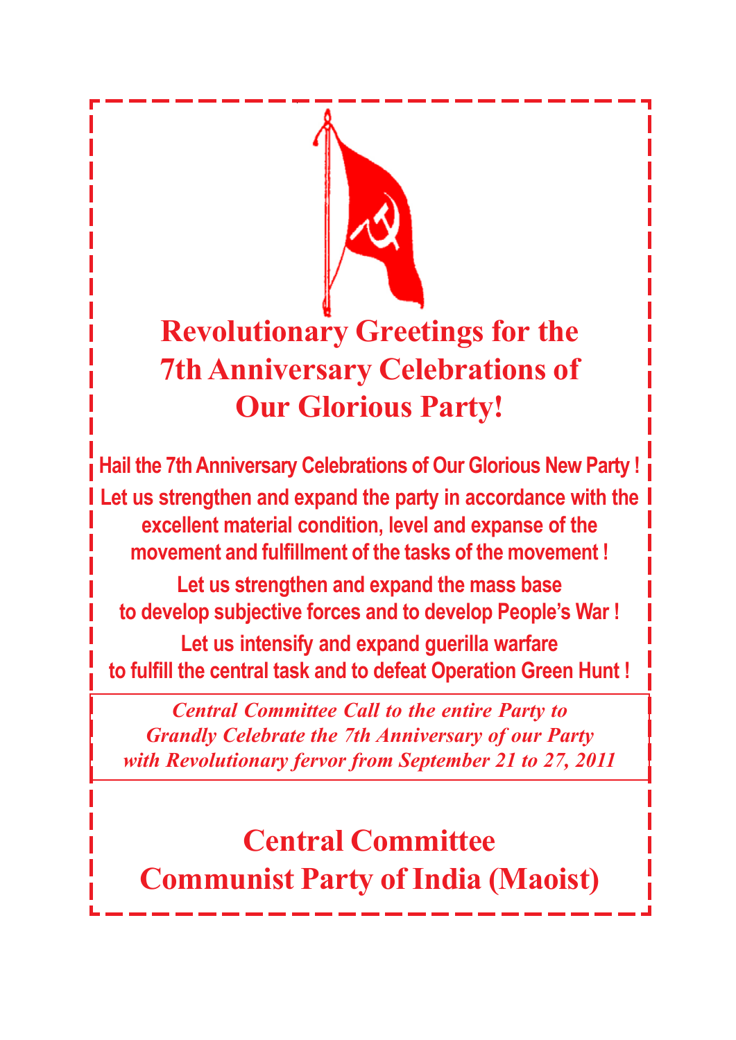# Revolutionary Greetings for the 7th Anniversary Celebrations of Our Glorious Party!

**Hail the 7th Anniversary Celebrations of Our Glorious New Party !**

**Let us strengthen and expand the party in accordance with the excellent material condition, level and expanse of the movement and fulfillment of the tasks of the movement !**

**Let us strengthen and expand the mass base to develop subjective forces and to develop People's War !**

**Let us intensify and expand guerilla warfare to fulfill the central task and to defeat Operation Green Hunt !**

*Central Committee Call to the entire Party to Grandly Celebrate the 7th Anniversary of our Party with Revolutionary fervor from September 21 to 27, 2011*

## Central Committee
## Communist Party of India (Maoist)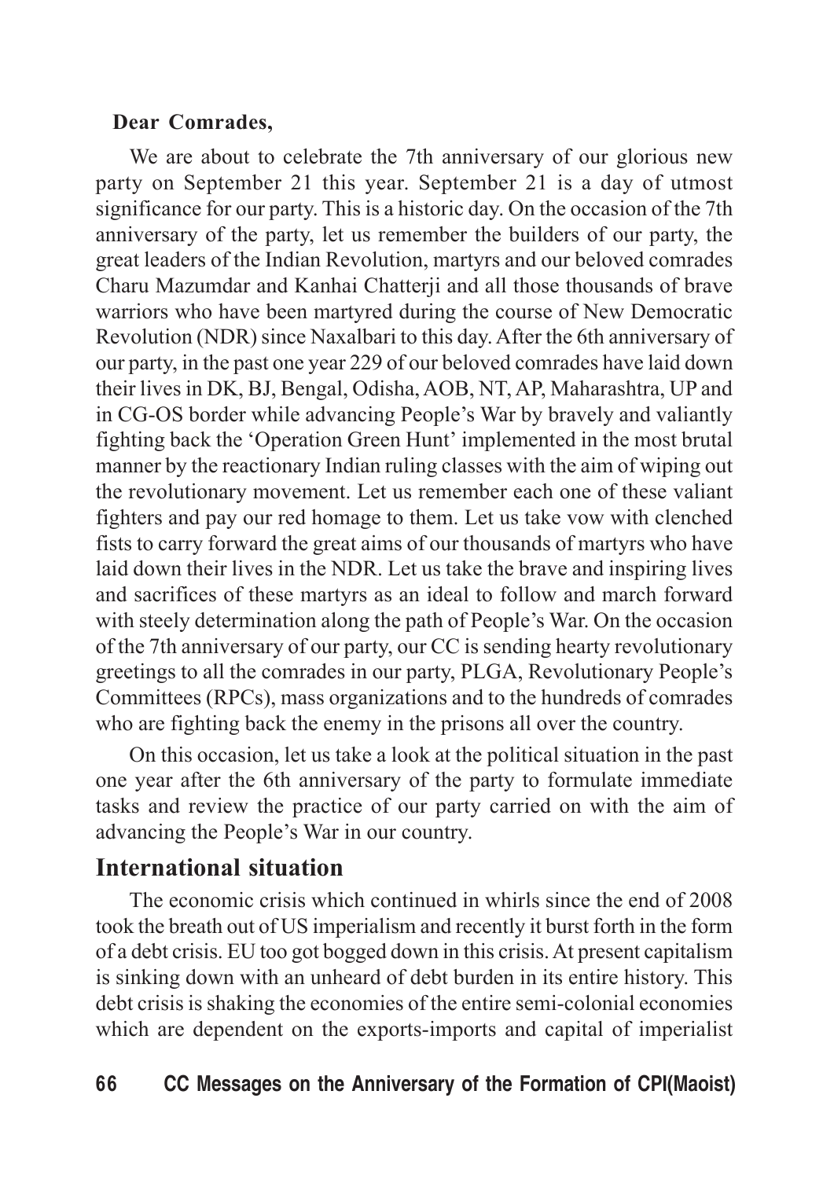**Dear Comrades,**

We are about to celebrate the 7th anniversary of our glorious new party on September 21 this year. September 21 is a day of utmost significance for our party. This is a historic day. On the occasion of the 7th anniversary of the party, let us remember the builders of our party, the great leaders of the Indian Revolution, martyrs and our beloved comrades Charu Mazumdar and Kanhai Chatterji and all those thousands of brave warriors who have been martyred during the course of New Democratic Revolution (NDR) since Naxalbari to this day. After the 6th anniversary of our party, in the past one year 229 of our beloved comrades have laid down their lives in DK, BJ, Bengal, Odisha, AOB, NT, AP, Maharashtra, UP and in CG-OS border while advancing People's War by bravely and valiantly fighting back the 'Operation Green Hunt' implemented in the most brutal manner by the reactionary Indian ruling classes with the aim of wiping out the revolutionary movement. Let us remember each one of these valiant fighters and pay our red homage to them. Let us take vow with clenched fists to carry forward the great aims of our thousands of martyrs who have laid down their lives in the NDR. Let us take the brave and inspiring lives and sacrifices of these martyrs as an ideal to follow and march forward with steely determination along the path of People's War. On the occasion of the 7th anniversary of our party, our CC is sending hearty revolutionary greetings to all the comrades in our party, PLGA, Revolutionary People's Committees (RPCs), mass organizations and to the hundreds of comrades who are fighting back the enemy in the prisons all over the country.

On this occasion, let us take a look at the political situation in the past one year after the 6th anniversary of the party to formulate immediate tasks and review the practice of our party carried on with the aim of advancing the People's War in our country.

## International situation

The economic crisis which continued in whirls since the end of 2008 took the breath out of US imperialism and recently it burst forth in the form of a debt crisis. EU too got bogged down in this crisis. At present capitalism is sinking down with an unheard of debt burden in its entire history. This debt crisis is shaking the economies of the entire semi-colonial economies which are dependent on the exports-imports and capital of imperialist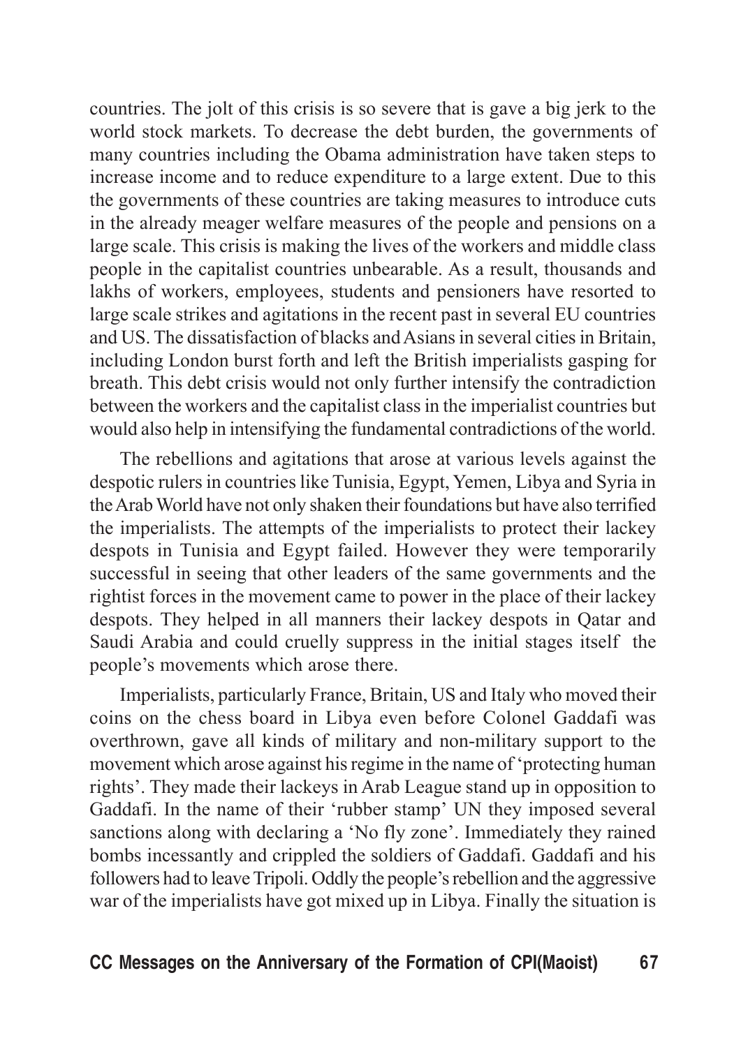countries. The jolt of this crisis is so severe that is gave a big jerk to the world stock markets. To decrease the debt burden, the governments of many countries including the Obama administration have taken steps to increase income and to reduce expenditure to a large extent. Due to this the governments of these countries are taking measures to introduce cuts in the already meager welfare measures of the people and pensions on a large scale. This crisis is making the lives of the workers and middle class people in the capitalist countries unbearable. As a result, thousands and lakhs of workers, employees, students and pensioners have resorted to large scale strikes and agitations in the recent past in several EU countries and US. The dissatisfaction of blacks and Asians in several cities in Britain, including London burst forth and left the British imperialists gasping for breath. This debt crisis would not only further intensify the contradiction between the workers and the capitalist class in the imperialist countries but would also help in intensifying the fundamental contradictions of the world.

The rebellions and agitations that arose at various levels against the despotic rulers in countries like Tunisia, Egypt, Yemen, Libya and Syria in the Arab World have not only shaken their foundations but have also terrified the imperialists. The attempts of the imperialists to protect their lackey despots in Tunisia and Egypt failed. However they were temporarily successful in seeing that other leaders of the same governments and the rightist forces in the movement came to power in the place of their lackey despots. They helped in all manners their lackey despots in Qatar and Saudi Arabia and could cruelly suppress in the initial stages itself the people's movements which arose there.

Imperialists, particularly France, Britain, US and Italy who moved their coins on the chess board in Libya even before Colonel Gaddafi was overthrown, gave all kinds of military and non-military support to the movement which arose against his regime in the name of 'protecting human rights'. They made their lackeys in Arab League stand up in opposition to Gaddafi. In the name of their 'rubber stamp' UN they imposed several sanctions along with declaring a 'No fly zone'. Immediately they rained bombs incessantly and crippled the soldiers of Gaddafi. Gaddafi and his followers had to leave Tripoli. Oddly the people's rebellion and the aggressive war of the imperialists have got mixed up in Libya. Finally the situation is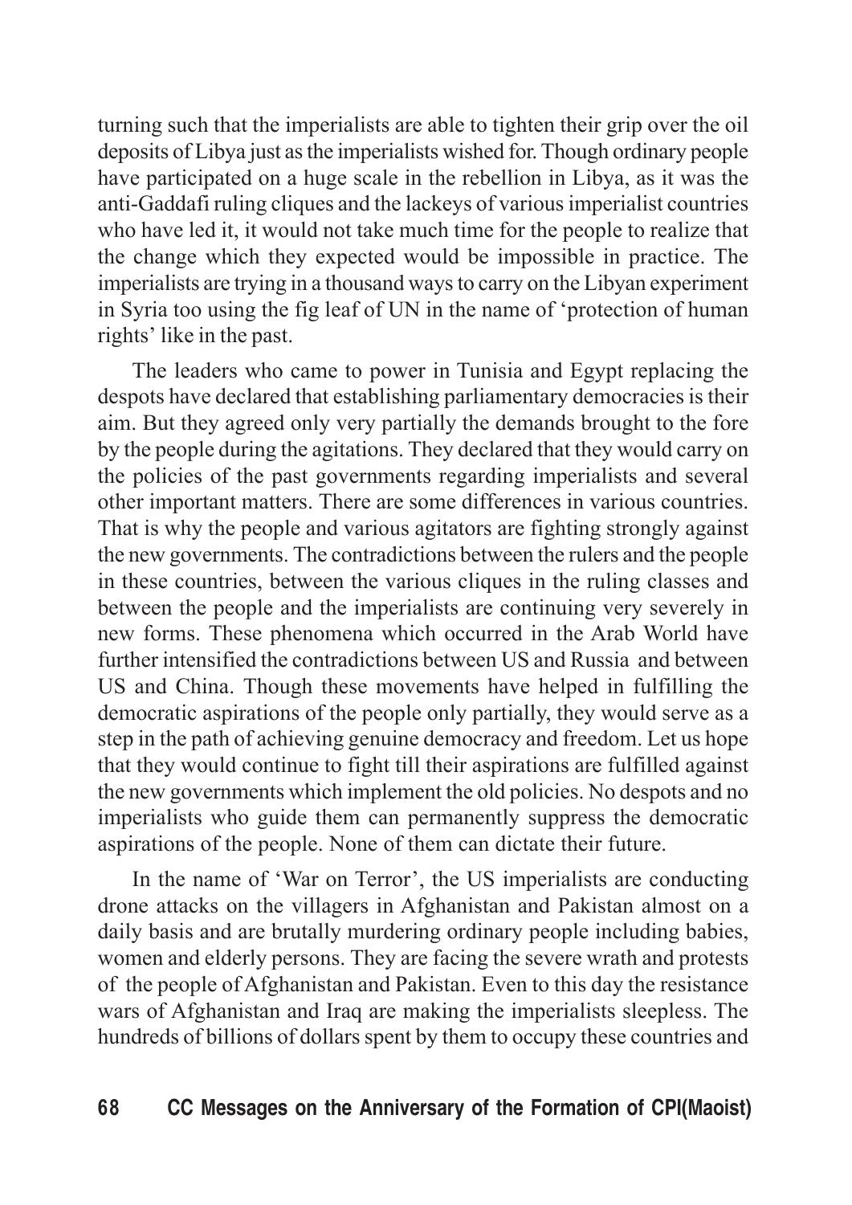turning such that the imperialists are able to tighten their grip over the oil deposits of Libya just as the imperialists wished for. Though ordinary people have participated on a huge scale in the rebellion in Libya, as it was the anti-Gaddafi ruling cliques and the lackeys of various imperialist countries who have led it, it would not take much time for the people to realize that the change which they expected would be impossible in practice. The imperialists are trying in a thousand ways to carry on the Libyan experiment in Syria too using the fig leaf of UN in the name of 'protection of human rights' like in the past.

The leaders who came to power in Tunisia and Egypt replacing the despots have declared that establishing parliamentary democracies is their aim. But they agreed only very partially the demands brought to the fore by the people during the agitations. They declared that they would carry on the policies of the past governments regarding imperialists and several other important matters. There are some differences in various countries. That is why the people and various agitators are fighting strongly against the new governments. The contradictions between the rulers and the people in these countries, between the various cliques in the ruling classes and between the people and the imperialists are continuing very severely in new forms. These phenomena which occurred in the Arab World have further intensified the contradictions between US and Russia and between US and China. Though these movements have helped in fulfilling the democratic aspirations of the people only partially, they would serve as a step in the path of achieving genuine democracy and freedom. Let us hope that they would continue to fight till their aspirations are fulfilled against the new governments which implement the old policies. No despots and no imperialists who guide them can permanently suppress the democratic aspirations of the people. None of them can dictate their future.

In the name of 'War on Terror', the US imperialists are conducting drone attacks on the villagers in Afghanistan and Pakistan almost on a daily basis and are brutally murdering ordinary people including babies, women and elderly persons. They are facing the severe wrath and protests of the people of Afghanistan and Pakistan. Even to this day the resistance wars of Afghanistan and Iraq are making the imperialists sleepless. The hundreds of billions of dollars spent by them to occupy these countries and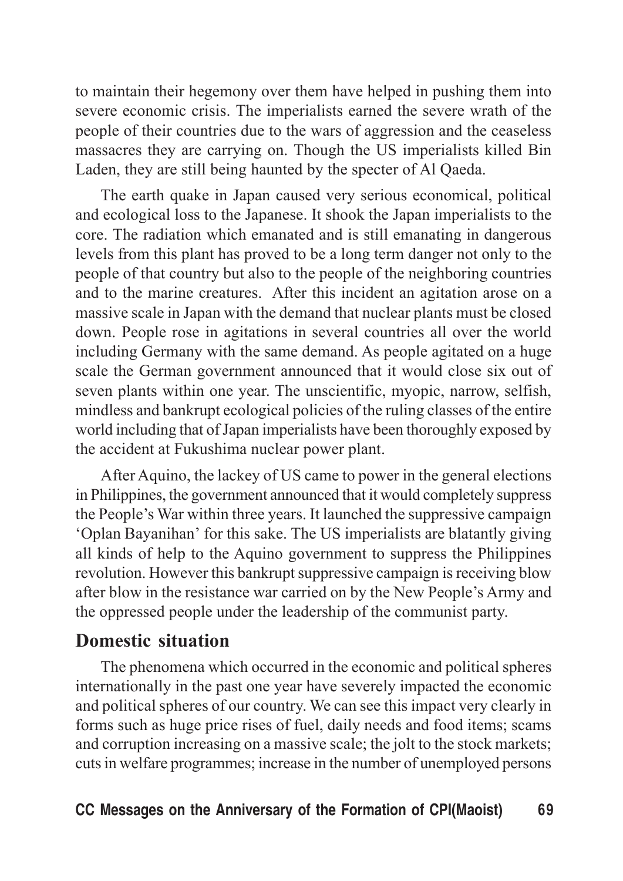to maintain their hegemony over them have helped in pushing them into severe economic crisis. The imperialists earned the severe wrath of the people of their countries due to the wars of aggression and the ceaseless massacres they are carrying on. Though the US imperialists killed Bin Laden, they are still being haunted by the specter of Al Qaeda.

The earth quake in Japan caused very serious economical, political and ecological loss to the Japanese. It shook the Japan imperialists to the core. The radiation which emanated and is still emanating in dangerous levels from this plant has proved to be a long term danger not only to the people of that country but also to the people of the neighboring countries and to the marine creatures. After this incident an agitation arose on a massive scale in Japan with the demand that nuclear plants must be closed down. People rose in agitations in several countries all over the world including Germany with the same demand. As people agitated on a huge scale the German government announced that it would close six out of seven plants within one year. The unscientific, myopic, narrow, selfish, mindless and bankrupt ecological policies of the ruling classes of the entire world including that of Japan imperialists have been thoroughly exposed by the accident at Fukushima nuclear power plant.

After Aquino, the lackey of US came to power in the general elections in Philippines, the government announced that it would completely suppress the People's War within three years. It launched the suppressive campaign 'Oplan Bayanihan' for this sake. The US imperialists are blatantly giving all kinds of help to the Aquino government to suppress the Philippines revolution. However this bankrupt suppressive campaign is receiving blow after blow in the resistance war carried on by the New People's Army and the oppressed people under the leadership of the communist party.

## Domestic situation

The phenomena which occurred in the economic and political spheres internationally in the past one year have severely impacted the economic and political spheres of our country. We can see this impact very clearly in forms such as huge price rises of fuel, daily needs and food items; scams and corruption increasing on a massive scale; the jolt to the stock markets; cuts in welfare programmes; increase in the number of unemployed persons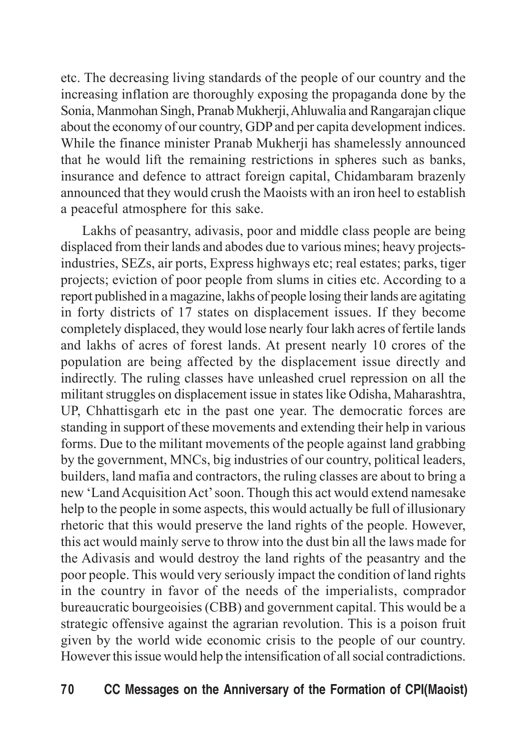etc. The decreasing living standards of the people of our country and the increasing inflation are thoroughly exposing the propaganda done by the Sonia, Manmohan Singh, Pranab Mukherji, Ahluwalia and Rangarajan clique about the economy of our country, GDP and per capita development indices. While the finance minister Pranab Mukherji has shamelessly announced that he would lift the remaining restrictions in spheres such as banks, insurance and defence to attract foreign capital, Chidambaram brazenly announced that they would crush the Maoists with an iron heel to establish a peaceful atmosphere for this sake.

Lakhs of peasantry, adivasis, poor and middle class people are being displaced from their lands and abodes due to various mines; heavy projects-industries, SEZs, air ports, Express highways etc; real estates; parks, tiger projects; eviction of poor people from slums in cities etc. According to a report published in a magazine, lakhs of people losing their lands are agitating in forty districts of 17 states on displacement issues. If they become completely displaced, they would lose nearly four lakh acres of fertile lands and lakhs of acres of forest lands. At present nearly 10 crores of the population are being affected by the displacement issue directly and indirectly. The ruling classes have unleashed cruel repression on all the militant struggles on displacement issue in states like Odisha, Maharashtra, UP, Chhattisgarh etc in the past one year. The democratic forces are standing in support of these movements and extending their help in various forms. Due to the militant movements of the people against land grabbing by the government, MNCs, big industries of our country, political leaders, builders, land mafia and contractors, the ruling classes are about to bring a new 'Land Acquisition Act' soon. Though this act would extend namesake help to the people in some aspects, this would actually be full of illusionary rhetoric that this would preserve the land rights of the people. However, this act would mainly serve to throw into the dust bin all the laws made for the Adivasis and would destroy the land rights of the peasantry and the poor people. This would very seriously impact the condition of land rights in the country in favor of the needs of the imperialists, comprador bureaucratic bourgeoisies (CBB) and government capital. This would be a strategic offensive against the agrarian revolution. This is a poison fruit given by the world wide economic crisis to the people of our country. However this issue would help the intensification of all social contradictions.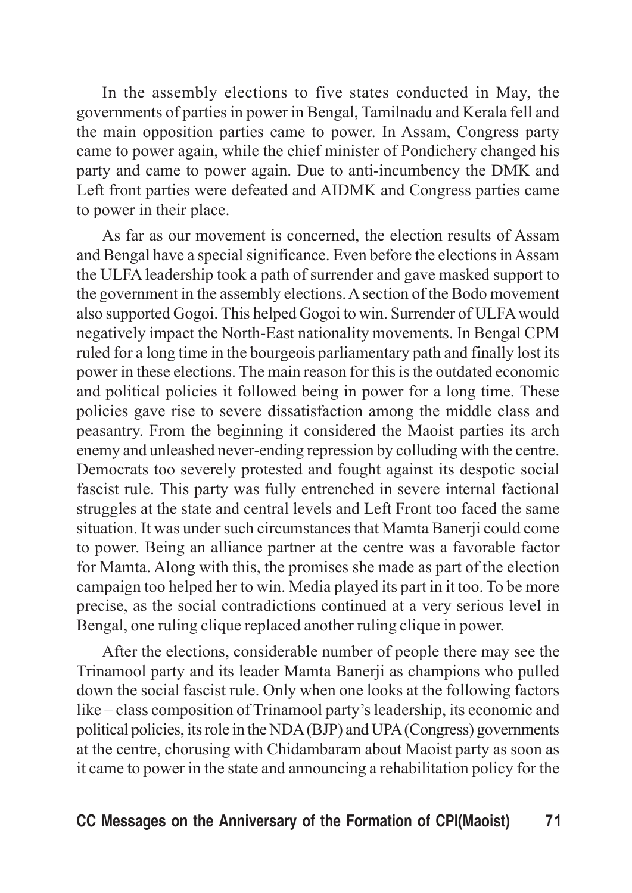In the assembly elections to five states conducted in May, the governments of parties in power in Bengal, Tamilnadu and Kerala fell and the main opposition parties came to power. In Assam, Congress party came to power again, while the chief minister of Pondichery changed his party and came to power again. Due to anti-incumbency the DMK and Left front parties were defeated and AIDMK and Congress parties came to power in their place.

As far as our movement is concerned, the election results of Assam and Bengal have a special significance. Even before the elections in Assam the ULFA leadership took a path of surrender and gave masked support to the government in the assembly elections. A section of the Bodo movement also supported Gogoi. This helped Gogoi to win. Surrender of ULFA would negatively impact the North-East nationality movements. In Bengal CPM ruled for a long time in the bourgeois parliamentary path and finally lost its power in these elections. The main reason for this is the outdated economic and political policies it followed being in power for a long time. These policies gave rise to severe dissatisfaction among the middle class and peasantry. From the beginning it considered the Maoist parties its arch enemy and unleashed never-ending repression by colluding with the centre. Democrats too severely protested and fought against its despotic social fascist rule. This party was fully entrenched in severe internal factional struggles at the state and central levels and Left Front too faced the same situation. It was under such circumstances that Mamta Banerji could come to power. Being an alliance partner at the centre was a favorable factor for Mamta. Along with this, the promises she made as part of the election campaign too helped her to win. Media played its part in it too. To be more precise, as the social contradictions continued at a very serious level in Bengal, one ruling clique replaced another ruling clique in power.

After the elections, considerable number of people there may see the Trinamool party and its leader Mamta Banerji as champions who pulled down the social fascist rule. Only when one looks at the following factors like – class composition of Trinamool party's leadership, its economic and political policies, its role in the NDA (BJP) and UPA (Congress) governments at the centre, chorusing with Chidambaram about Maoist party as soon as it came to power in the state and announcing a rehabilitation policy for the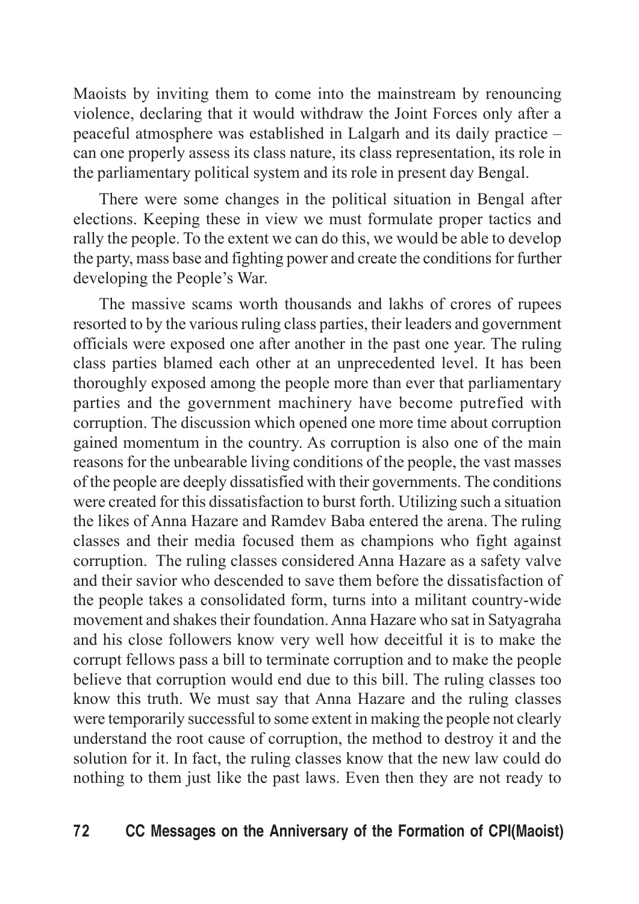Maoists by inviting them to come into the mainstream by renouncing violence, declaring that it would withdraw the Joint Forces only after a peaceful atmosphere was established in Lalgarh and its daily practice – can one properly assess its class nature, its class representation, its role in the parliamentary political system and its role in present day Bengal.

There were some changes in the political situation in Bengal after elections. Keeping these in view we must formulate proper tactics and rally the people. To the extent we can do this, we would be able to develop the party, mass base and fighting power and create the conditions for further developing the People's War.

The massive scams worth thousands and lakhs of crores of rupees resorted to by the various ruling class parties, their leaders and government officials were exposed one after another in the past one year. The ruling class parties blamed each other at an unprecedented level. It has been thoroughly exposed among the people more than ever that parliamentary parties and the government machinery have become putrefied with corruption. The discussion which opened one more time about corruption gained momentum in the country. As corruption is also one of the main reasons for the unbearable living conditions of the people, the vast masses of the people are deeply dissatisfied with their governments. The conditions were created for this dissatisfaction to burst forth. Utilizing such a situation the likes of Anna Hazare and Ramdev Baba entered the arena. The ruling classes and their media focused them as champions who fight against corruption. The ruling classes considered Anna Hazare as a safety valve and their savior who descended to save them before the dissatisfaction of the people takes a consolidated form, turns into a militant country-wide movement and shakes their foundation. Anna Hazare who sat in Satyagraha and his close followers know very well how deceitful it is to make the corrupt fellows pass a bill to terminate corruption and to make the people believe that corruption would end due to this bill. The ruling classes too know this truth. We must say that Anna Hazare and the ruling classes were temporarily successful to some extent in making the people not clearly understand the root cause of corruption, the method to destroy it and the solution for it. In fact, the ruling classes know that the new law could do nothing to them just like the past laws. Even then they are not ready to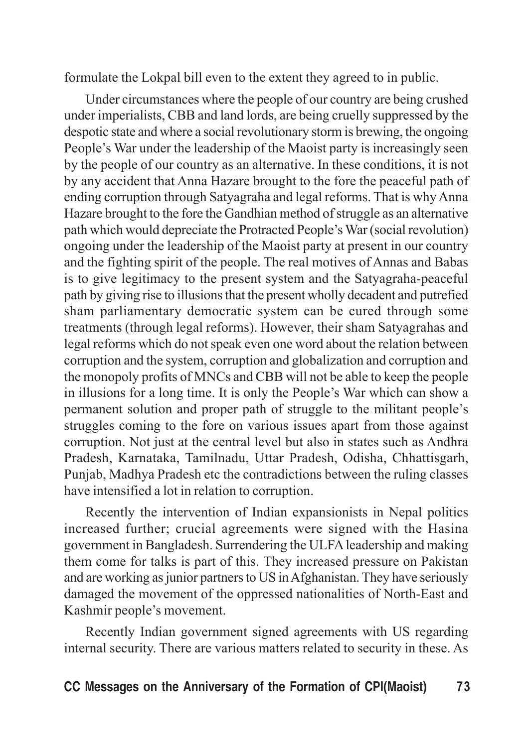formulate the Lokpal bill even to the extent they agreed to in public.

Under circumstances where the people of our country are being crushed under imperialists, CBB and land lords, are being cruelly suppressed by the despotic state and where a social revolutionary storm is brewing, the ongoing People's War under the leadership of the Maoist party is increasingly seen by the people of our country as an alternative. In these conditions, it is not by any accident that Anna Hazare brought to the fore the peaceful path of ending corruption through Satyagraha and legal reforms. That is why Anna Hazare brought to the fore the Gandhian method of struggle as an alternative path which would depreciate the Protracted People's War (social revolution) ongoing under the leadership of the Maoist party at present in our country and the fighting spirit of the people. The real motives of Annas and Babas is to give legitimacy to the present system and the Satyagraha-peaceful path by giving rise to illusions that the present wholly decadent and putrefied sham parliamentary democratic system can be cured through some treatments (through legal reforms). However, their sham Satyagrahas and legal reforms which do not speak even one word about the relation between corruption and the system, corruption and globalization and corruption and the monopoly profits of MNCs and CBB will not be able to keep the people in illusions for a long time. It is only the People's War which can show a permanent solution and proper path of struggle to the militant people's struggles coming to the fore on various issues apart from those against corruption. Not just at the central level but also in states such as Andhra Pradesh, Karnataka, Tamilnadu, Uttar Pradesh, Odisha, Chhattisgarh, Punjab, Madhya Pradesh etc the contradictions between the ruling classes have intensified a lot in relation to corruption.

Recently the intervention of Indian expansionists in Nepal politics increased further; crucial agreements were signed with the Hasina government in Bangladesh. Surrendering the ULFA leadership and making them come for talks is part of this. They increased pressure on Pakistan and are working as junior partners to US in Afghanistan. They have seriously damaged the movement of the oppressed nationalities of North-East and Kashmir people's movement.

Recently Indian government signed agreements with US regarding internal security. There are various matters related to security in these. As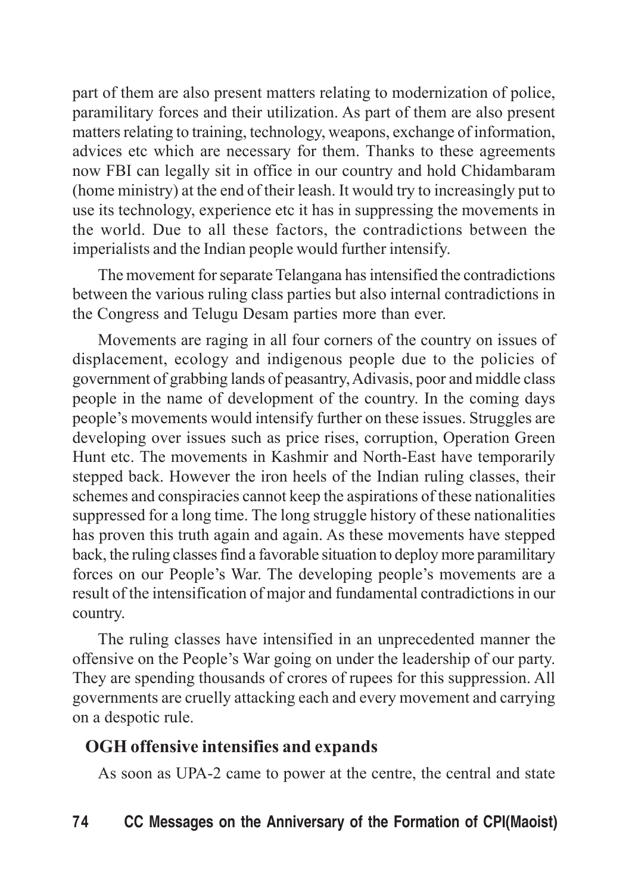part of them are also present matters relating to modernization of police, paramilitary forces and their utilization. As part of them are also present matters relating to training, technology, weapons, exchange of information, advices etc which are necessary for them. Thanks to these agreements now FBI can legally sit in office in our country and hold Chidambaram (home ministry) at the end of their leash. It would try to increasingly put to use its technology, experience etc it has in suppressing the movements in the world. Due to all these factors, the contradictions between the imperialists and the Indian people would further intensify.

The movement for separate Telangana has intensified the contradictions between the various ruling class parties but also internal contradictions in the Congress and Telugu Desam parties more than ever.

Movements are raging in all four corners of the country on issues of displacement, ecology and indigenous people due to the policies of government of grabbing lands of peasantry, Adivasis, poor and middle class people in the name of development of the country. In the coming days people's movements would intensify further on these issues. Struggles are developing over issues such as price rises, corruption, Operation Green Hunt etc. The movements in Kashmir and North-East have temporarily stepped back. However the iron heels of the Indian ruling classes, their schemes and conspiracies cannot keep the aspirations of these nationalities suppressed for a long time. The long struggle history of these nationalities has proven this truth again and again. As these movements have stepped back, the ruling classes find a favorable situation to deploy more paramilitary forces on our People's War. The developing people's movements are a result of the intensification of major and fundamental contradictions in our country.

The ruling classes have intensified in an unprecedented manner the offensive on the People's War going on under the leadership of our party. They are spending thousands of crores of rupees for this suppression. All governments are cruelly attacking each and every movement and carrying on a despotic rule.

## OGH offensive intensifies and expands

As soon as UPA-2 came to power at the centre, the central and state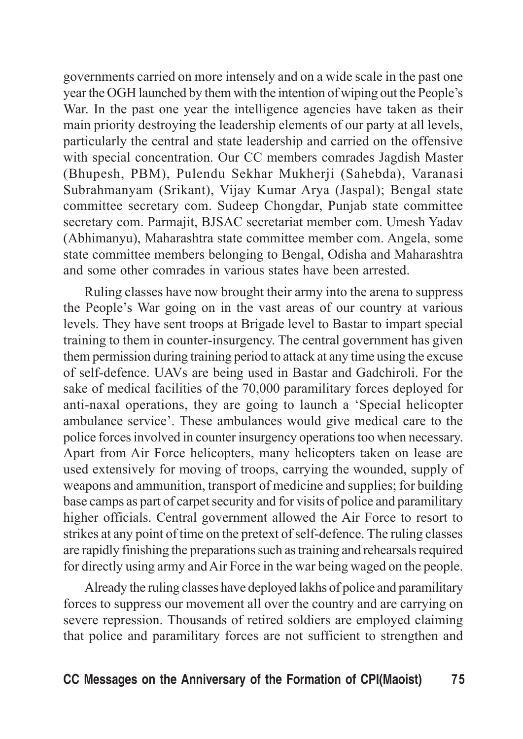governments carried on more intensely and on a wide scale in the past one year the OGH launched by them with the intention of wiping out the People's War. In the past one year the intelligence agencies have taken as their main priority destroying the leadership elements of our party at all levels, particularly the central and state leadership and carried on the offensive with special concentration. Our CC members comrades Jagdish Master (Bhupesh, PBM), Pulendu Sekhar Mukherji (Sahebda), Varanasi Subrahmanyam (Srikant), Vijay Kumar Arya (Jaspal); Bengal state committee secretary com. Sudeep Chongdar, Punjab state committee secretary com. Parmajit, BJSAC secretariat member com. Umesh Yadav (Abhimanyu), Maharashtra state committee member com. Angela, some state committee members belonging to Bengal, Odisha and Maharashtra and some other comrades in various states have been arrested.

Ruling classes have now brought their army into the arena to suppress the People's War going on in the vast areas of our country at various levels. They have sent troops at Brigade level to Bastar to impart special training to them in counter-insurgency. The central government has given them permission during training period to attack at any time using the excuse of self-defence. UAVs are being used in Bastar and Gadchiroli. For the sake of medical facilities of the 70,000 paramilitary forces deployed for anti-naxal operations, they are going to launch a 'Special helicopter ambulance service'. These ambulances would give medical care to the police forces involved in counter insurgency operations too when necessary. Apart from Air Force helicopters, many helicopters taken on lease are used extensively for moving of troops, carrying the wounded, supply of weapons and ammunition, transport of medicine and supplies; for building base camps as part of carpet security and for visits of police and paramilitary higher officials. Central government allowed the Air Force to resort to strikes at any point of time on the pretext of self-defence. The ruling classes are rapidly finishing the preparations such as training and rehearsals required for directly using army and Air Force in the war being waged on the people.

Already the ruling classes have deployed lakhs of police and paramilitary forces to suppress our movement all over the country and are carrying on severe repression. Thousands of retired soldiers are employed claiming that police and paramilitary forces are not sufficient to strengthen and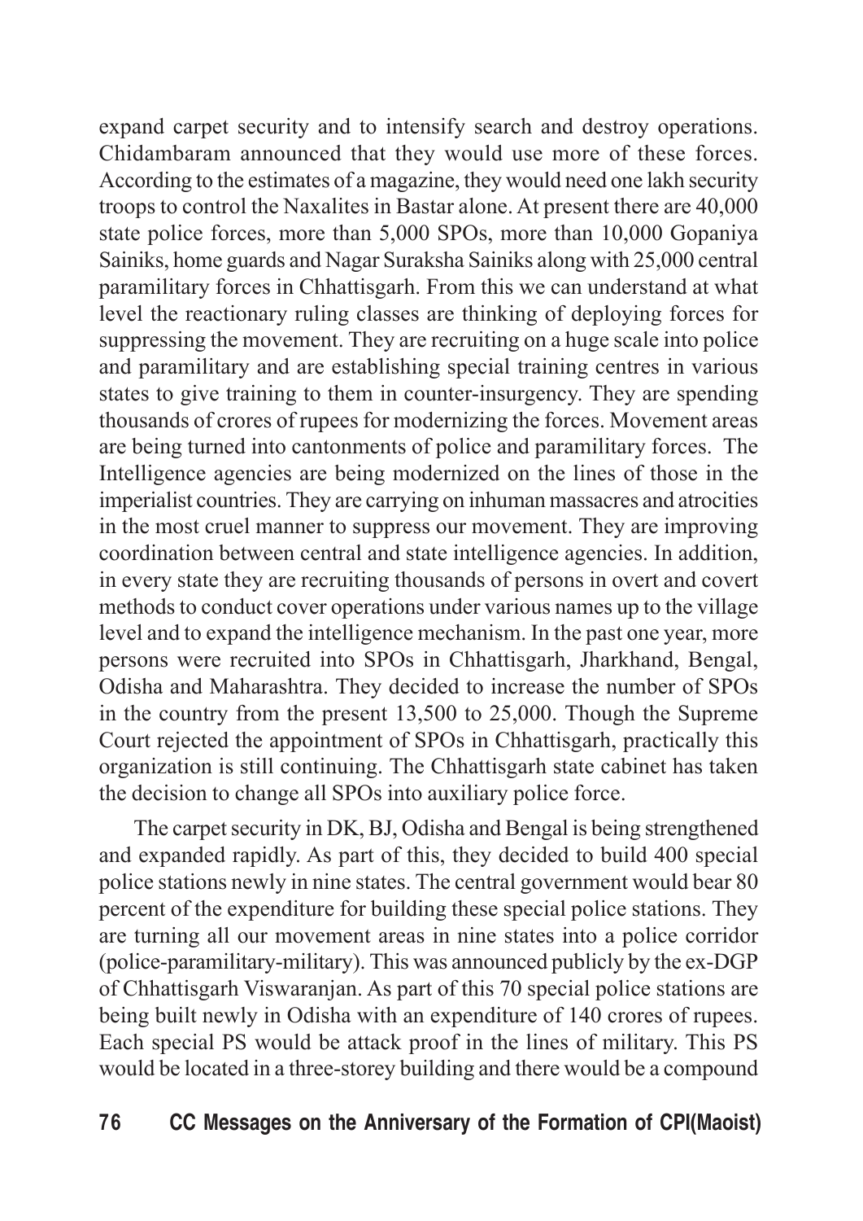expand carpet security and to intensify search and destroy operations. Chidambaram announced that they would use more of these forces. According to the estimates of a magazine, they would need one lakh security troops to control the Naxalites in Bastar alone. At present there are 40,000 state police forces, more than 5,000 SPOs, more than 10,000 Gopaniya Sainiks, home guards and Nagar Suraksha Sainiks along with 25,000 central paramilitary forces in Chhattisgarh. From this we can understand at what level the reactionary ruling classes are thinking of deploying forces for suppressing the movement. They are recruiting on a huge scale into police and paramilitary and are establishing special training centres in various states to give training to them in counter-insurgency. They are spending thousands of crores of rupees for modernizing the forces. Movement areas are being turned into cantonments of police and paramilitary forces. The Intelligence agencies are being modernized on the lines of those in the imperialist countries. They are carrying on inhuman massacres and atrocities in the most cruel manner to suppress our movement. They are improving coordination between central and state intelligence agencies. In addition, in every state they are recruiting thousands of persons in overt and covert methods to conduct cover operations under various names up to the village level and to expand the intelligence mechanism. In the past one year, more persons were recruited into SPOs in Chhattisgarh, Jharkhand, Bengal, Odisha and Maharashtra. They decided to increase the number of SPOs in the country from the present 13,500 to 25,000. Though the Supreme Court rejected the appointment of SPOs in Chhattisgarh, practically this organization is still continuing. The Chhattisgarh state cabinet has taken the decision to change all SPOs into auxiliary police force.

The carpet security in DK, BJ, Odisha and Bengal is being strengthened and expanded rapidly. As part of this, they decided to build 400 special police stations newly in nine states. The central government would bear 80 percent of the expenditure for building these special police stations. They are turning all our movement areas in nine states into a police corridor (police-paramilitary-military). This was announced publicly by the ex-DGP of Chhattisgarh Viswaranjan. As part of this 70 special police stations are being built newly in Odisha with an expenditure of 140 crores of rupees. Each special PS would be attack proof in the lines of military. This PS would be located in a three-storey building and there would be a compound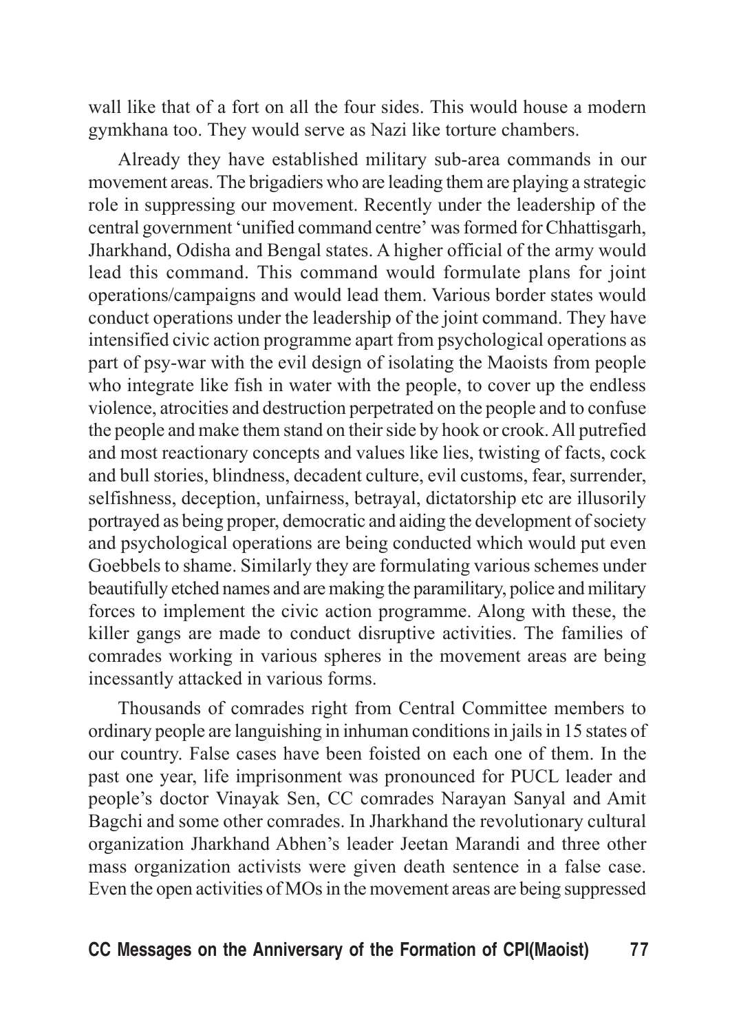wall like that of a fort on all the four sides. This would house a modern gymkhana too. They would serve as Nazi like torture chambers.

Already they have established military sub-area commands in our movement areas. The brigadiers who are leading them are playing a strategic role in suppressing our movement. Recently under the leadership of the central government 'unified command centre' was formed for Chhattisgarh, Jharkhand, Odisha and Bengal states. A higher official of the army would lead this command. This command would formulate plans for joint operations/campaigns and would lead them. Various border states would conduct operations under the leadership of the joint command. They have intensified civic action programme apart from psychological operations as part of psy-war with the evil design of isolating the Maoists from people who integrate like fish in water with the people, to cover up the endless violence, atrocities and destruction perpetrated on the people and to confuse the people and make them stand on their side by hook or crook. All putrefied and most reactionary concepts and values like lies, twisting of facts, cock and bull stories, blindness, decadent culture, evil customs, fear, surrender, selfishness, deception, unfairness, betrayal, dictatorship etc are illusorily portrayed as being proper, democratic and aiding the development of society and psychological operations are being conducted which would put even Goebbels to shame. Similarly they are formulating various schemes under beautifully etched names and are making the paramilitary, police and military forces to implement the civic action programme. Along with these, the killer gangs are made to conduct disruptive activities. The families of comrades working in various spheres in the movement areas are being incessantly attacked in various forms.

Thousands of comrades right from Central Committee members to ordinary people are languishing in inhuman conditions in jails in 15 states of our country. False cases have been foisted on each one of them. In the past one year, life imprisonment was pronounced for PUCL leader and people's doctor Vinayak Sen, CC comrades Narayan Sanyal and Amit Bagchi and some other comrades. In Jharkhand the revolutionary cultural organization Jharkhand Abhen's leader Jeetan Marandi and three other mass organization activists were given death sentence in a false case. Even the open activities of MOs in the movement areas are being suppressed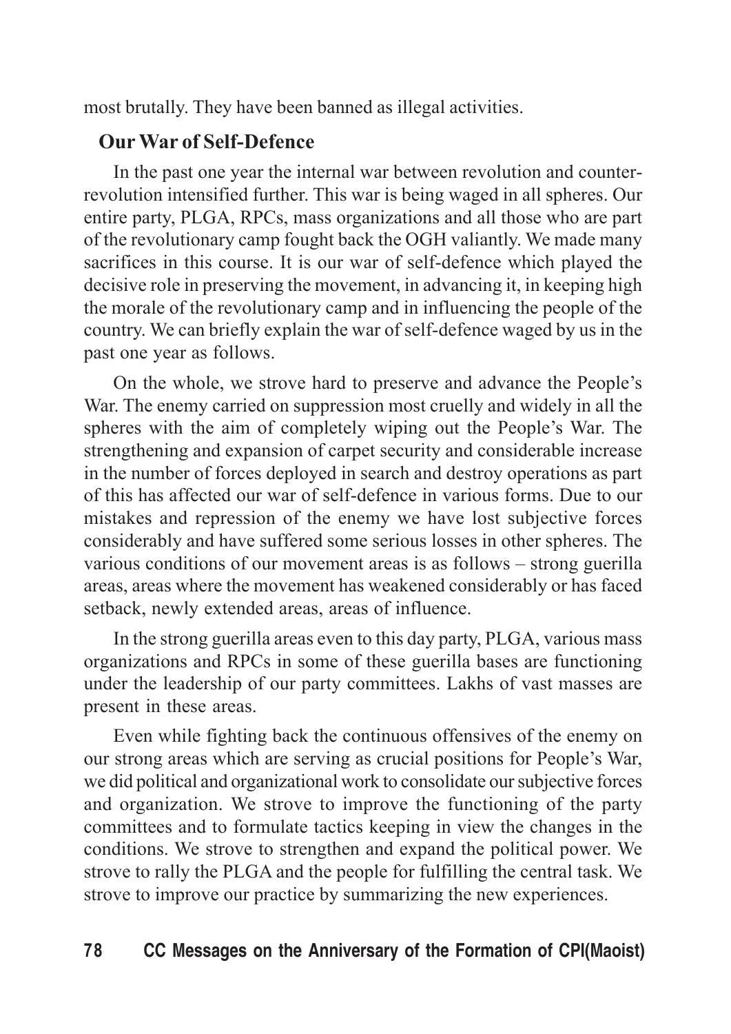most brutally. They have been banned as illegal activities.

## Our War of Self-Defence

In the past one year the internal war between revolution and counter-revolution intensified further. This war is being waged in all spheres. Our entire party, PLGA, RPCs, mass organizations and all those who are part of the revolutionary camp fought back the OGH valiantly. We made many sacrifices in this course. It is our war of self-defence which played the decisive role in preserving the movement, in advancing it, in keeping high the morale of the revolutionary camp and in influencing the people of the country. We can briefly explain the war of self-defence waged by us in the past one year as follows.

On the whole, we strove hard to preserve and advance the People's War. The enemy carried on suppression most cruelly and widely in all the spheres with the aim of completely wiping out the People's War. The strengthening and expansion of carpet security and considerable increase in the number of forces deployed in search and destroy operations as part of this has affected our war of self-defence in various forms. Due to our mistakes and repression of the enemy we have lost subjective forces considerably and have suffered some serious losses in other spheres. The various conditions of our movement areas is as follows – strong guerilla areas, areas where the movement has weakened considerably or has faced setback, newly extended areas, areas of influence.

In the strong guerilla areas even to this day party, PLGA, various mass organizations and RPCs in some of these guerilla bases are functioning under the leadership of our party committees. Lakhs of vast masses are present in these areas.

Even while fighting back the continuous offensives of the enemy on our strong areas which are serving as crucial positions for People's War, we did political and organizational work to consolidate our subjective forces and organization. We strove to improve the functioning of the party committees and to formulate tactics keeping in view the changes in the conditions. We strove to strengthen and expand the political power. We strove to rally the PLGA and the people for fulfilling the central task. We strove to improve our practice by summarizing the new experiences.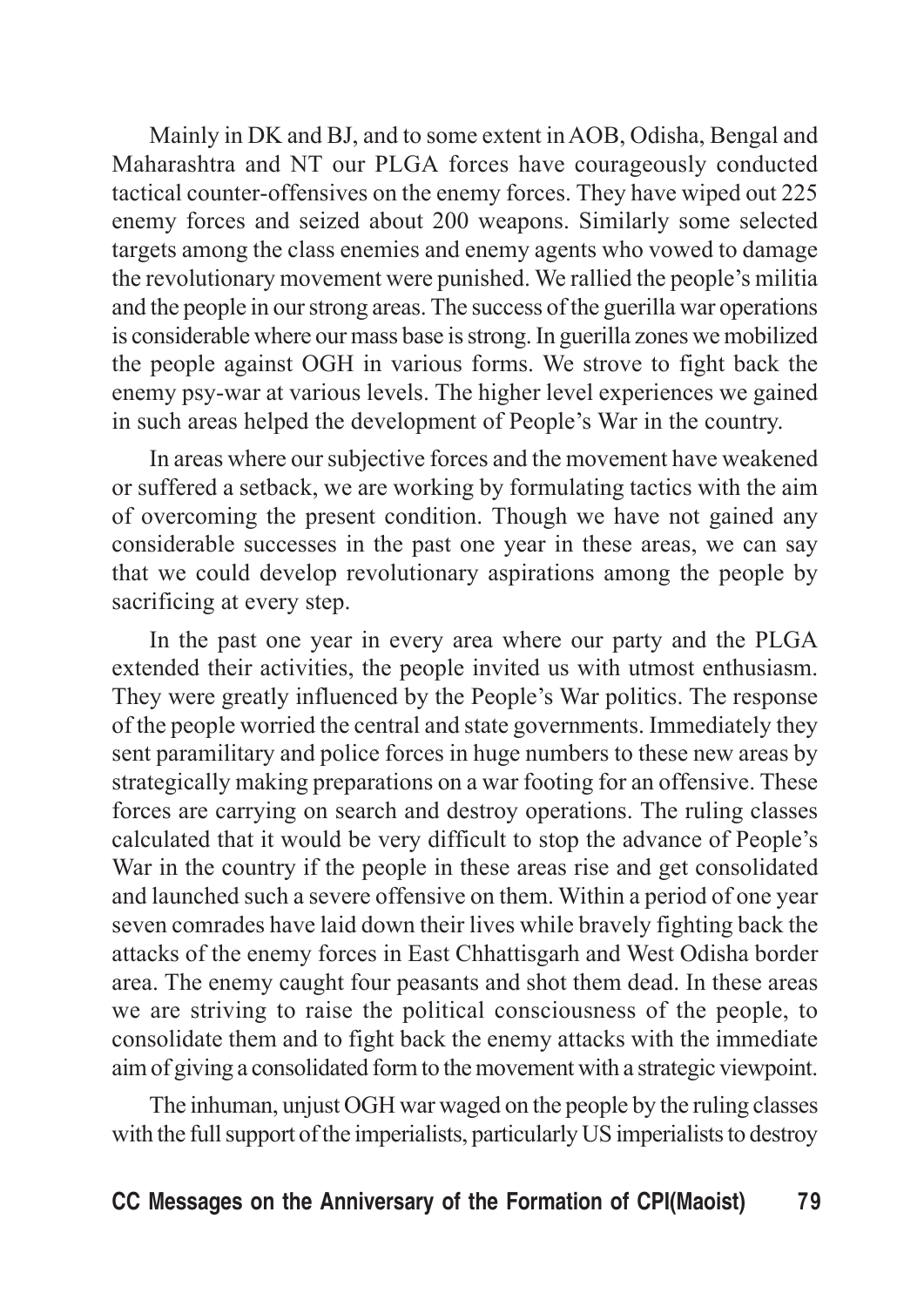Mainly in DK and BJ, and to some extent in AOB, Odisha, Bengal and Maharashtra and NT our PLGA forces have courageously conducted tactical counter-offensives on the enemy forces. They have wiped out 225 enemy forces and seized about 200 weapons. Similarly some selected targets among the class enemies and enemy agents who vowed to damage the revolutionary movement were punished. We rallied the people's militia and the people in our strong areas. The success of the guerilla war operations is considerable where our mass base is strong. In guerilla zones we mobilized the people against OGH in various forms. We strove to fight back the enemy psy-war at various levels. The higher level experiences we gained in such areas helped the development of People's War in the country.

In areas where our subjective forces and the movement have weakened or suffered a setback, we are working by formulating tactics with the aim of overcoming the present condition. Though we have not gained any considerable successes in the past one year in these areas, we can say that we could develop revolutionary aspirations among the people by sacrificing at every step.

In the past one year in every area where our party and the PLGA extended their activities, the people invited us with utmost enthusiasm. They were greatly influenced by the People's War politics. The response of the people worried the central and state governments. Immediately they sent paramilitary and police forces in huge numbers to these new areas by strategically making preparations on a war footing for an offensive. These forces are carrying on search and destroy operations. The ruling classes calculated that it would be very difficult to stop the advance of People's War in the country if the people in these areas rise and get consolidated and launched such a severe offensive on them. Within a period of one year seven comrades have laid down their lives while bravely fighting back the attacks of the enemy forces in East Chhattisgarh and West Odisha border area. The enemy caught four peasants and shot them dead. In these areas we are striving to raise the political consciousness of the people, to consolidate them and to fight back the enemy attacks with the immediate aim of giving a consolidated form to the movement with a strategic viewpoint.

The inhuman, unjust OGH war waged on the people by the ruling classes with the full support of the imperialists, particularly US imperialists to destroy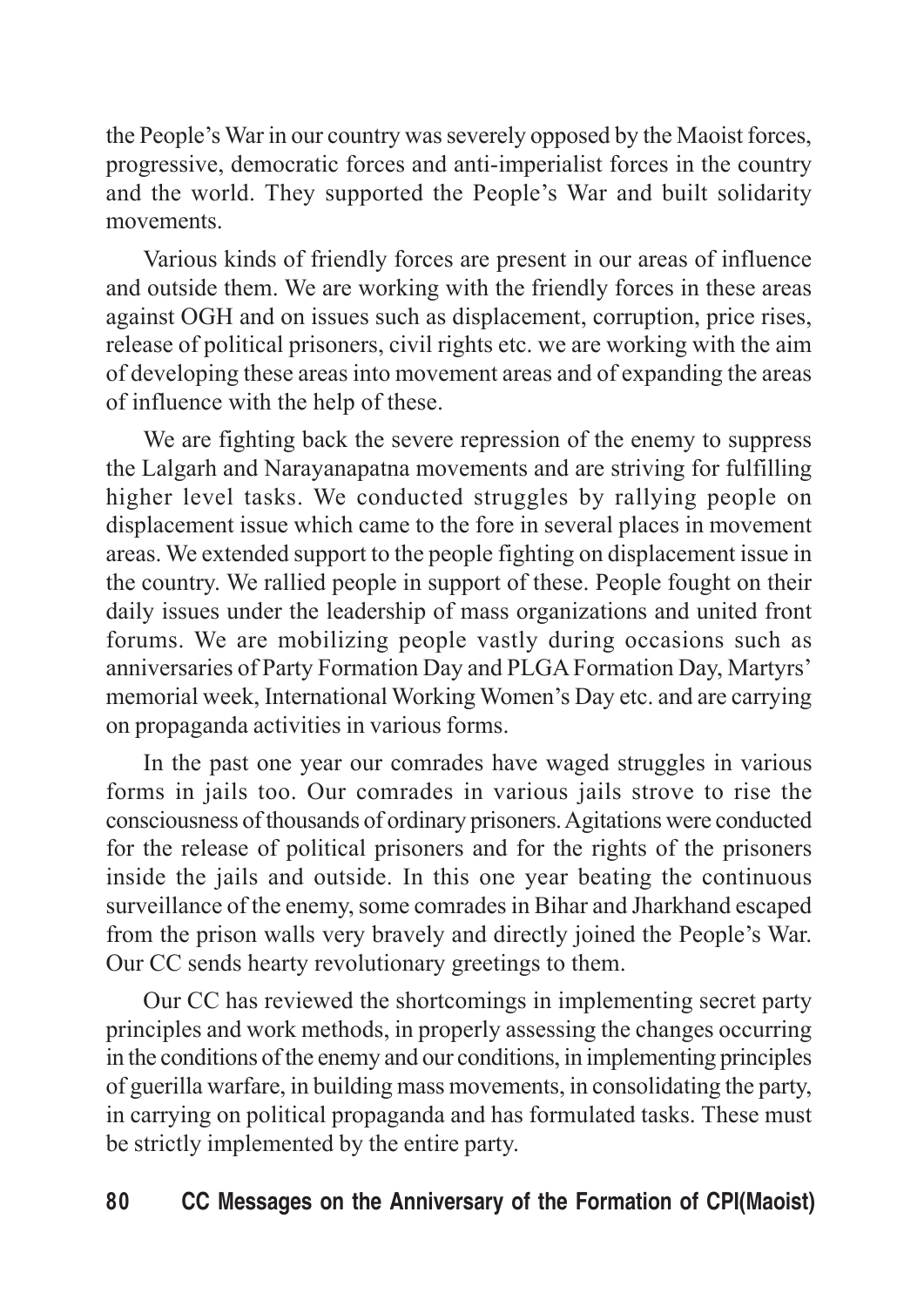the People's War in our country was severely opposed by the Maoist forces, progressive, democratic forces and anti-imperialist forces in the country and the world. They supported the People's War and built solidarity movements.

Various kinds of friendly forces are present in our areas of influence and outside them. We are working with the friendly forces in these areas against OGH and on issues such as displacement, corruption, price rises, release of political prisoners, civil rights etc. we are working with the aim of developing these areas into movement areas and of expanding the areas of influence with the help of these.

We are fighting back the severe repression of the enemy to suppress the Lalgarh and Narayanapatna movements and are striving for fulfilling higher level tasks. We conducted struggles by rallying people on displacement issue which came to the fore in several places in movement areas. We extended support to the people fighting on displacement issue in the country. We rallied people in support of these. People fought on their daily issues under the leadership of mass organizations and united front forums. We are mobilizing people vastly during occasions such as anniversaries of Party Formation Day and PLGA Formation Day, Martyrs' memorial week, International Working Women's Day etc. and are carrying on propaganda activities in various forms.

In the past one year our comrades have waged struggles in various forms in jails too. Our comrades in various jails strove to rise the consciousness of thousands of ordinary prisoners. Agitations were conducted for the release of political prisoners and for the rights of the prisoners inside the jails and outside. In this one year beating the continuous surveillance of the enemy, some comrades in Bihar and Jharkhand escaped from the prison walls very bravely and directly joined the People's War. Our CC sends hearty revolutionary greetings to them.

Our CC has reviewed the shortcomings in implementing secret party principles and work methods, in properly assessing the changes occurring in the conditions of the enemy and our conditions, in implementing principles of guerilla warfare, in building mass movements, in consolidating the party, in carrying on political propaganda and has formulated tasks. These must be strictly implemented by the entire party.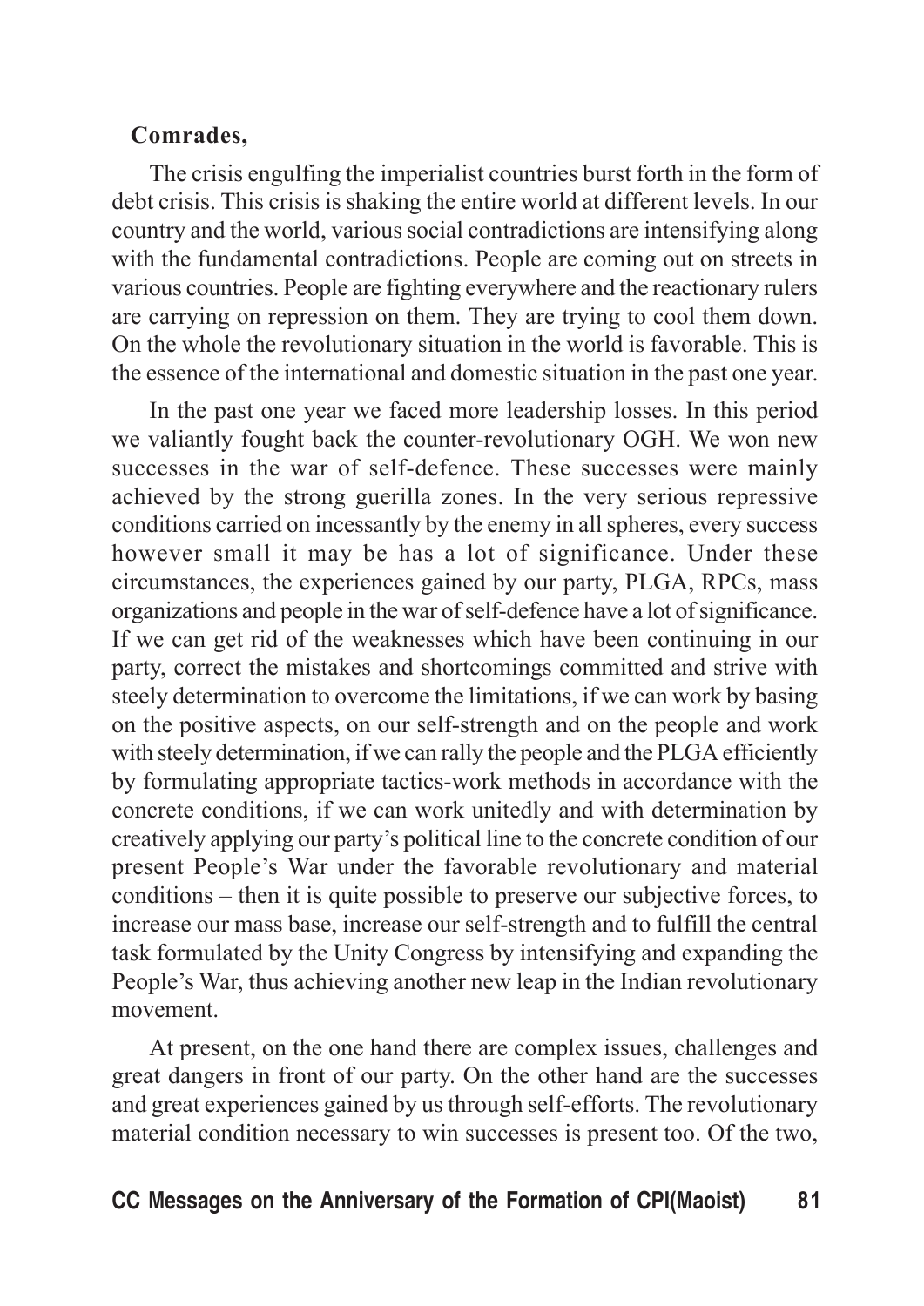**Comrades,**

The crisis engulfing the imperialist countries burst forth in the form of debt crisis. This crisis is shaking the entire world at different levels. In our country and the world, various social contradictions are intensifying along with the fundamental contradictions. People are coming out on streets in various countries. People are fighting everywhere and the reactionary rulers are carrying on repression on them. They are trying to cool them down. On the whole the revolutionary situation in the world is favorable. This is the essence of the international and domestic situation in the past one year.

In the past one year we faced more leadership losses. In this period we valiantly fought back the counter-revolutionary OGH. We won new successes in the war of self-defence. These successes were mainly achieved by the strong guerilla zones. In the very serious repressive conditions carried on incessantly by the enemy in all spheres, every success however small it may be has a lot of significance. Under these circumstances, the experiences gained by our party, PLGA, RPCs, mass organizations and people in the war of self-defence have a lot of significance. If we can get rid of the weaknesses which have been continuing in our party, correct the mistakes and shortcomings committed and strive with steely determination to overcome the limitations, if we can work by basing on the positive aspects, on our self-strength and on the people and work with steely determination, if we can rally the people and the PLGA efficiently by formulating appropriate tactics-work methods in accordance with the concrete conditions, if we can work unitedly and with determination by creatively applying our party's political line to the concrete condition of our present People's War under the favorable revolutionary and material conditions – then it is quite possible to preserve our subjective forces, to increase our mass base, increase our self-strength and to fulfill the central task formulated by the Unity Congress by intensifying and expanding the People's War, thus achieving another new leap in the Indian revolutionary movement.

At present, on the one hand there are complex issues, challenges and great dangers in front of our party. On the other hand are the successes and great experiences gained by us through self-efforts. The revolutionary material condition necessary to win successes is present too. Of the two,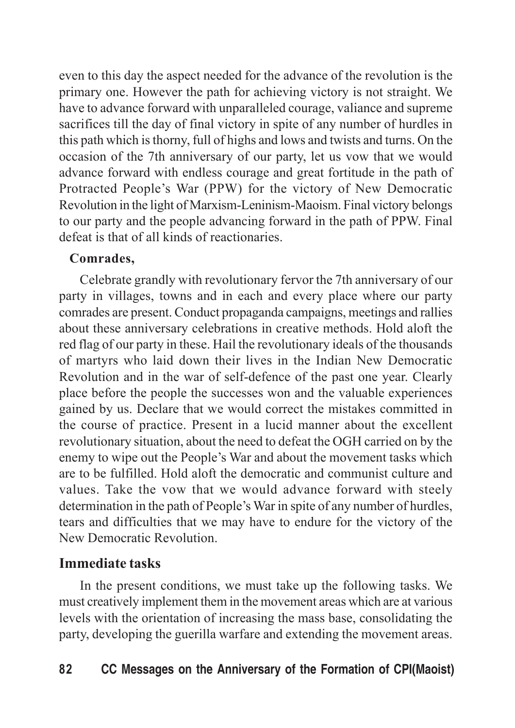even to this day the aspect needed for the advance of the revolution is the primary one. However the path for achieving victory is not straight. We have to advance forward with unparalleled courage, valiance and supreme sacrifices till the day of final victory in spite of any number of hurdles in this path which is thorny, full of highs and lows and twists and turns. On the occasion of the 7th anniversary of our party, let us vow that we would advance forward with endless courage and great fortitude in the path of Protracted People's War (PPW) for the victory of New Democratic Revolution in the light of Marxism-Leninism-Maoism. Final victory belongs to our party and the people advancing forward in the path of PPW. Final defeat is that of all kinds of reactionaries.

**Comrades,**

Celebrate grandly with revolutionary fervor the 7th anniversary of our party in villages, towns and in each and every place where our party comrades are present. Conduct propaganda campaigns, meetings and rallies about these anniversary celebrations in creative methods. Hold aloft the red flag of our party in these. Hail the revolutionary ideals of the thousands of martyrs who laid down their lives in the Indian New Democratic Revolution and in the war of self-defence of the past one year. Clearly place before the people the successes won and the valuable experiences gained by us. Declare that we would correct the mistakes committed in the course of practice. Present in a lucid manner about the excellent revolutionary situation, about the need to defeat the OGH carried on by the enemy to wipe out the People's War and about the movement tasks which are to be fulfilled. Hold aloft the democratic and communist culture and values. Take the vow that we would advance forward with steely determination in the path of People's War in spite of any number of hurdles, tears and difficulties that we may have to endure for the victory of the New Democratic Revolution.

## Immediate tasks

In the present conditions, we must take up the following tasks. We must creatively implement them in the movement areas which are at various levels with the orientation of increasing the mass base, consolidating the party, developing the guerilla warfare and extending the movement areas.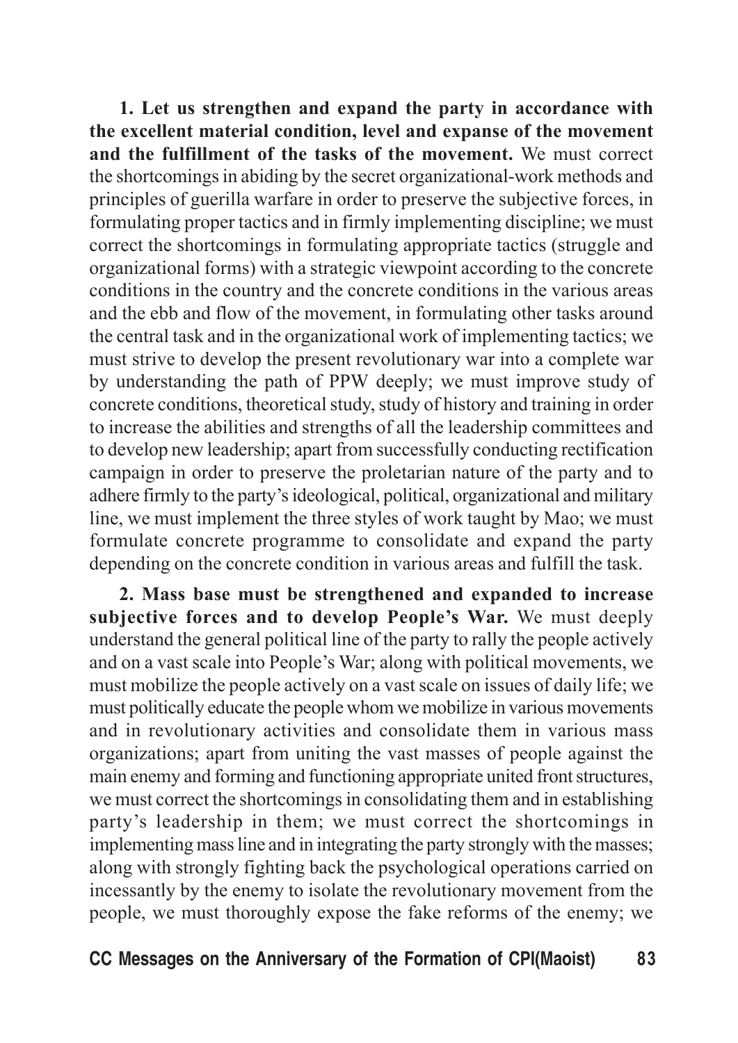**1. Let us strengthen and expand the party in accordance with the excellent material condition, level and expanse of the movement and the fulfillment of the tasks of the movement.** We must correct the shortcomings in abiding by the secret organizational-work methods and principles of guerilla warfare in order to preserve the subjective forces, in formulating proper tactics and in firmly implementing discipline; we must correct the shortcomings in formulating appropriate tactics (struggle and organizational forms) with a strategic viewpoint according to the concrete conditions in the country and the concrete conditions in the various areas and the ebb and flow of the movement, in formulating other tasks around the central task and in the organizational work of implementing tactics; we must strive to develop the present revolutionary war into a complete war by understanding the path of PPW deeply; we must improve study of concrete conditions, theoretical study, study of history and training in order to increase the abilities and strengths of all the leadership committees and to develop new leadership; apart from successfully conducting rectification campaign in order to preserve the proletarian nature of the party and to adhere firmly to the party's ideological, political, organizational and military line, we must implement the three styles of work taught by Mao; we must formulate concrete programme to consolidate and expand the party depending on the concrete condition in various areas and fulfill the task.

**2. Mass base must be strengthened and expanded to increase subjective forces and to develop People's War.** We must deeply understand the general political line of the party to rally the people actively and on a vast scale into People's War; along with political movements, we must mobilize the people actively on a vast scale on issues of daily life; we must politically educate the people whom we mobilize in various movements and in revolutionary activities and consolidate them in various mass organizations; apart from uniting the vast masses of people against the main enemy and forming and functioning appropriate united front structures, we must correct the shortcomings in consolidating them and in establishing party's leadership in them; we must correct the shortcomings in implementing mass line and in integrating the party strongly with the masses; along with strongly fighting back the psychological operations carried on incessantly by the enemy to isolate the revolutionary movement from the people, we must thoroughly expose the fake reforms of the enemy; we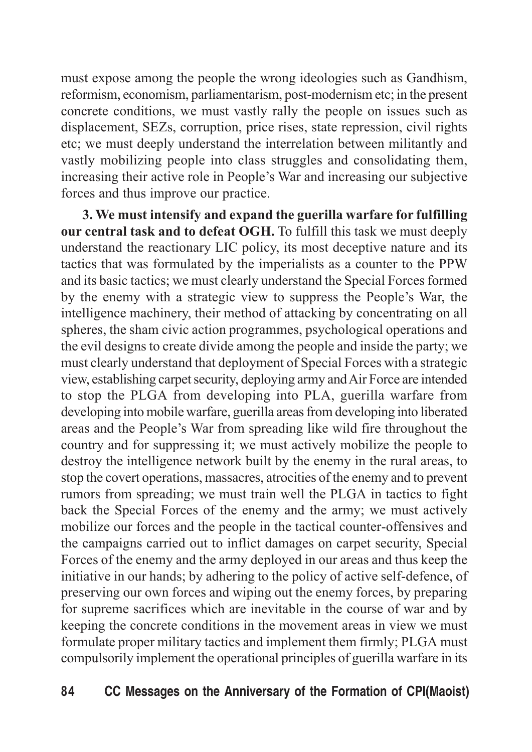must expose among the people the wrong ideologies such as Gandhism, reformism, economism, parliamentarism, post-modernism etc; in the present concrete conditions, we must vastly rally the people on issues such as displacement, SEZs, corruption, price rises, state repression, civil rights etc; we must deeply understand the interrelation between militantly and vastly mobilizing people into class struggles and consolidating them, increasing their active role in People's War and increasing our subjective forces and thus improve our practice.

**3. We must intensify and expand the guerilla warfare for fulfilling our central task and to defeat OGH.** To fulfill this task we must deeply understand the reactionary LIC policy, its most deceptive nature and its tactics that was formulated by the imperialists as a counter to the PPW and its basic tactics; we must clearly understand the Special Forces formed by the enemy with a strategic view to suppress the People's War, the intelligence machinery, their method of attacking by concentrating on all spheres, the sham civic action programmes, psychological operations and the evil designs to create divide among the people and inside the party; we must clearly understand that deployment of Special Forces with a strategic view, establishing carpet security, deploying army and Air Force are intended to stop the PLGA from developing into PLA, guerilla warfare from developing into mobile warfare, guerilla areas from developing into liberated areas and the People's War from spreading like wild fire throughout the country and for suppressing it; we must actively mobilize the people to destroy the intelligence network built by the enemy in the rural areas, to stop the covert operations, massacres, atrocities of the enemy and to prevent rumors from spreading; we must train well the PLGA in tactics to fight back the Special Forces of the enemy and the army; we must actively mobilize our forces and the people in the tactical counter-offensives and the campaigns carried out to inflict damages on carpet security, Special Forces of the enemy and the army deployed in our areas and thus keep the initiative in our hands; by adhering to the policy of active self-defence, of preserving our own forces and wiping out the enemy forces, by preparing for supreme sacrifices which are inevitable in the course of war and by keeping the concrete conditions in the movement areas in view we must formulate proper military tactics and implement them firmly; PLGA must compulsorily implement the operational principles of guerilla warfare in its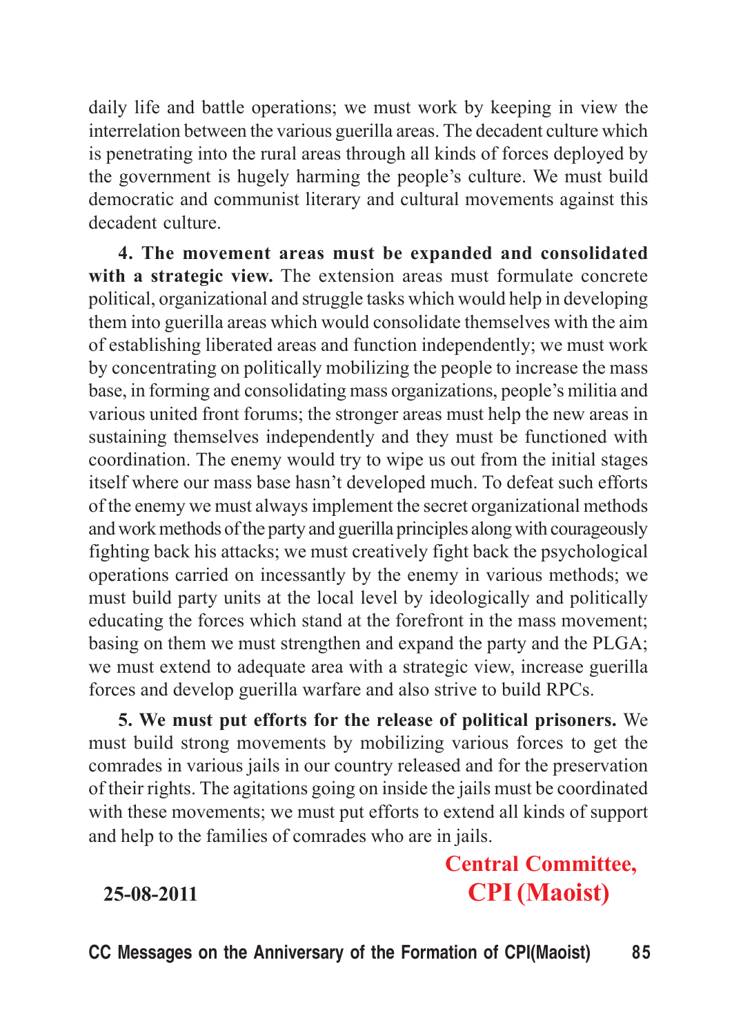daily life and battle operations; we must work by keeping in view the interrelation between the various guerilla areas. The decadent culture which is penetrating into the rural areas through all kinds of forces deployed by the government is hugely harming the people's culture. We must build democratic and communist literary and cultural movements against this decadent culture.

**4. The movement areas must be expanded and consolidated with a strategic view.** The extension areas must formulate concrete political, organizational and struggle tasks which would help in developing them into guerilla areas which would consolidate themselves with the aim of establishing liberated areas and function independently; we must work by concentrating on politically mobilizing the people to increase the mass base, in forming and consolidating mass organizations, people's militia and various united front forums; the stronger areas must help the new areas in sustaining themselves independently and they must be functioned with coordination. The enemy would try to wipe us out from the initial stages itself where our mass base hasn't developed much. To defeat such efforts of the enemy we must always implement the secret organizational methods and work methods of the party and guerilla principles along with courageously fighting back his attacks; we must creatively fight back the psychological operations carried on incessantly by the enemy in various methods; we must build party units at the local level by ideologically and politically educating the forces which stand at the forefront in the mass movement; basing on them we must strengthen and expand the party and the PLGA; we must extend to adequate area with a strategic view, increase guerilla forces and develop guerilla warfare and also strive to build RPCs.

**5. We must put efforts for the release of political prisoners.** We must build strong movements by mobilizing various forces to get the comrades in various jails in our country released and for the preservation of their rights. The agitations going on inside the jails must be coordinated with these movements; we must put efforts to extend all kinds of support and help to the families of comrades who are in jails.

**Central Committee,**
**CPI (Maoist)**

**25-08-2011**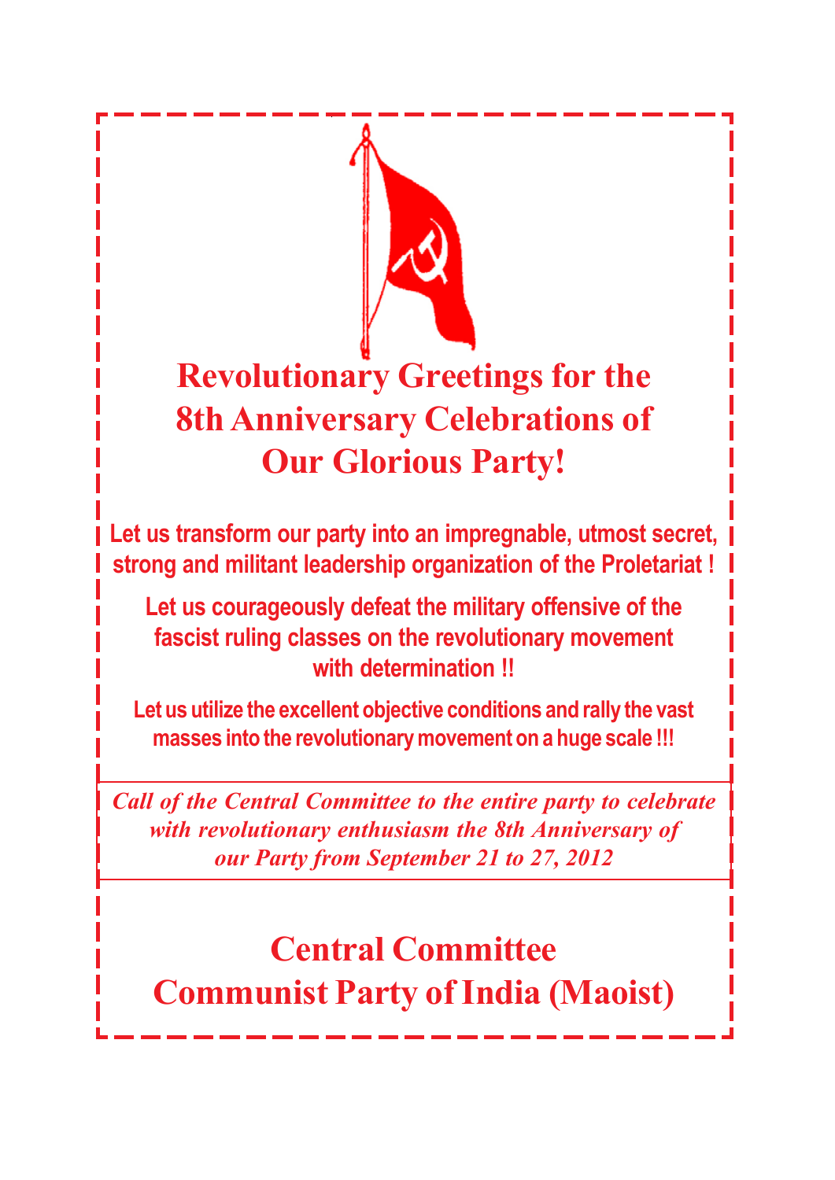# Revolutionary Greetings for the 8th Anniversary Celebrations of Our Glorious Party!

**Let us transform our party into an impregnable, utmost secret, strong and militant leadership organization of the Proletariat !**

**Let us courageously defeat the military offensive of the fascist ruling classes on the revolutionary movement with determination !!**

**Let us utilize the excellent objective conditions and rally the vast masses into the revolutionary movement on a huge scale !!!**

*Call of the Central Committee to the entire party to celebrate with revolutionary enthusiasm the 8th Anniversary of our Party from September 21 to 27, 2012*

## Central Committee
## Communist Party of India (Maoist)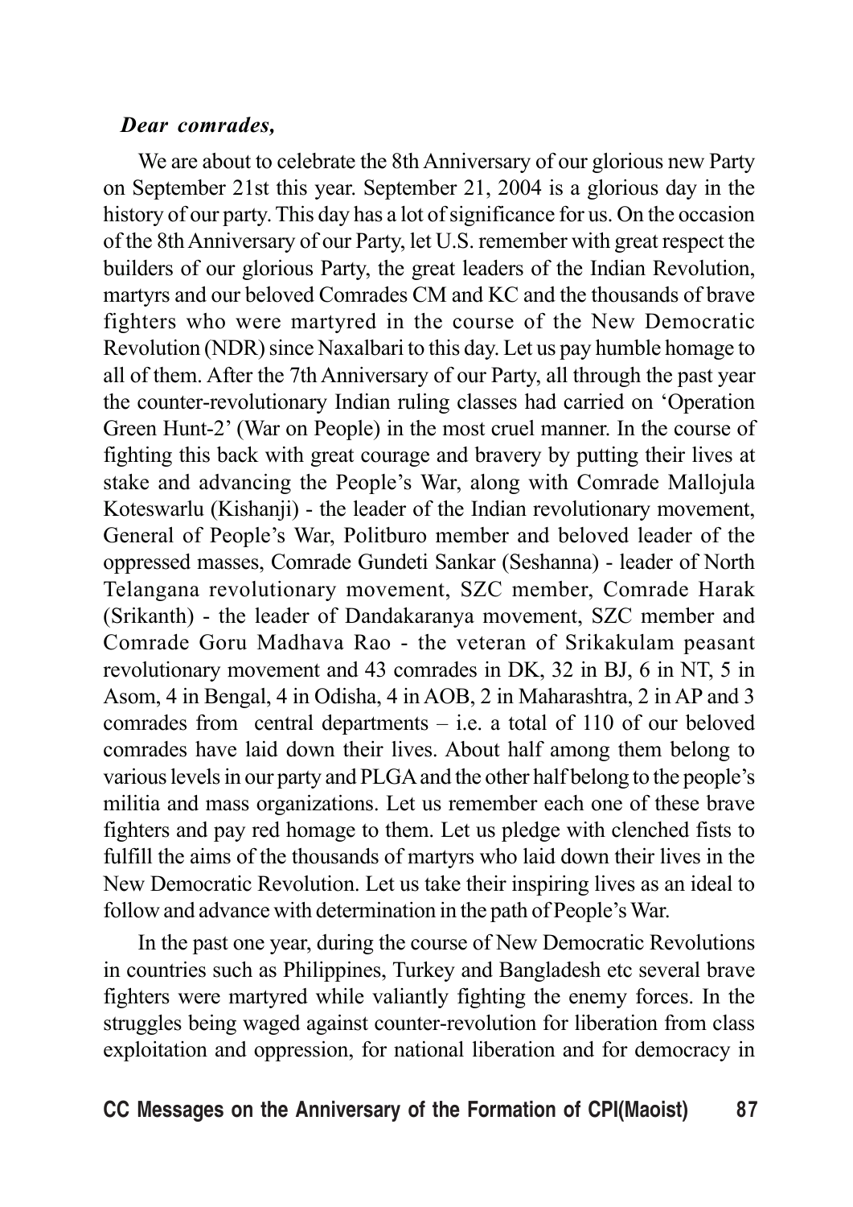***Dear comrades,***

We are about to celebrate the 8th Anniversary of our glorious new Party on September 21st this year. September 21, 2004 is a glorious day in the history of our party. This day has a lot of significance for us. On the occasion of the 8th Anniversary of our Party, let U.S. remember with great respect the builders of our glorious Party, the great leaders of the Indian Revolution, martyrs and our beloved Comrades CM and KC and the thousands of brave fighters who were martyred in the course of the New Democratic Revolution (NDR) since Naxalbari to this day. Let us pay humble homage to all of them. After the 7th Anniversary of our Party, all through the past year the counter-revolutionary Indian ruling classes had carried on 'Operation Green Hunt-2' (War on People) in the most cruel manner. In the course of fighting this back with great courage and bravery by putting their lives at stake and advancing the People's War, along with Comrade Mallojula Koteswarlu (Kishanji) - the leader of the Indian revolutionary movement, General of People's War, Politburo member and beloved leader of the oppressed masses, Comrade Gundeti Sankar (Seshanna) - leader of North Telangana revolutionary movement, SZC member, Comrade Harak (Srikanth) - the leader of Dandakaranya movement, SZC member and Comrade Goru Madhava Rao - the veteran of Srikakulam peasant revolutionary movement and 43 comrades in DK, 32 in BJ, 6 in NT, 5 in Asom, 4 in Bengal, 4 in Odisha, 4 in AOB, 2 in Maharashtra, 2 in AP and 3 comrades from central departments – i.e. a total of 110 of our beloved comrades have laid down their lives. About half among them belong to various levels in our party and PLGA and the other half belong to the people's militia and mass organizations. Let us remember each one of these brave fighters and pay red homage to them. Let us pledge with clenched fists to fulfill the aims of the thousands of martyrs who laid down their lives in the New Democratic Revolution. Let us take their inspiring lives as an ideal to follow and advance with determination in the path of People's War.

In the past one year, during the course of New Democratic Revolutions in countries such as Philippines, Turkey and Bangladesh etc several brave fighters were martyred while valiantly fighting the enemy forces. In the struggles being waged against counter-revolution for liberation from class exploitation and oppression, for national liberation and for democracy in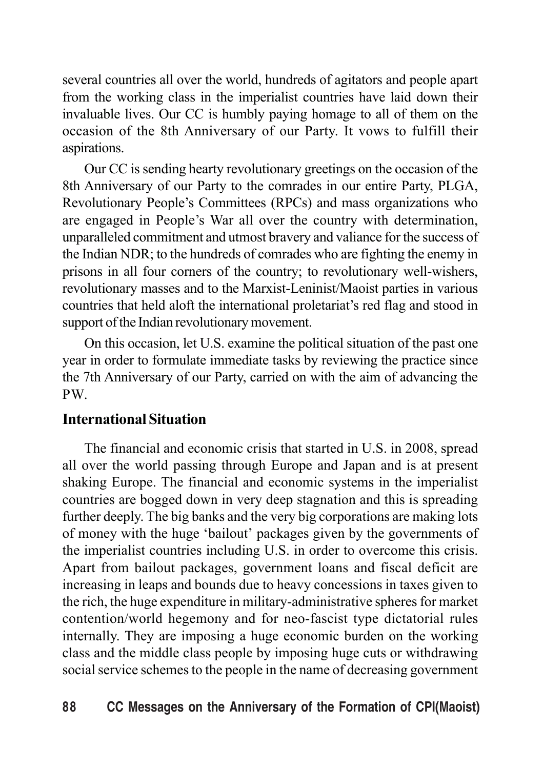several countries all over the world, hundreds of agitators and people apart from the working class in the imperialist countries have laid down their invaluable lives. Our CC is humbly paying homage to all of them on the occasion of the 8th Anniversary of our Party. It vows to fulfill their aspirations.

Our CC is sending hearty revolutionary greetings on the occasion of the 8th Anniversary of our Party to the comrades in our entire Party, PLGA, Revolutionary People's Committees (RPCs) and mass organizations who are engaged in People's War all over the country with determination, unparalleled commitment and utmost bravery and valiance for the success of the Indian NDR; to the hundreds of comrades who are fighting the enemy in prisons in all four corners of the country; to revolutionary well-wishers, revolutionary masses and to the Marxist-Leninist/Maoist parties in various countries that held aloft the international proletariat's red flag and stood in support of the Indian revolutionary movement.

On this occasion, let U.S. examine the political situation of the past one year in order to formulate immediate tasks by reviewing the practice since the 7th Anniversary of our Party, carried on with the aim of advancing the PW.

## International Situation

The financial and economic crisis that started in U.S. in 2008, spread all over the world passing through Europe and Japan and is at present shaking Europe. The financial and economic systems in the imperialist countries are bogged down in very deep stagnation and this is spreading further deeply. The big banks and the very big corporations are making lots of money with the huge 'bailout' packages given by the governments of the imperialist countries including U.S. in order to overcome this crisis. Apart from bailout packages, government loans and fiscal deficit are increasing in leaps and bounds due to heavy concessions in taxes given to the rich, the huge expenditure in military-administrative spheres for market contention/world hegemony and for neo-fascist type dictatorial rules internally. They are imposing a huge economic burden on the working class and the middle class people by imposing huge cuts or withdrawing social service schemes to the people in the name of decreasing government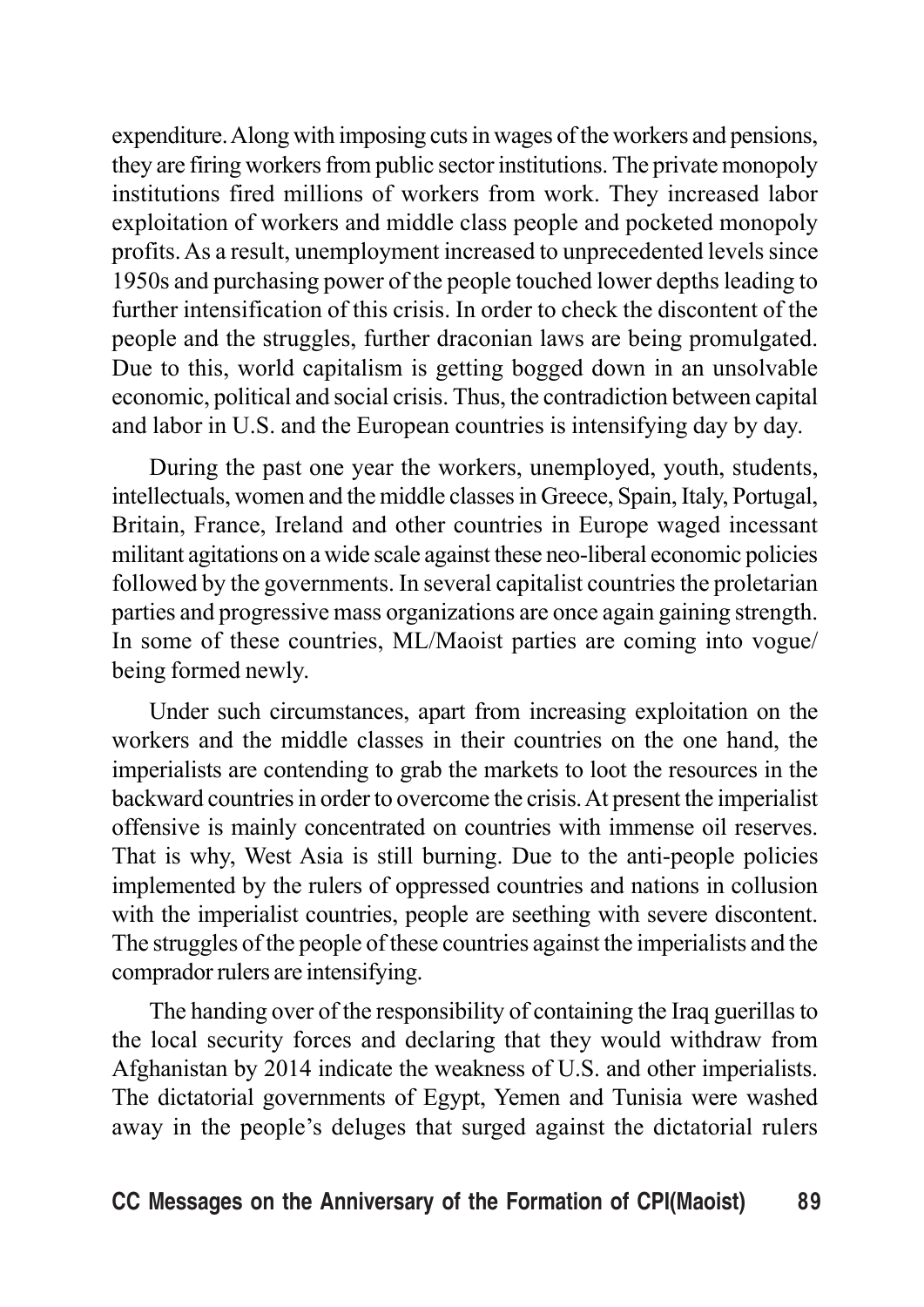expenditure. Along with imposing cuts in wages of the workers and pensions, they are firing workers from public sector institutions. The private monopoly institutions fired millions of workers from work. They increased labor exploitation of workers and middle class people and pocketed monopoly profits. As a result, unemployment increased to unprecedented levels since 1950s and purchasing power of the people touched lower depths leading to further intensification of this crisis. In order to check the discontent of the people and the struggles, further draconian laws are being promulgated. Due to this, world capitalism is getting bogged down in an unsolvable economic, political and social crisis. Thus, the contradiction between capital and labor in U.S. and the European countries is intensifying day by day.

During the past one year the workers, unemployed, youth, students, intellectuals, women and the middle classes in Greece, Spain, Italy, Portugal, Britain, France, Ireland and other countries in Europe waged incessant militant agitations on a wide scale against these neo-liberal economic policies followed by the governments. In several capitalist countries the proletarian parties and progressive mass organizations are once again gaining strength. In some of these countries, ML/Maoist parties are coming into vogue/ being formed newly.

Under such circumstances, apart from increasing exploitation on the workers and the middle classes in their countries on the one hand, the imperialists are contending to grab the markets to loot the resources in the backward countries in order to overcome the crisis. At present the imperialist offensive is mainly concentrated on countries with immense oil reserves. That is why, West Asia is still burning. Due to the anti-people policies implemented by the rulers of oppressed countries and nations in collusion with the imperialist countries, people are seething with severe discontent. The struggles of the people of these countries against the imperialists and the comprador rulers are intensifying.

The handing over of the responsibility of containing the Iraq guerillas to the local security forces and declaring that they would withdraw from Afghanistan by 2014 indicate the weakness of U.S. and other imperialists. The dictatorial governments of Egypt, Yemen and Tunisia were washed away in the people's deluges that surged against the dictatorial rulers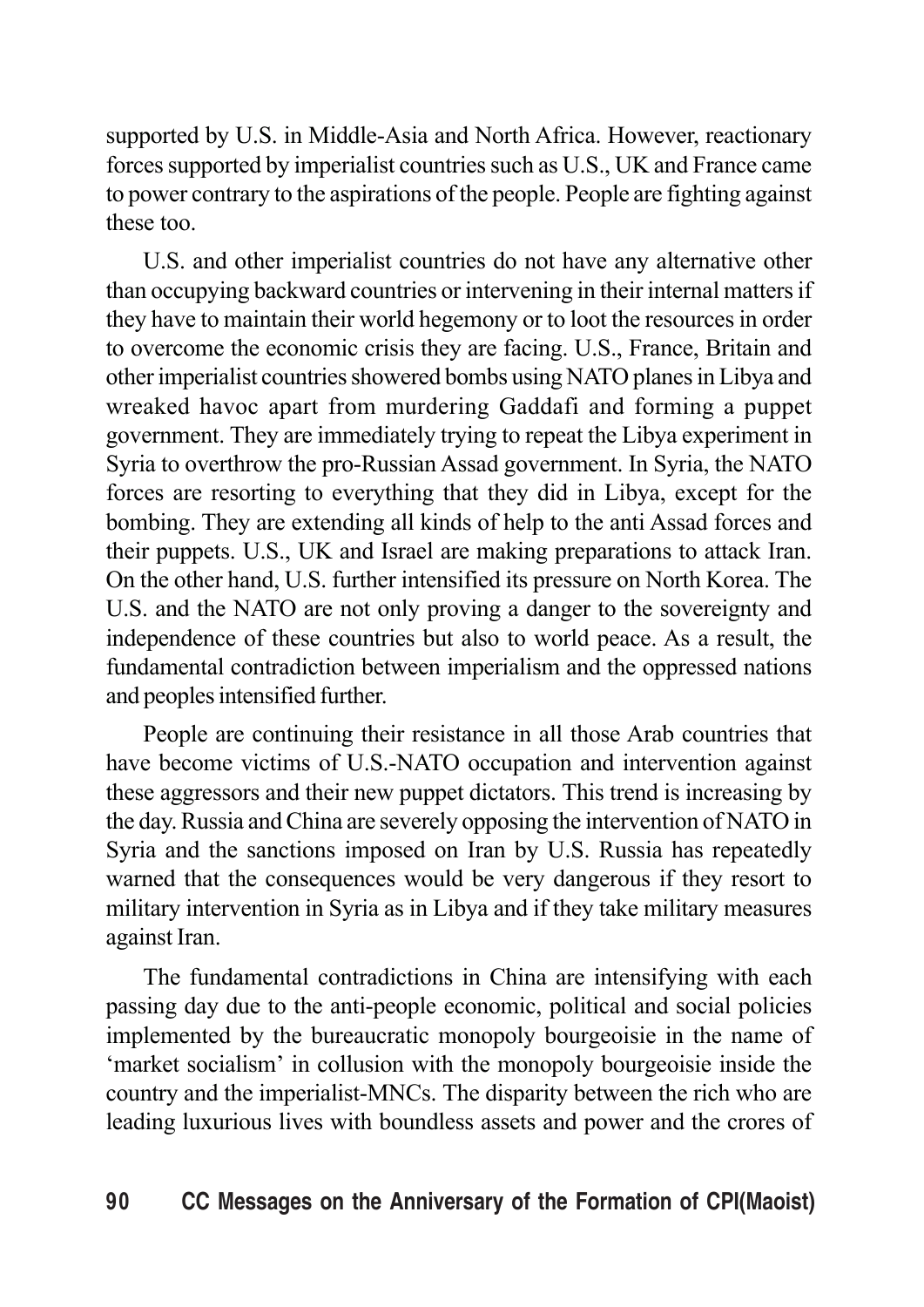supported by U.S. in Middle-Asia and North Africa. However, reactionary forces supported by imperialist countries such as U.S., UK and France came to power contrary to the aspirations of the people. People are fighting against these too.

U.S. and other imperialist countries do not have any alternative other than occupying backward countries or intervening in their internal matters if they have to maintain their world hegemony or to loot the resources in order to overcome the economic crisis they are facing. U.S., France, Britain and other imperialist countries showered bombs using NATO planes in Libya and wreaked havoc apart from murdering Gaddafi and forming a puppet government. They are immediately trying to repeat the Libya experiment in Syria to overthrow the pro-Russian Assad government. In Syria, the NATO forces are resorting to everything that they did in Libya, except for the bombing. They are extending all kinds of help to the anti Assad forces and their puppets. U.S., UK and Israel are making preparations to attack Iran. On the other hand, U.S. further intensified its pressure on North Korea. The U.S. and the NATO are not only proving a danger to the sovereignty and independence of these countries but also to world peace. As a result, the fundamental contradiction between imperialism and the oppressed nations and peoples intensified further.

People are continuing their resistance in all those Arab countries that have become victims of U.S.-NATO occupation and intervention against these aggressors and their new puppet dictators. This trend is increasing by the day. Russia and China are severely opposing the intervention of NATO in Syria and the sanctions imposed on Iran by U.S. Russia has repeatedly warned that the consequences would be very dangerous if they resort to military intervention in Syria as in Libya and if they take military measures against Iran.

The fundamental contradictions in China are intensifying with each passing day due to the anti-people economic, political and social policies implemented by the bureaucratic monopoly bourgeoisie in the name of 'market socialism' in collusion with the monopoly bourgeoisie inside the country and the imperialist-MNCs. The disparity between the rich who are leading luxurious lives with boundless assets and power and the crores of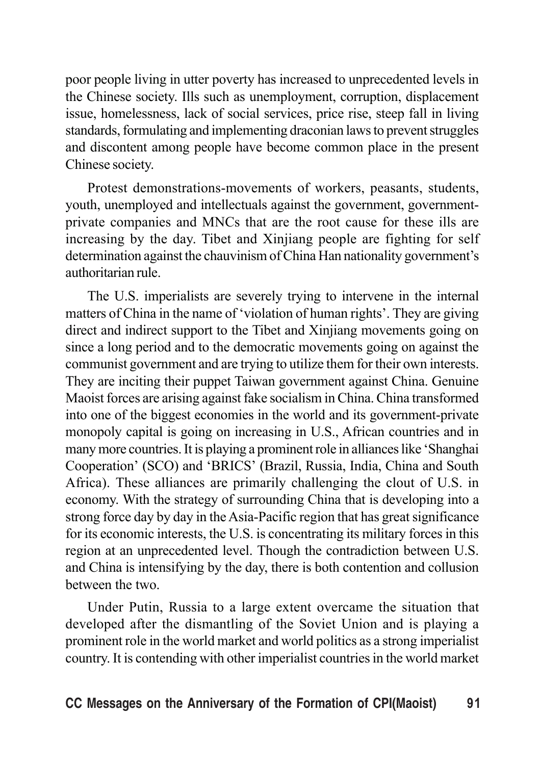poor people living in utter poverty has increased to unprecedented levels in the Chinese society. Ills such as unemployment, corruption, displacement issue, homelessness, lack of social services, price rise, steep fall in living standards, formulating and implementing draconian laws to prevent struggles and discontent among people have become common place in the present Chinese society.

Protest demonstrations-movements of workers, peasants, students, youth, unemployed and intellectuals against the government, government-private companies and MNCs that are the root cause for these ills are increasing by the day. Tibet and Xinjiang people are fighting for self determination against the chauvinism of China Han nationality government's authoritarian rule.

The U.S. imperialists are severely trying to intervene in the internal matters of China in the name of 'violation of human rights'. They are giving direct and indirect support to the Tibet and Xinjiang movements going on since a long period and to the democratic movements going on against the communist government and are trying to utilize them for their own interests. They are inciting their puppet Taiwan government against China. Genuine Maoist forces are arising against fake socialism in China. China transformed into one of the biggest economies in the world and its government-private monopoly capital is going on increasing in U.S., African countries and in many more countries. It is playing a prominent role in alliances like 'Shanghai Cooperation' (SCO) and 'BRICS' (Brazil, Russia, India, China and South Africa). These alliances are primarily challenging the clout of U.S. in economy. With the strategy of surrounding China that is developing into a strong force day by day in the Asia-Pacific region that has great significance for its economic interests, the U.S. is concentrating its military forces in this region at an unprecedented level. Though the contradiction between U.S. and China is intensifying by the day, there is both contention and collusion between the two.

Under Putin, Russia to a large extent overcame the situation that developed after the dismantling of the Soviet Union and is playing a prominent role in the world market and world politics as a strong imperialist country. It is contending with other imperialist countries in the world market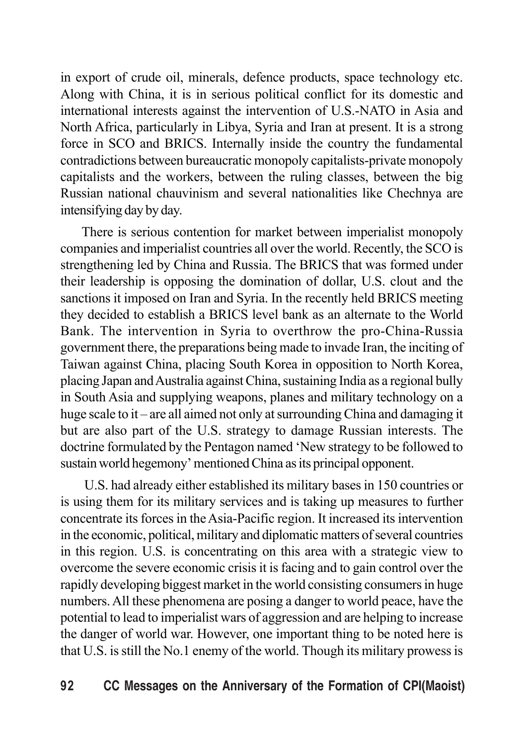in export of crude oil, minerals, defence products, space technology etc. Along with China, it is in serious political conflict for its domestic and international interests against the intervention of U.S.-NATO in Asia and North Africa, particularly in Libya, Syria and Iran at present. It is a strong force in SCO and BRICS. Internally inside the country the fundamental contradictions between bureaucratic monopoly capitalists-private monopoly capitalists and the workers, between the ruling classes, between the big Russian national chauvinism and several nationalities like Chechnya are intensifying day by day.

There is serious contention for market between imperialist monopoly companies and imperialist countries all over the world. Recently, the SCO is strengthening led by China and Russia. The BRICS that was formed under their leadership is opposing the domination of dollar, U.S. clout and the sanctions it imposed on Iran and Syria. In the recently held BRICS meeting they decided to establish a BRICS level bank as an alternate to the World Bank. The intervention in Syria to overthrow the pro-China-Russia government there, the preparations being made to invade Iran, the inciting of Taiwan against China, placing South Korea in opposition to North Korea, placing Japan and Australia against China, sustaining India as a regional bully in South Asia and supplying weapons, planes and military technology on a huge scale to it – are all aimed not only at surrounding China and damaging it but are also part of the U.S. strategy to damage Russian interests. The doctrine formulated by the Pentagon named 'New strategy to be followed to sustain world hegemony' mentioned China as its principal opponent.

U.S. had already either established its military bases in 150 countries or is using them for its military services and is taking up measures to further concentrate its forces in the Asia-Pacific region. It increased its intervention in the economic, political, military and diplomatic matters of several countries in this region. U.S. is concentrating on this area with a strategic view to overcome the severe economic crisis it is facing and to gain control over the rapidly developing biggest market in the world consisting consumers in huge numbers. All these phenomena are posing a danger to world peace, have the potential to lead to imperialist wars of aggression and are helping to increase the danger of world war. However, one important thing to be noted here is that U.S. is still the No.1 enemy of the world. Though its military prowess is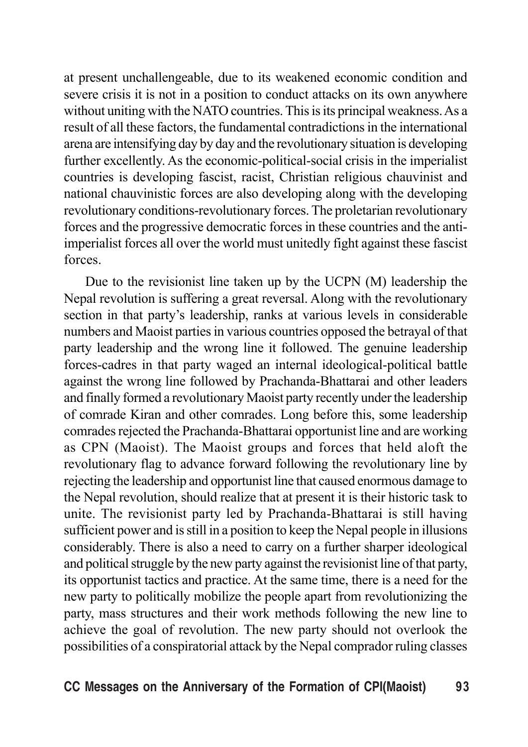at present unchallengeable, due to its weakened economic condition and severe crisis it is not in a position to conduct attacks on its own anywhere without uniting with the NATO countries. This is its principal weakness. As a result of all these factors, the fundamental contradictions in the international arena are intensifying day by day and the revolutionary situation is developing further excellently. As the economic-political-social crisis in the imperialist countries is developing fascist, racist, Christian religious chauvinist and national chauvinistic forces are also developing along with the developing revolutionary conditions-revolutionary forces. The proletarian revolutionary forces and the progressive democratic forces in these countries and the anti-imperialist forces all over the world must unitedly fight against these fascist forces.

Due to the revisionist line taken up by the UCPN (M) leadership the Nepal revolution is suffering a great reversal. Along with the revolutionary section in that party's leadership, ranks at various levels in considerable numbers and Maoist parties in various countries opposed the betrayal of that party leadership and the wrong line it followed. The genuine leadership forces-cadres in that party waged an internal ideological-political battle against the wrong line followed by Prachanda-Bhattarai and other leaders and finally formed a revolutionary Maoist party recently under the leadership of comrade Kiran and other comrades. Long before this, some leadership comrades rejected the Prachanda-Bhattarai opportunist line and are working as CPN (Maoist). The Maoist groups and forces that held aloft the revolutionary flag to advance forward following the revolutionary line by rejecting the leadership and opportunist line that caused enormous damage to the Nepal revolution, should realize that at present it is their historic task to unite. The revisionist party led by Prachanda-Bhattarai is still having sufficient power and is still in a position to keep the Nepal people in illusions considerably. There is also a need to carry on a further sharper ideological and political struggle by the new party against the revisionist line of that party, its opportunist tactics and practice. At the same time, there is a need for the new party to politically mobilize the people apart from revolutionizing the party, mass structures and their work methods following the new line to achieve the goal of revolution. The new party should not overlook the possibilities of a conspiratorial attack by the Nepal comprador ruling classes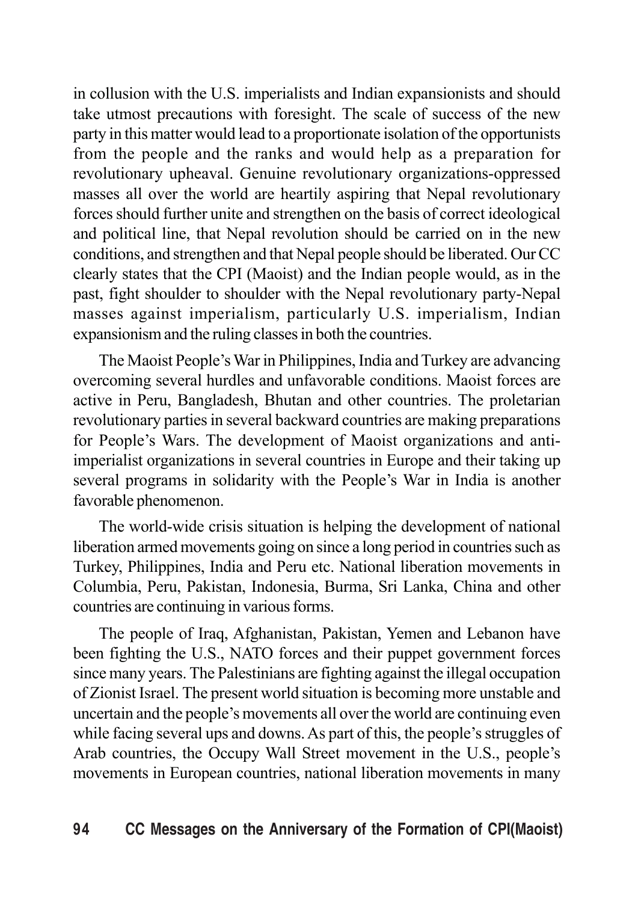in collusion with the U.S. imperialists and Indian expansionists and should take utmost precautions with foresight. The scale of success of the new party in this matter would lead to a proportionate isolation of the opportunists from the people and the ranks and would help as a preparation for revolutionary upheaval. Genuine revolutionary organizations-oppressed masses all over the world are heartily aspiring that Nepal revolutionary forces should further unite and strengthen on the basis of correct ideological and political line, that Nepal revolution should be carried on in the new conditions, and strengthen and that Nepal people should be liberated. Our CC clearly states that the CPI (Maoist) and the Indian people would, as in the past, fight shoulder to shoulder with the Nepal revolutionary party-Nepal masses against imperialism, particularly U.S. imperialism, Indian expansionism and the ruling classes in both the countries.

The Maoist People's War in Philippines, India and Turkey are advancing overcoming several hurdles and unfavorable conditions. Maoist forces are active in Peru, Bangladesh, Bhutan and other countries. The proletarian revolutionary parties in several backward countries are making preparations for People's Wars. The development of Maoist organizations and anti-imperialist organizations in several countries in Europe and their taking up several programs in solidarity with the People's War in India is another favorable phenomenon.

The world-wide crisis situation is helping the development of national liberation armed movements going on since a long period in countries such as Turkey, Philippines, India and Peru etc. National liberation movements in Columbia, Peru, Pakistan, Indonesia, Burma, Sri Lanka, China and other countries are continuing in various forms.

The people of Iraq, Afghanistan, Pakistan, Yemen and Lebanon have been fighting the U.S., NATO forces and their puppet government forces since many years. The Palestinians are fighting against the illegal occupation of Zionist Israel. The present world situation is becoming more unstable and uncertain and the people's movements all over the world are continuing even while facing several ups and downs. As part of this, the people's struggles of Arab countries, the Occupy Wall Street movement in the U.S., people's movements in European countries, national liberation movements in many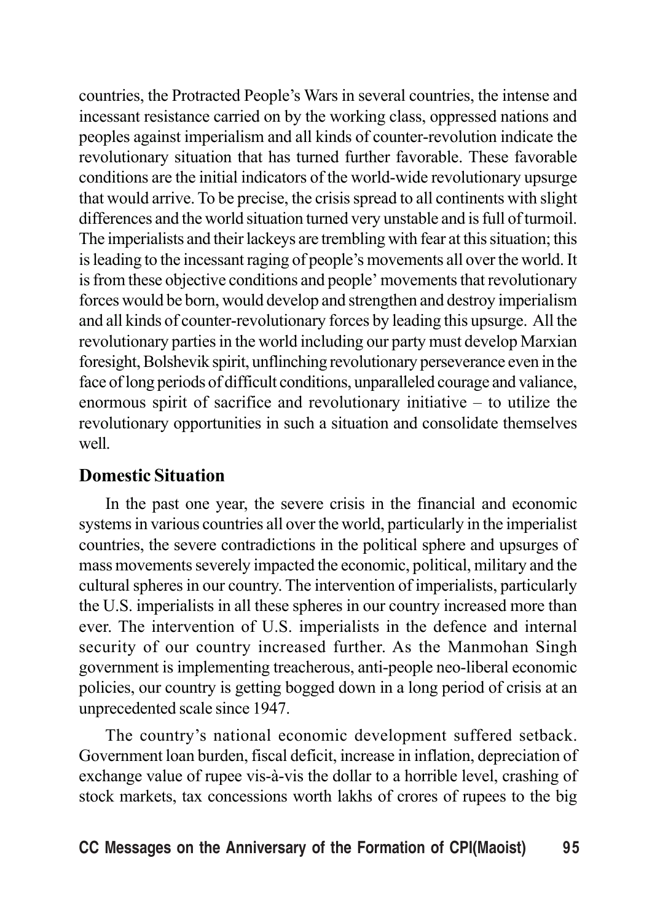countries, the Protracted People's Wars in several countries, the intense and incessant resistance carried on by the working class, oppressed nations and peoples against imperialism and all kinds of counter-revolution indicate the revolutionary situation that has turned further favorable. These favorable conditions are the initial indicators of the world-wide revolutionary upsurge that would arrive. To be precise, the crisis spread to all continents with slight differences and the world situation turned very unstable and is full of turmoil. The imperialists and their lackeys are trembling with fear at this situation; this is leading to the incessant raging of people's movements all over the world. It is from these objective conditions and people' movements that revolutionary forces would be born, would develop and strengthen and destroy imperialism and all kinds of counter-revolutionary forces by leading this upsurge. All the revolutionary parties in the world including our party must develop Marxian foresight, Bolshevik spirit, unflinching revolutionary perseverance even in the face of long periods of difficult conditions, unparalleled courage and valiance, enormous spirit of sacrifice and revolutionary initiative – to utilize the revolutionary opportunities in such a situation and consolidate themselves well.

## Domestic Situation

In the past one year, the severe crisis in the financial and economic systems in various countries all over the world, particularly in the imperialist countries, the severe contradictions in the political sphere and upsurges of mass movements severely impacted the economic, political, military and the cultural spheres in our country. The intervention of imperialists, particularly the U.S. imperialists in all these spheres in our country increased more than ever. The intervention of U.S. imperialists in the defence and internal security of our country increased further. As the Manmohan Singh government is implementing treacherous, anti-people neo-liberal economic policies, our country is getting bogged down in a long period of crisis at an unprecedented scale since 1947.

The country's national economic development suffered setback. Government loan burden, fiscal deficit, increase in inflation, depreciation of exchange value of rupee vis-à-vis the dollar to a horrible level, crashing of stock markets, tax concessions worth lakhs of crores of rupees to the big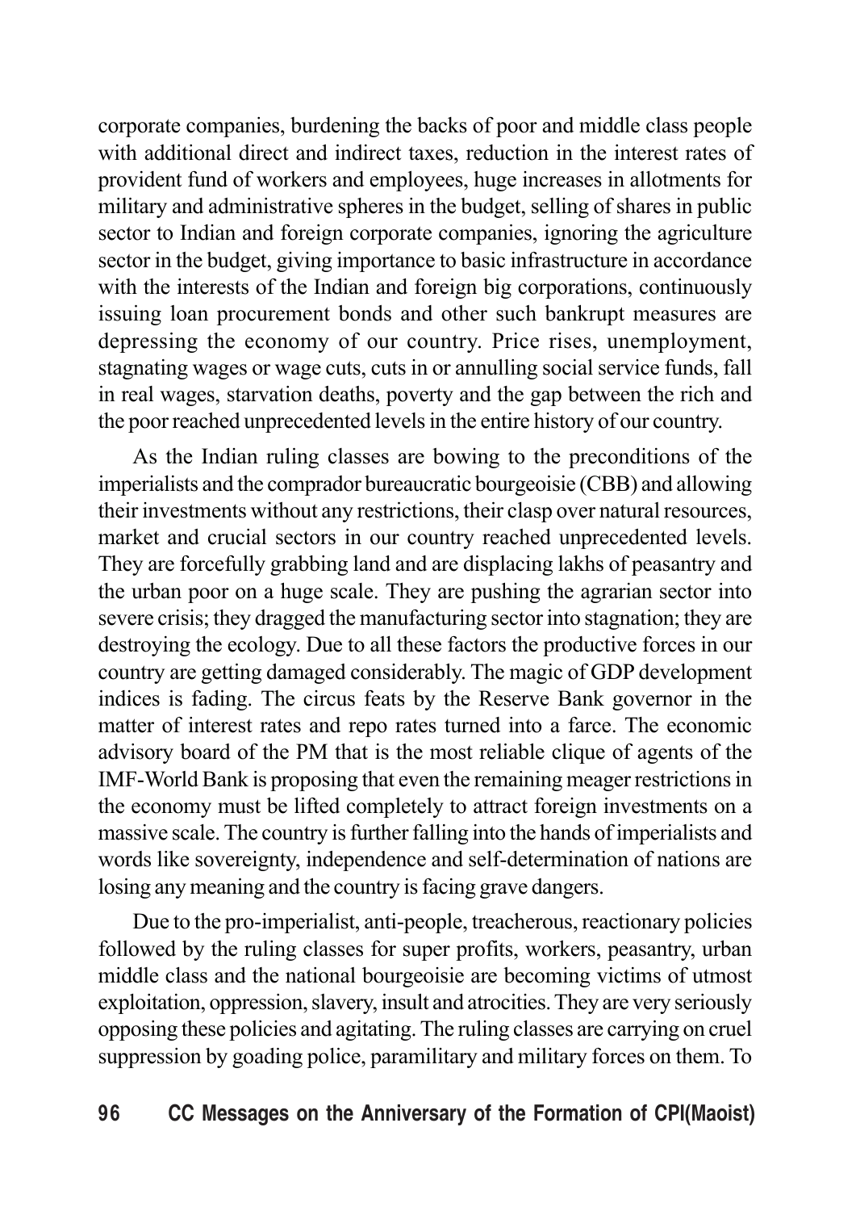corporate companies, burdening the backs of poor and middle class people with additional direct and indirect taxes, reduction in the interest rates of provident fund of workers and employees, huge increases in allotments for military and administrative spheres in the budget, selling of shares in public sector to Indian and foreign corporate companies, ignoring the agriculture sector in the budget, giving importance to basic infrastructure in accordance with the interests of the Indian and foreign big corporations, continuously issuing loan procurement bonds and other such bankrupt measures are depressing the economy of our country. Price rises, unemployment, stagnating wages or wage cuts, cuts in or annulling social service funds, fall in real wages, starvation deaths, poverty and the gap between the rich and the poor reached unprecedented levels in the entire history of our country.

As the Indian ruling classes are bowing to the preconditions of the imperialists and the comprador bureaucratic bourgeoisie (CBB) and allowing their investments without any restrictions, their clasp over natural resources, market and crucial sectors in our country reached unprecedented levels. They are forcefully grabbing land and are displacing lakhs of peasantry and the urban poor on a huge scale. They are pushing the agrarian sector into severe crisis; they dragged the manufacturing sector into stagnation; they are destroying the ecology. Due to all these factors the productive forces in our country are getting damaged considerably. The magic of GDP development indices is fading. The circus feats by the Reserve Bank governor in the matter of interest rates and repo rates turned into a farce. The economic advisory board of the PM that is the most reliable clique of agents of the IMF-World Bank is proposing that even the remaining meager restrictions in the economy must be lifted completely to attract foreign investments on a massive scale. The country is further falling into the hands of imperialists and words like sovereignty, independence and self-determination of nations are losing any meaning and the country is facing grave dangers.

Due to the pro-imperialist, anti-people, treacherous, reactionary policies followed by the ruling classes for super profits, workers, peasantry, urban middle class and the national bourgeoisie are becoming victims of utmost exploitation, oppression, slavery, insult and atrocities. They are very seriously opposing these policies and agitating. The ruling classes are carrying on cruel suppression by goading police, paramilitary and military forces on them. To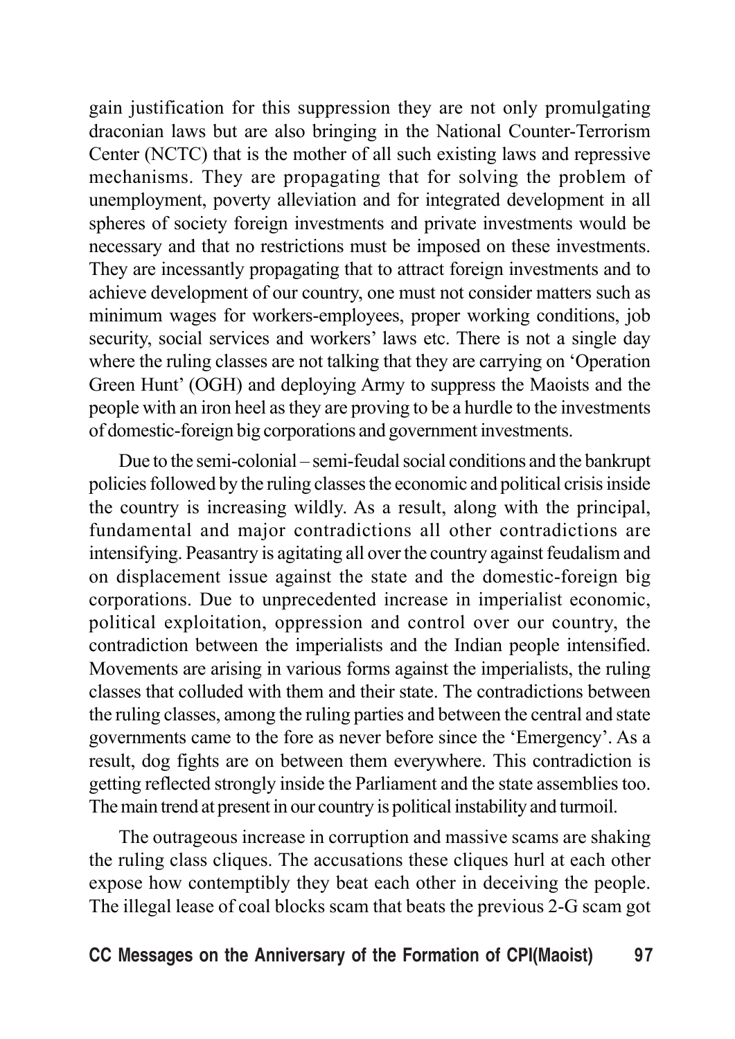gain justification for this suppression they are not only promulgating draconian laws but are also bringing in the National Counter-Terrorism Center (NCTC) that is the mother of all such existing laws and repressive mechanisms. They are propagating that for solving the problem of unemployment, poverty alleviation and for integrated development in all spheres of society foreign investments and private investments would be necessary and that no restrictions must be imposed on these investments. They are incessantly propagating that to attract foreign investments and to achieve development of our country, one must not consider matters such as minimum wages for workers-employees, proper working conditions, job security, social services and workers' laws etc. There is not a single day where the ruling classes are not talking that they are carrying on 'Operation Green Hunt' (OGH) and deploying Army to suppress the Maoists and the people with an iron heel as they are proving to be a hurdle to the investments of domestic-foreign big corporations and government investments.

Due to the semi-colonial – semi-feudal social conditions and the bankrupt policies followed by the ruling classes the economic and political crisis inside the country is increasing wildly. As a result, along with the principal, fundamental and major contradictions all other contradictions are intensifying. Peasantry is agitating all over the country against feudalism and on displacement issue against the state and the domestic-foreign big corporations. Due to unprecedented increase in imperialist economic, political exploitation, oppression and control over our country, the contradiction between the imperialists and the Indian people intensified. Movements are arising in various forms against the imperialists, the ruling classes that colluded with them and their state. The contradictions between the ruling classes, among the ruling parties and between the central and state governments came to the fore as never before since the 'Emergency'. As a result, dog fights are on between them everywhere. This contradiction is getting reflected strongly inside the Parliament and the state assemblies too. The main trend at present in our country is political instability and turmoil.

The outrageous increase in corruption and massive scams are shaking the ruling class cliques. The accusations these cliques hurl at each other expose how contemptibly they beat each other in deceiving the people. The illegal lease of coal blocks scam that beats the previous 2-G scam got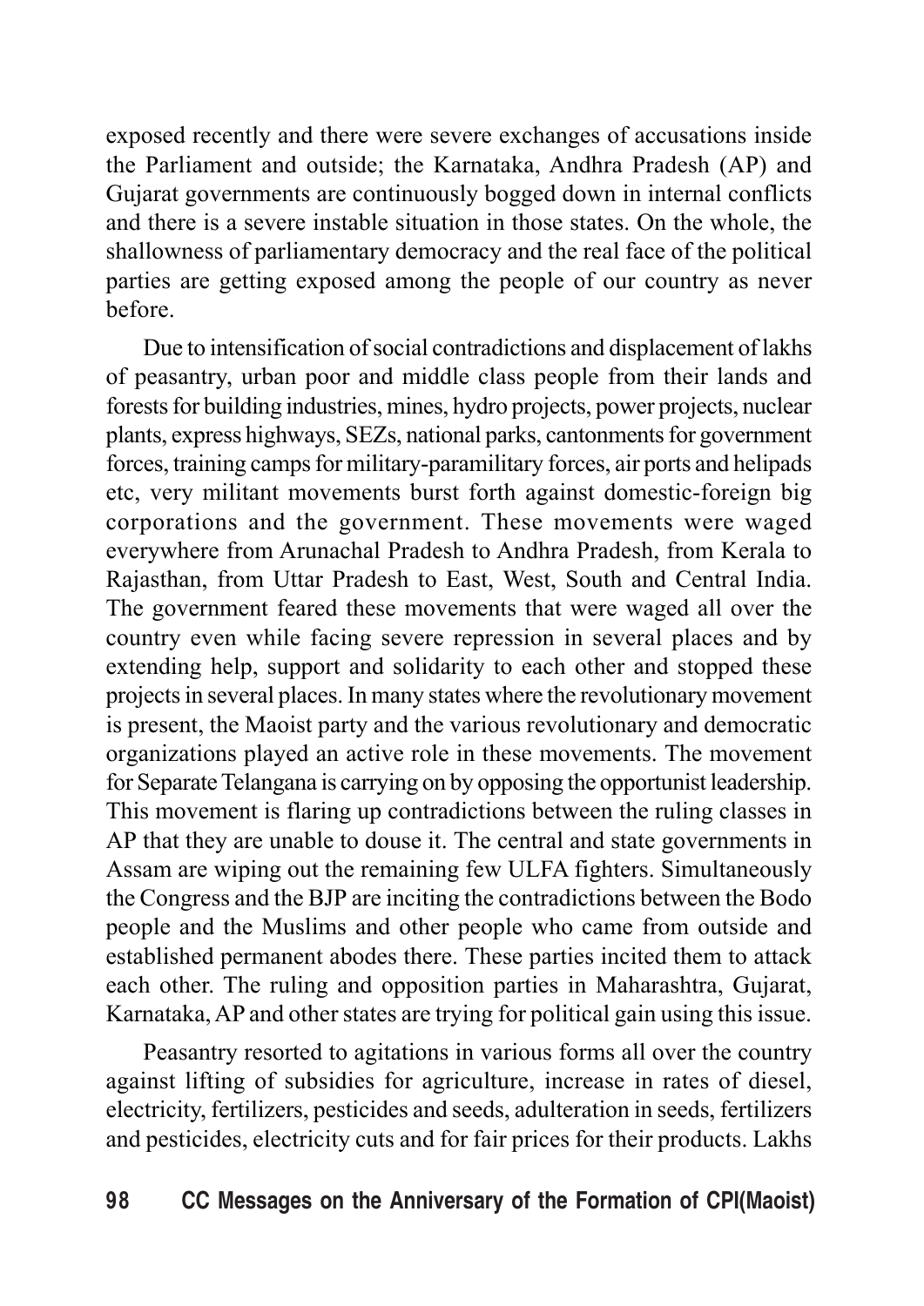exposed recently and there were severe exchanges of accusations inside the Parliament and outside; the Karnataka, Andhra Pradesh (AP) and Gujarat governments are continuously bogged down in internal conflicts and there is a severe instable situation in those states. On the whole, the shallowness of parliamentary democracy and the real face of the political parties are getting exposed among the people of our country as never before.

Due to intensification of social contradictions and displacement of lakhs of peasantry, urban poor and middle class people from their lands and forests for building industries, mines, hydro projects, power projects, nuclear plants, express highways, SEZs, national parks, cantonments for government forces, training camps for military-paramilitary forces, air ports and helipads etc, very militant movements burst forth against domestic-foreign big corporations and the government. These movements were waged everywhere from Arunachal Pradesh to Andhra Pradesh, from Kerala to Rajasthan, from Uttar Pradesh to East, West, South and Central India. The government feared these movements that were waged all over the country even while facing severe repression in several places and by extending help, support and solidarity to each other and stopped these projects in several places. In many states where the revolutionary movement is present, the Maoist party and the various revolutionary and democratic organizations played an active role in these movements. The movement for Separate Telangana is carrying on by opposing the opportunist leadership. This movement is flaring up contradictions between the ruling classes in AP that they are unable to douse it. The central and state governments in Assam are wiping out the remaining few ULFA fighters. Simultaneously the Congress and the BJP are inciting the contradictions between the Bodo people and the Muslims and other people who came from outside and established permanent abodes there. These parties incited them to attack each other. The ruling and opposition parties in Maharashtra, Gujarat, Karnataka, AP and other states are trying for political gain using this issue.

Peasantry resorted to agitations in various forms all over the country against lifting of subsidies for agriculture, increase in rates of diesel, electricity, fertilizers, pesticides and seeds, adulteration in seeds, fertilizers and pesticides, electricity cuts and for fair prices for their products. Lakhs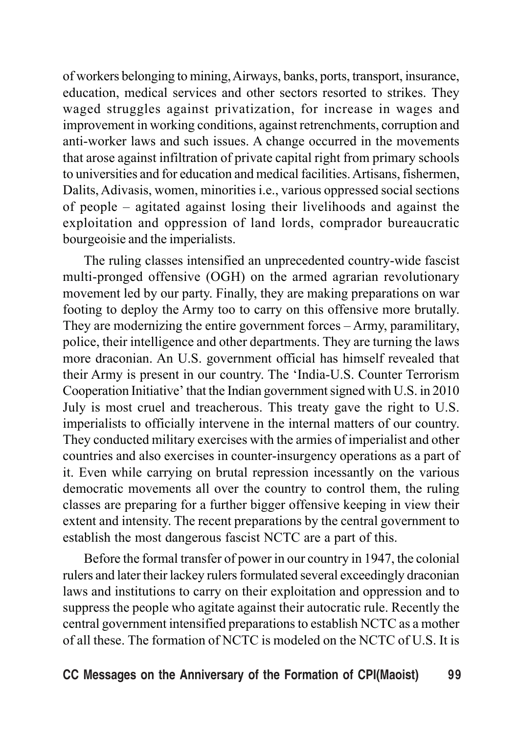of workers belonging to mining, Airways, banks, ports, transport, insurance, education, medical services and other sectors resorted to strikes. They waged struggles against privatization, for increase in wages and improvement in working conditions, against retrenchments, corruption and anti-worker laws and such issues. A change occurred in the movements that arose against infiltration of private capital right from primary schools to universities and for education and medical facilities. Artisans, fishermen, Dalits, Adivasis, women, minorities i.e., various oppressed social sections of people – agitated against losing their livelihoods and against the exploitation and oppression of land lords, comprador bureaucratic bourgeoisie and the imperialists.

The ruling classes intensified an unprecedented country-wide fascist multi-pronged offensive (OGH) on the armed agrarian revolutionary movement led by our party. Finally, they are making preparations on war footing to deploy the Army too to carry on this offensive more brutally. They are modernizing the entire government forces – Army, paramilitary, police, their intelligence and other departments. They are turning the laws more draconian. An U.S. government official has himself revealed that their Army is present in our country. The 'India-U.S. Counter Terrorism Cooperation Initiative' that the Indian government signed with U.S. in 2010 July is most cruel and treacherous. This treaty gave the right to U.S. imperialists to officially intervene in the internal matters of our country. They conducted military exercises with the armies of imperialist and other countries and also exercises in counter-insurgency operations as a part of it. Even while carrying on brutal repression incessantly on the various democratic movements all over the country to control them, the ruling classes are preparing for a further bigger offensive keeping in view their extent and intensity. The recent preparations by the central government to establish the most dangerous fascist NCTC are a part of this.

Before the formal transfer of power in our country in 1947, the colonial rulers and later their lackey rulers formulated several exceedingly draconian laws and institutions to carry on their exploitation and oppression and to suppress the people who agitate against their autocratic rule. Recently the central government intensified preparations to establish NCTC as a mother of all these. The formation of NCTC is modeled on the NCTC of U.S. It is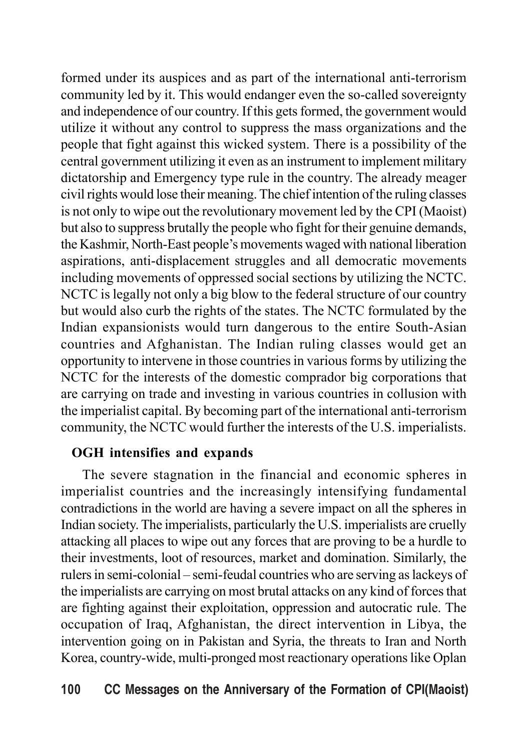formed under its auspices and as part of the international anti-terrorism community led by it. This would endanger even the so-called sovereignty and independence of our country. If this gets formed, the government would utilize it without any control to suppress the mass organizations and the people that fight against this wicked system. There is a possibility of the central government utilizing it even as an instrument to implement military dictatorship and Emergency type rule in the country. The already meager civil rights would lose their meaning. The chief intention of the ruling classes is not only to wipe out the revolutionary movement led by the CPI (Maoist) but also to suppress brutally the people who fight for their genuine demands, the Kashmir, North-East people's movements waged with national liberation aspirations, anti-displacement struggles and all democratic movements including movements of oppressed social sections by utilizing the NCTC. NCTC is legally not only a big blow to the federal structure of our country but would also curb the rights of the states. The NCTC formulated by the Indian expansionists would turn dangerous to the entire South-Asian countries and Afghanistan. The Indian ruling classes would get an opportunity to intervene in those countries in various forms by utilizing the NCTC for the interests of the domestic comprador big corporations that are carrying on trade and investing in various countries in collusion with the imperialist capital. By becoming part of the international anti-terrorism community, the NCTC would further the interests of the U.S. imperialists.

**OGH intensifies and expands**

The severe stagnation in the financial and economic spheres in imperialist countries and the increasingly intensifying fundamental contradictions in the world are having a severe impact on all the spheres in Indian society. The imperialists, particularly the U.S. imperialists are cruelly attacking all places to wipe out any forces that are proving to be a hurdle to their investments, loot of resources, market and domination. Similarly, the rulers in semi-colonial – semi-feudal countries who are serving as lackeys of the imperialists are carrying on most brutal attacks on any kind of forces that are fighting against their exploitation, oppression and autocratic rule. The occupation of Iraq, Afghanistan, the direct intervention in Libya, the intervention going on in Pakistan and Syria, the threats to Iran and North Korea, country-wide, multi-pronged most reactionary operations like Oplan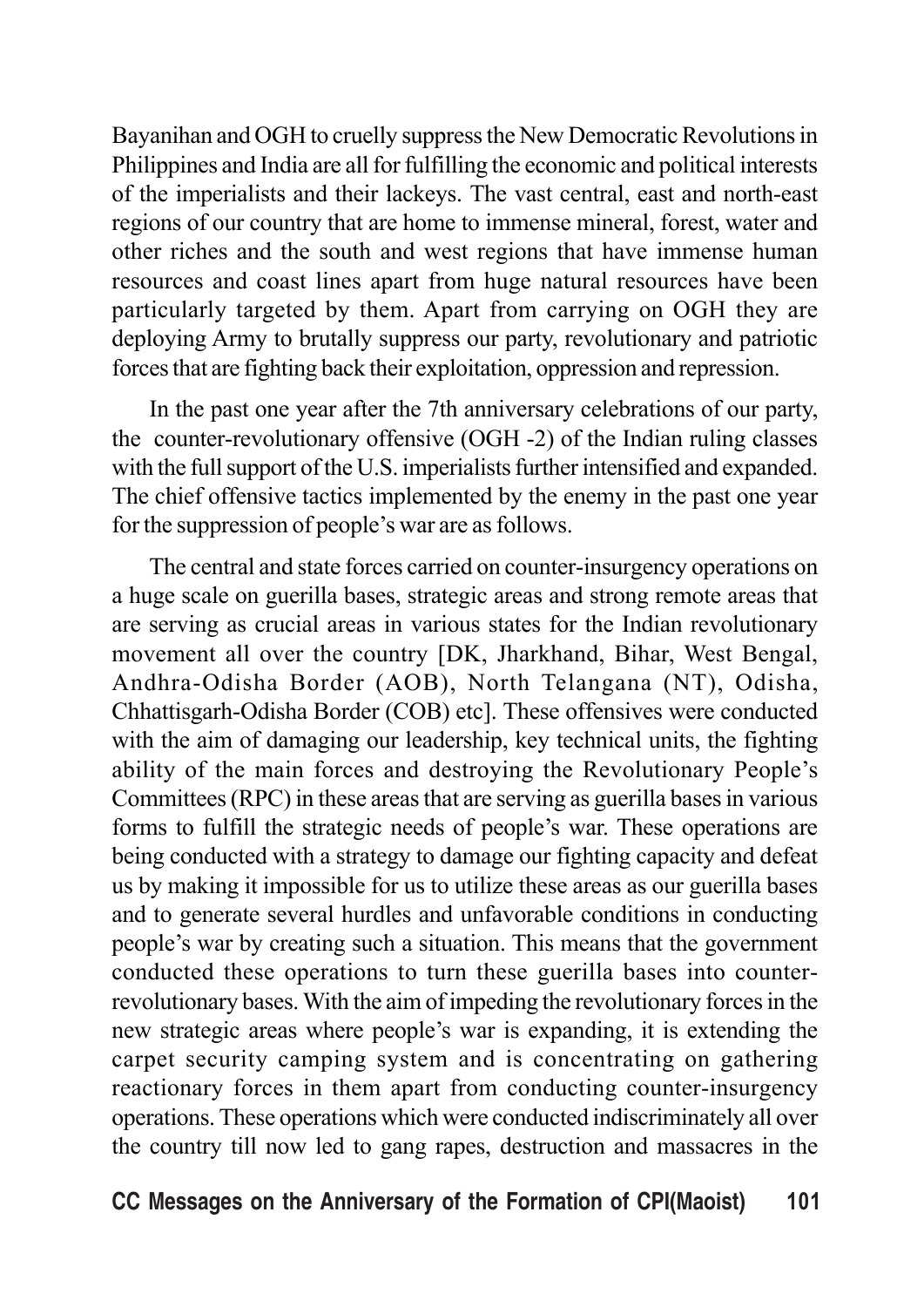Bayanihan and OGH to cruelly suppress the New Democratic Revolutions in Philippines and India are all for fulfilling the economic and political interests of the imperialists and their lackeys. The vast central, east and north-east regions of our country that are home to immense mineral, forest, water and other riches and the south and west regions that have immense human resources and coast lines apart from huge natural resources have been particularly targeted by them. Apart from carrying on OGH they are deploying Army to brutally suppress our party, revolutionary and patriotic forces that are fighting back their exploitation, oppression and repression.

In the past one year after the 7th anniversary celebrations of our party, the counter-revolutionary offensive (OGH -2) of the Indian ruling classes with the full support of the U.S. imperialists further intensified and expanded. The chief offensive tactics implemented by the enemy in the past one year for the suppression of people's war are as follows.

The central and state forces carried on counter-insurgency operations on a huge scale on guerilla bases, strategic areas and strong remote areas that are serving as crucial areas in various states for the Indian revolutionary movement all over the country [DK, Jharkhand, Bihar, West Bengal, Andhra-Odisha Border (AOB), North Telangana (NT), Odisha, Chhattisgarh-Odisha Border (COB) etc]. These offensives were conducted with the aim of damaging our leadership, key technical units, the fighting ability of the main forces and destroying the Revolutionary People's Committees (RPC) in these areas that are serving as guerilla bases in various forms to fulfill the strategic needs of people's war. These operations are being conducted with a strategy to damage our fighting capacity and defeat us by making it impossible for us to utilize these areas as our guerilla bases and to generate several hurdles and unfavorable conditions in conducting people's war by creating such a situation. This means that the government conducted these operations to turn these guerilla bases into counter-revolutionary bases. With the aim of impeding the revolutionary forces in the new strategic areas where people's war is expanding, it is extending the carpet security camping system and is concentrating on gathering reactionary forces in them apart from conducting counter-insurgency operations. These operations which were conducted indiscriminately all over the country till now led to gang rapes, destruction and massacres in the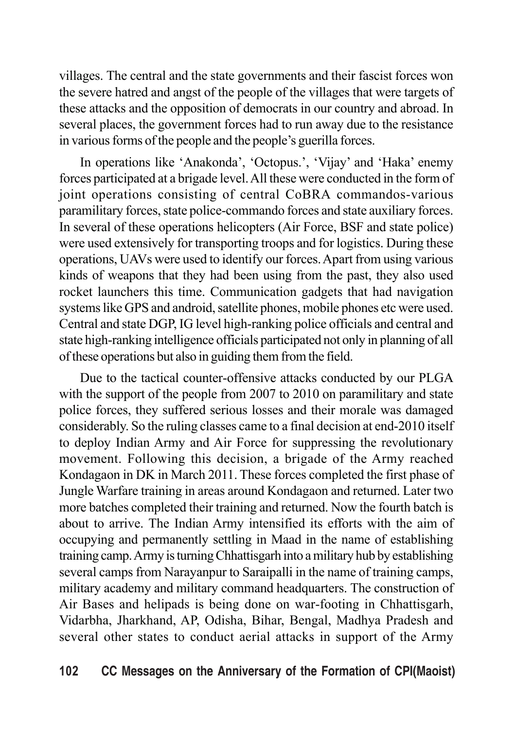villages. The central and the state governments and their fascist forces won the severe hatred and angst of the people of the villages that were targets of these attacks and the opposition of democrats in our country and abroad. In several places, the government forces had to run away due to the resistance in various forms of the people and the people's guerilla forces.

In operations like 'Anakonda', 'Octopus.', 'Vijay' and 'Haka' enemy forces participated at a brigade level. All these were conducted in the form of joint operations consisting of central CoBRA commandos-various paramilitary forces, state police-commando forces and state auxiliary forces. In several of these operations helicopters (Air Force, BSF and state police) were used extensively for transporting troops and for logistics. During these operations, UAVs were used to identify our forces. Apart from using various kinds of weapons that they had been using from the past, they also used rocket launchers this time. Communication gadgets that had navigation systems like GPS and android, satellite phones, mobile phones etc were used. Central and state DGP, IG level high-ranking police officials and central and state high-ranking intelligence officials participated not only in planning of all of these operations but also in guiding them from the field.

Due to the tactical counter-offensive attacks conducted by our PLGA with the support of the people from 2007 to 2010 on paramilitary and state police forces, they suffered serious losses and their morale was damaged considerably. So the ruling classes came to a final decision at end-2010 itself to deploy Indian Army and Air Force for suppressing the revolutionary movement. Following this decision, a brigade of the Army reached Kondagaon in DK in March 2011. These forces completed the first phase of Jungle Warfare training in areas around Kondagaon and returned. Later two more batches completed their training and returned. Now the fourth batch is about to arrive. The Indian Army intensified its efforts with the aim of occupying and permanently settling in Maad in the name of establishing training camp. Army is turning Chhattisgarh into a military hub by establishing several camps from Narayanpur to Saraipalli in the name of training camps, military academy and military command headquarters. The construction of Air Bases and helipads is being done on war-footing in Chhattisgarh, Vidarbha, Jharkhand, AP, Odisha, Bihar, Bengal, Madhya Pradesh and several other states to conduct aerial attacks in support of the Army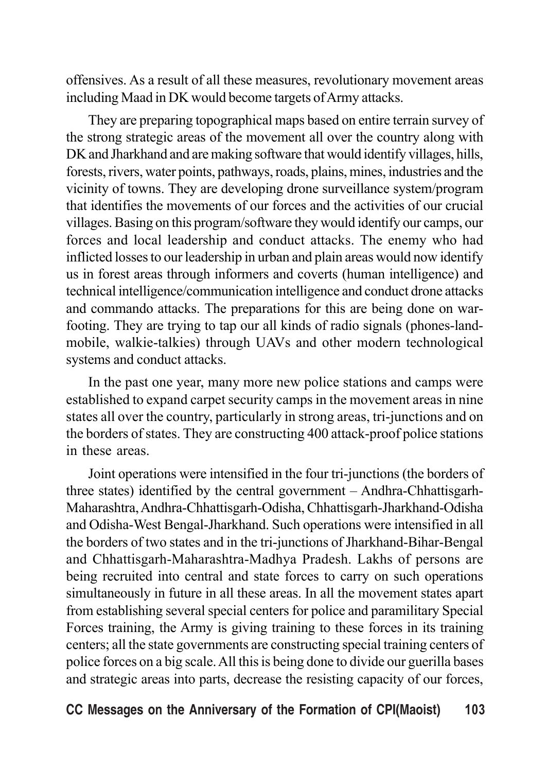offensives. As a result of all these measures, revolutionary movement areas including Maad in DK would become targets of Army attacks.

They are preparing topographical maps based on entire terrain survey of the strong strategic areas of the movement all over the country along with DK and Jharkhand and are making software that would identify villages, hills, forests, rivers, water points, pathways, roads, plains, mines, industries and the vicinity of towns. They are developing drone surveillance system/program that identifies the movements of our forces and the activities of our crucial villages. Basing on this program/software they would identify our camps, our forces and local leadership and conduct attacks. The enemy who had inflicted losses to our leadership in urban and plain areas would now identify us in forest areas through informers and coverts (human intelligence) and technical intelligence/communication intelligence and conduct drone attacks and commando attacks. The preparations for this are being done on war-footing. They are trying to tap our all kinds of radio signals (phones-land-mobile, walkie-talkies) through UAVs and other modern technological systems and conduct attacks.

In the past one year, many more new police stations and camps were established to expand carpet security camps in the movement areas in nine states all over the country, particularly in strong areas, tri-junctions and on the borders of states. They are constructing 400 attack-proof police stations in these areas.

Joint operations were intensified in the four tri-junctions (the borders of three states) identified by the central government – Andhra-Chhattisgarh-Maharashtra, Andhra-Chhattisgarh-Odisha, Chhattisgarh-Jharkhand-Odisha and Odisha-West Bengal-Jharkhand. Such operations were intensified in all the borders of two states and in the tri-junctions of Jharkhand-Bihar-Bengal and Chhattisgarh-Maharashtra-Madhya Pradesh. Lakhs of persons are being recruited into central and state forces to carry on such operations simultaneously in future in all these areas. In all the movement states apart from establishing several special centers for police and paramilitary Special Forces training, the Army is giving training to these forces in its training centers; all the state governments are constructing special training centers of police forces on a big scale. All this is being done to divide our guerilla bases and strategic areas into parts, decrease the resisting capacity of our forces,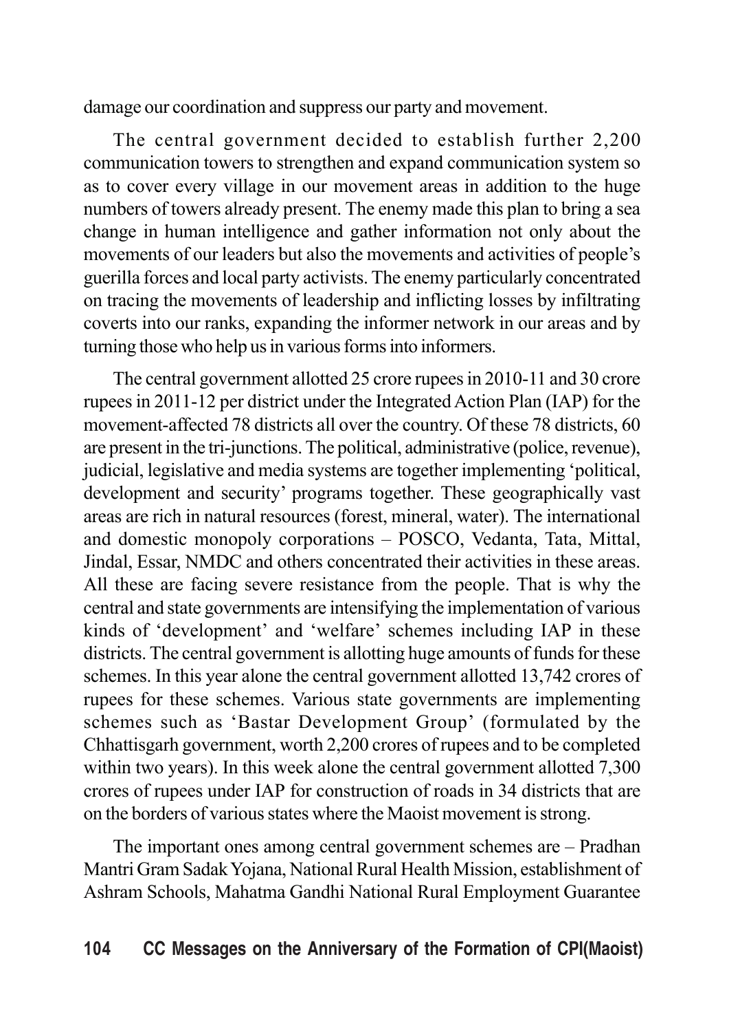damage our coordination and suppress our party and movement.

The central government decided to establish further 2,200 communication towers to strengthen and expand communication system so as to cover every village in our movement areas in addition to the huge numbers of towers already present. The enemy made this plan to bring a sea change in human intelligence and gather information not only about the movements of our leaders but also the movements and activities of people's guerilla forces and local party activists. The enemy particularly concentrated on tracing the movements of leadership and inflicting losses by infiltrating coverts into our ranks, expanding the informer network in our areas and by turning those who help us in various forms into informers.

The central government allotted 25 crore rupees in 2010-11 and 30 crore rupees in 2011-12 per district under the Integrated Action Plan (IAP) for the movement-affected 78 districts all over the country. Of these 78 districts, 60 are present in the tri-junctions. The political, administrative (police, revenue), judicial, legislative and media systems are together implementing 'political, development and security' programs together. These geographically vast areas are rich in natural resources (forest, mineral, water). The international and domestic monopoly corporations – POSCO, Vedanta, Tata, Mittal, Jindal, Essar, NMDC and others concentrated their activities in these areas. All these are facing severe resistance from the people. That is why the central and state governments are intensifying the implementation of various kinds of 'development' and 'welfare' schemes including IAP in these districts. The central government is allotting huge amounts of funds for these schemes. In this year alone the central government allotted 13,742 crores of rupees for these schemes. Various state governments are implementing schemes such as 'Bastar Development Group' (formulated by the Chhattisgarh government, worth 2,200 crores of rupees and to be completed within two years). In this week alone the central government allotted 7,300 crores of rupees under IAP for construction of roads in 34 districts that are on the borders of various states where the Maoist movement is strong.

The important ones among central government schemes are – Pradhan Mantri Gram Sadak Yojana, National Rural Health Mission, establishment of Ashram Schools, Mahatma Gandhi National Rural Employment Guarantee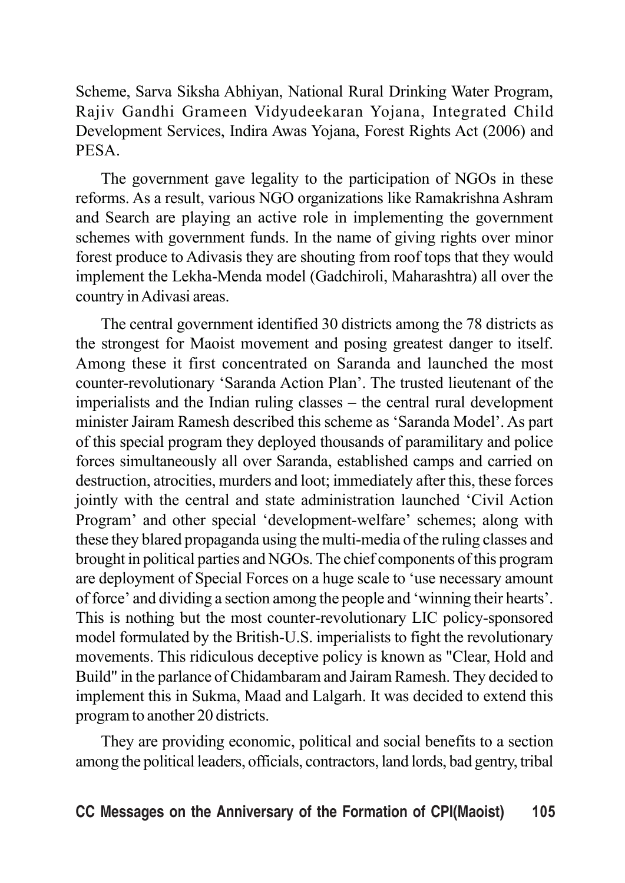Scheme, Sarva Siksha Abhiyan, National Rural Drinking Water Program, Rajiv Gandhi Grameen Vidyudeekaran Yojana, Integrated Child Development Services, Indira Awas Yojana, Forest Rights Act (2006) and PESA.

The government gave legality to the participation of NGOs in these reforms. As a result, various NGO organizations like Ramakrishna Ashram and Search are playing an active role in implementing the government schemes with government funds. In the name of giving rights over minor forest produce to Adivasis they are shouting from roof tops that they would implement the Lekha-Menda model (Gadchiroli, Maharashtra) all over the country in Adivasi areas.

The central government identified 30 districts among the 78 districts as the strongest for Maoist movement and posing greatest danger to itself. Among these it first concentrated on Saranda and launched the most counter-revolutionary 'Saranda Action Plan'. The trusted lieutenant of the imperialists and the Indian ruling classes – the central rural development minister Jairam Ramesh described this scheme as 'Saranda Model'. As part of this special program they deployed thousands of paramilitary and police forces simultaneously all over Saranda, established camps and carried on destruction, atrocities, murders and loot; immediately after this, these forces jointly with the central and state administration launched 'Civil Action Program' and other special 'development-welfare' schemes; along with these they blared propaganda using the multi-media of the ruling classes and brought in political parties and NGOs. The chief components of this program are deployment of Special Forces on a huge scale to 'use necessary amount of force' and dividing a section among the people and 'winning their hearts'. This is nothing but the most counter-revolutionary LIC policy-sponsored model formulated by the British-U.S. imperialists to fight the revolutionary movements. This ridiculous deceptive policy is known as "Clear, Hold and Build" in the parlance of Chidambaram and Jairam Ramesh. They decided to implement this in Sukma, Maad and Lalgarh. It was decided to extend this program to another 20 districts.

They are providing economic, political and social benefits to a section among the political leaders, officials, contractors, land lords, bad gentry, tribal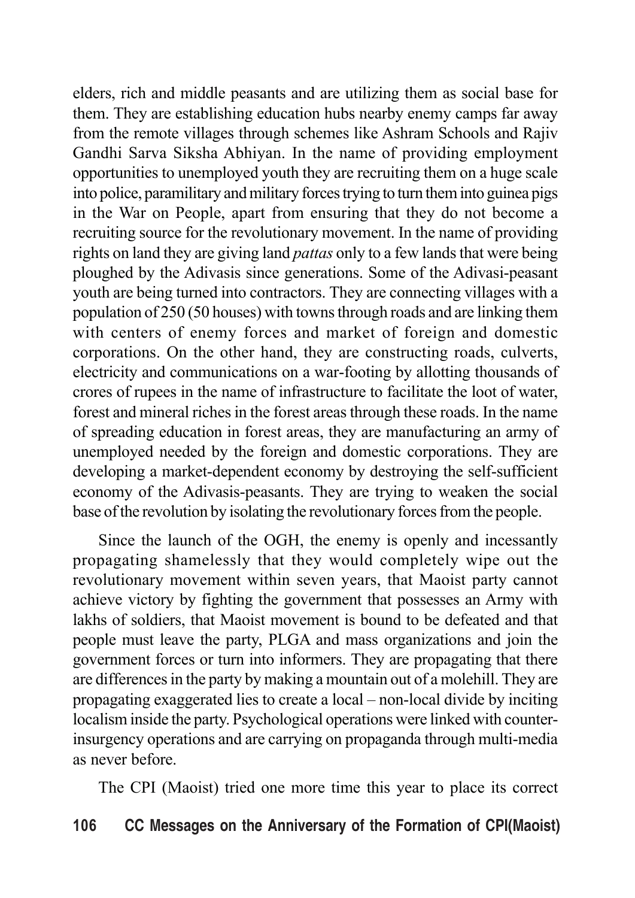elders, rich and middle peasants and are utilizing them as social base for them. They are establishing education hubs nearby enemy camps far away from the remote villages through schemes like Ashram Schools and Rajiv Gandhi Sarva Siksha Abhiyan. In the name of providing employment opportunities to unemployed youth they are recruiting them on a huge scale into police, paramilitary and military forces trying to turn them into guinea pigs in the War on People, apart from ensuring that they do not become a recruiting source for the revolutionary movement. In the name of providing rights on land they are giving land *pattas* only to a few lands that were being ploughed by the Adivasis since generations. Some of the Adivasi-peasant youth are being turned into contractors. They are connecting villages with a population of 250 (50 houses) with towns through roads and are linking them with centers of enemy forces and market of foreign and domestic corporations. On the other hand, they are constructing roads, culverts, electricity and communications on a war-footing by allotting thousands of crores of rupees in the name of infrastructure to facilitate the loot of water, forest and mineral riches in the forest areas through these roads. In the name of spreading education in forest areas, they are manufacturing an army of unemployed needed by the foreign and domestic corporations. They are developing a market-dependent economy by destroying the self-sufficient economy of the Adivasis-peasants. They are trying to weaken the social base of the revolution by isolating the revolutionary forces from the people.

Since the launch of the OGH, the enemy is openly and incessantly propagating shamelessly that they would completely wipe out the revolutionary movement within seven years, that Maoist party cannot achieve victory by fighting the government that possesses an Army with lakhs of soldiers, that Maoist movement is bound to be defeated and that people must leave the party, PLGA and mass organizations and join the government forces or turn into informers. They are propagating that there are differences in the party by making a mountain out of a molehill. They are propagating exaggerated lies to create a local – non-local divide by inciting localism inside the party. Psychological operations were linked with counter-insurgency operations and are carrying on propaganda through multi-media as never before.

The CPI (Maoist) tried one more time this year to place its correct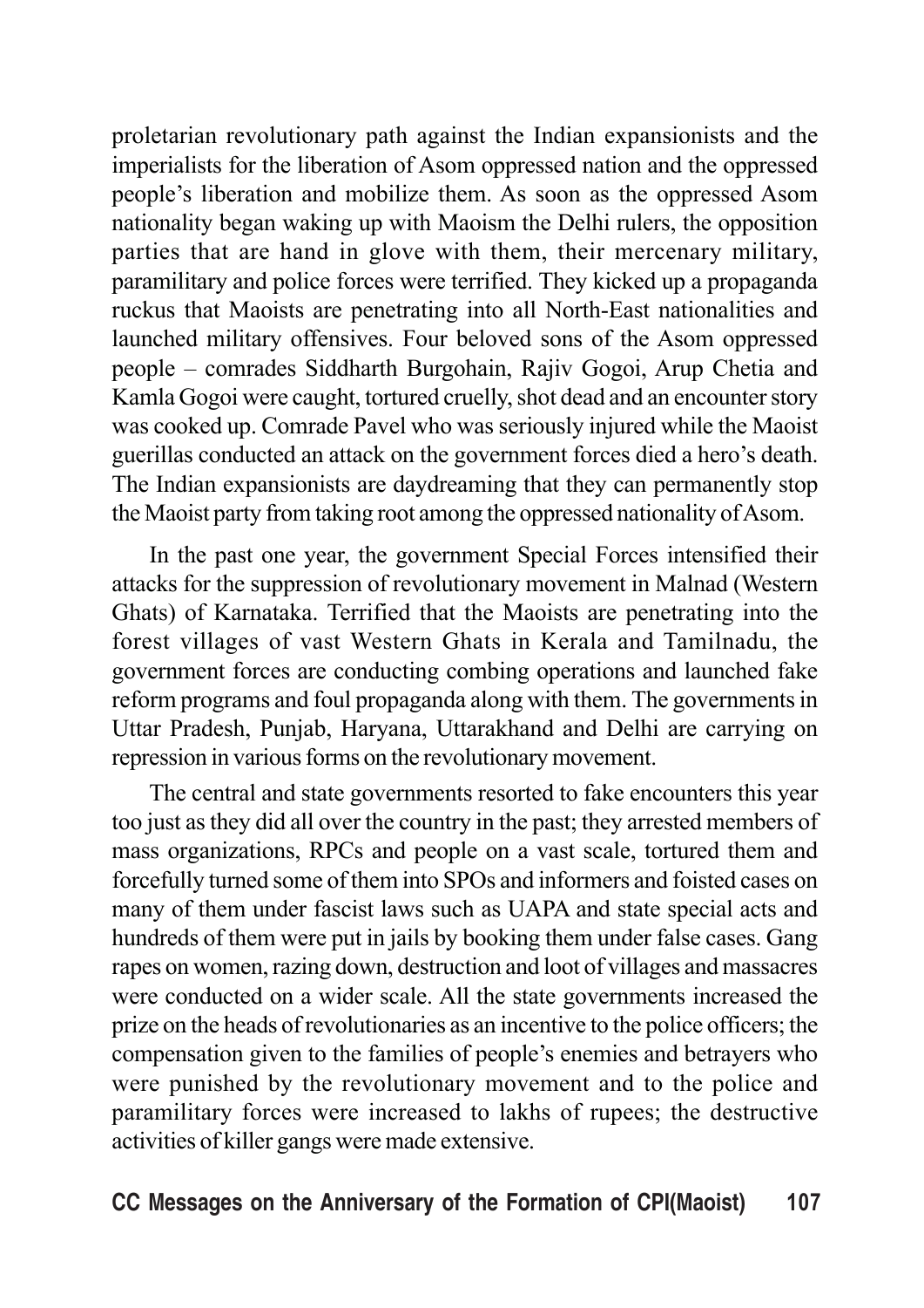proletarian revolutionary path against the Indian expansionists and the imperialists for the liberation of Asom oppressed nation and the oppressed people's liberation and mobilize them. As soon as the oppressed Asom nationality began waking up with Maoism the Delhi rulers, the opposition parties that are hand in glove with them, their mercenary military, paramilitary and police forces were terrified. They kicked up a propaganda ruckus that Maoists are penetrating into all North-East nationalities and launched military offensives. Four beloved sons of the Asom oppressed people – comrades Siddharth Burgohain, Rajiv Gogoi, Arup Chetia and Kamla Gogoi were caught, tortured cruelly, shot dead and an encounter story was cooked up. Comrade Pavel who was seriously injured while the Maoist guerillas conducted an attack on the government forces died a hero's death. The Indian expansionists are daydreaming that they can permanently stop the Maoist party from taking root among the oppressed nationality of Asom.

In the past one year, the government Special Forces intensified their attacks for the suppression of revolutionary movement in Malnad (Western Ghats) of Karnataka. Terrified that the Maoists are penetrating into the forest villages of vast Western Ghats in Kerala and Tamilnadu, the government forces are conducting combing operations and launched fake reform programs and foul propaganda along with them. The governments in Uttar Pradesh, Punjab, Haryana, Uttarakhand and Delhi are carrying on repression in various forms on the revolutionary movement.

The central and state governments resorted to fake encounters this year too just as they did all over the country in the past; they arrested members of mass organizations, RPCs and people on a vast scale, tortured them and forcefully turned some of them into SPOs and informers and foisted cases on many of them under fascist laws such as UAPA and state special acts and hundreds of them were put in jails by booking them under false cases. Gang rapes on women, razing down, destruction and loot of villages and massacres were conducted on a wider scale. All the state governments increased the prize on the heads of revolutionaries as an incentive to the police officers; the compensation given to the families of people's enemies and betrayers who were punished by the revolutionary movement and to the police and paramilitary forces were increased to lakhs of rupees; the destructive activities of killer gangs were made extensive.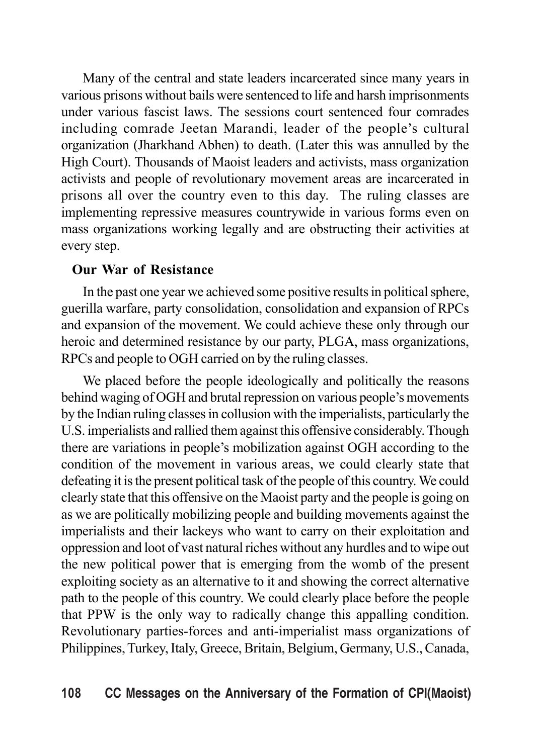Many of the central and state leaders incarcerated since many years in various prisons without bails were sentenced to life and harsh imprisonments under various fascist laws. The sessions court sentenced four comrades including comrade Jeetan Marandi, leader of the people's cultural organization (Jharkhand Abhen) to death. (Later this was annulled by the High Court). Thousands of Maoist leaders and activists, mass organization activists and people of revolutionary movement areas are incarcerated in prisons all over the country even to this day. The ruling classes are implementing repressive measures countrywide in various forms even on mass organizations working legally and are obstructing their activities at every step.

**Our War of Resistance**

In the past one year we achieved some positive results in political sphere, guerilla warfare, party consolidation, consolidation and expansion of RPCs and expansion of the movement. We could achieve these only through our heroic and determined resistance by our party, PLGA, mass organizations, RPCs and people to OGH carried on by the ruling classes.

We placed before the people ideologically and politically the reasons behind waging of OGH and brutal repression on various people's movements by the Indian ruling classes in collusion with the imperialists, particularly the U.S. imperialists and rallied them against this offensive considerably. Though there are variations in people's mobilization against OGH according to the condition of the movement in various areas, we could clearly state that defeating it is the present political task of the people of this country. We could clearly state that this offensive on the Maoist party and the people is going on as we are politically mobilizing people and building movements against the imperialists and their lackeys who want to carry on their exploitation and oppression and loot of vast natural riches without any hurdles and to wipe out the new political power that is emerging from the womb of the present exploiting society as an alternative to it and showing the correct alternative path to the people of this country. We could clearly place before the people that PPW is the only way to radically change this appalling condition. Revolutionary parties-forces and anti-imperialist mass organizations of Philippines, Turkey, Italy, Greece, Britain, Belgium, Germany, U.S., Canada,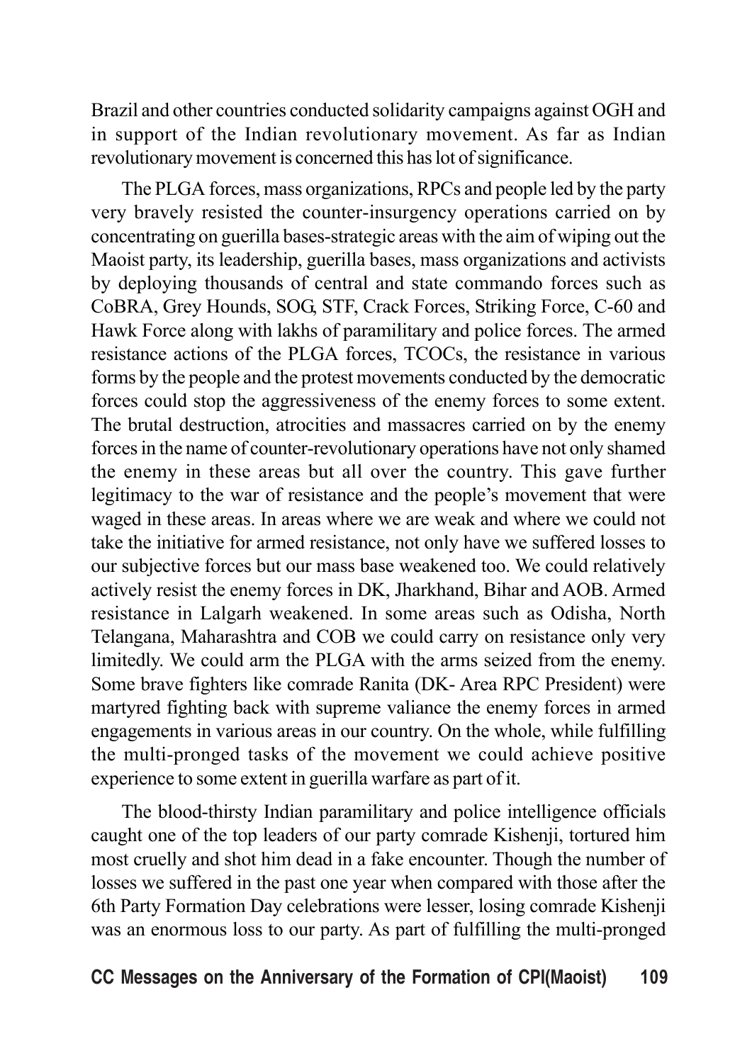Brazil and other countries conducted solidarity campaigns against OGH and in support of the Indian revolutionary movement. As far as Indian revolutionary movement is concerned this has lot of significance.

The PLGA forces, mass organizations, RPCs and people led by the party very bravely resisted the counter-insurgency operations carried on by concentrating on guerilla bases-strategic areas with the aim of wiping out the Maoist party, its leadership, guerilla bases, mass organizations and activists by deploying thousands of central and state commando forces such as CoBRA, Grey Hounds, SOG, STF, Crack Forces, Striking Force, C-60 and Hawk Force along with lakhs of paramilitary and police forces. The armed resistance actions of the PLGA forces, TCOCs, the resistance in various forms by the people and the protest movements conducted by the democratic forces could stop the aggressiveness of the enemy forces to some extent. The brutal destruction, atrocities and massacres carried on by the enemy forces in the name of counter-revolutionary operations have not only shamed the enemy in these areas but all over the country. This gave further legitimacy to the war of resistance and the people's movement that were waged in these areas. In areas where we are weak and where we could not take the initiative for armed resistance, not only have we suffered losses to our subjective forces but our mass base weakened too. We could relatively actively resist the enemy forces in DK, Jharkhand, Bihar and AOB. Armed resistance in Lalgarh weakened. In some areas such as Odisha, North Telangana, Maharashtra and COB we could carry on resistance only very limitedly. We could arm the PLGA with the arms seized from the enemy. Some brave fighters like comrade Ranita (DK- Area RPC President) were martyred fighting back with supreme valiance the enemy forces in armed engagements in various areas in our country. On the whole, while fulfilling the multi-pronged tasks of the movement we could achieve positive experience to some extent in guerilla warfare as part of it.

The blood-thirsty Indian paramilitary and police intelligence officials caught one of the top leaders of our party comrade Kishenji, tortured him most cruelly and shot him dead in a fake encounter. Though the number of losses we suffered in the past one year when compared with those after the 6th Party Formation Day celebrations were lesser, losing comrade Kishenji was an enormous loss to our party. As part of fulfilling the multi-pronged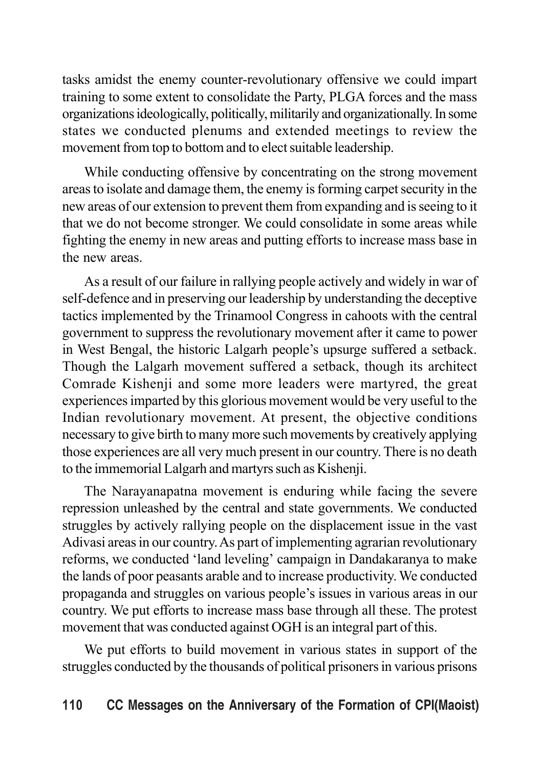tasks amidst the enemy counter-revolutionary offensive we could impart training to some extent to consolidate the Party, PLGA forces and the mass organizations ideologically, politically, militarily and organizationally. In some states we conducted plenums and extended meetings to review the movement from top to bottom and to elect suitable leadership.

While conducting offensive by concentrating on the strong movement areas to isolate and damage them, the enemy is forming carpet security in the new areas of our extension to prevent them from expanding and is seeing to it that we do not become stronger. We could consolidate in some areas while fighting the enemy in new areas and putting efforts to increase mass base in the new areas.

As a result of our failure in rallying people actively and widely in war of self-defence and in preserving our leadership by understanding the deceptive tactics implemented by the Trinamool Congress in cahoots with the central government to suppress the revolutionary movement after it came to power in West Bengal, the historic Lalgarh people's upsurge suffered a setback. Though the Lalgarh movement suffered a setback, though its architect Comrade Kishenji and some more leaders were martyred, the great experiences imparted by this glorious movement would be very useful to the Indian revolutionary movement. At present, the objective conditions necessary to give birth to many more such movements by creatively applying those experiences are all very much present in our country. There is no death to the immemorial Lalgarh and martyrs such as Kishenji.

The Narayanapatna movement is enduring while facing the severe repression unleashed by the central and state governments. We conducted struggles by actively rallying people on the displacement issue in the vast Adivasi areas in our country. As part of implementing agrarian revolutionary reforms, we conducted 'land leveling' campaign in Dandakaranya to make the lands of poor peasants arable and to increase productivity. We conducted propaganda and struggles on various people's issues in various areas in our country. We put efforts to increase mass base through all these. The protest movement that was conducted against OGH is an integral part of this.

We put efforts to build movement in various states in support of the struggles conducted by the thousands of political prisoners in various prisons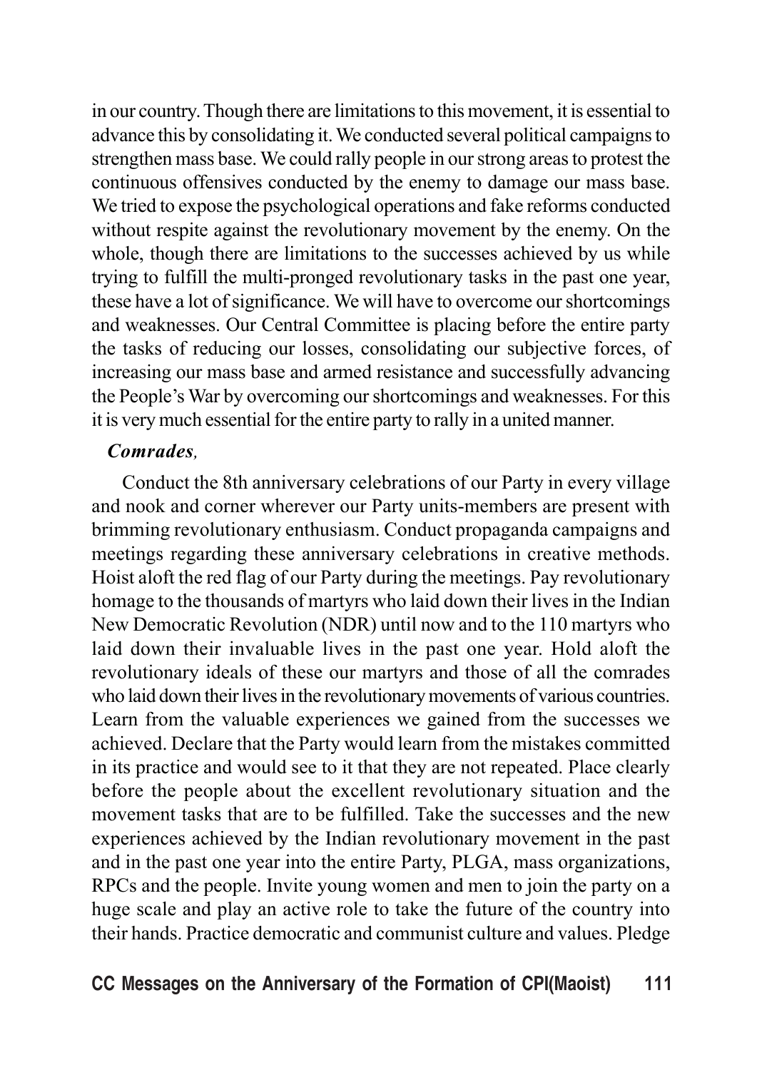in our country. Though there are limitations to this movement, it is essential to advance this by consolidating it. We conducted several political campaigns to strengthen mass base. We could rally people in our strong areas to protest the continuous offensives conducted by the enemy to damage our mass base. We tried to expose the psychological operations and fake reforms conducted without respite against the revolutionary movement by the enemy. On the whole, though there are limitations to the successes achieved by us while trying to fulfill the multi-pronged revolutionary tasks in the past one year, these have a lot of significance. We will have to overcome our shortcomings and weaknesses. Our Central Committee is placing before the entire party the tasks of reducing our losses, consolidating our subjective forces, of increasing our mass base and armed resistance and successfully advancing the People's War by overcoming our shortcomings and weaknesses. For this it is very much essential for the entire party to rally in a united manner.

***Comrades,***

Conduct the 8th anniversary celebrations of our Party in every village and nook and corner wherever our Party units-members are present with brimming revolutionary enthusiasm. Conduct propaganda campaigns and meetings regarding these anniversary celebrations in creative methods. Hoist aloft the red flag of our Party during the meetings. Pay revolutionary homage to the thousands of martyrs who laid down their lives in the Indian New Democratic Revolution (NDR) until now and to the 110 martyrs who laid down their invaluable lives in the past one year. Hold aloft the revolutionary ideals of these our martyrs and those of all the comrades who laid down their lives in the revolutionary movements of various countries. Learn from the valuable experiences we gained from the successes we achieved. Declare that the Party would learn from the mistakes committed in its practice and would see to it that they are not repeated. Place clearly before the people about the excellent revolutionary situation and the movement tasks that are to be fulfilled. Take the successes and the new experiences achieved by the Indian revolutionary movement in the past and in the past one year into the entire Party, PLGA, mass organizations, RPCs and the people. Invite young women and men to join the party on a huge scale and play an active role to take the future of the country into their hands. Practice democratic and communist culture and values. Pledge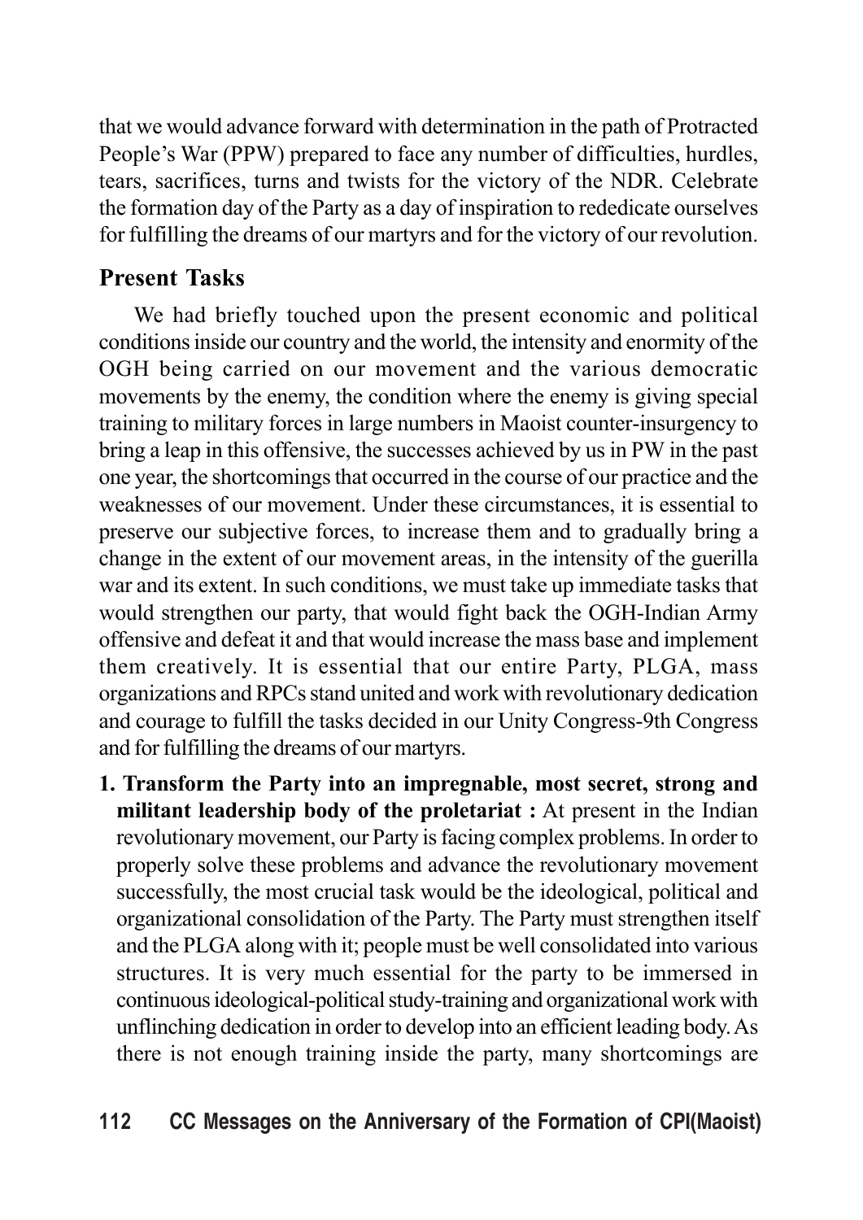that we would advance forward with determination in the path of Protracted People's War (PPW) prepared to face any number of difficulties, hurdles, tears, sacrifices, turns and twists for the victory of the NDR. Celebrate the formation day of the Party as a day of inspiration to rededicate ourselves for fulfilling the dreams of our martyrs and for the victory of our revolution.

## Present Tasks

We had briefly touched upon the present economic and political conditions inside our country and the world, the intensity and enormity of the OGH being carried on our movement and the various democratic movements by the enemy, the condition where the enemy is giving special training to military forces in large numbers in Maoist counter-insurgency to bring a leap in this offensive, the successes achieved by us in PW in the past one year, the shortcomings that occurred in the course of our practice and the weaknesses of our movement. Under these circumstances, it is essential to preserve our subjective forces, to increase them and to gradually bring a change in the extent of our movement areas, in the intensity of the guerilla war and its extent. In such conditions, we must take up immediate tasks that would strengthen our party, that would fight back the OGH-Indian Army offensive and defeat it and that would increase the mass base and implement them creatively. It is essential that our entire Party, PLGA, mass organizations and RPCs stand united and work with revolutionary dedication and courage to fulfill the tasks decided in our Unity Congress-9th Congress and for fulfilling the dreams of our martyrs.

1. **Transform the Party into an impregnable, most secret, strong and militant leadership body of the proletariat :** At present in the Indian revolutionary movement, our Party is facing complex problems. In order to properly solve these problems and advance the revolutionary movement successfully, the most crucial task would be the ideological, political and organizational consolidation of the Party. The Party must strengthen itself and the PLGA along with it; people must be well consolidated into various structures. It is very much essential for the party to be immersed in continuous ideological-political study-training and organizational work with unflinching dedication in order to develop into an efficient leading body. As there is not enough training inside the party, many shortcomings are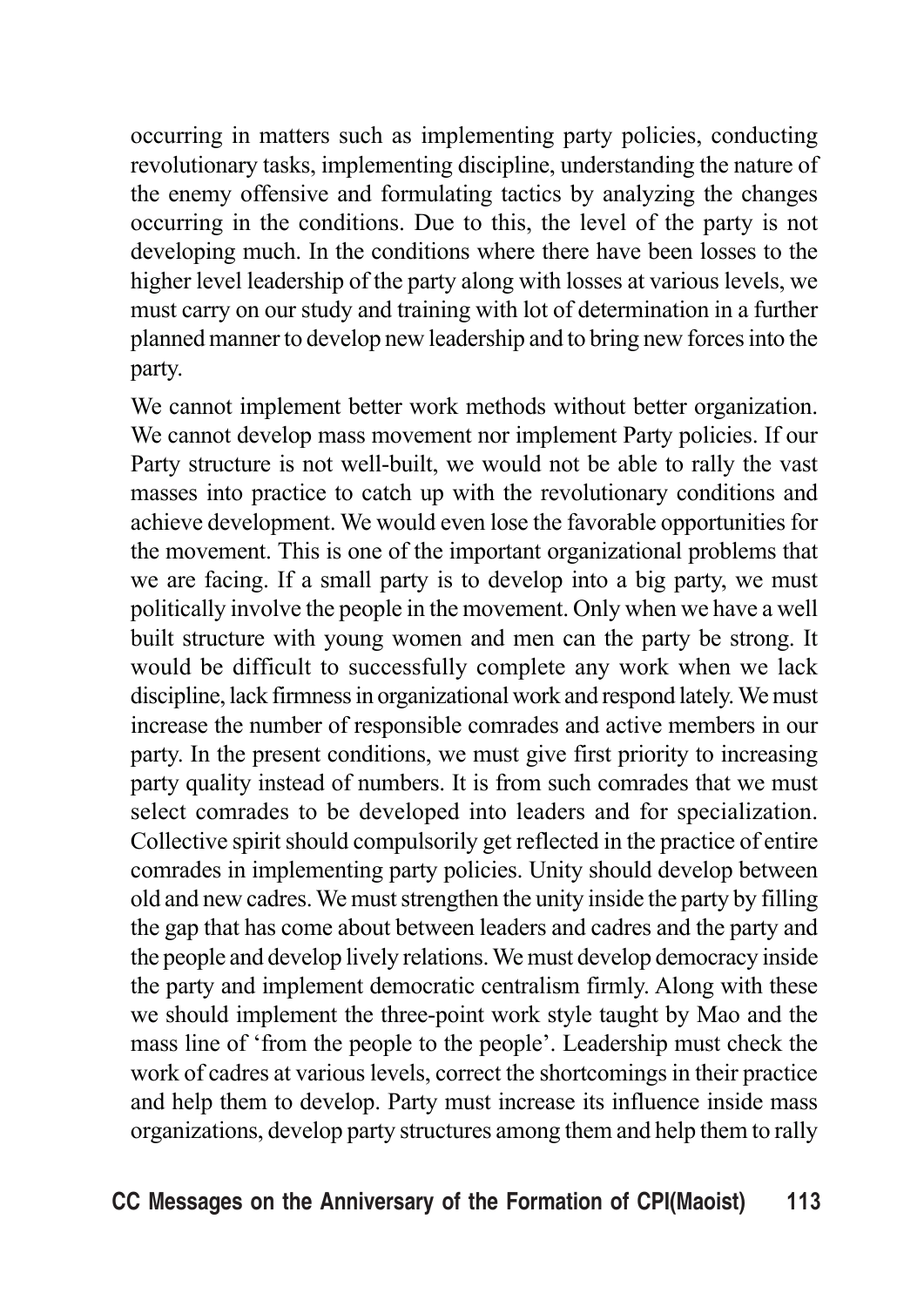occurring in matters such as implementing party policies, conducting revolutionary tasks, implementing discipline, understanding the nature of the enemy offensive and formulating tactics by analyzing the changes occurring in the conditions. Due to this, the level of the party is not developing much. In the conditions where there have been losses to the higher level leadership of the party along with losses at various levels, we must carry on our study and training with lot of determination in a further planned manner to develop new leadership and to bring new forces into the party.

We cannot implement better work methods without better organization. We cannot develop mass movement nor implement Party policies. If our Party structure is not well-built, we would not be able to rally the vast masses into practice to catch up with the revolutionary conditions and achieve development. We would even lose the favorable opportunities for the movement. This is one of the important organizational problems that we are facing. If a small party is to develop into a big party, we must politically involve the people in the movement. Only when we have a well built structure with young women and men can the party be strong. It would be difficult to successfully complete any work when we lack discipline, lack firmness in organizational work and respond lately. We must increase the number of responsible comrades and active members in our party. In the present conditions, we must give first priority to increasing party quality instead of numbers. It is from such comrades that we must select comrades to be developed into leaders and for specialization. Collective spirit should compulsorily get reflected in the practice of entire comrades in implementing party policies. Unity should develop between old and new cadres. We must strengthen the unity inside the party by filling the gap that has come about between leaders and cadres and the party and the people and develop lively relations. We must develop democracy inside the party and implement democratic centralism firmly. Along with these we should implement the three-point work style taught by Mao and the mass line of 'from the people to the people'. Leadership must check the work of cadres at various levels, correct the shortcomings in their practice and help them to develop. Party must increase its influence inside mass organizations, develop party structures among them and help them to rally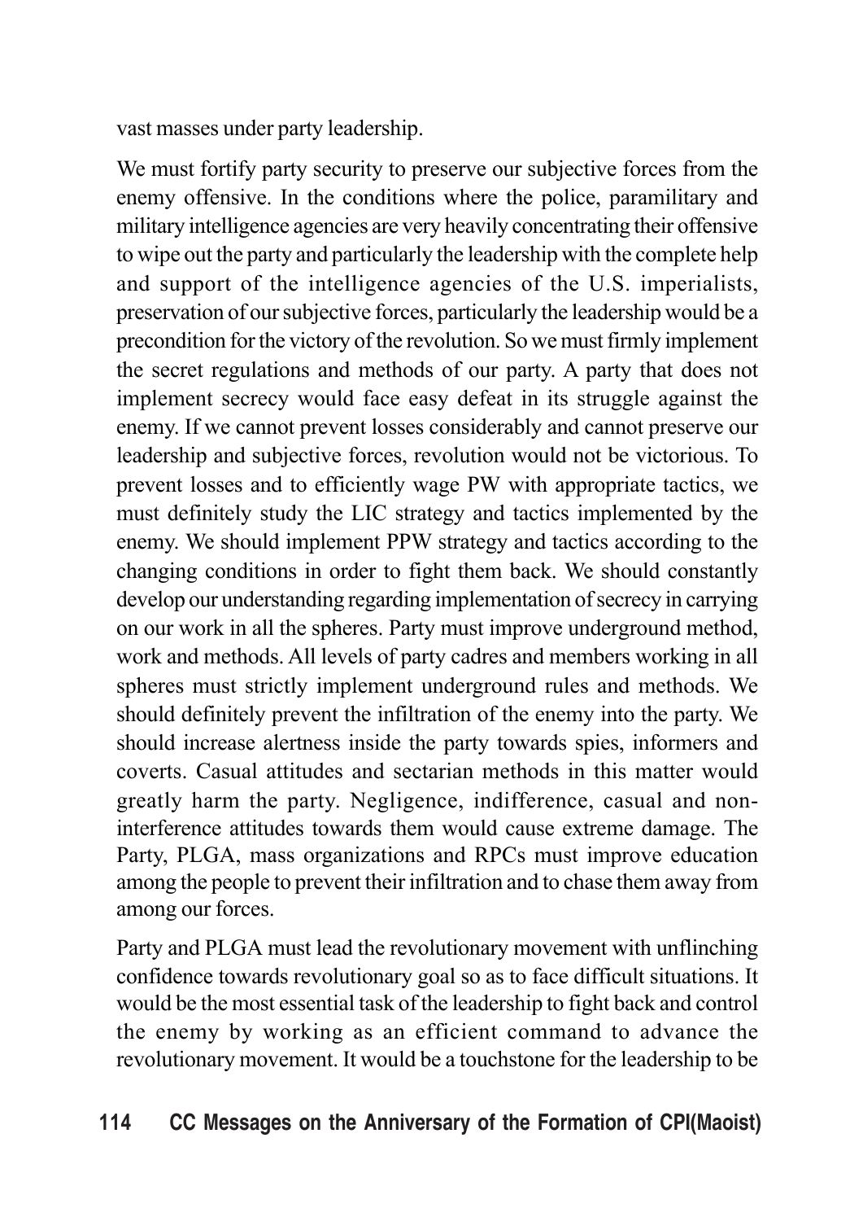vast masses under party leadership.

We must fortify party security to preserve our subjective forces from the enemy offensive. In the conditions where the police, paramilitary and military intelligence agencies are very heavily concentrating their offensive to wipe out the party and particularly the leadership with the complete help and support of the intelligence agencies of the U.S. imperialists, preservation of our subjective forces, particularly the leadership would be a precondition for the victory of the revolution. So we must firmly implement the secret regulations and methods of our party. A party that does not implement secrecy would face easy defeat in its struggle against the enemy. If we cannot prevent losses considerably and cannot preserve our leadership and subjective forces, revolution would not be victorious. To prevent losses and to efficiently wage PW with appropriate tactics, we must definitely study the LIC strategy and tactics implemented by the enemy. We should implement PPW strategy and tactics according to the changing conditions in order to fight them back. We should constantly develop our understanding regarding implementation of secrecy in carrying on our work in all the spheres. Party must improve underground method, work and methods. All levels of party cadres and members working in all spheres must strictly implement underground rules and methods. We should definitely prevent the infiltration of the enemy into the party. We should increase alertness inside the party towards spies, informers and coverts. Casual attitudes and sectarian methods in this matter would greatly harm the party. Negligence, indifference, casual and non-interference attitudes towards them would cause extreme damage. The Party, PLGA, mass organizations and RPCs must improve education among the people to prevent their infiltration and to chase them away from among our forces.

Party and PLGA must lead the revolutionary movement with unflinching confidence towards revolutionary goal so as to face difficult situations. It would be the most essential task of the leadership to fight back and control the enemy by working as an efficient command to advance the revolutionary movement. It would be a touchstone for the leadership to be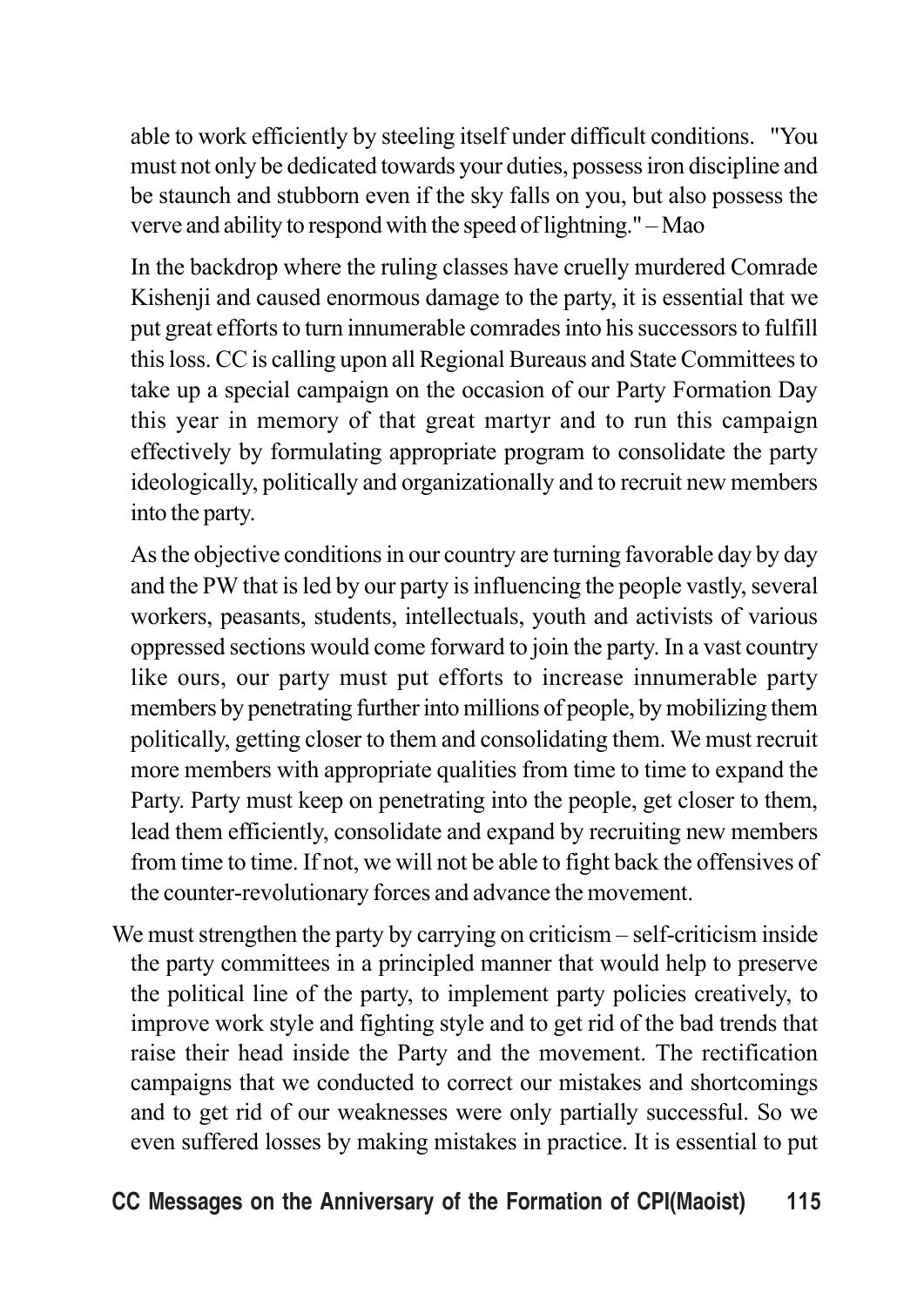able to work efficiently by steeling itself under difficult conditions. "You must not only be dedicated towards your duties, possess iron discipline and be staunch and stubborn even if the sky falls on you, but also possess the verve and ability to respond with the speed of lightning." – Mao

In the backdrop where the ruling classes have cruelly murdered Comrade Kishenji and caused enormous damage to the party, it is essential that we put great efforts to turn innumerable comrades into his successors to fulfill this loss. CC is calling upon all Regional Bureaus and State Committees to take up a special campaign on the occasion of our Party Formation Day this year in memory of that great martyr and to run this campaign effectively by formulating appropriate program to consolidate the party ideologically, politically and organizationally and to recruit new members into the party.

As the objective conditions in our country are turning favorable day by day and the PW that is led by our party is influencing the people vastly, several workers, peasants, students, intellectuals, youth and activists of various oppressed sections would come forward to join the party. In a vast country like ours, our party must put efforts to increase innumerable party members by penetrating further into millions of people, by mobilizing them politically, getting closer to them and consolidating them. We must recruit more members with appropriate qualities from time to time to expand the Party. Party must keep on penetrating into the people, get closer to them, lead them efficiently, consolidate and expand by recruiting new members from time to time. If not, we will not be able to fight back the offensives of the counter-revolutionary forces and advance the movement.

We must strengthen the party by carrying on criticism – self-criticism inside the party committees in a principled manner that would help to preserve the political line of the party, to implement party policies creatively, to improve work style and fighting style and to get rid of the bad trends that raise their head inside the Party and the movement. The rectification campaigns that we conducted to correct our mistakes and shortcomings and to get rid of our weaknesses were only partially successful. So we even suffered losses by making mistakes in practice. It is essential to put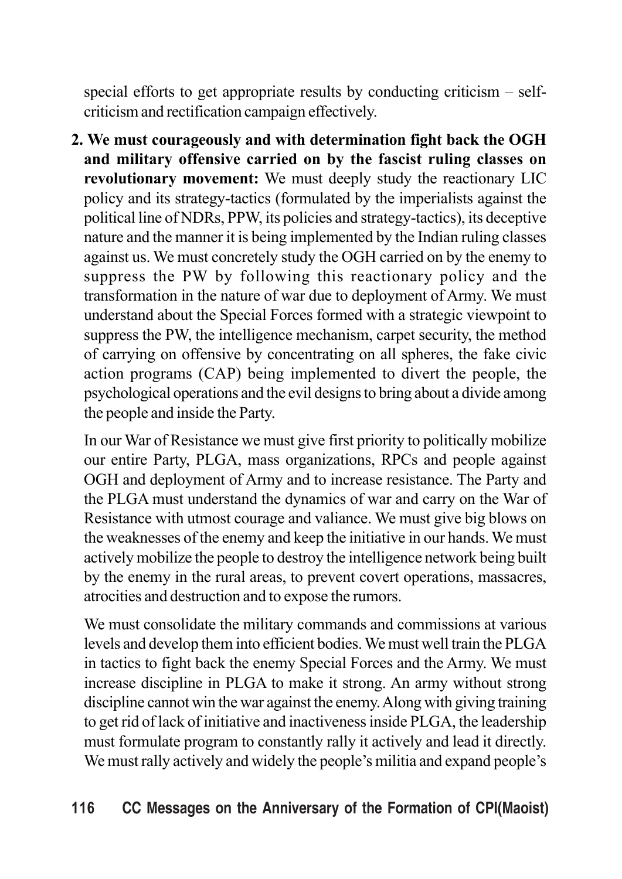special efforts to get appropriate results by conducting criticism – self-criticism and rectification campaign effectively.

**2. We must courageously and with determination fight back the OGH and military offensive carried on by the fascist ruling classes on revolutionary movement:** We must deeply study the reactionary LIC policy and its strategy-tactics (formulated by the imperialists against the political line of NDRs, PPW, its policies and strategy-tactics), its deceptive nature and the manner it is being implemented by the Indian ruling classes against us. We must concretely study the OGH carried on by the enemy to suppress the PW by following this reactionary policy and the transformation in the nature of war due to deployment of Army. We must understand about the Special Forces formed with a strategic viewpoint to suppress the PW, the intelligence mechanism, carpet security, the method of carrying on offensive by concentrating on all spheres, the fake civic action programs (CAP) being implemented to divert the people, the psychological operations and the evil designs to bring about a divide among the people and inside the Party.

In our War of Resistance we must give first priority to politically mobilize our entire Party, PLGA, mass organizations, RPCs and people against OGH and deployment of Army and to increase resistance. The Party and the PLGA must understand the dynamics of war and carry on the War of Resistance with utmost courage and valiance. We must give big blows on the weaknesses of the enemy and keep the initiative in our hands. We must actively mobilize the people to destroy the intelligence network being built by the enemy in the rural areas, to prevent covert operations, massacres, atrocities and destruction and to expose the rumors.

We must consolidate the military commands and commissions at various levels and develop them into efficient bodies. We must well train the PLGA in tactics to fight back the enemy Special Forces and the Army. We must increase discipline in PLGA to make it strong. An army without strong discipline cannot win the war against the enemy. Along with giving training to get rid of lack of initiative and inactiveness inside PLGA, the leadership must formulate program to constantly rally it actively and lead it directly. We must rally actively and widely the people's militia and expand people's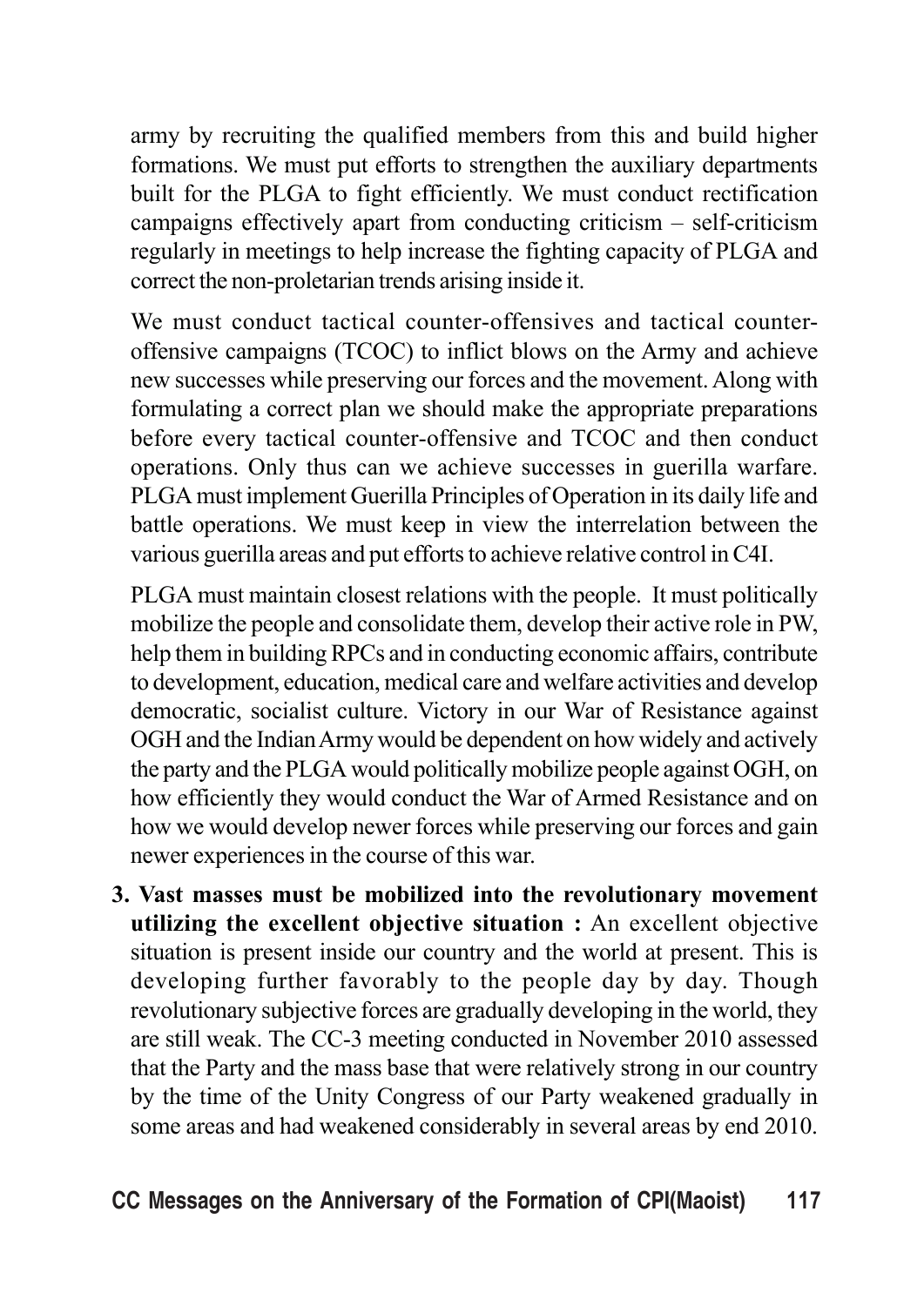army by recruiting the qualified members from this and build higher formations. We must put efforts to strengthen the auxiliary departments built for the PLGA to fight efficiently. We must conduct rectification campaigns effectively apart from conducting criticism – self-criticism regularly in meetings to help increase the fighting capacity of PLGA and correct the non-proletarian trends arising inside it.

We must conduct tactical counter-offensives and tactical counter-offensive campaigns (TCOC) to inflict blows on the Army and achieve new successes while preserving our forces and the movement. Along with formulating a correct plan we should make the appropriate preparations before every tactical counter-offensive and TCOC and then conduct operations. Only thus can we achieve successes in guerilla warfare. PLGA must implement Guerilla Principles of Operation in its daily life and battle operations. We must keep in view the interrelation between the various guerilla areas and put efforts to achieve relative control in C4I.

PLGA must maintain closest relations with the people. It must politically mobilize the people and consolidate them, develop their active role in PW, help them in building RPCs and in conducting economic affairs, contribute to development, education, medical care and welfare activities and develop democratic, socialist culture. Victory in our War of Resistance against OGH and the Indian Army would be dependent on how widely and actively the party and the PLGA would politically mobilize people against OGH, on how efficiently they would conduct the War of Armed Resistance and on how we would develop newer forces while preserving our forces and gain newer experiences in the course of this war.

3. **Vast masses must be mobilized into the revolutionary movement utilizing the excellent objective situation :** An excellent objective situation is present inside our country and the world at present. This is developing further favorably to the people day by day. Though revolutionary subjective forces are gradually developing in the world, they are still weak. The CC-3 meeting conducted in November 2010 assessed that the Party and the mass base that were relatively strong in our country by the time of the Unity Congress of our Party weakened gradually in some areas and had weakened considerably in several areas by end 2010.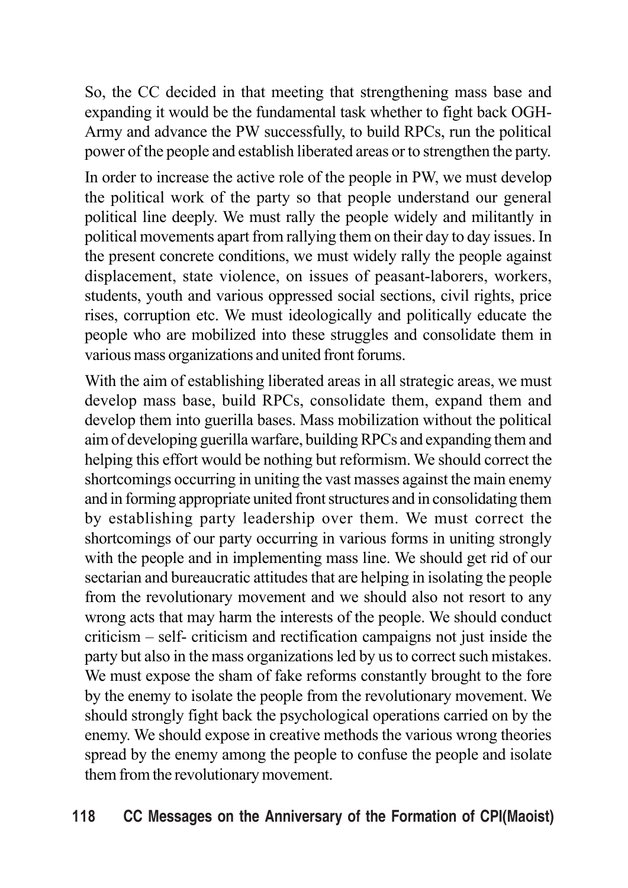So, the CC decided in that meeting that strengthening mass base and expanding it would be the fundamental task whether to fight back OGH-Army and advance the PW successfully, to build RPCs, run the political power of the people and establish liberated areas or to strengthen the party.

In order to increase the active role of the people in PW, we must develop the political work of the party so that people understand our general political line deeply. We must rally the people widely and militantly in political movements apart from rallying them on their day to day issues. In the present concrete conditions, we must widely rally the people against displacement, state violence, on issues of peasant-laborers, workers, students, youth and various oppressed social sections, civil rights, price rises, corruption etc. We must ideologically and politically educate the people who are mobilized into these struggles and consolidate them in various mass organizations and united front forums.

With the aim of establishing liberated areas in all strategic areas, we must develop mass base, build RPCs, consolidate them, expand them and develop them into guerilla bases. Mass mobilization without the political aim of developing guerilla warfare, building RPCs and expanding them and helping this effort would be nothing but reformism. We should correct the shortcomings occurring in uniting the vast masses against the main enemy and in forming appropriate united front structures and in consolidating them by establishing party leadership over them. We must correct the shortcomings of our party occurring in various forms in uniting strongly with the people and in implementing mass line. We should get rid of our sectarian and bureaucratic attitudes that are helping in isolating the people from the revolutionary movement and we should also not resort to any wrong acts that may harm the interests of the people. We should conduct criticism – self- criticism and rectification campaigns not just inside the party but also in the mass organizations led by us to correct such mistakes. We must expose the sham of fake reforms constantly brought to the fore by the enemy to isolate the people from the revolutionary movement. We should strongly fight back the psychological operations carried on by the enemy. We should expose in creative methods the various wrong theories spread by the enemy among the people to confuse the people and isolate them from the revolutionary movement.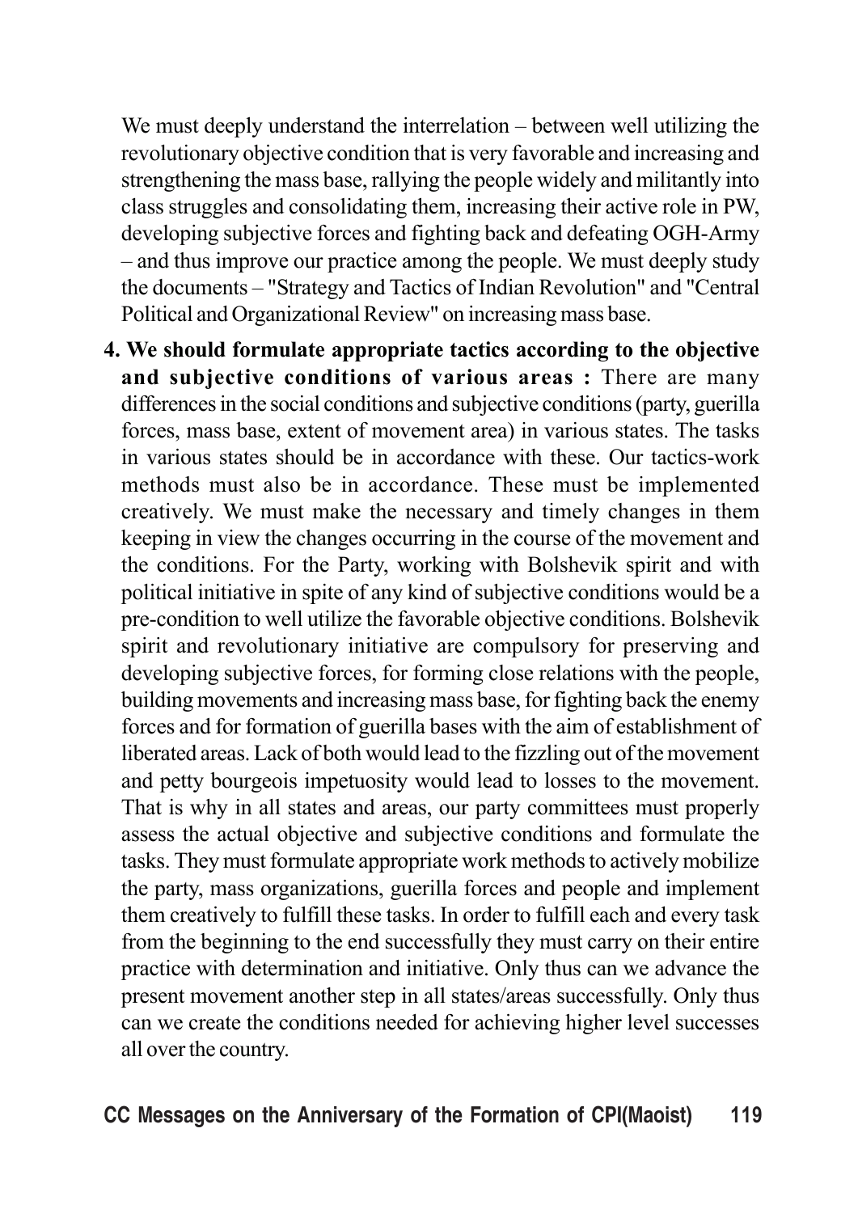We must deeply understand the interrelation – between well utilizing the revolutionary objective condition that is very favorable and increasing and strengthening the mass base, rallying the people widely and militantly into class struggles and consolidating them, increasing their active role in PW, developing subjective forces and fighting back and defeating OGH-Army – and thus improve our practice among the people. We must deeply study the documents – "Strategy and Tactics of Indian Revolution" and "Central Political and Organizational Review" on increasing mass base.

4. **We should formulate appropriate tactics according to the objective and subjective conditions of various areas :** There are many differences in the social conditions and subjective conditions (party, guerilla forces, mass base, extent of movement area) in various states. The tasks in various states should be in accordance with these. Our tactics-work methods must also be in accordance. These must be implemented creatively. We must make the necessary and timely changes in them keeping in view the changes occurring in the course of the movement and the conditions. For the Party, working with Bolshevik spirit and with political initiative in spite of any kind of subjective conditions would be a pre-condition to well utilize the favorable objective conditions. Bolshevik spirit and revolutionary initiative are compulsory for preserving and developing subjective forces, for forming close relations with the people, building movements and increasing mass base, for fighting back the enemy forces and for formation of guerilla bases with the aim of establishment of liberated areas. Lack of both would lead to the fizzling out of the movement and petty bourgeois impetuosity would lead to losses to the movement. That is why in all states and areas, our party committees must properly assess the actual objective and subjective conditions and formulate the tasks. They must formulate appropriate work methods to actively mobilize the party, mass organizations, guerilla forces and people and implement them creatively to fulfill these tasks. In order to fulfill each and every task from the beginning to the end successfully they must carry on their entire practice with determination and initiative. Only thus can we advance the present movement another step in all states/areas successfully. Only thus can we create the conditions needed for achieving higher level successes all over the country.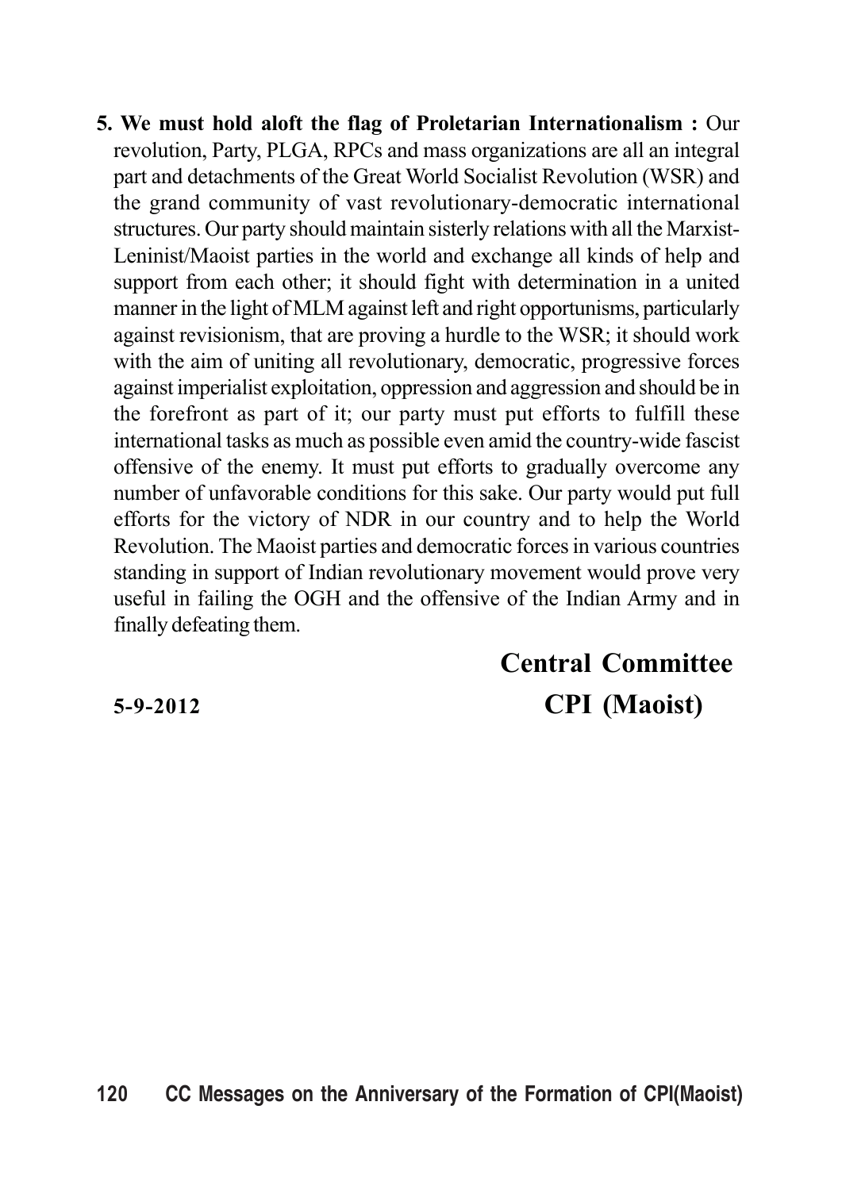**5. We must hold aloft the flag of Proletarian Internationalism :** Our revolution, Party, PLGA, RPCs and mass organizations are all an integral part and detachments of the Great World Socialist Revolution (WSR) and the grand community of vast revolutionary-democratic international structures. Our party should maintain sisterly relations with all the Marxist-Leninist/Maoist parties in the world and exchange all kinds of help and support from each other; it should fight with determination in a united manner in the light of MLM against left and right opportunisms, particularly against revisionism, that are proving a hurdle to the WSR; it should work with the aim of uniting all revolutionary, democratic, progressive forces against imperialist exploitation, oppression and aggression and should be in the forefront as part of it; our party must put efforts to fulfill these international tasks as much as possible even amid the country-wide fascist offensive of the enemy. It must put efforts to gradually overcome any number of unfavorable conditions for this sake. Our party would put full efforts for the victory of NDR in our country and to help the World Revolution. The Maoist parties and democratic forces in various countries standing in support of Indian revolutionary movement would prove very useful in failing the OGH and the offensive of the Indian Army and in finally defeating them.

**Central Committee**

**5-9-2012** **CPI (Maoist)**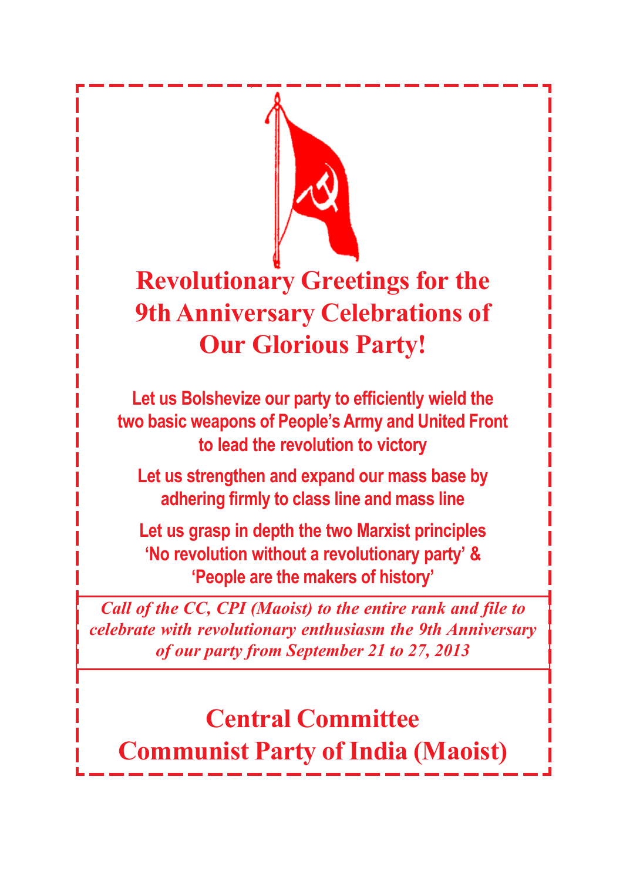# Revolutionary Greetings for the 9th Anniversary Celebrations of Our Glorious Party!

**Let us Bolshevize our party to efficiently wield the two basic weapons of People's Army and United Front to lead the revolution to victory**

**Let us strengthen and expand our mass base by adhering firmly to class line and mass line**

**Let us grasp in depth the two Marxist principles 'No revolution without a revolutionary party' & 'People are the makers of history'**

***Call of the CC, CPI (Maoist) to the entire rank and file to celebrate with revolutionary enthusiasm the 9th Anniversary of our party from September 21 to 27, 2013***

## Central Committee
## Communist Party of India (Maoist)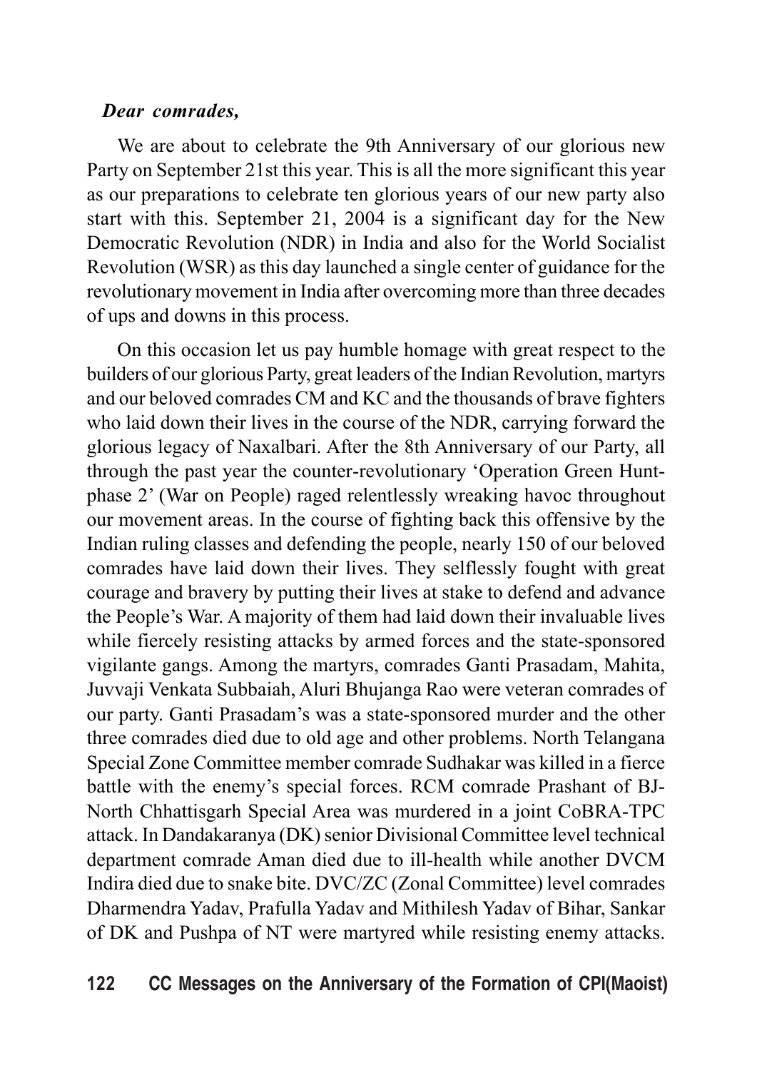***Dear comrades,***

We are about to celebrate the 9th Anniversary of our glorious new Party on September 21st this year. This is all the more significant this year as our preparations to celebrate ten glorious years of our new party also start with this. September 21, 2004 is a significant day for the New Democratic Revolution (NDR) in India and also for the World Socialist Revolution (WSR) as this day launched a single center of guidance for the revolutionary movement in India after overcoming more than three decades of ups and downs in this process.

On this occasion let us pay humble homage with great respect to the builders of our glorious Party, great leaders of the Indian Revolution, martyrs and our beloved comrades CM and KC and the thousands of brave fighters who laid down their lives in the course of the NDR, carrying forward the glorious legacy of Naxalbari. After the 8th Anniversary of our Party, all through the past year the counter-revolutionary 'Operation Green Hunt-phase 2' (War on People) raged relentlessly wreaking havoc throughout our movement areas. In the course of fighting back this offensive by the Indian ruling classes and defending the people, nearly 150 of our beloved comrades have laid down their lives. They selflessly fought with great courage and bravery by putting their lives at stake to defend and advance the People's War. A majority of them had laid down their invaluable lives while fiercely resisting attacks by armed forces and the state-sponsored vigilante gangs. Among the martyrs, comrades Ganti Prasadam, Mahita, Juvvaji Venkata Subbaiah, Aluri Bhujanga Rao were veteran comrades of our party. Ganti Prasadam's was a state-sponsored murder and the other three comrades died due to old age and other problems. North Telangana Special Zone Committee member comrade Sudhakar was killed in a fierce battle with the enemy's special forces. RCM comrade Prashant of BJ-North Chhattisgarh Special Area was murdered in a joint CoBRA-TPC attack. In Dandakaranya (DK) senior Divisional Committee level technical department comrade Aman died due to ill-health while another DVCM Indira died due to snake bite. DVC/ZC (Zonal Committee) level comrades Dharmendra Yadav, Prafulla Yadav and Mithilesh Yadav of Bihar, Sankar of DK and Pushpa of NT were martyred while resisting enemy attacks.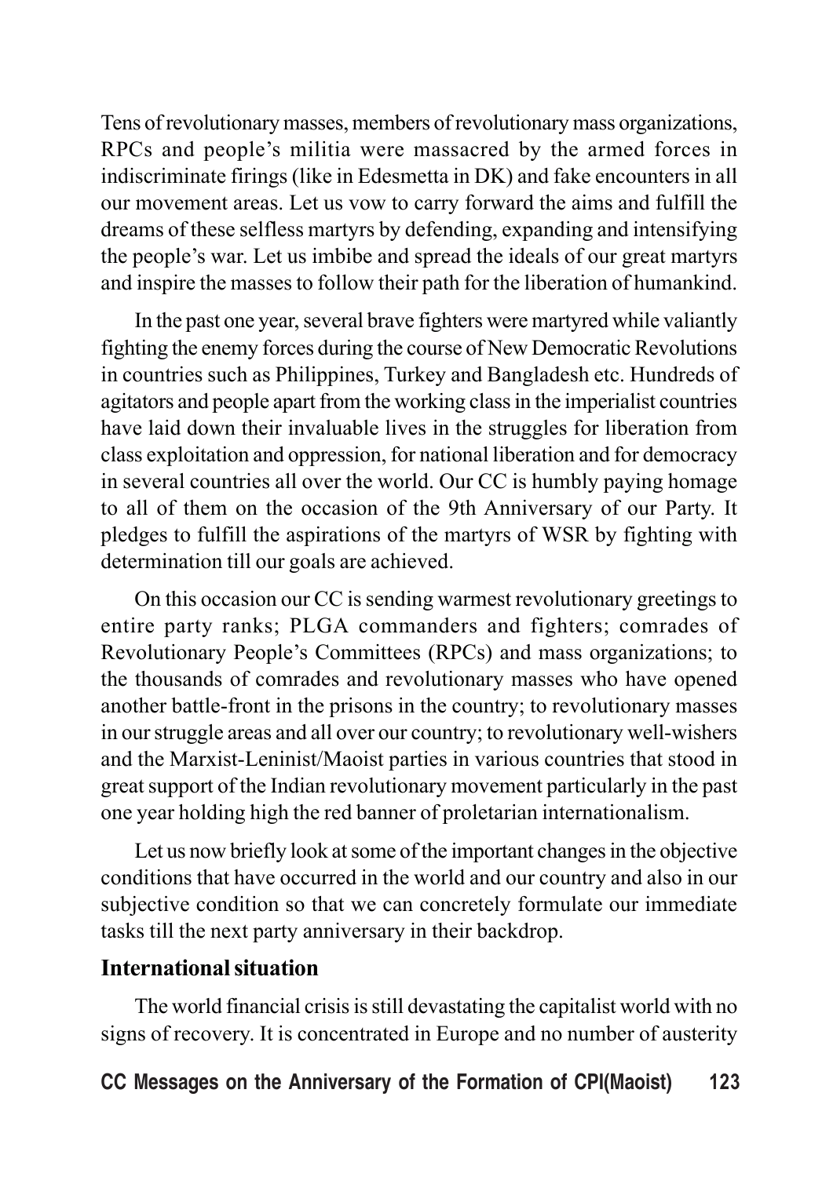Tens of revolutionary masses, members of revolutionary mass organizations, RPCs and people's militia were massacred by the armed forces in indiscriminate firings (like in Edesmetta in DK) and fake encounters in all our movement areas. Let us vow to carry forward the aims and fulfill the dreams of these selfless martyrs by defending, expanding and intensifying the people's war. Let us imbibe and spread the ideals of our great martyrs and inspire the masses to follow their path for the liberation of humankind.

In the past one year, several brave fighters were martyred while valiantly fighting the enemy forces during the course of New Democratic Revolutions in countries such as Philippines, Turkey and Bangladesh etc. Hundreds of agitators and people apart from the working class in the imperialist countries have laid down their invaluable lives in the struggles for liberation from class exploitation and oppression, for national liberation and for democracy in several countries all over the world. Our CC is humbly paying homage to all of them on the occasion of the 9th Anniversary of our Party. It pledges to fulfill the aspirations of the martyrs of WSR by fighting with determination till our goals are achieved.

On this occasion our CC is sending warmest revolutionary greetings to entire party ranks; PLGA commanders and fighters; comrades of Revolutionary People's Committees (RPCs) and mass organizations; to the thousands of comrades and revolutionary masses who have opened another battle-front in the prisons in the country; to revolutionary masses in our struggle areas and all over our country; to revolutionary well-wishers and the Marxist-Leninist/Maoist parties in various countries that stood in great support of the Indian revolutionary movement particularly in the past one year holding high the red banner of proletarian internationalism.

Let us now briefly look at some of the important changes in the objective conditions that have occurred in the world and our country and also in our subjective condition so that we can concretely formulate our immediate tasks till the next party anniversary in their backdrop.

**International situation**

The world financial crisis is still devastating the capitalist world with no signs of recovery. It is concentrated in Europe and no number of austerity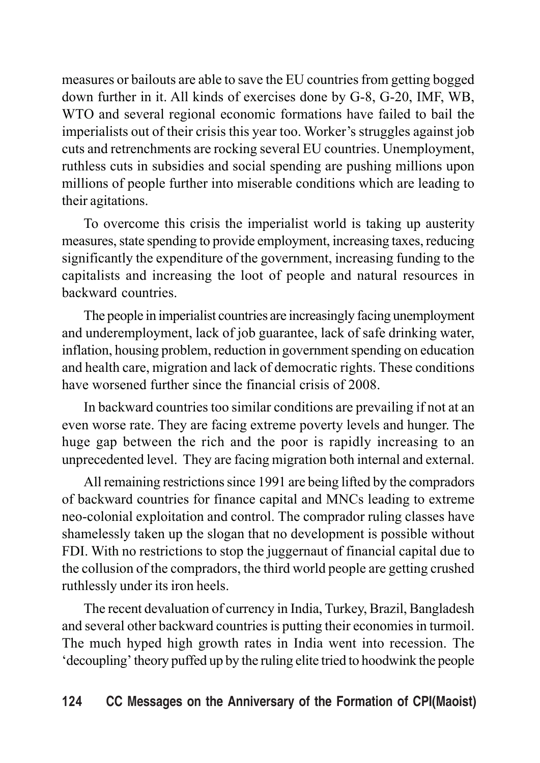measures or bailouts are able to save the EU countries from getting bogged down further in it. All kinds of exercises done by G-8, G-20, IMF, WB, WTO and several regional economic formations have failed to bail the imperialists out of their crisis this year too. Worker's struggles against job cuts and retrenchments are rocking several EU countries. Unemployment, ruthless cuts in subsidies and social spending are pushing millions upon millions of people further into miserable conditions which are leading to their agitations.

To overcome this crisis the imperialist world is taking up austerity measures, state spending to provide employment, increasing taxes, reducing significantly the expenditure of the government, increasing funding to the capitalists and increasing the loot of people and natural resources in backward countries.

The people in imperialist countries are increasingly facing unemployment and underemployment, lack of job guarantee, lack of safe drinking water, inflation, housing problem, reduction in government spending on education and health care, migration and lack of democratic rights. These conditions have worsened further since the financial crisis of 2008.

In backward countries too similar conditions are prevailing if not at an even worse rate. They are facing extreme poverty levels and hunger. The huge gap between the rich and the poor is rapidly increasing to an unprecedented level. They are facing migration both internal and external.

All remaining restrictions since 1991 are being lifted by the compradors of backward countries for finance capital and MNCs leading to extreme neo-colonial exploitation and control. The comprador ruling classes have shamelessly taken up the slogan that no development is possible without FDI. With no restrictions to stop the juggernaut of financial capital due to the collusion of the compradors, the third world people are getting crushed ruthlessly under its iron heels.

The recent devaluation of currency in India, Turkey, Brazil, Bangladesh and several other backward countries is putting their economies in turmoil. The much hyped high growth rates in India went into recession. The 'decoupling' theory puffed up by the ruling elite tried to hoodwink the people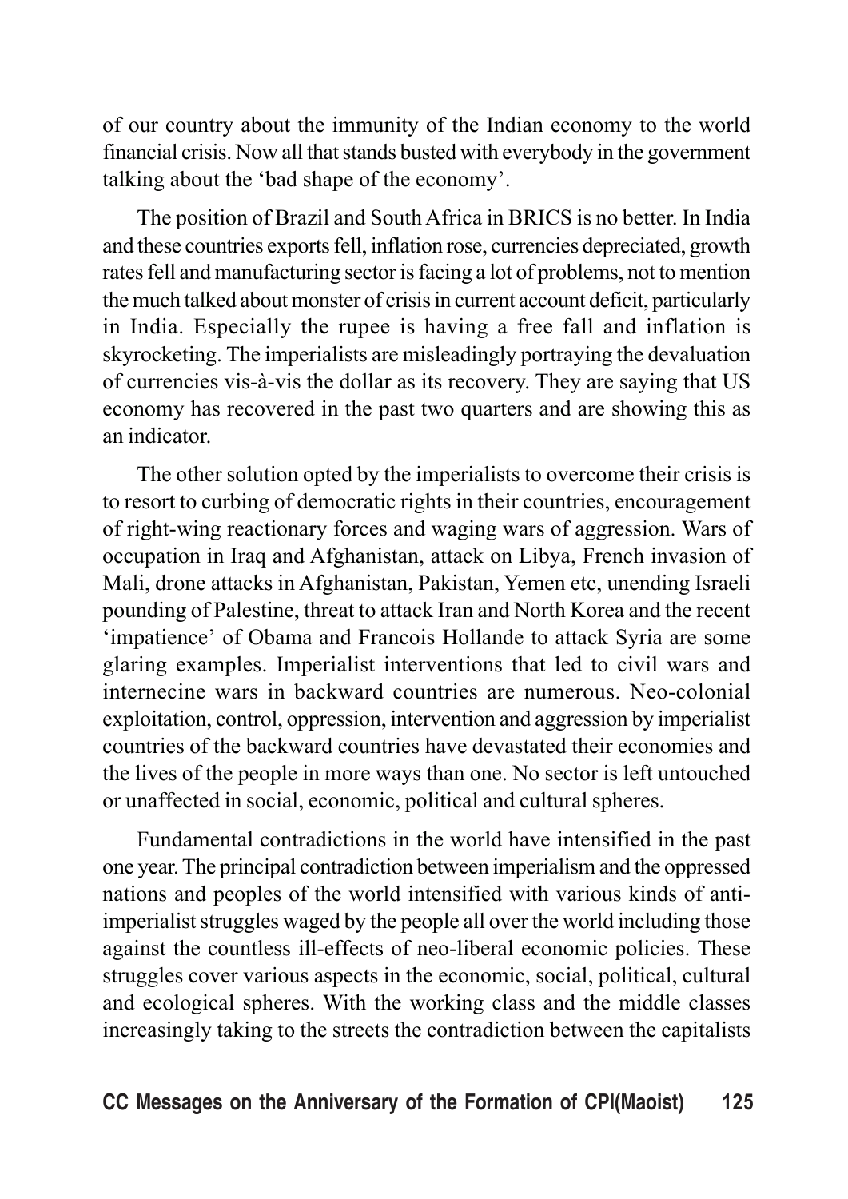of our country about the immunity of the Indian economy to the world financial crisis. Now all that stands busted with everybody in the government talking about the 'bad shape of the economy'.

The position of Brazil and South Africa in BRICS is no better. In India and these countries exports fell, inflation rose, currencies depreciated, growth rates fell and manufacturing sector is facing a lot of problems, not to mention the much talked about monster of crisis in current account deficit, particularly in India. Especially the rupee is having a free fall and inflation is skyrocketing. The imperialists are misleadingly portraying the devaluation of currencies vis-à-vis the dollar as its recovery. They are saying that US economy has recovered in the past two quarters and are showing this as an indicator.

The other solution opted by the imperialists to overcome their crisis is to resort to curbing of democratic rights in their countries, encouragement of right-wing reactionary forces and waging wars of aggression. Wars of occupation in Iraq and Afghanistan, attack on Libya, French invasion of Mali, drone attacks in Afghanistan, Pakistan, Yemen etc, unending Israeli pounding of Palestine, threat to attack Iran and North Korea and the recent 'impatience' of Obama and Francois Hollande to attack Syria are some glaring examples. Imperialist interventions that led to civil wars and internecine wars in backward countries are numerous. Neo-colonial exploitation, control, oppression, intervention and aggression by imperialist countries of the backward countries have devastated their economies and the lives of the people in more ways than one. No sector is left untouched or unaffected in social, economic, political and cultural spheres.

Fundamental contradictions in the world have intensified in the past one year. The principal contradiction between imperialism and the oppressed nations and peoples of the world intensified with various kinds of anti-imperialist struggles waged by the people all over the world including those against the countless ill-effects of neo-liberal economic policies. These struggles cover various aspects in the economic, social, political, cultural and ecological spheres. With the working class and the middle classes increasingly taking to the streets the contradiction between the capitalists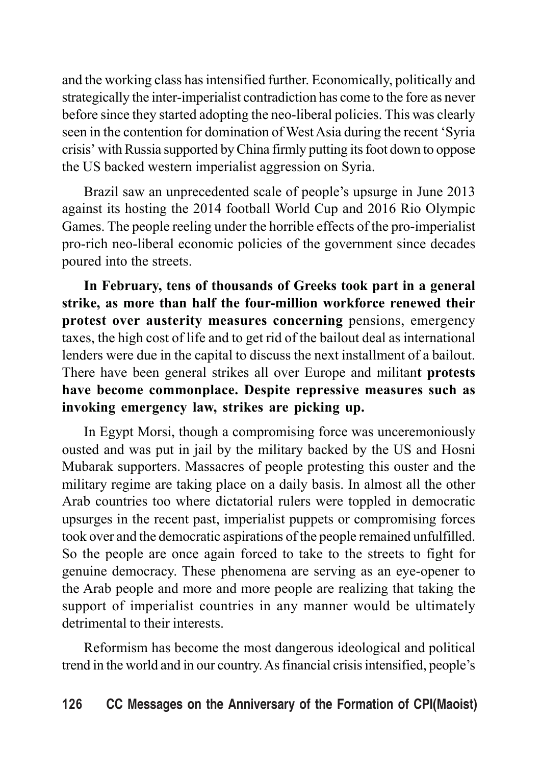and the working class has intensified further. Economically, politically and strategically the inter-imperialist contradiction has come to the fore as never before since they started adopting the neo-liberal policies. This was clearly seen in the contention for domination of West Asia during the recent 'Syria crisis' with Russia supported by China firmly putting its foot down to oppose the US backed western imperialist aggression on Syria.

Brazil saw an unprecedented scale of people's upsurge in June 2013 against its hosting the 2014 football World Cup and 2016 Rio Olympic Games. The people reeling under the horrible effects of the pro-imperialist pro-rich neo-liberal economic policies of the government since decades poured into the streets.

**In February, tens of thousands of Greeks took part in a general strike, as more than half the four-million workforce renewed their protest over austerity measures concerning** pensions, emergency taxes, the high cost of life and to get rid of the bailout deal as international lenders were due in the capital to discuss the next installment of a bailout. There have been general strikes all over Europe and militan**t protests have become commonplace. Despite repressive measures such as invoking emergency law, strikes are picking up.**

In Egypt Morsi, though a compromising force was unceremoniously ousted and was put in jail by the military backed by the US and Hosni Mubarak supporters. Massacres of people protesting this ouster and the military regime are taking place on a daily basis. In almost all the other Arab countries too where dictatorial rulers were toppled in democratic upsurges in the recent past, imperialist puppets or compromising forces took over and the democratic aspirations of the people remained unfulfilled. So the people are once again forced to take to the streets to fight for genuine democracy. These phenomena are serving as an eye-opener to the Arab people and more and more people are realizing that taking the support of imperialist countries in any manner would be ultimately detrimental to their interests.

Reformism has become the most dangerous ideological and political trend in the world and in our country. As financial crisis intensified, people's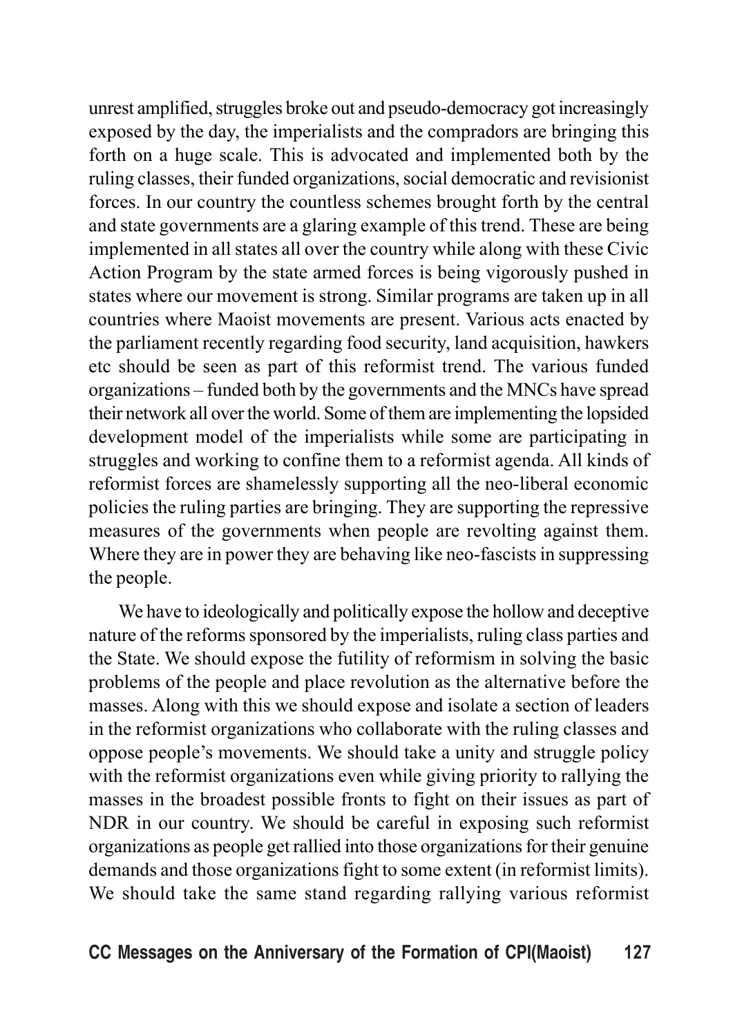unrest amplified, struggles broke out and pseudo-democracy got increasingly exposed by the day, the imperialists and the compradors are bringing this forth on a huge scale. This is advocated and implemented both by the ruling classes, their funded organizations, social democratic and revisionist forces. In our country the countless schemes brought forth by the central and state governments are a glaring example of this trend. These are being implemented in all states all over the country while along with these Civic Action Program by the state armed forces is being vigorously pushed in states where our movement is strong. Similar programs are taken up in all countries where Maoist movements are present. Various acts enacted by the parliament recently regarding food security, land acquisition, hawkers etc should be seen as part of this reformist trend. The various funded organizations – funded both by the governments and the MNCs have spread their network all over the world. Some of them are implementing the lopsided development model of the imperialists while some are participating in struggles and working to confine them to a reformist agenda. All kinds of reformist forces are shamelessly supporting all the neo-liberal economic policies the ruling parties are bringing. They are supporting the repressive measures of the governments when people are revolting against them. Where they are in power they are behaving like neo-fascists in suppressing the people.

We have to ideologically and politically expose the hollow and deceptive nature of the reforms sponsored by the imperialists, ruling class parties and the State. We should expose the futility of reformism in solving the basic problems of the people and place revolution as the alternative before the masses. Along with this we should expose and isolate a section of leaders in the reformist organizations who collaborate with the ruling classes and oppose people's movements. We should take a unity and struggle policy with the reformist organizations even while giving priority to rallying the masses in the broadest possible fronts to fight on their issues as part of NDR in our country. We should be careful in exposing such reformist organizations as people get rallied into those organizations for their genuine demands and those organizations fight to some extent (in reformist limits). We should take the same stand regarding rallying various reformist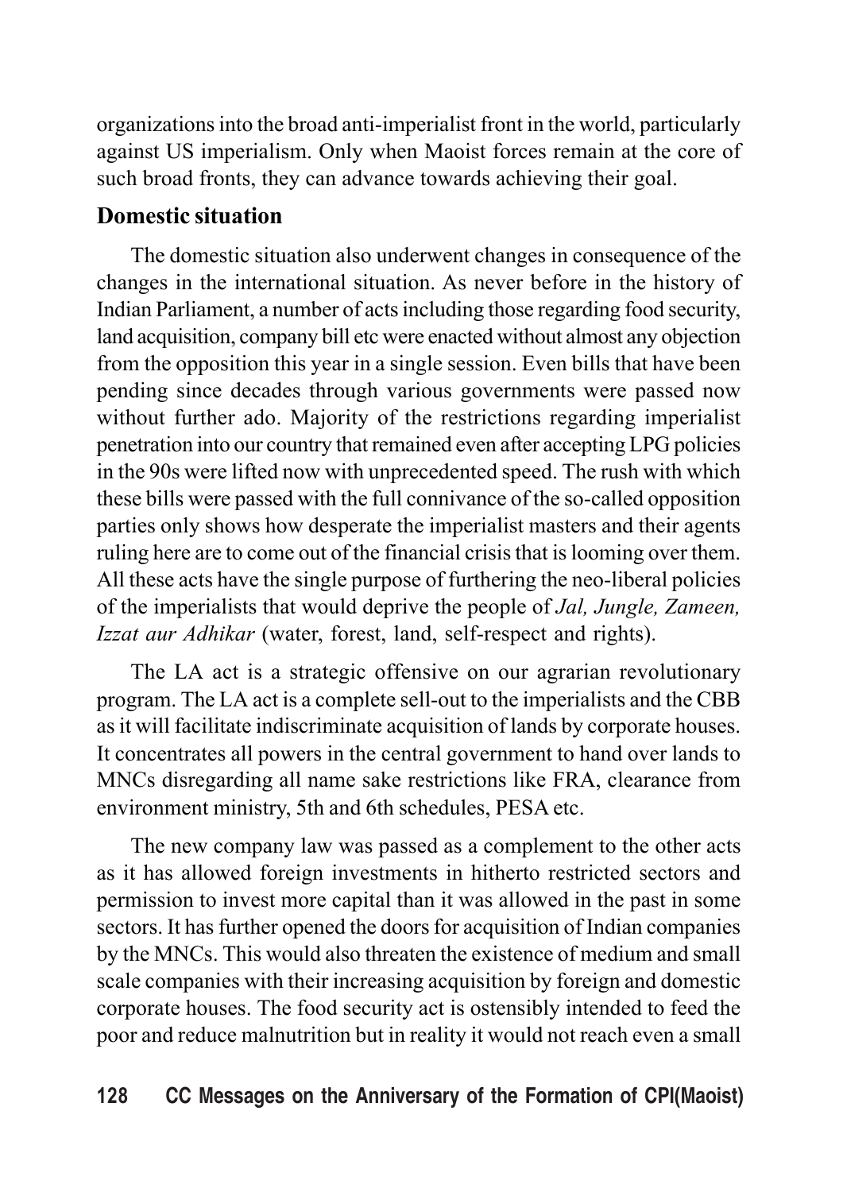organizations into the broad anti-imperialist front in the world, particularly against US imperialism. Only when Maoist forces remain at the core of such broad fronts, they can advance towards achieving their goal.

**Domestic situation**

The domestic situation also underwent changes in consequence of the changes in the international situation. As never before in the history of Indian Parliament, a number of acts including those regarding food security, land acquisition, company bill etc were enacted without almost any objection from the opposition this year in a single session. Even bills that have been pending since decades through various governments were passed now without further ado. Majority of the restrictions regarding imperialist penetration into our country that remained even after accepting LPG policies in the 90s were lifted now with unprecedented speed. The rush with which these bills were passed with the full connivance of the so-called opposition parties only shows how desperate the imperialist masters and their agents ruling here are to come out of the financial crisis that is looming over them. All these acts have the single purpose of furthering the neo-liberal policies of the imperialists that would deprive the people of *Jal, Jungle, Zameen, Izzat aur Adhikar* (water, forest, land, self-respect and rights).

The LA act is a strategic offensive on our agrarian revolutionary program. The LA act is a complete sell-out to the imperialists and the CBB as it will facilitate indiscriminate acquisition of lands by corporate houses. It concentrates all powers in the central government to hand over lands to MNCs disregarding all name sake restrictions like FRA, clearance from environment ministry, 5th and 6th schedules, PESA etc.

The new company law was passed as a complement to the other acts as it has allowed foreign investments in hitherto restricted sectors and permission to invest more capital than it was allowed in the past in some sectors. It has further opened the doors for acquisition of Indian companies by the MNCs. This would also threaten the existence of medium and small scale companies with their increasing acquisition by foreign and domestic corporate houses. The food security act is ostensibly intended to feed the poor and reduce malnutrition but in reality it would not reach even a small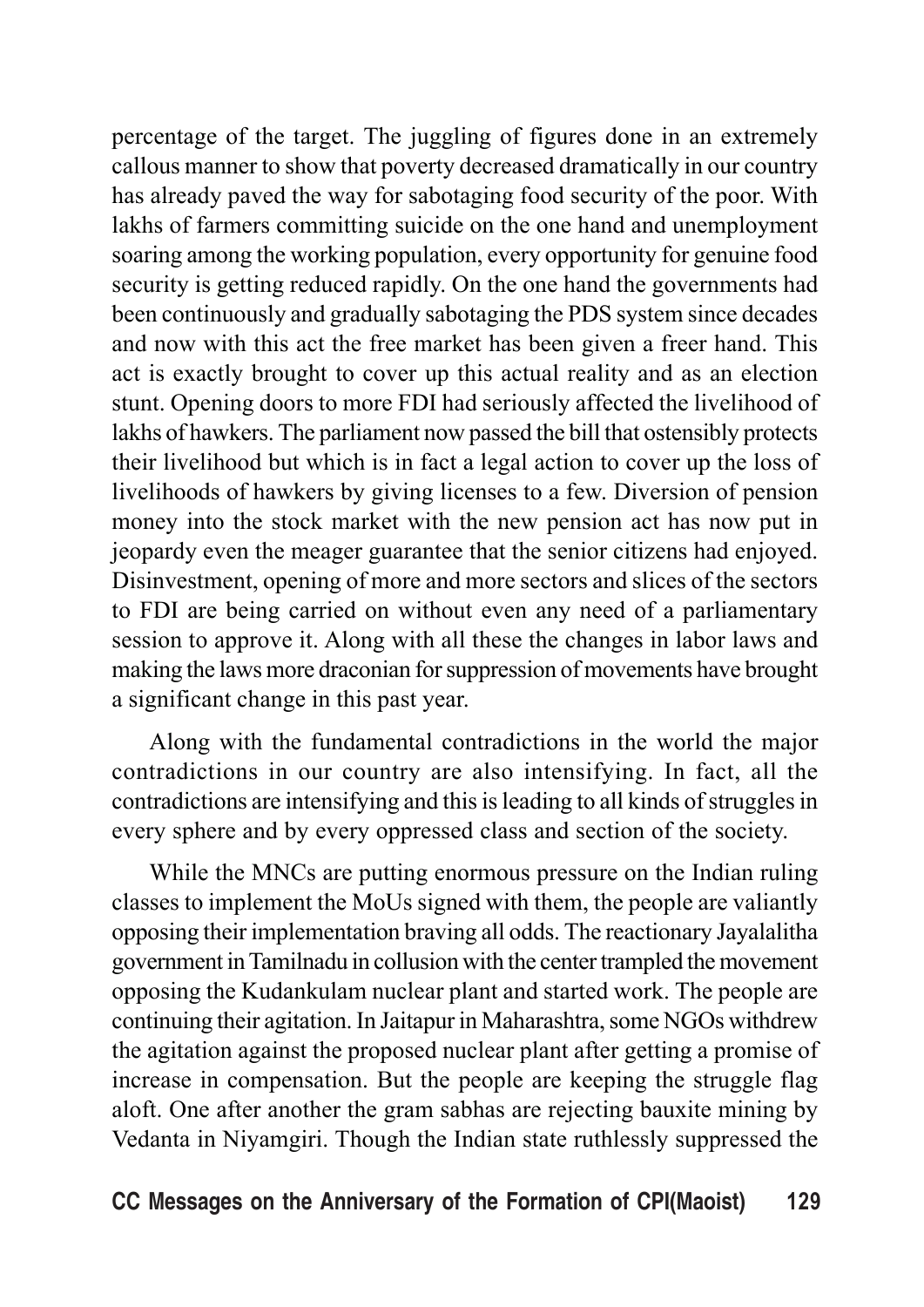percentage of the target. The juggling of figures done in an extremely callous manner to show that poverty decreased dramatically in our country has already paved the way for sabotaging food security of the poor. With lakhs of farmers committing suicide on the one hand and unemployment soaring among the working population, every opportunity for genuine food security is getting reduced rapidly. On the one hand the governments had been continuously and gradually sabotaging the PDS system since decades and now with this act the free market has been given a freer hand. This act is exactly brought to cover up this actual reality and as an election stunt. Opening doors to more FDI had seriously affected the livelihood of lakhs of hawkers. The parliament now passed the bill that ostensibly protects their livelihood but which is in fact a legal action to cover up the loss of livelihoods of hawkers by giving licenses to a few. Diversion of pension money into the stock market with the new pension act has now put in jeopardy even the meager guarantee that the senior citizens had enjoyed. Disinvestment, opening of more and more sectors and slices of the sectors to FDI are being carried on without even any need of a parliamentary session to approve it. Along with all these the changes in labor laws and making the laws more draconian for suppression of movements have brought a significant change in this past year.

Along with the fundamental contradictions in the world the major contradictions in our country are also intensifying. In fact, all the contradictions are intensifying and this is leading to all kinds of struggles in every sphere and by every oppressed class and section of the society.

While the MNCs are putting enormous pressure on the Indian ruling classes to implement the MoUs signed with them, the people are valiantly opposing their implementation braving all odds. The reactionary Jayalalitha government in Tamilnadu in collusion with the center trampled the movement opposing the Kudankulam nuclear plant and started work. The people are continuing their agitation. In Jaitapur in Maharashtra, some NGOs withdrew the agitation against the proposed nuclear plant after getting a promise of increase in compensation. But the people are keeping the struggle flag aloft. One after another the gram sabhas are rejecting bauxite mining by Vedanta in Niyamgiri. Though the Indian state ruthlessly suppressed the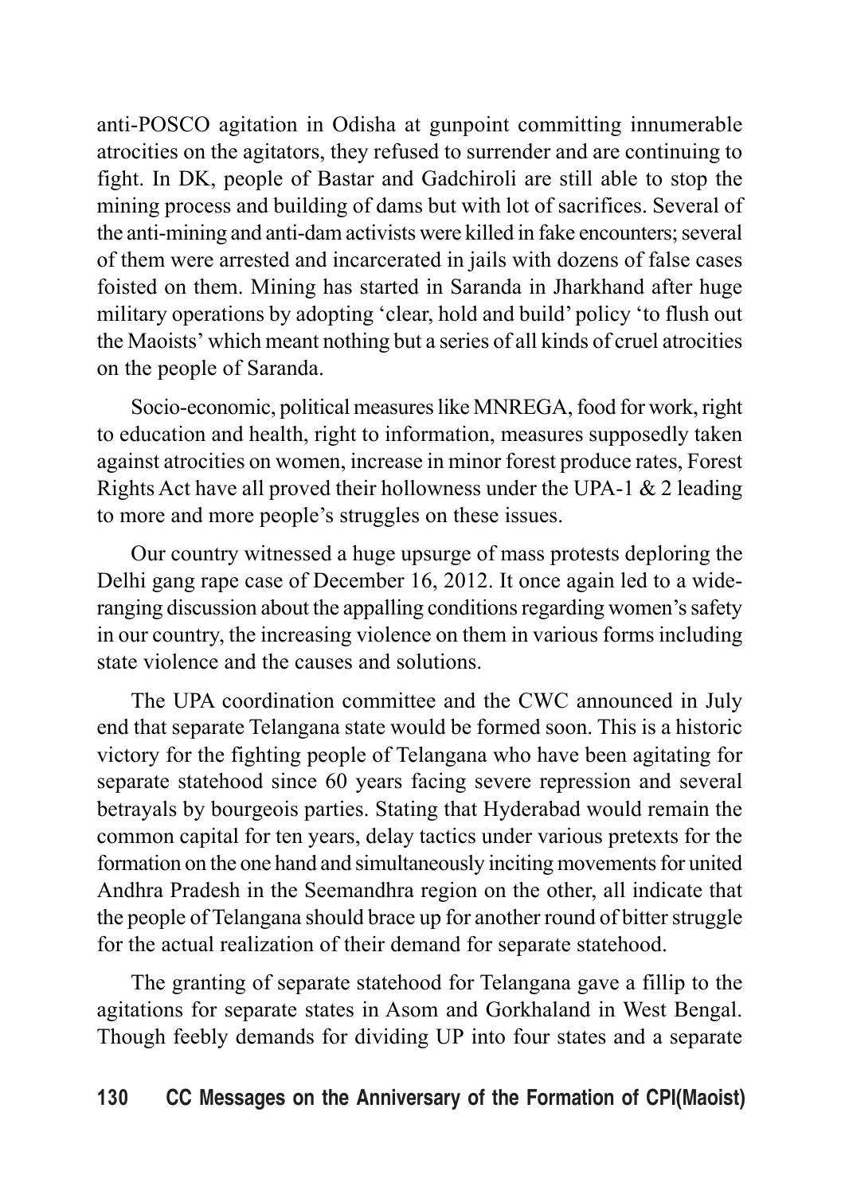anti-POSCO agitation in Odisha at gunpoint committing innumerable atrocities on the agitators, they refused to surrender and are continuing to fight. In DK, people of Bastar and Gadchiroli are still able to stop the mining process and building of dams but with lot of sacrifices. Several of the anti-mining and anti-dam activists were killed in fake encounters; several of them were arrested and incarcerated in jails with dozens of false cases foisted on them. Mining has started in Saranda in Jharkhand after huge military operations by adopting 'clear, hold and build' policy 'to flush out the Maoists' which meant nothing but a series of all kinds of cruel atrocities on the people of Saranda.

Socio-economic, political measures like MNREGA, food for work, right to education and health, right to information, measures supposedly taken against atrocities on women, increase in minor forest produce rates, Forest Rights Act have all proved their hollowness under the UPA-1 & 2 leading to more and more people's struggles on these issues.

Our country witnessed a huge upsurge of mass protests deploring the Delhi gang rape case of December 16, 2012. It once again led to a wide-ranging discussion about the appalling conditions regarding women's safety in our country, the increasing violence on them in various forms including state violence and the causes and solutions.

The UPA coordination committee and the CWC announced in July end that separate Telangana state would be formed soon. This is a historic victory for the fighting people of Telangana who have been agitating for separate statehood since 60 years facing severe repression and several betrayals by bourgeois parties. Stating that Hyderabad would remain the common capital for ten years, delay tactics under various pretexts for the formation on the one hand and simultaneously inciting movements for united Andhra Pradesh in the Seemandhra region on the other, all indicate that the people of Telangana should brace up for another round of bitter struggle for the actual realization of their demand for separate statehood.

The granting of separate statehood for Telangana gave a fillip to the agitations for separate states in Asom and Gorkhaland in West Bengal. Though feebly demands for dividing UP into four states and a separate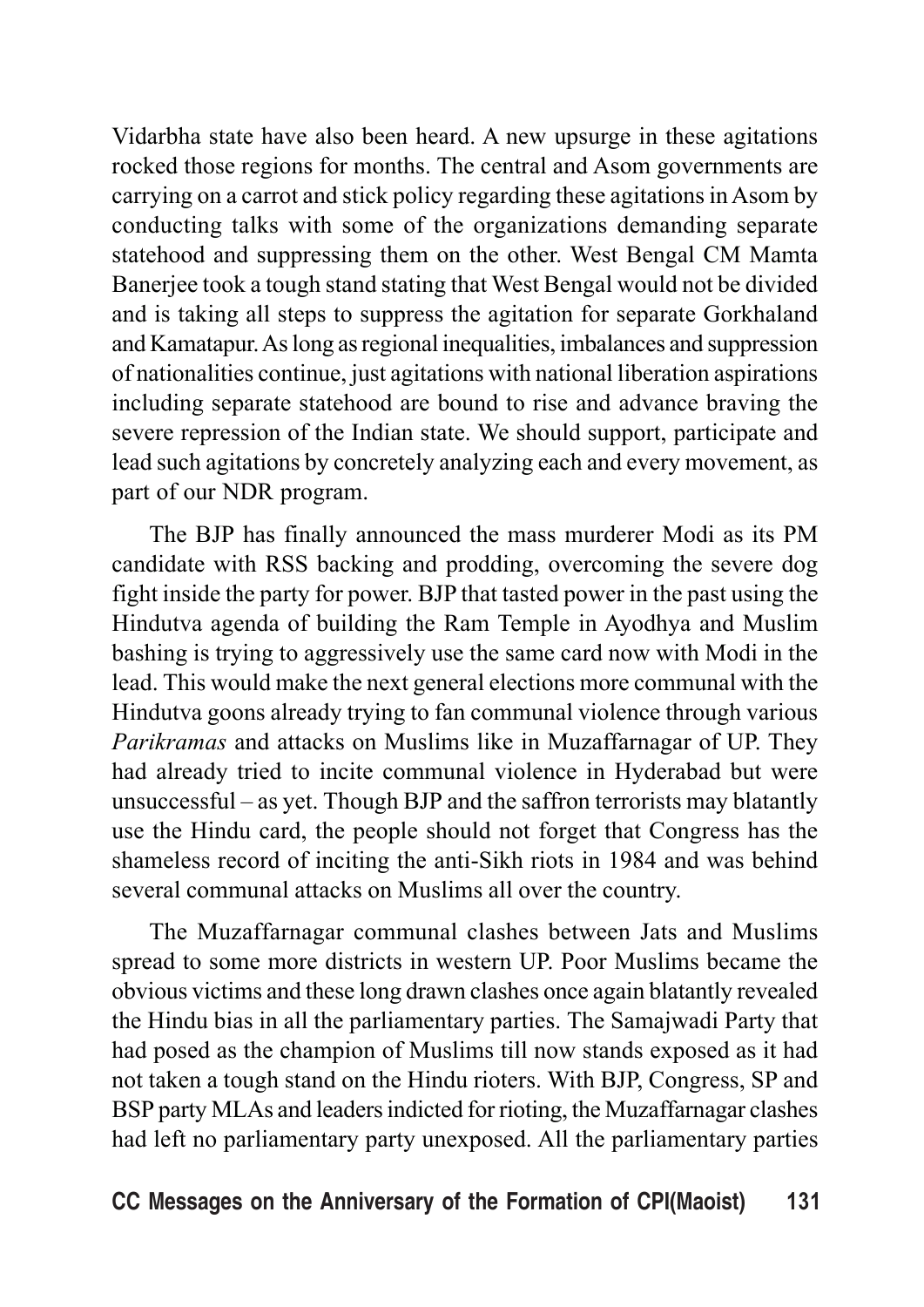Vidarbha state have also been heard. A new upsurge in these agitations rocked those regions for months. The central and Asom governments are carrying on a carrot and stick policy regarding these agitations in Asom by conducting talks with some of the organizations demanding separate statehood and suppressing them on the other. West Bengal CM Mamta Banerjee took a tough stand stating that West Bengal would not be divided and is taking all steps to suppress the agitation for separate Gorkhaland and Kamatapur. As long as regional inequalities, imbalances and suppression of nationalities continue, just agitations with national liberation aspirations including separate statehood are bound to rise and advance braving the severe repression of the Indian state. We should support, participate and lead such agitations by concretely analyzing each and every movement, as part of our NDR program.

The BJP has finally announced the mass murderer Modi as its PM candidate with RSS backing and prodding, overcoming the severe dog fight inside the party for power. BJP that tasted power in the past using the Hindutva agenda of building the Ram Temple in Ayodhya and Muslim bashing is trying to aggressively use the same card now with Modi in the lead. This would make the next general elections more communal with the Hindutva goons already trying to fan communal violence through various *Parikramas* and attacks on Muslims like in Muzaffarnagar of UP. They had already tried to incite communal violence in Hyderabad but were unsuccessful – as yet. Though BJP and the saffron terrorists may blatantly use the Hindu card, the people should not forget that Congress has the shameless record of inciting the anti-Sikh riots in 1984 and was behind several communal attacks on Muslims all over the country.

The Muzaffarnagar communal clashes between Jats and Muslims spread to some more districts in western UP. Poor Muslims became the obvious victims and these long drawn clashes once again blatantly revealed the Hindu bias in all the parliamentary parties. The Samajwadi Party that had posed as the champion of Muslims till now stands exposed as it had not taken a tough stand on the Hindu rioters. With BJP, Congress, SP and BSP party MLAs and leaders indicted for rioting, the Muzaffarnagar clashes had left no parliamentary party unexposed. All the parliamentary parties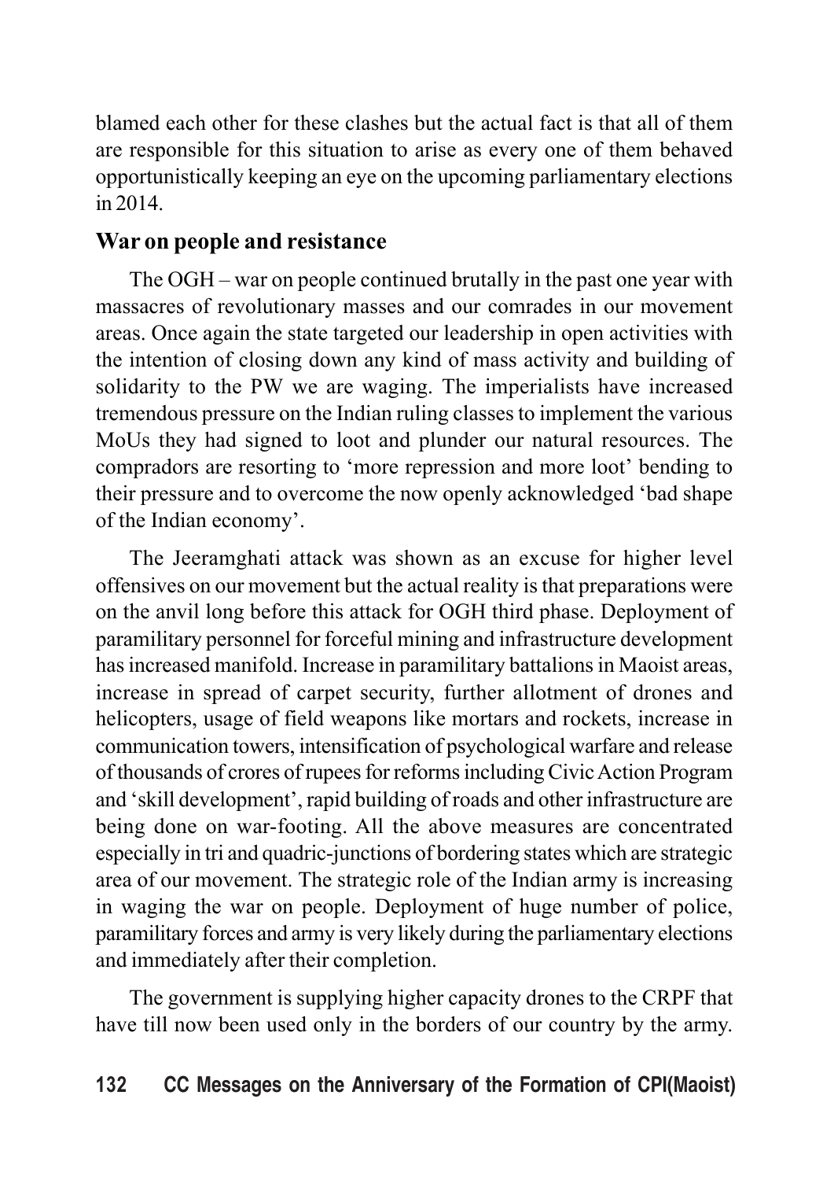blamed each other for these clashes but the actual fact is that all of them are responsible for this situation to arise as every one of them behaved opportunistically keeping an eye on the upcoming parliamentary elections in 2014.

## War on people and resistance

The OGH – war on people continued brutally in the past one year with massacres of revolutionary masses and our comrades in our movement areas. Once again the state targeted our leadership in open activities with the intention of closing down any kind of mass activity and building of solidarity to the PW we are waging. The imperialists have increased tremendous pressure on the Indian ruling classes to implement the various MoUs they had signed to loot and plunder our natural resources. The compradors are resorting to 'more repression and more loot' bending to their pressure and to overcome the now openly acknowledged 'bad shape of the Indian economy'.

The Jeeramghati attack was shown as an excuse for higher level offensives on our movement but the actual reality is that preparations were on the anvil long before this attack for OGH third phase. Deployment of paramilitary personnel for forceful mining and infrastructure development has increased manifold. Increase in paramilitary battalions in Maoist areas, increase in spread of carpet security, further allotment of drones and helicopters, usage of field weapons like mortars and rockets, increase in communication towers, intensification of psychological warfare and release of thousands of crores of rupees for reforms including Civic Action Program and 'skill development', rapid building of roads and other infrastructure are being done on war-footing. All the above measures are concentrated especially in tri and quadric-junctions of bordering states which are strategic area of our movement. The strategic role of the Indian army is increasing in waging the war on people. Deployment of huge number of police, paramilitary forces and army is very likely during the parliamentary elections and immediately after their completion.

The government is supplying higher capacity drones to the CRPF that have till now been used only in the borders of our country by the army.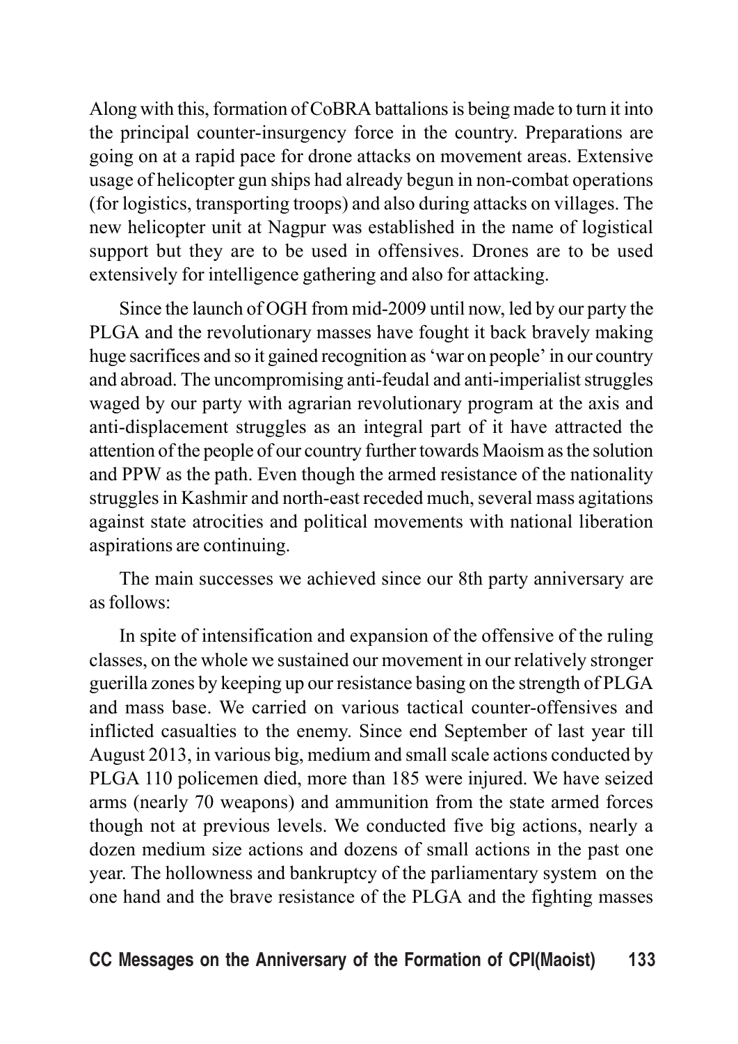Along with this, formation of CoBRA battalions is being made to turn it into the principal counter-insurgency force in the country. Preparations are going on at a rapid pace for drone attacks on movement areas. Extensive usage of helicopter gun ships had already begun in non-combat operations (for logistics, transporting troops) and also during attacks on villages. The new helicopter unit at Nagpur was established in the name of logistical support but they are to be used in offensives. Drones are to be used extensively for intelligence gathering and also for attacking.

Since the launch of OGH from mid-2009 until now, led by our party the PLGA and the revolutionary masses have fought it back bravely making huge sacrifices and so it gained recognition as 'war on people' in our country and abroad. The uncompromising anti-feudal and anti-imperialist struggles waged by our party with agrarian revolutionary program at the axis and anti-displacement struggles as an integral part of it have attracted the attention of the people of our country further towards Maoism as the solution and PPW as the path. Even though the armed resistance of the nationality struggles in Kashmir and north-east receded much, several mass agitations against state atrocities and political movements with national liberation aspirations are continuing.

The main successes we achieved since our 8th party anniversary are as follows:

In spite of intensification and expansion of the offensive of the ruling classes, on the whole we sustained our movement in our relatively stronger guerilla zones by keeping up our resistance basing on the strength of PLGA and mass base. We carried on various tactical counter-offensives and inflicted casualties to the enemy. Since end September of last year till August 2013, in various big, medium and small scale actions conducted by PLGA 110 policemen died, more than 185 were injured. We have seized arms (nearly 70 weapons) and ammunition from the state armed forces though not at previous levels. We conducted five big actions, nearly a dozen medium size actions and dozens of small actions in the past one year. The hollowness and bankruptcy of the parliamentary system on the one hand and the brave resistance of the PLGA and the fighting masses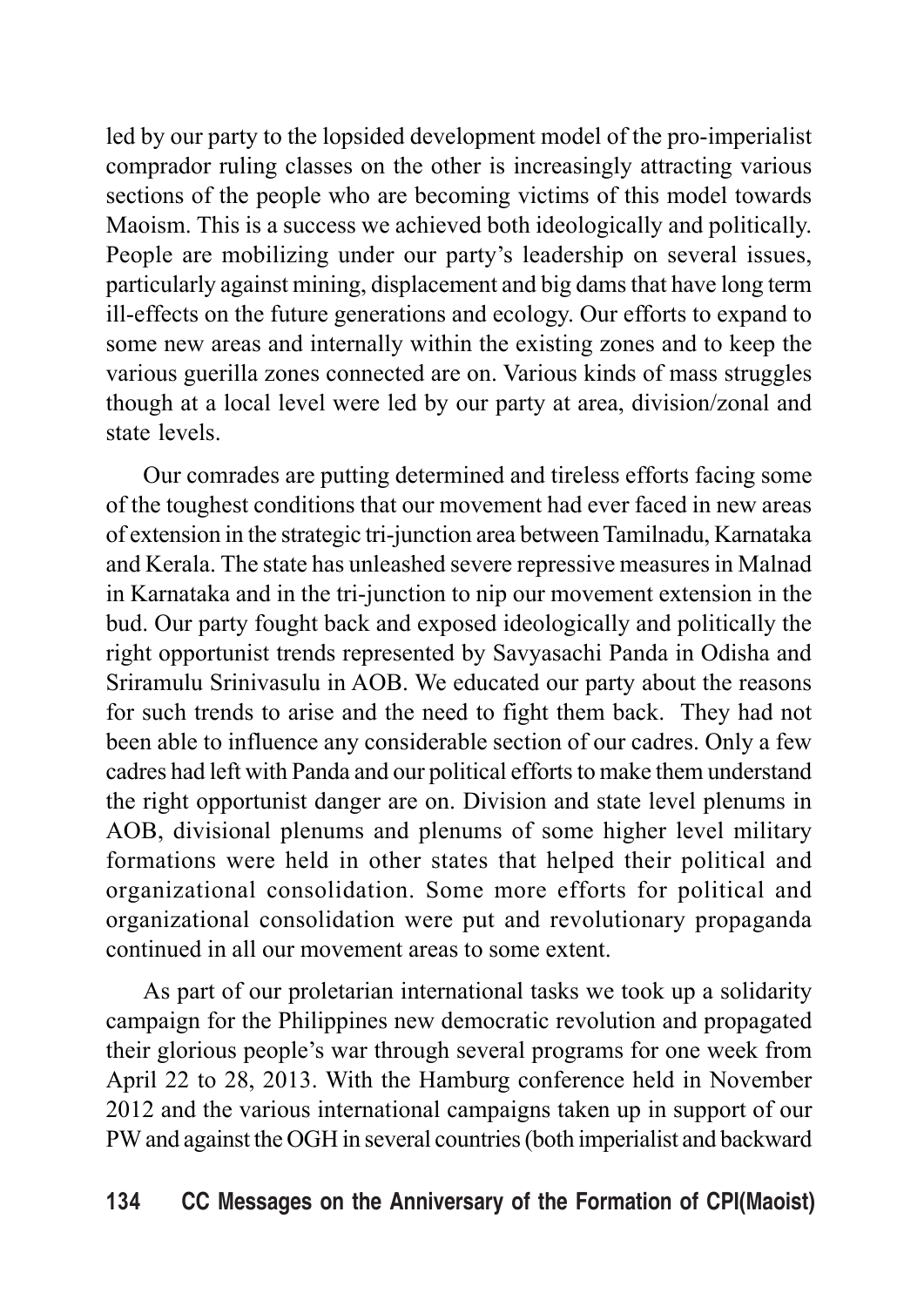led by our party to the lopsided development model of the pro-imperialist comprador ruling classes on the other is increasingly attracting various sections of the people who are becoming victims of this model towards Maoism. This is a success we achieved both ideologically and politically. People are mobilizing under our party's leadership on several issues, particularly against mining, displacement and big dams that have long term ill-effects on the future generations and ecology. Our efforts to expand to some new areas and internally within the existing zones and to keep the various guerilla zones connected are on. Various kinds of mass struggles though at a local level were led by our party at area, division/zonal and state levels.

Our comrades are putting determined and tireless efforts facing some of the toughest conditions that our movement had ever faced in new areas of extension in the strategic tri-junction area between Tamilnadu, Karnataka and Kerala. The state has unleashed severe repressive measures in Malnad in Karnataka and in the tri-junction to nip our movement extension in the bud. Our party fought back and exposed ideologically and politically the right opportunist trends represented by Savyasachi Panda in Odisha and Sriramulu Srinivasulu in AOB. We educated our party about the reasons for such trends to arise and the need to fight them back. They had not been able to influence any considerable section of our cadres. Only a few cadres had left with Panda and our political efforts to make them understand the right opportunist danger are on. Division and state level plenums in AOB, divisional plenums and plenums of some higher level military formations were held in other states that helped their political and organizational consolidation. Some more efforts for political and organizational consolidation were put and revolutionary propaganda continued in all our movement areas to some extent.

As part of our proletarian international tasks we took up a solidarity campaign for the Philippines new democratic revolution and propagated their glorious people's war through several programs for one week from April 22 to 28, 2013. With the Hamburg conference held in November 2012 and the various international campaigns taken up in support of our PW and against the OGH in several countries (both imperialist and backward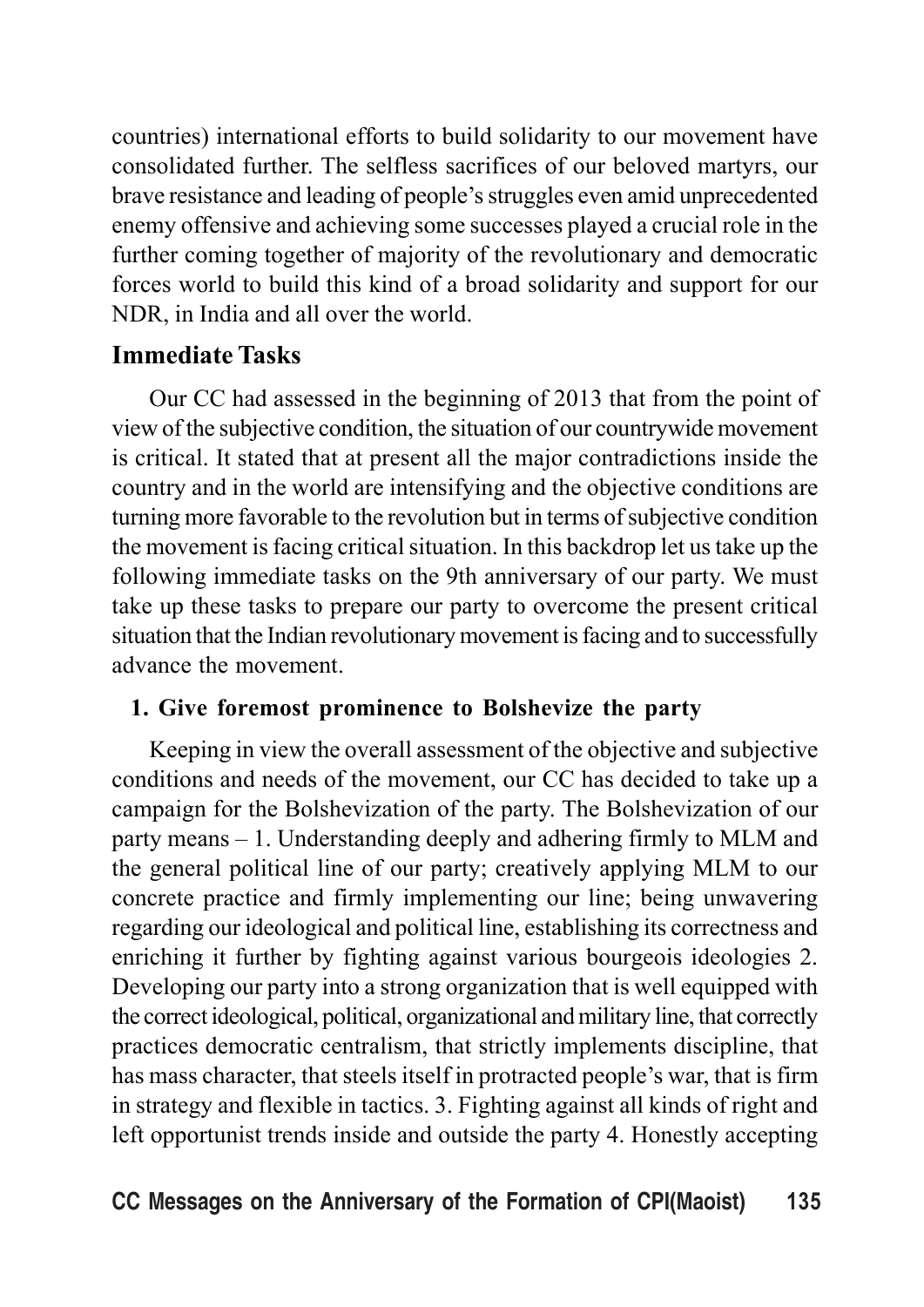countries) international efforts to build solidarity to our movement have consolidated further. The selfless sacrifices of our beloved martyrs, our brave resistance and leading of people's struggles even amid unprecedented enemy offensive and achieving some successes played a crucial role in the further coming together of majority of the revolutionary and democratic forces world to build this kind of a broad solidarity and support for our NDR, in India and all over the world.

## Immediate Tasks

Our CC had assessed in the beginning of 2013 that from the point of view of the subjective condition, the situation of our countrywide movement is critical. It stated that at present all the major contradictions inside the country and in the world are intensifying and the objective conditions are turning more favorable to the revolution but in terms of subjective condition the movement is facing critical situation. In this backdrop let us take up the following immediate tasks on the 9th anniversary of our party. We must take up these tasks to prepare our party to overcome the present critical situation that the Indian revolutionary movement is facing and to successfully advance the movement.

### 1. Give foremost prominence to Bolshevize the party

Keeping in view the overall assessment of the objective and subjective conditions and needs of the movement, our CC has decided to take up a campaign for the Bolshevization of the party. The Bolshevization of our party means – 1. Understanding deeply and adhering firmly to MLM and the general political line of our party; creatively applying MLM to our concrete practice and firmly implementing our line; being unwavering regarding our ideological and political line, establishing its correctness and enriching it further by fighting against various bourgeois ideologies 2. Developing our party into a strong organization that is well equipped with the correct ideological, political, organizational and military line, that correctly practices democratic centralism, that strictly implements discipline, that has mass character, that steels itself in protracted people's war, that is firm in strategy and flexible in tactics. 3. Fighting against all kinds of right and left opportunist trends inside and outside the party 4. Honestly accepting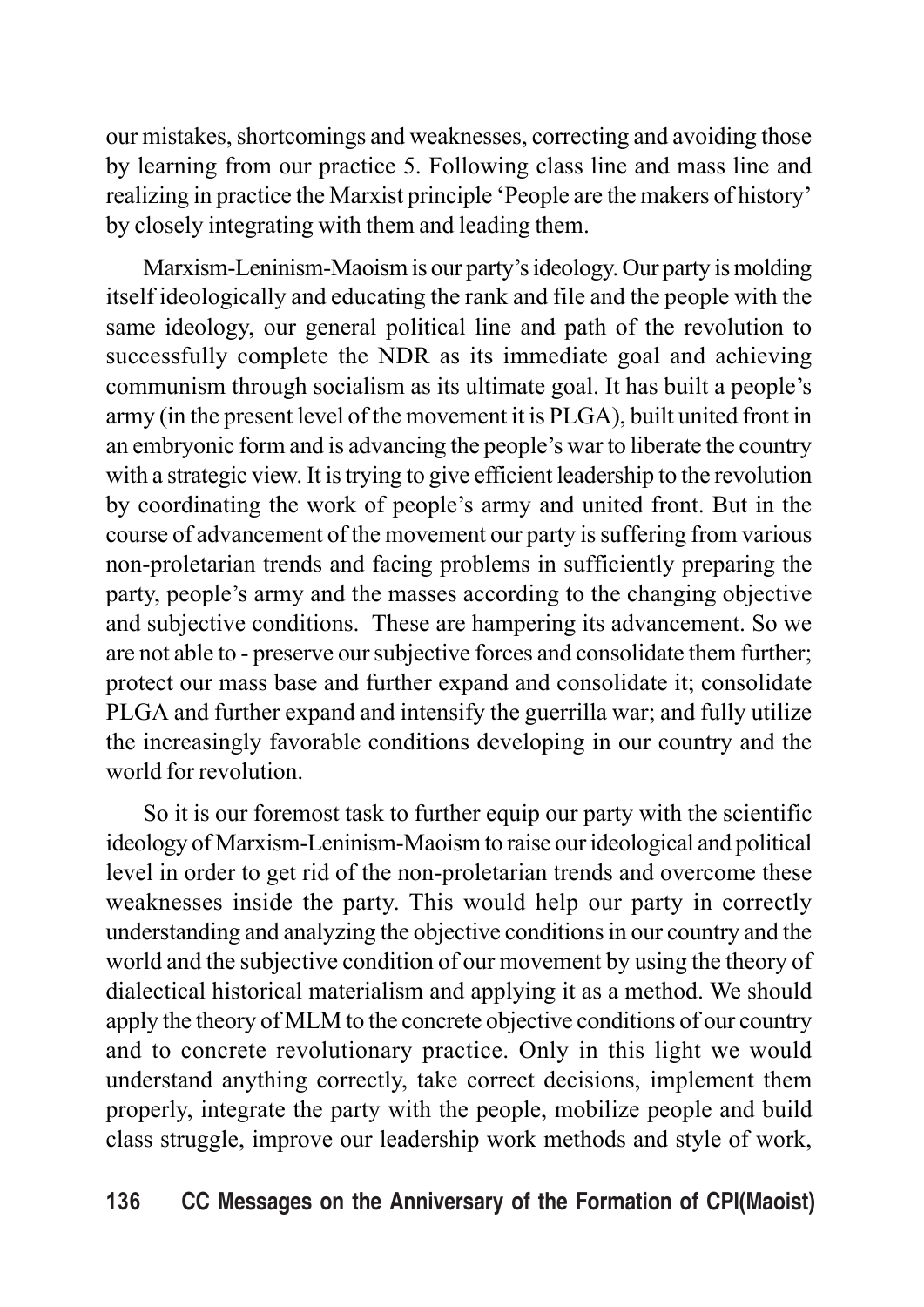our mistakes, shortcomings and weaknesses, correcting and avoiding those by learning from our practice 5. Following class line and mass line and realizing in practice the Marxist principle 'People are the makers of history' by closely integrating with them and leading them.

Marxism-Leninism-Maoism is our party's ideology. Our party is molding itself ideologically and educating the rank and file and the people with the same ideology, our general political line and path of the revolution to successfully complete the NDR as its immediate goal and achieving communism through socialism as its ultimate goal. It has built a people's army (in the present level of the movement it is PLGA), built united front in an embryonic form and is advancing the people's war to liberate the country with a strategic view. It is trying to give efficient leadership to the revolution by coordinating the work of people's army and united front. But in the course of advancement of the movement our party is suffering from various non-proletarian trends and facing problems in sufficiently preparing the party, people's army and the masses according to the changing objective and subjective conditions. These are hampering its advancement. So we are not able to - preserve our subjective forces and consolidate them further; protect our mass base and further expand and consolidate it; consolidate PLGA and further expand and intensify the guerrilla war; and fully utilize the increasingly favorable conditions developing in our country and the world for revolution.

So it is our foremost task to further equip our party with the scientific ideology of Marxism-Leninism-Maoism to raise our ideological and political level in order to get rid of the non-proletarian trends and overcome these weaknesses inside the party. This would help our party in correctly understanding and analyzing the objective conditions in our country and the world and the subjective condition of our movement by using the theory of dialectical historical materialism and applying it as a method. We should apply the theory of MLM to the concrete objective conditions of our country and to concrete revolutionary practice. Only in this light we would understand anything correctly, take correct decisions, implement them properly, integrate the party with the people, mobilize people and build class struggle, improve our leadership work methods and style of work,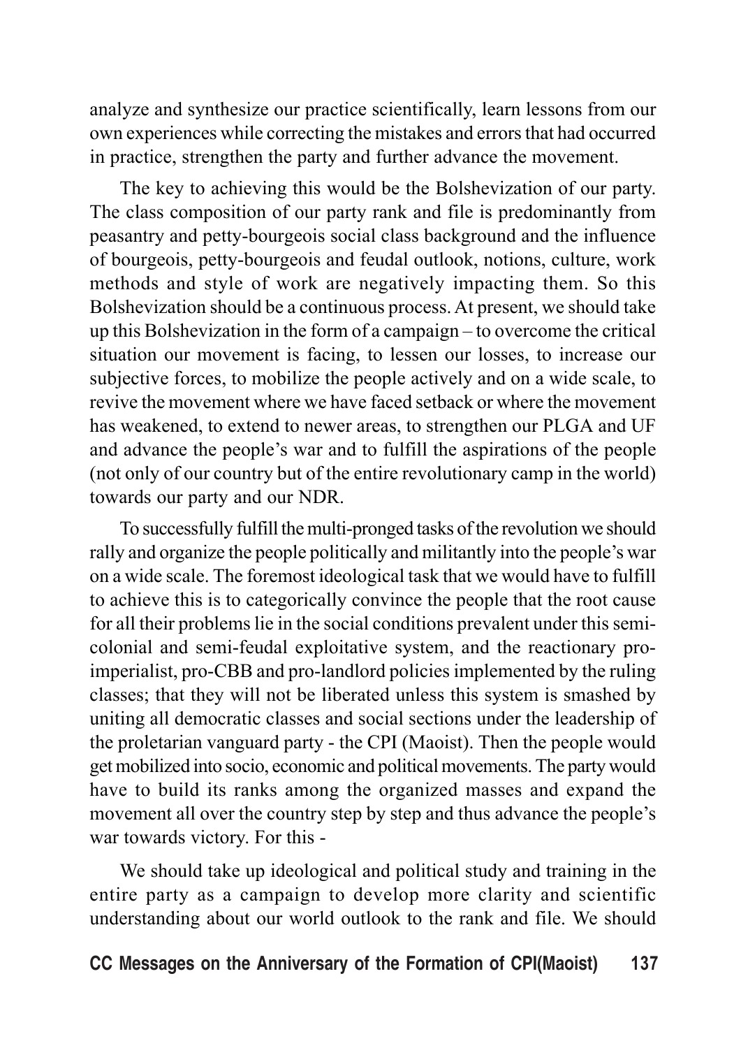analyze and synthesize our practice scientifically, learn lessons from our own experiences while correcting the mistakes and errors that had occurred in practice, strengthen the party and further advance the movement.

The key to achieving this would be the Bolshevization of our party. The class composition of our party rank and file is predominantly from peasantry and petty-bourgeois social class background and the influence of bourgeois, petty-bourgeois and feudal outlook, notions, culture, work methods and style of work are negatively impacting them. So this Bolshevization should be a continuous process. At present, we should take up this Bolshevization in the form of a campaign – to overcome the critical situation our movement is facing, to lessen our losses, to increase our subjective forces, to mobilize the people actively and on a wide scale, to revive the movement where we have faced setback or where the movement has weakened, to extend to newer areas, to strengthen our PLGA and UF and advance the people's war and to fulfill the aspirations of the people (not only of our country but of the entire revolutionary camp in the world) towards our party and our NDR.

To successfully fulfill the multi-pronged tasks of the revolution we should rally and organize the people politically and militantly into the people's war on a wide scale. The foremost ideological task that we would have to fulfill to achieve this is to categorically convince the people that the root cause for all their problems lie in the social conditions prevalent under this semi-colonial and semi-feudal exploitative system, and the reactionary pro-imperialist, pro-CBB and pro-landlord policies implemented by the ruling classes; that they will not be liberated unless this system is smashed by uniting all democratic classes and social sections under the leadership of the proletarian vanguard party - the CPI (Maoist). Then the people would get mobilized into socio, economic and political movements. The party would have to build its ranks among the organized masses and expand the movement all over the country step by step and thus advance the people's war towards victory. For this -

We should take up ideological and political study and training in the entire party as a campaign to develop more clarity and scientific understanding about our world outlook to the rank and file. We should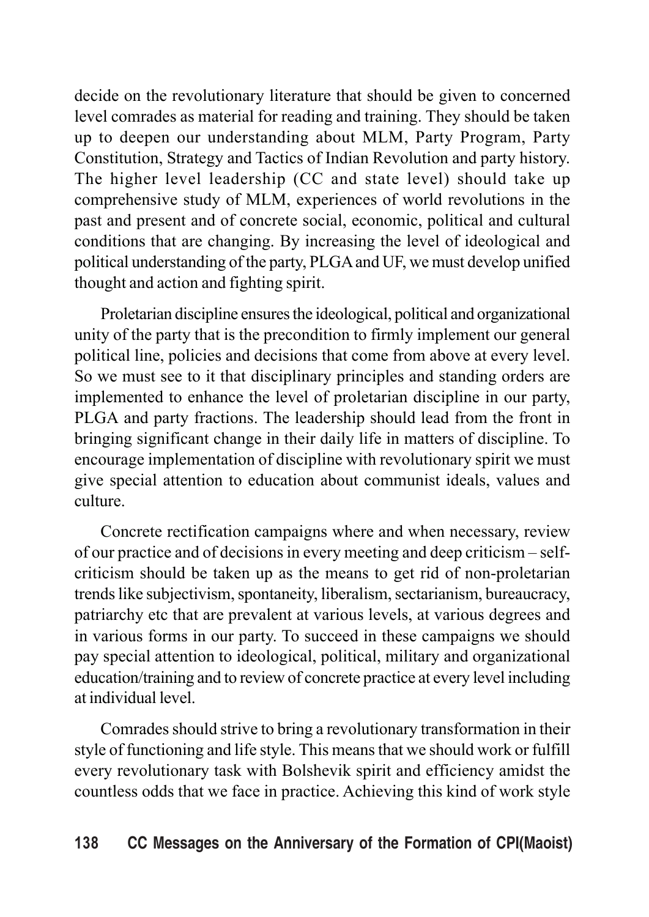decide on the revolutionary literature that should be given to concerned level comrades as material for reading and training. They should be taken up to deepen our understanding about MLM, Party Program, Party Constitution, Strategy and Tactics of Indian Revolution and party history. The higher level leadership (CC and state level) should take up comprehensive study of MLM, experiences of world revolutions in the past and present and of concrete social, economic, political and cultural conditions that are changing. By increasing the level of ideological and political understanding of the party, PLGA and UF, we must develop unified thought and action and fighting spirit.

Proletarian discipline ensures the ideological, political and organizational unity of the party that is the precondition to firmly implement our general political line, policies and decisions that come from above at every level. So we must see to it that disciplinary principles and standing orders are implemented to enhance the level of proletarian discipline in our party, PLGA and party fractions. The leadership should lead from the front in bringing significant change in their daily life in matters of discipline. To encourage implementation of discipline with revolutionary spirit we must give special attention to education about communist ideals, values and culture.

Concrete rectification campaigns where and when necessary, review of our practice and of decisions in every meeting and deep criticism – self-criticism should be taken up as the means to get rid of non-proletarian trends like subjectivism, spontaneity, liberalism, sectarianism, bureaucracy, patriarchy etc that are prevalent at various levels, at various degrees and in various forms in our party. To succeed in these campaigns we should pay special attention to ideological, political, military and organizational education/training and to review of concrete practice at every level including at individual level.

Comrades should strive to bring a revolutionary transformation in their style of functioning and life style. This means that we should work or fulfill every revolutionary task with Bolshevik spirit and efficiency amidst the countless odds that we face in practice. Achieving this kind of work style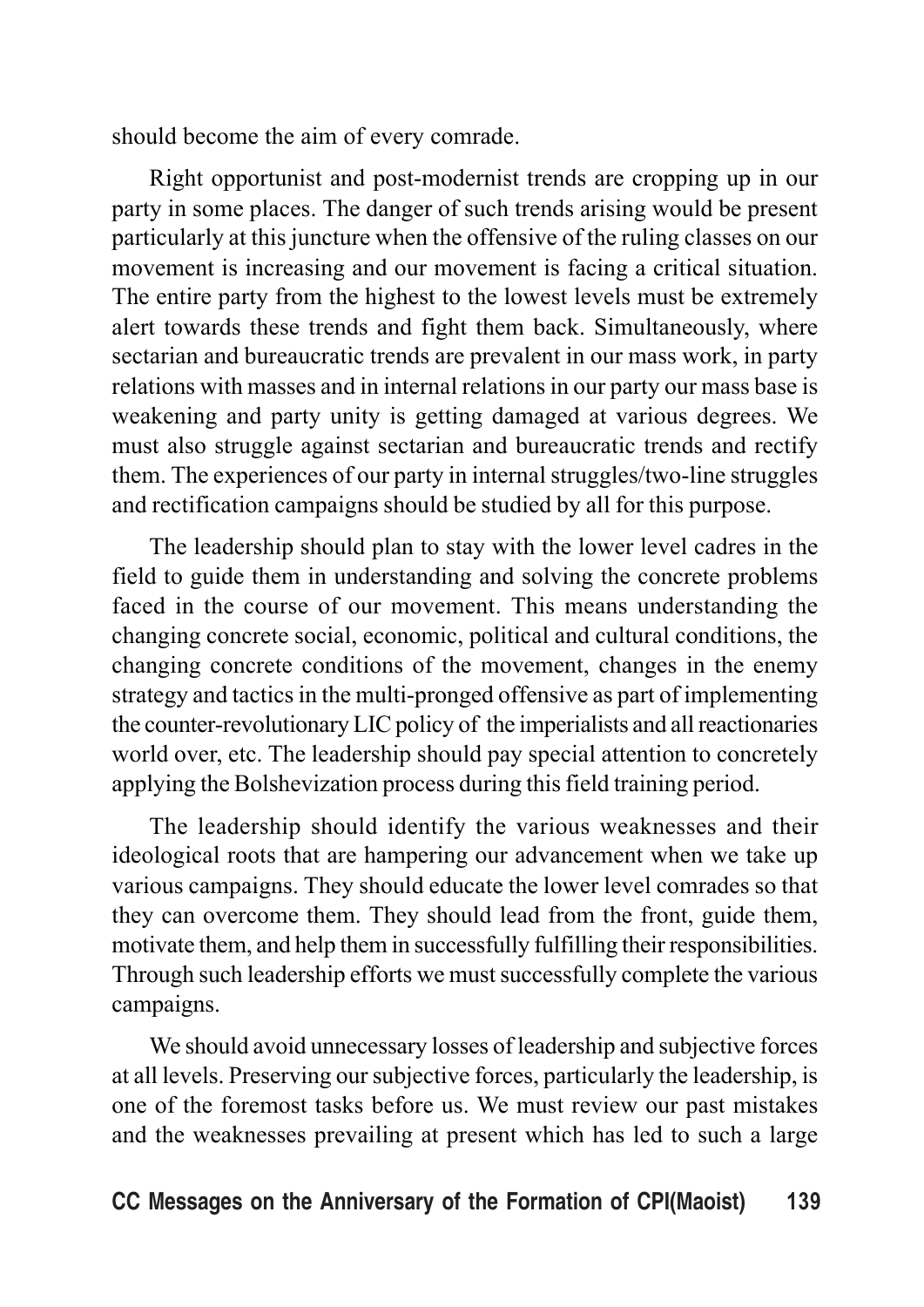should become the aim of every comrade.

Right opportunist and post-modernist trends are cropping up in our party in some places. The danger of such trends arising would be present particularly at this juncture when the offensive of the ruling classes on our movement is increasing and our movement is facing a critical situation. The entire party from the highest to the lowest levels must be extremely alert towards these trends and fight them back. Simultaneously, where sectarian and bureaucratic trends are prevalent in our mass work, in party relations with masses and in internal relations in our party our mass base is weakening and party unity is getting damaged at various degrees. We must also struggle against sectarian and bureaucratic trends and rectify them. The experiences of our party in internal struggles/two-line struggles and rectification campaigns should be studied by all for this purpose.

The leadership should plan to stay with the lower level cadres in the field to guide them in understanding and solving the concrete problems faced in the course of our movement. This means understanding the changing concrete social, economic, political and cultural conditions, the changing concrete conditions of the movement, changes in the enemy strategy and tactics in the multi-pronged offensive as part of implementing the counter-revolutionary LIC policy of the imperialists and all reactionaries world over, etc. The leadership should pay special attention to concretely applying the Bolshevization process during this field training period.

The leadership should identify the various weaknesses and their ideological roots that are hampering our advancement when we take up various campaigns. They should educate the lower level comrades so that they can overcome them. They should lead from the front, guide them, motivate them, and help them in successfully fulfilling their responsibilities. Through such leadership efforts we must successfully complete the various campaigns.

We should avoid unnecessary losses of leadership and subjective forces at all levels. Preserving our subjective forces, particularly the leadership, is one of the foremost tasks before us. We must review our past mistakes and the weaknesses prevailing at present which has led to such a large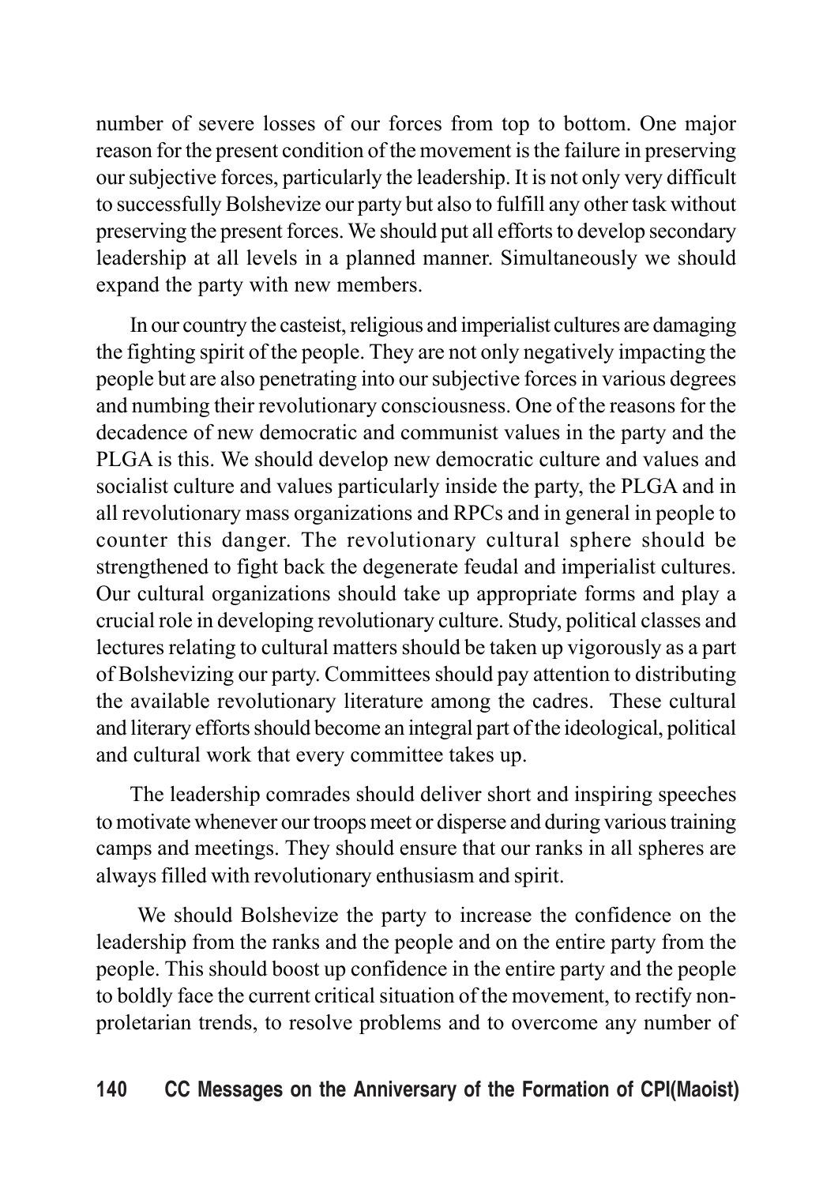number of severe losses of our forces from top to bottom. One major reason for the present condition of the movement is the failure in preserving our subjective forces, particularly the leadership. It is not only very difficult to successfully Bolshevize our party but also to fulfill any other task without preserving the present forces. We should put all efforts to develop secondary leadership at all levels in a planned manner. Simultaneously we should expand the party with new members.

In our country the casteist, religious and imperialist cultures are damaging the fighting spirit of the people. They are not only negatively impacting the people but are also penetrating into our subjective forces in various degrees and numbing their revolutionary consciousness. One of the reasons for the decadence of new democratic and communist values in the party and the PLGA is this. We should develop new democratic culture and values and socialist culture and values particularly inside the party, the PLGA and in all revolutionary mass organizations and RPCs and in general in people to counter this danger. The revolutionary cultural sphere should be strengthened to fight back the degenerate feudal and imperialist cultures. Our cultural organizations should take up appropriate forms and play a crucial role in developing revolutionary culture. Study, political classes and lectures relating to cultural matters should be taken up vigorously as a part of Bolshevizing our party. Committees should pay attention to distributing the available revolutionary literature among the cadres. These cultural and literary efforts should become an integral part of the ideological, political and cultural work that every committee takes up.

The leadership comrades should deliver short and inspiring speeches to motivate whenever our troops meet or disperse and during various training camps and meetings. They should ensure that our ranks in all spheres are always filled with revolutionary enthusiasm and spirit.

We should Bolshevize the party to increase the confidence on the leadership from the ranks and the people and on the entire party from the people. This should boost up confidence in the entire party and the people to boldly face the current critical situation of the movement, to rectify non-proletarian trends, to resolve problems and to overcome any number of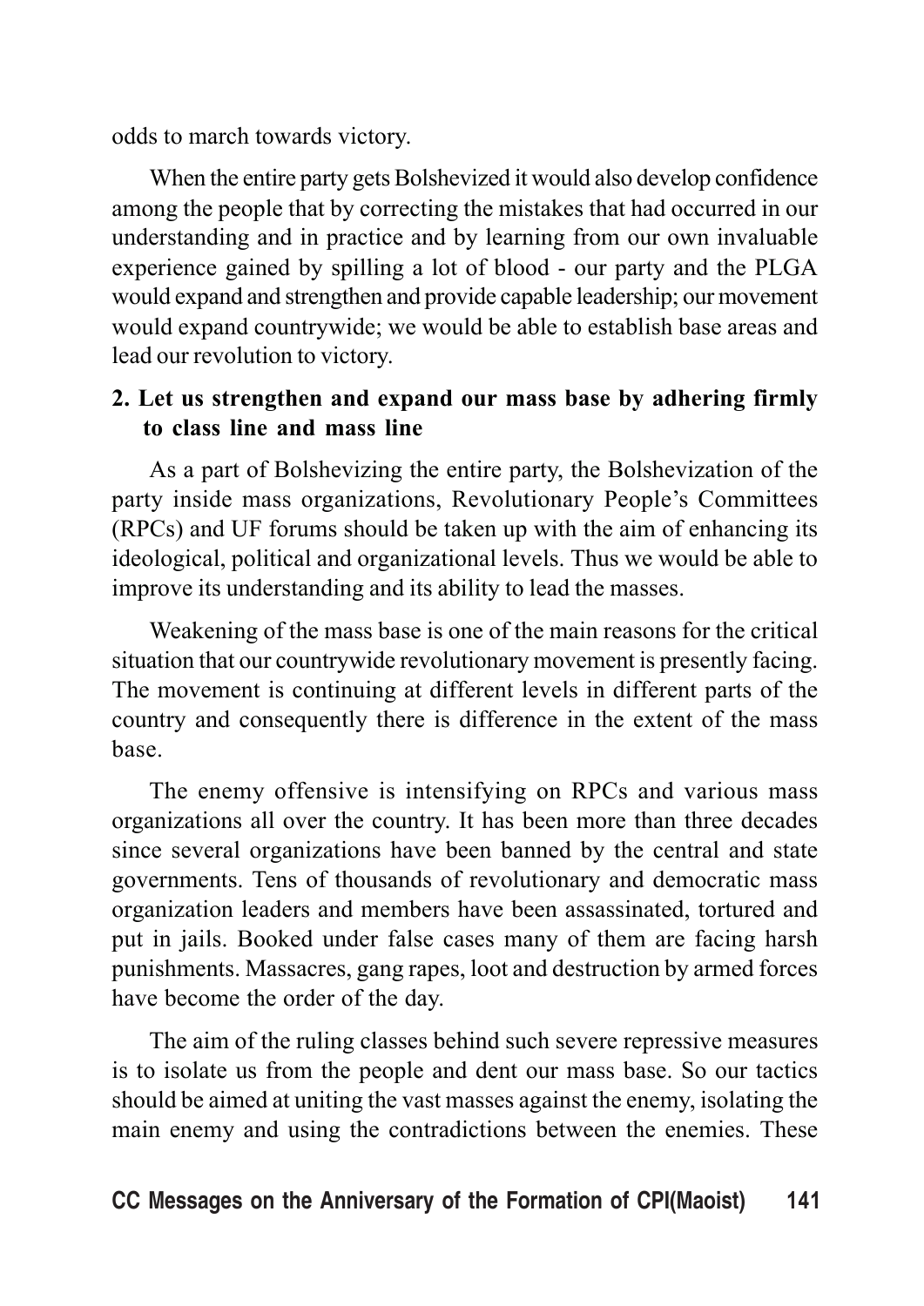odds to march towards victory.

When the entire party gets Bolshevized it would also develop confidence among the people that by correcting the mistakes that had occurred in our understanding and in practice and by learning from our own invaluable experience gained by spilling a lot of blood - our party and the PLGA would expand and strengthen and provide capable leadership; our movement would expand countrywide; we would be able to establish base areas and lead our revolution to victory.

### 2. Let us strengthen and expand our mass base by adhering firmly to class line and mass line

As a part of Bolshevizing the entire party, the Bolshevization of the party inside mass organizations, Revolutionary People's Committees (RPCs) and UF forums should be taken up with the aim of enhancing its ideological, political and organizational levels. Thus we would be able to improve its understanding and its ability to lead the masses.

Weakening of the mass base is one of the main reasons for the critical situation that our countrywide revolutionary movement is presently facing. The movement is continuing at different levels in different parts of the country and consequently there is difference in the extent of the mass base.

The enemy offensive is intensifying on RPCs and various mass organizations all over the country. It has been more than three decades since several organizations have been banned by the central and state governments. Tens of thousands of revolutionary and democratic mass organization leaders and members have been assassinated, tortured and put in jails. Booked under false cases many of them are facing harsh punishments. Massacres, gang rapes, loot and destruction by armed forces have become the order of the day.

The aim of the ruling classes behind such severe repressive measures is to isolate us from the people and dent our mass base. So our tactics should be aimed at uniting the vast masses against the enemy, isolating the main enemy and using the contradictions between the enemies. These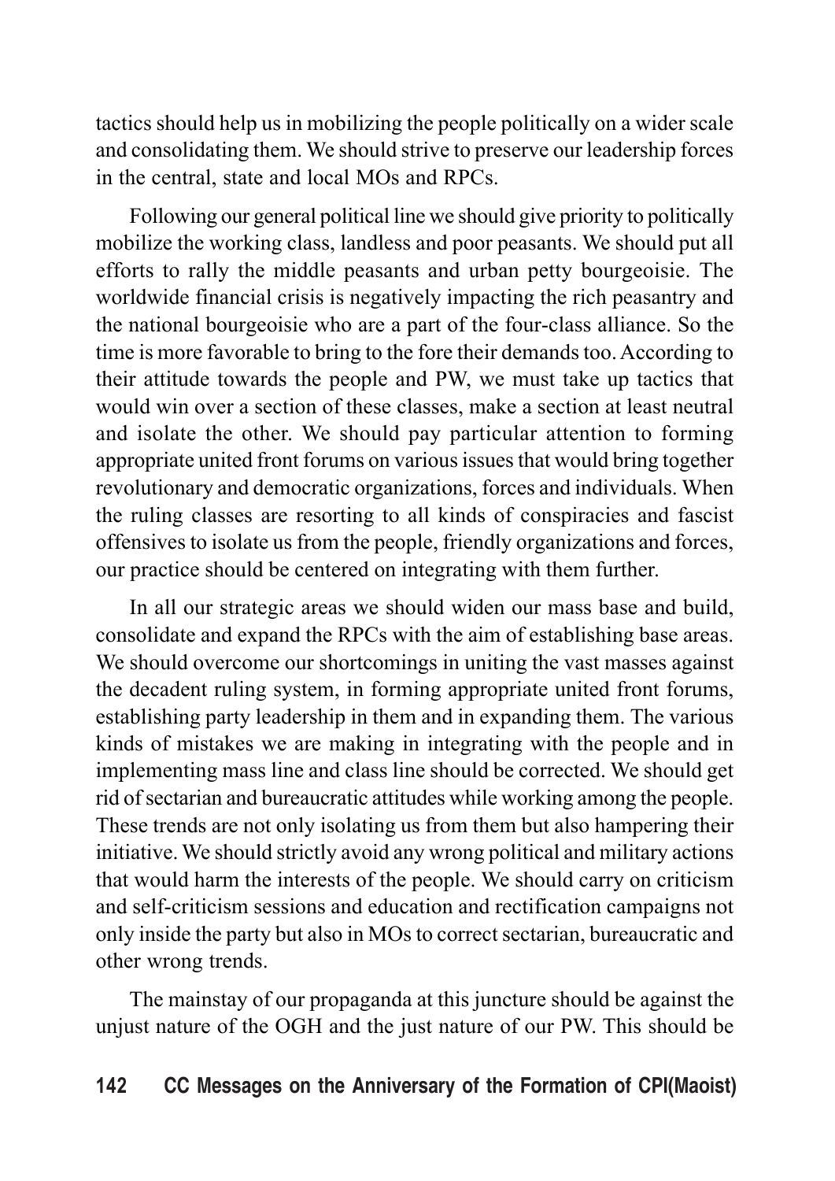tactics should help us in mobilizing the people politically on a wider scale and consolidating them. We should strive to preserve our leadership forces in the central, state and local MOs and RPCs.

Following our general political line we should give priority to politically mobilize the working class, landless and poor peasants. We should put all efforts to rally the middle peasants and urban petty bourgeoisie. The worldwide financial crisis is negatively impacting the rich peasantry and the national bourgeoisie who are a part of the four-class alliance. So the time is more favorable to bring to the fore their demands too. According to their attitude towards the people and PW, we must take up tactics that would win over a section of these classes, make a section at least neutral and isolate the other. We should pay particular attention to forming appropriate united front forums on various issues that would bring together revolutionary and democratic organizations, forces and individuals. When the ruling classes are resorting to all kinds of conspiracies and fascist offensives to isolate us from the people, friendly organizations and forces, our practice should be centered on integrating with them further.

In all our strategic areas we should widen our mass base and build, consolidate and expand the RPCs with the aim of establishing base areas. We should overcome our shortcomings in uniting the vast masses against the decadent ruling system, in forming appropriate united front forums, establishing party leadership in them and in expanding them. The various kinds of mistakes we are making in integrating with the people and in implementing mass line and class line should be corrected. We should get rid of sectarian and bureaucratic attitudes while working among the people. These trends are not only isolating us from them but also hampering their initiative. We should strictly avoid any wrong political and military actions that would harm the interests of the people. We should carry on criticism and self-criticism sessions and education and rectification campaigns not only inside the party but also in MOs to correct sectarian, bureaucratic and other wrong trends.

The mainstay of our propaganda at this juncture should be against the unjust nature of the OGH and the just nature of our PW. This should be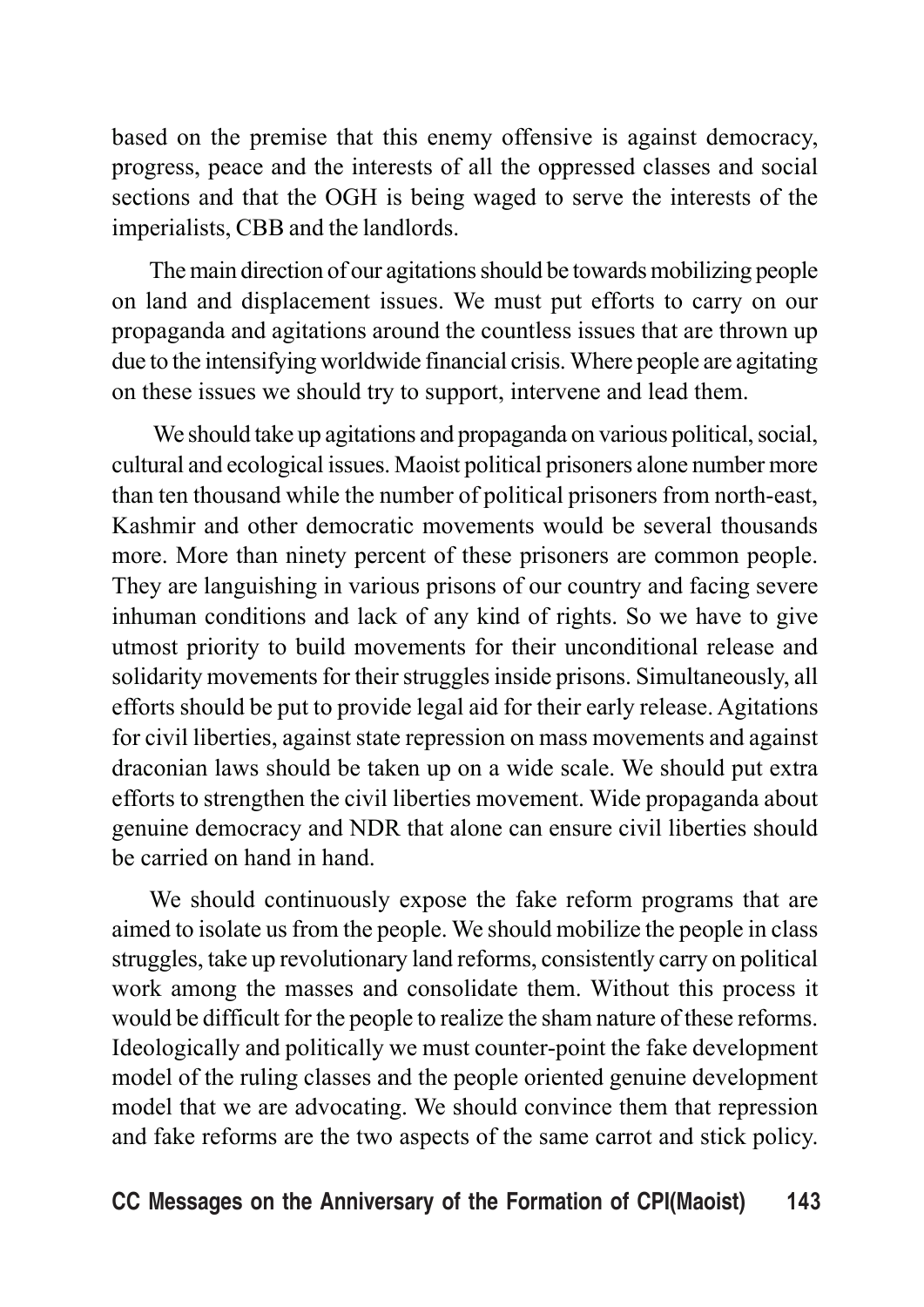based on the premise that this enemy offensive is against democracy, progress, peace and the interests of all the oppressed classes and social sections and that the OGH is being waged to serve the interests of the imperialists, CBB and the landlords.

The main direction of our agitations should be towards mobilizing people on land and displacement issues. We must put efforts to carry on our propaganda and agitations around the countless issues that are thrown up due to the intensifying worldwide financial crisis. Where people are agitating on these issues we should try to support, intervene and lead them.

We should take up agitations and propaganda on various political, social, cultural and ecological issues. Maoist political prisoners alone number more than ten thousand while the number of political prisoners from north-east, Kashmir and other democratic movements would be several thousands more. More than ninety percent of these prisoners are common people. They are languishing in various prisons of our country and facing severe inhuman conditions and lack of any kind of rights. So we have to give utmost priority to build movements for their unconditional release and solidarity movements for their struggles inside prisons. Simultaneously, all efforts should be put to provide legal aid for their early release. Agitations for civil liberties, against state repression on mass movements and against draconian laws should be taken up on a wide scale. We should put extra efforts to strengthen the civil liberties movement. Wide propaganda about genuine democracy and NDR that alone can ensure civil liberties should be carried on hand in hand.

We should continuously expose the fake reform programs that are aimed to isolate us from the people. We should mobilize the people in class struggles, take up revolutionary land reforms, consistently carry on political work among the masses and consolidate them. Without this process it would be difficult for the people to realize the sham nature of these reforms. Ideologically and politically we must counter-point the fake development model of the ruling classes and the people oriented genuine development model that we are advocating. We should convince them that repression and fake reforms are the two aspects of the same carrot and stick policy.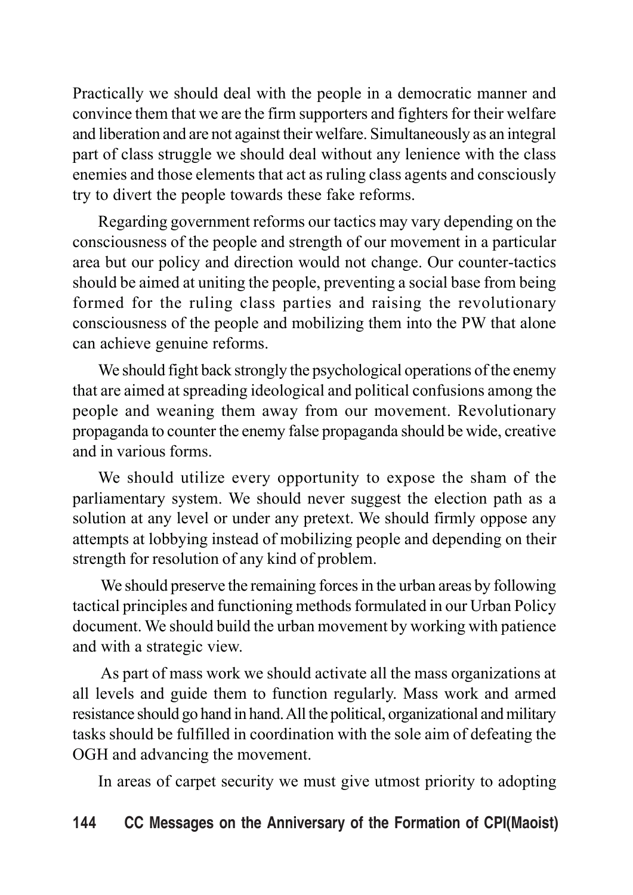Practically we should deal with the people in a democratic manner and convince them that we are the firm supporters and fighters for their welfare and liberation and are not against their welfare. Simultaneously as an integral part of class struggle we should deal without any lenience with the class enemies and those elements that act as ruling class agents and consciously try to divert the people towards these fake reforms.

Regarding government reforms our tactics may vary depending on the consciousness of the people and strength of our movement in a particular area but our policy and direction would not change. Our counter-tactics should be aimed at uniting the people, preventing a social base from being formed for the ruling class parties and raising the revolutionary consciousness of the people and mobilizing them into the PW that alone can achieve genuine reforms.

We should fight back strongly the psychological operations of the enemy that are aimed at spreading ideological and political confusions among the people and weaning them away from our movement. Revolutionary propaganda to counter the enemy false propaganda should be wide, creative and in various forms.

We should utilize every opportunity to expose the sham of the parliamentary system. We should never suggest the election path as a solution at any level or under any pretext. We should firmly oppose any attempts at lobbying instead of mobilizing people and depending on their strength for resolution of any kind of problem.

We should preserve the remaining forces in the urban areas by following tactical principles and functioning methods formulated in our Urban Policy document. We should build the urban movement by working with patience and with a strategic view.

As part of mass work we should activate all the mass organizations at all levels and guide them to function regularly. Mass work and armed resistance should go hand in hand. All the political, organizational and military tasks should be fulfilled in coordination with the sole aim of defeating the OGH and advancing the movement.

In areas of carpet security we must give utmost priority to adopting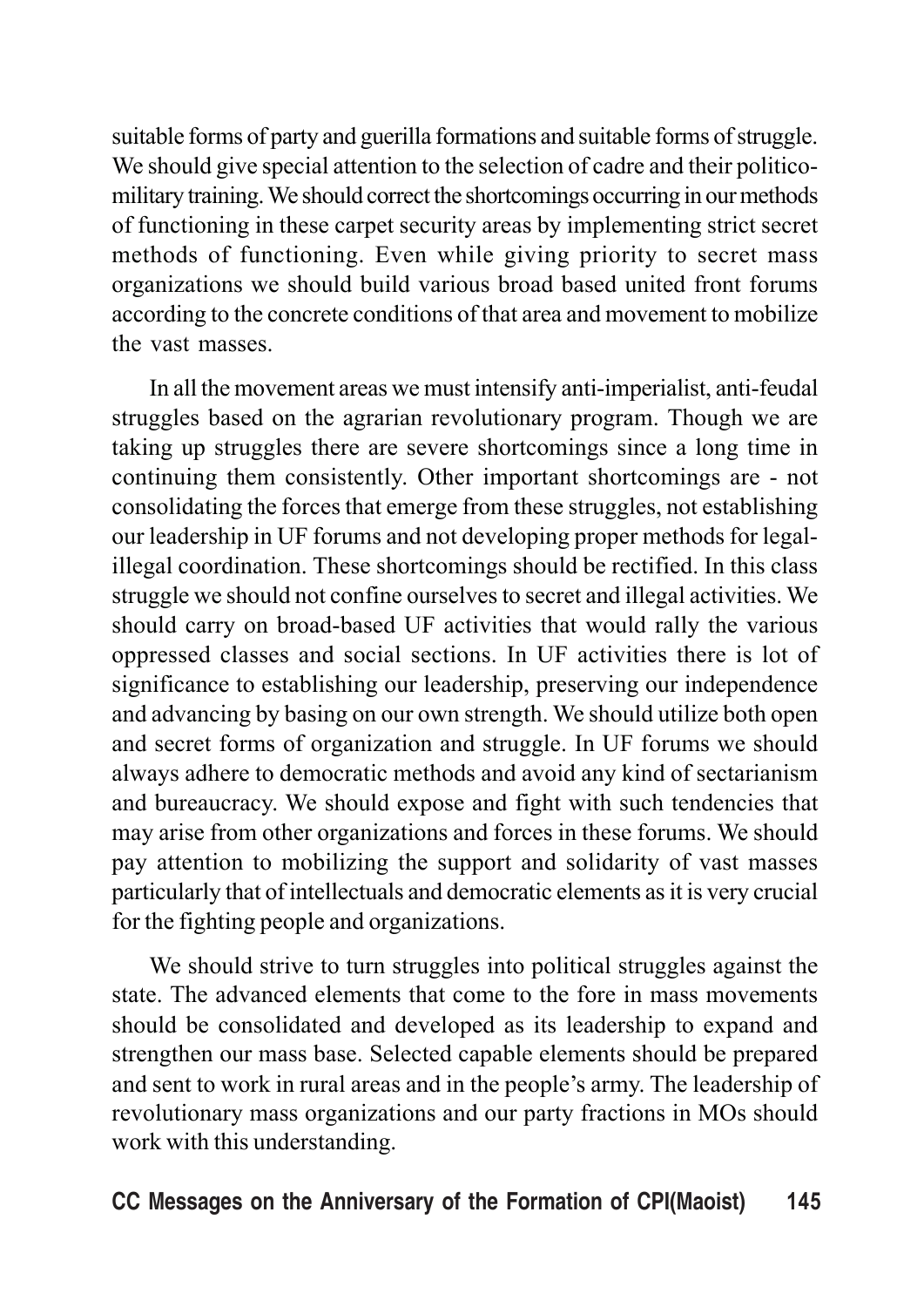suitable forms of party and guerilla formations and suitable forms of struggle. We should give special attention to the selection of cadre and their politico-military training. We should correct the shortcomings occurring in our methods of functioning in these carpet security areas by implementing strict secret methods of functioning. Even while giving priority to secret mass organizations we should build various broad based united front forums according to the concrete conditions of that area and movement to mobilize the vast masses.

In all the movement areas we must intensify anti-imperialist, anti-feudal struggles based on the agrarian revolutionary program. Though we are taking up struggles there are severe shortcomings since a long time in continuing them consistently. Other important shortcomings are - not consolidating the forces that emerge from these struggles, not establishing our leadership in UF forums and not developing proper methods for legal-illegal coordination. These shortcomings should be rectified. In this class struggle we should not confine ourselves to secret and illegal activities. We should carry on broad-based UF activities that would rally the various oppressed classes and social sections. In UF activities there is lot of significance to establishing our leadership, preserving our independence and advancing by basing on our own strength. We should utilize both open and secret forms of organization and struggle. In UF forums we should always adhere to democratic methods and avoid any kind of sectarianism and bureaucracy. We should expose and fight with such tendencies that may arise from other organizations and forces in these forums. We should pay attention to mobilizing the support and solidarity of vast masses particularly that of intellectuals and democratic elements as it is very crucial for the fighting people and organizations.

We should strive to turn struggles into political struggles against the state. The advanced elements that come to the fore in mass movements should be consolidated and developed as its leadership to expand and strengthen our mass base. Selected capable elements should be prepared and sent to work in rural areas and in the people's army. The leadership of revolutionary mass organizations and our party fractions in MOs should work with this understanding.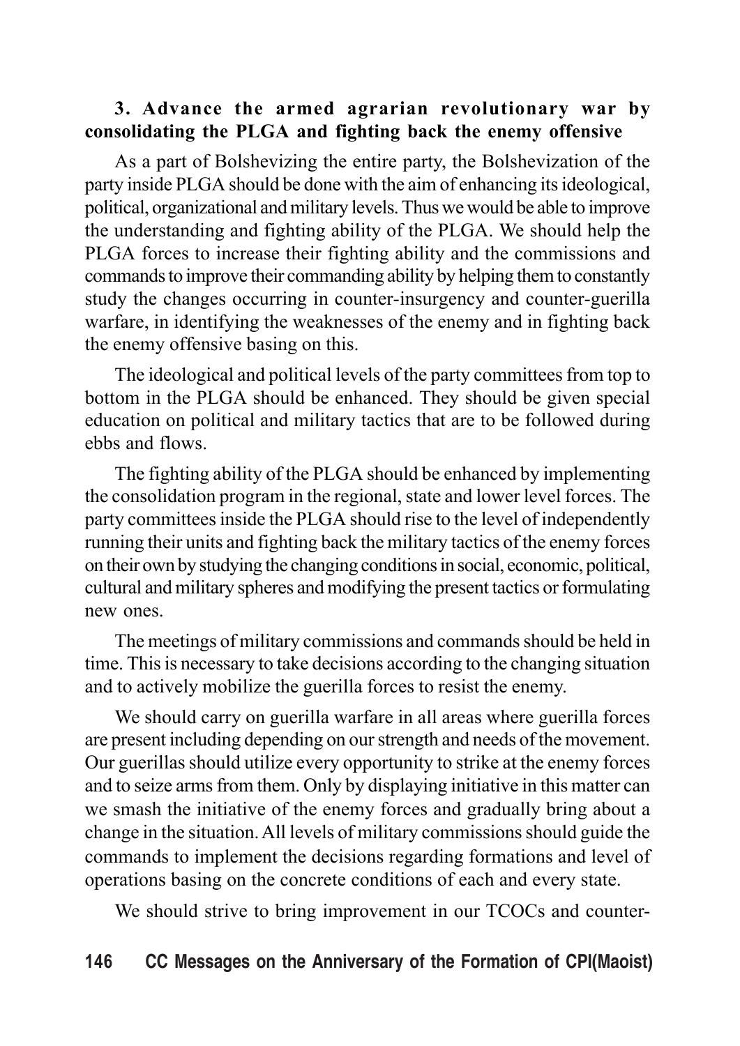### 3. Advance the armed agrarian revolutionary war by consolidating the PLGA and fighting back the enemy offensive

As a part of Bolshevizing the entire party, the Bolshevization of the party inside PLGA should be done with the aim of enhancing its ideological, political, organizational and military levels. Thus we would be able to improve the understanding and fighting ability of the PLGA. We should help the PLGA forces to increase their fighting ability and the commissions and commands to improve their commanding ability by helping them to constantly study the changes occurring in counter-insurgency and counter-guerilla warfare, in identifying the weaknesses of the enemy and in fighting back the enemy offensive basing on this.

The ideological and political levels of the party committees from top to bottom in the PLGA should be enhanced. They should be given special education on political and military tactics that are to be followed during ebbs and flows.

The fighting ability of the PLGA should be enhanced by implementing the consolidation program in the regional, state and lower level forces. The party committees inside the PLGA should rise to the level of independently running their units and fighting back the military tactics of the enemy forces on their own by studying the changing conditions in social, economic, political, cultural and military spheres and modifying the present tactics or formulating new ones.

The meetings of military commissions and commands should be held in time. This is necessary to take decisions according to the changing situation and to actively mobilize the guerilla forces to resist the enemy.

We should carry on guerilla warfare in all areas where guerilla forces are present including depending on our strength and needs of the movement. Our guerillas should utilize every opportunity to strike at the enemy forces and to seize arms from them. Only by displaying initiative in this matter can we smash the initiative of the enemy forces and gradually bring about a change in the situation. All levels of military commissions should guide the commands to implement the decisions regarding formations and level of operations basing on the concrete conditions of each and every state.

We should strive to bring improvement in our TCOCs and counter-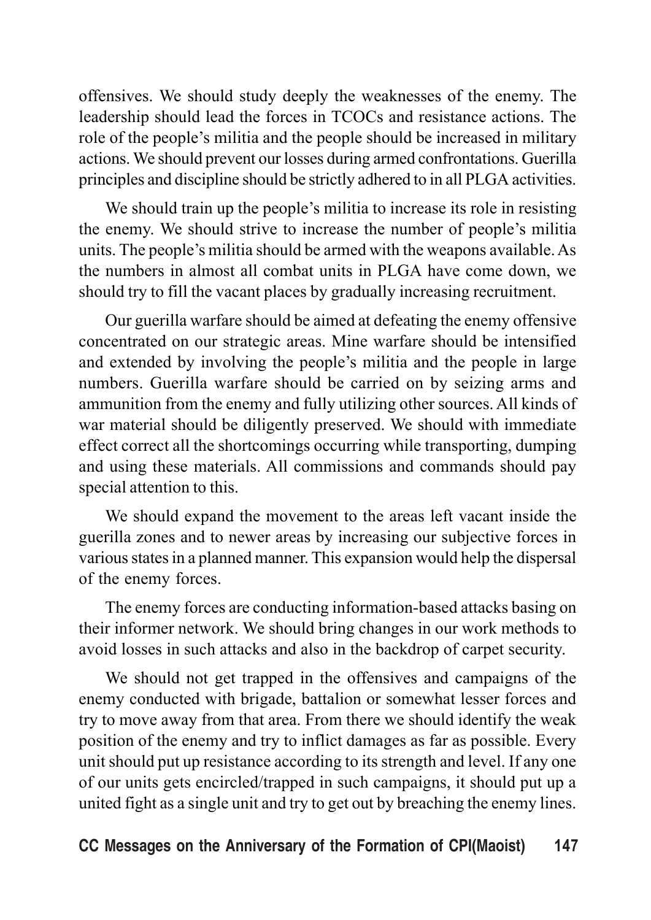offensives. We should study deeply the weaknesses of the enemy. The leadership should lead the forces in TCOCs and resistance actions. The role of the people's militia and the people should be increased in military actions. We should prevent our losses during armed confrontations. Guerilla principles and discipline should be strictly adhered to in all PLGA activities.

We should train up the people's militia to increase its role in resisting the enemy. We should strive to increase the number of people's militia units. The people's militia should be armed with the weapons available. As the numbers in almost all combat units in PLGA have come down, we should try to fill the vacant places by gradually increasing recruitment.

Our guerilla warfare should be aimed at defeating the enemy offensive concentrated on our strategic areas. Mine warfare should be intensified and extended by involving the people's militia and the people in large numbers. Guerilla warfare should be carried on by seizing arms and ammunition from the enemy and fully utilizing other sources. All kinds of war material should be diligently preserved. We should with immediate effect correct all the shortcomings occurring while transporting, dumping and using these materials. All commissions and commands should pay special attention to this.

We should expand the movement to the areas left vacant inside the guerilla zones and to newer areas by increasing our subjective forces in various states in a planned manner. This expansion would help the dispersal of the enemy forces.

The enemy forces are conducting information-based attacks basing on their informer network. We should bring changes in our work methods to avoid losses in such attacks and also in the backdrop of carpet security.

We should not get trapped in the offensives and campaigns of the enemy conducted with brigade, battalion or somewhat lesser forces and try to move away from that area. From there we should identify the weak position of the enemy and try to inflict damages as far as possible. Every unit should put up resistance according to its strength and level. If any one of our units gets encircled/trapped in such campaigns, it should put up a united fight as a single unit and try to get out by breaching the enemy lines.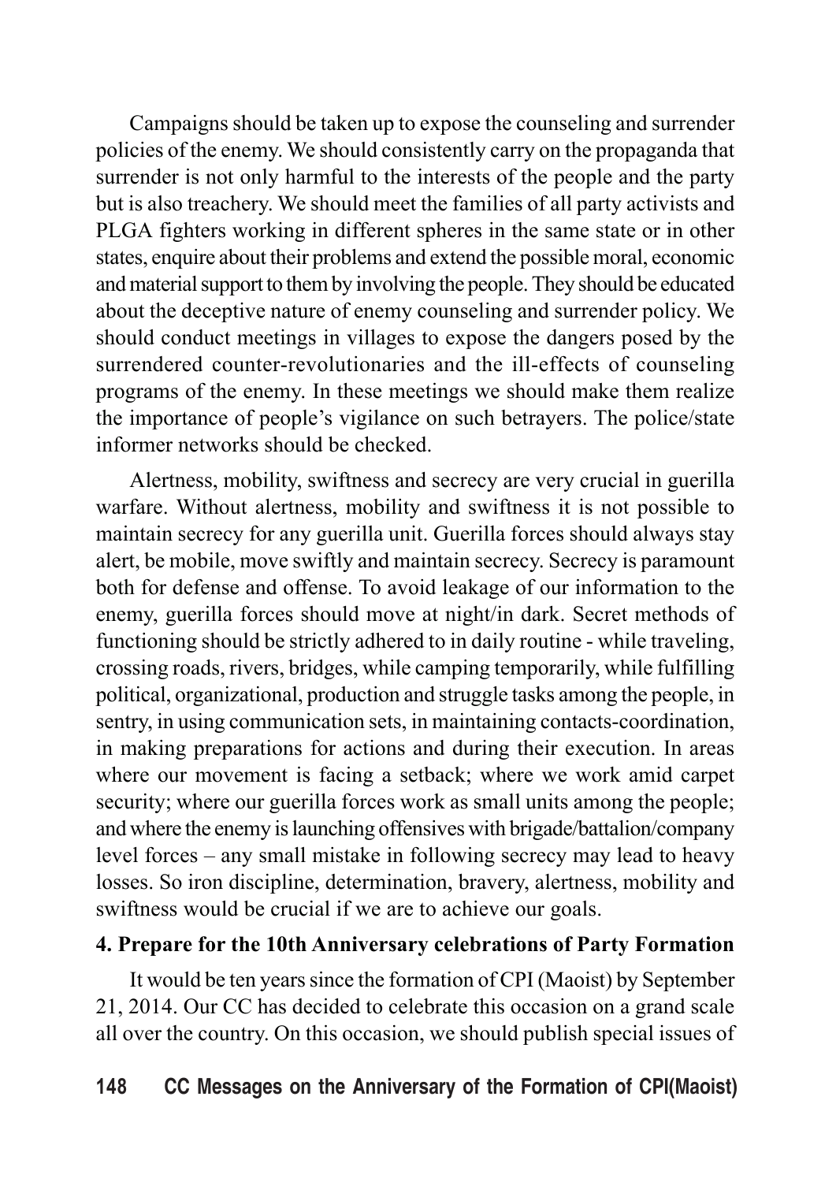Campaigns should be taken up to expose the counseling and surrender policies of the enemy. We should consistently carry on the propaganda that surrender is not only harmful to the interests of the people and the party but is also treachery. We should meet the families of all party activists and PLGA fighters working in different spheres in the same state or in other states, enquire about their problems and extend the possible moral, economic and material support to them by involving the people. They should be educated about the deceptive nature of enemy counseling and surrender policy. We should conduct meetings in villages to expose the dangers posed by the surrendered counter-revolutionaries and the ill-effects of counseling programs of the enemy. In these meetings we should make them realize the importance of people's vigilance on such betrayers. The police/state informer networks should be checked.

Alertness, mobility, swiftness and secrecy are very crucial in guerilla warfare. Without alertness, mobility and swiftness it is not possible to maintain secrecy for any guerilla unit. Guerilla forces should always stay alert, be mobile, move swiftly and maintain secrecy. Secrecy is paramount both for defense and offense. To avoid leakage of our information to the enemy, guerilla forces should move at night/in dark. Secret methods of functioning should be strictly adhered to in daily routine - while traveling, crossing roads, rivers, bridges, while camping temporarily, while fulfilling political, organizational, production and struggle tasks among the people, in sentry, in using communication sets, in maintaining contacts-coordination, in making preparations for actions and during their execution. In areas where our movement is facing a setback; where we work amid carpet security; where our guerilla forces work as small units among the people; and where the enemy is launching offensives with brigade/battalion/company level forces – any small mistake in following secrecy may lead to heavy losses. So iron discipline, determination, bravery, alertness, mobility and swiftness would be crucial if we are to achieve our goals.

**4. Prepare for the 10th Anniversary celebrations of Party Formation**

It would be ten years since the formation of CPI (Maoist) by September 21, 2014. Our CC has decided to celebrate this occasion on a grand scale all over the country. On this occasion, we should publish special issues of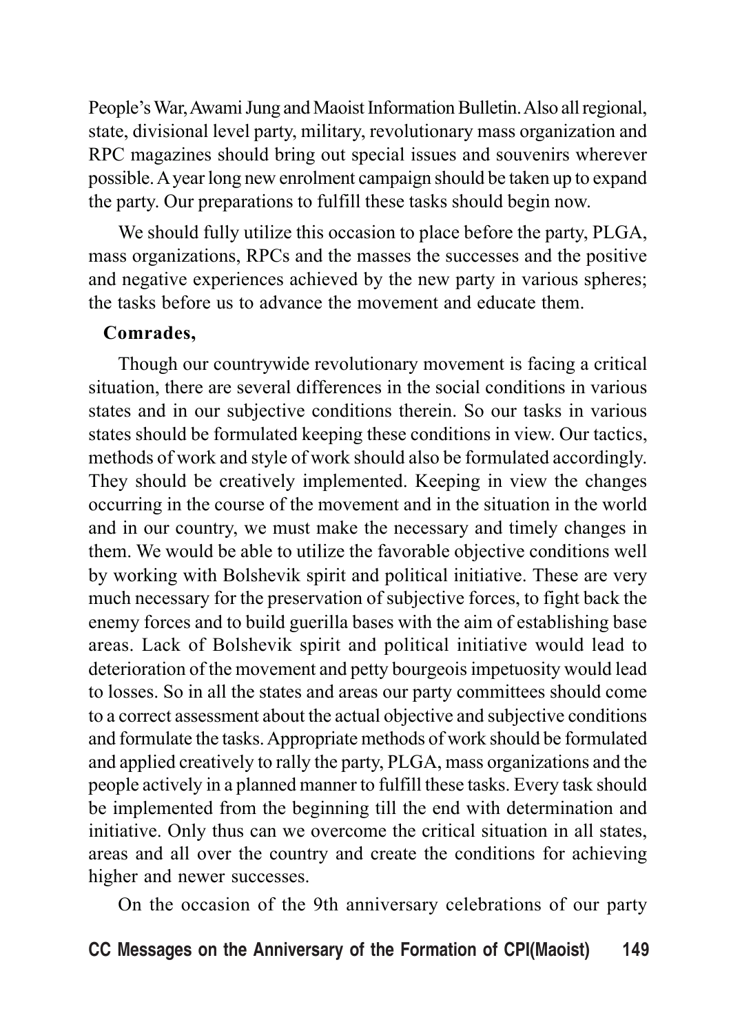People's War, Awami Jung and Maoist Information Bulletin. Also all regional, state, divisional level party, military, revolutionary mass organization and RPC magazines should bring out special issues and souvenirs wherever possible. A year long new enrolment campaign should be taken up to expand the party. Our preparations to fulfill these tasks should begin now.

We should fully utilize this occasion to place before the party, PLGA, mass organizations, RPCs and the masses the successes and the positive and negative experiences achieved by the new party in various spheres; the tasks before us to advance the movement and educate them.

**Comrades,**

Though our countrywide revolutionary movement is facing a critical situation, there are several differences in the social conditions in various states and in our subjective conditions therein. So our tasks in various states should be formulated keeping these conditions in view. Our tactics, methods of work and style of work should also be formulated accordingly. They should be creatively implemented. Keeping in view the changes occurring in the course of the movement and in the situation in the world and in our country, we must make the necessary and timely changes in them. We would be able to utilize the favorable objective conditions well by working with Bolshevik spirit and political initiative. These are very much necessary for the preservation of subjective forces, to fight back the enemy forces and to build guerilla bases with the aim of establishing base areas. Lack of Bolshevik spirit and political initiative would lead to deterioration of the movement and petty bourgeois impetuosity would lead to losses. So in all the states and areas our party committees should come to a correct assessment about the actual objective and subjective conditions and formulate the tasks. Appropriate methods of work should be formulated and applied creatively to rally the party, PLGA, mass organizations and the people actively in a planned manner to fulfill these tasks. Every task should be implemented from the beginning till the end with determination and initiative. Only thus can we overcome the critical situation in all states, areas and all over the country and create the conditions for achieving higher and newer successes.

On the occasion of the 9th anniversary celebrations of our party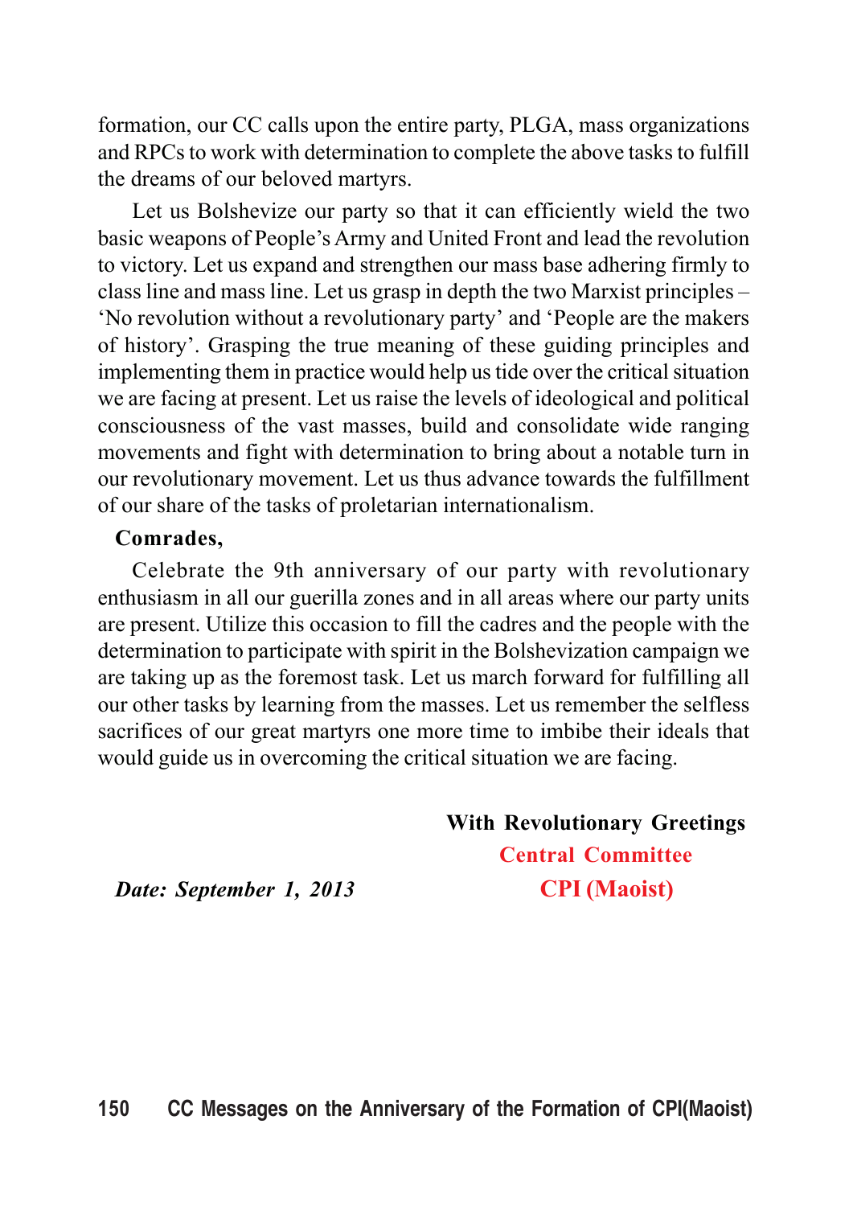formation, our CC calls upon the entire party, PLGA, mass organizations and RPCs to work with determination to complete the above tasks to fulfill the dreams of our beloved martyrs.

Let us Bolshevize our party so that it can efficiently wield the two basic weapons of People's Army and United Front and lead the revolution to victory. Let us expand and strengthen our mass base adhering firmly to class line and mass line. Let us grasp in depth the two Marxist principles – 'No revolution without a revolutionary party' and 'People are the makers of history'. Grasping the true meaning of these guiding principles and implementing them in practice would help us tide over the critical situation we are facing at present. Let us raise the levels of ideological and political consciousness of the vast masses, build and consolidate wide ranging movements and fight with determination to bring about a notable turn in our revolutionary movement. Let us thus advance towards the fulfillment of our share of the tasks of proletarian internationalism.

**Comrades,**

Celebrate the 9th anniversary of our party with revolutionary enthusiasm in all our guerilla zones and in all areas where our party units are present. Utilize this occasion to fill the cadres and the people with the determination to participate with spirit in the Bolshevization campaign we are taking up as the foremost task. Let us march forward for fulfilling all our other tasks by learning from the masses. Let us remember the selfless sacrifices of our great martyrs one more time to imbibe their ideals that would guide us in overcoming the critical situation we are facing.

**With Revolutionary Greetings**

**Central Committee**

**CPI (Maoist)**

***Date: September 1, 2013***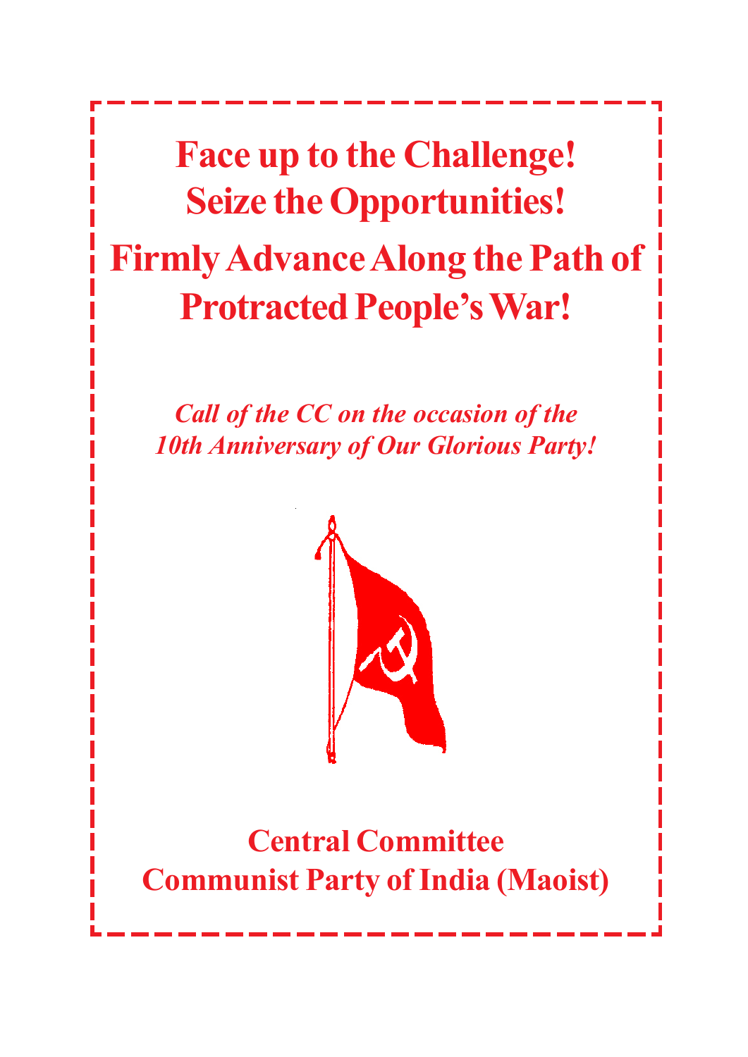# Face up to the Challenge!
# Seize the Opportunities!
# Firmly Advance Along the Path of Protracted People's War!

*Call of the CC on the occasion of the 10th Anniversary of Our Glorious Party!*

**Central Committee**
**Communist Party of India (Maoist)**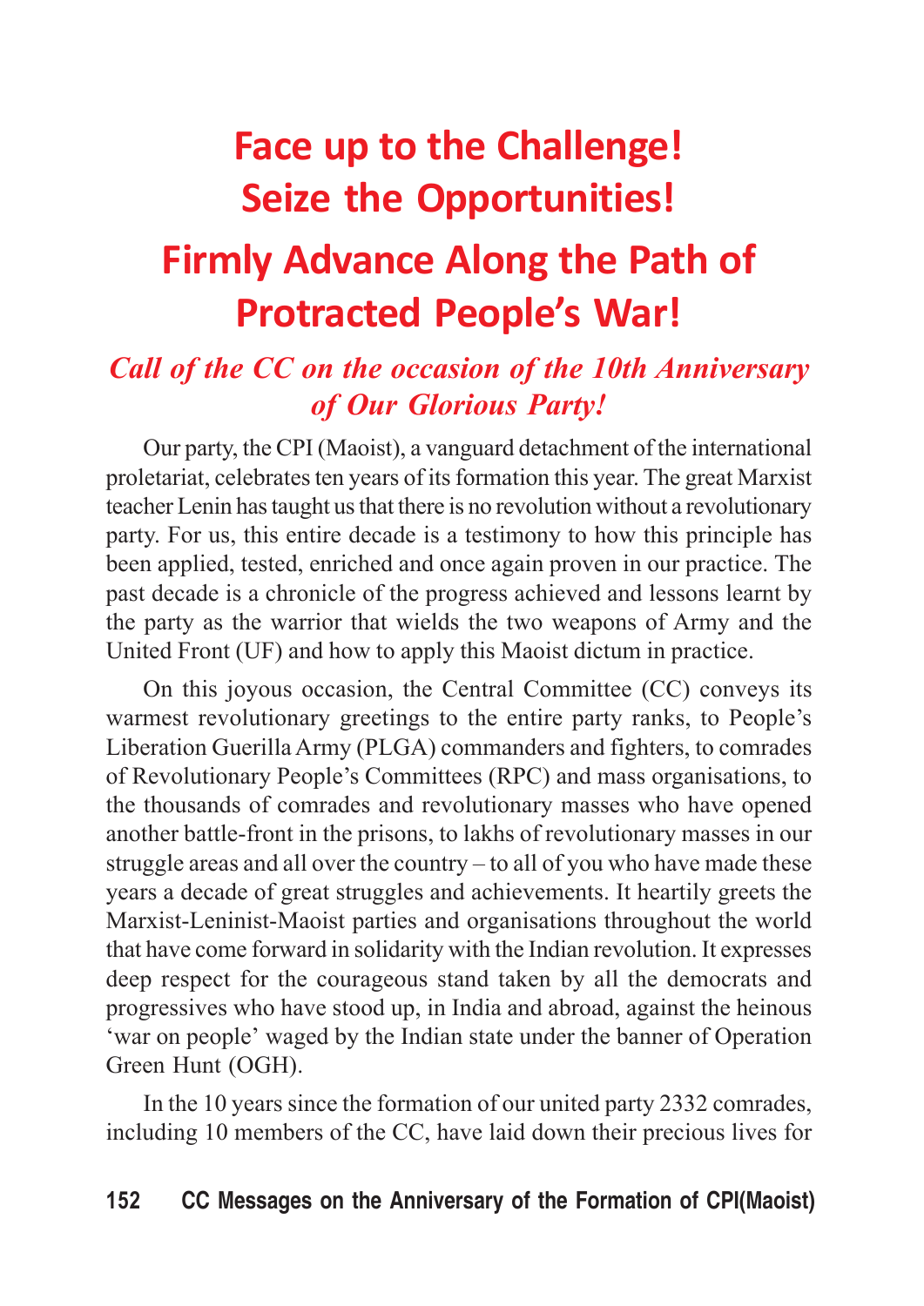# Face up to the Challenge! Seize the Opportunities!

# Firmly Advance Along the Path of Protracted People's War!

## *Call of the CC on the occasion of the 10th Anniversary of Our Glorious Party!*

Our party, the CPI (Maoist), a vanguard detachment of the international proletariat, celebrates ten years of its formation this year. The great Marxist teacher Lenin has taught us that there is no revolution without a revolutionary party. For us, this entire decade is a testimony to how this principle has been applied, tested, enriched and once again proven in our practice. The past decade is a chronicle of the progress achieved and lessons learnt by the party as the warrior that wields the two weapons of Army and the United Front (UF) and how to apply this Maoist dictum in practice.

On this joyous occasion, the Central Committee (CC) conveys its warmest revolutionary greetings to the entire party ranks, to People's Liberation Guerilla Army (PLGA) commanders and fighters, to comrades of Revolutionary People's Committees (RPC) and mass organisations, to the thousands of comrades and revolutionary masses who have opened another battle-front in the prisons, to lakhs of revolutionary masses in our struggle areas and all over the country – to all of you who have made these years a decade of great struggles and achievements. It heartily greets the Marxist-Leninist-Maoist parties and organisations throughout the world that have come forward in solidarity with the Indian revolution. It expresses deep respect for the courageous stand taken by all the democrats and progressives who have stood up, in India and abroad, against the heinous 'war on people' waged by the Indian state under the banner of Operation Green Hunt (OGH).

In the 10 years since the formation of our united party 2332 comrades, including 10 members of the CC, have laid down their precious lives for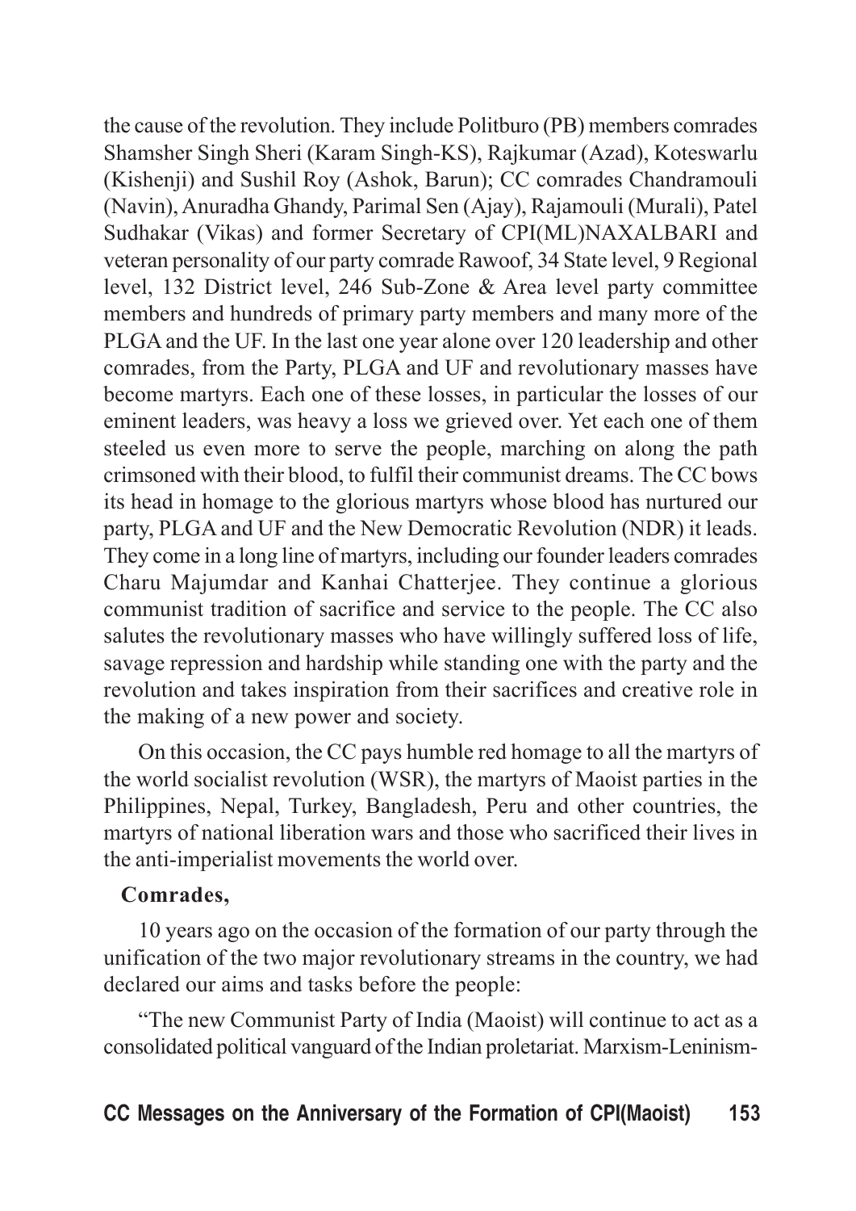the cause of the revolution. They include Politburo (PB) members comrades Shamsher Singh Sheri (Karam Singh-KS), Rajkumar (Azad), Koteswarlu (Kishenji) and Sushil Roy (Ashok, Barun); CC comrades Chandramouli (Navin), Anuradha Ghandy, Parimal Sen (Ajay), Rajamouli (Murali), Patel Sudhakar (Vikas) and former Secretary of CPI(ML)NAXALBARI and veteran personality of our party comrade Rawoof, 34 State level, 9 Regional level, 132 District level, 246 Sub-Zone & Area level party committee members and hundreds of primary party members and many more of the PLGA and the UF. In the last one year alone over 120 leadership and other comrades, from the Party, PLGA and UF and revolutionary masses have become martyrs. Each one of these losses, in particular the losses of our eminent leaders, was heavy a loss we grieved over. Yet each one of them steeled us even more to serve the people, marching on along the path crimsoned with their blood, to fulfil their communist dreams. The CC bows its head in homage to the glorious martyrs whose blood has nurtured our party, PLGA and UF and the New Democratic Revolution (NDR) it leads. They come in a long line of martyrs, including our founder leaders comrades Charu Majumdar and Kanhai Chatterjee. They continue a glorious communist tradition of sacrifice and service to the people. The CC also salutes the revolutionary masses who have willingly suffered loss of life, savage repression and hardship while standing one with the party and the revolution and takes inspiration from their sacrifices and creative role in the making of a new power and society.

On this occasion, the CC pays humble red homage to all the martyrs of the world socialist revolution (WSR), the martyrs of Maoist parties in the Philippines, Nepal, Turkey, Bangladesh, Peru and other countries, the martyrs of national liberation wars and those who sacrificed their lives in the anti-imperialist movements the world over.

**Comrades,**

10 years ago on the occasion of the formation of our party through the unification of the two major revolutionary streams in the country, we had declared our aims and tasks before the people:

"The new Communist Party of India (Maoist) will continue to act as a consolidated political vanguard of the Indian proletariat. Marxism-Leninism-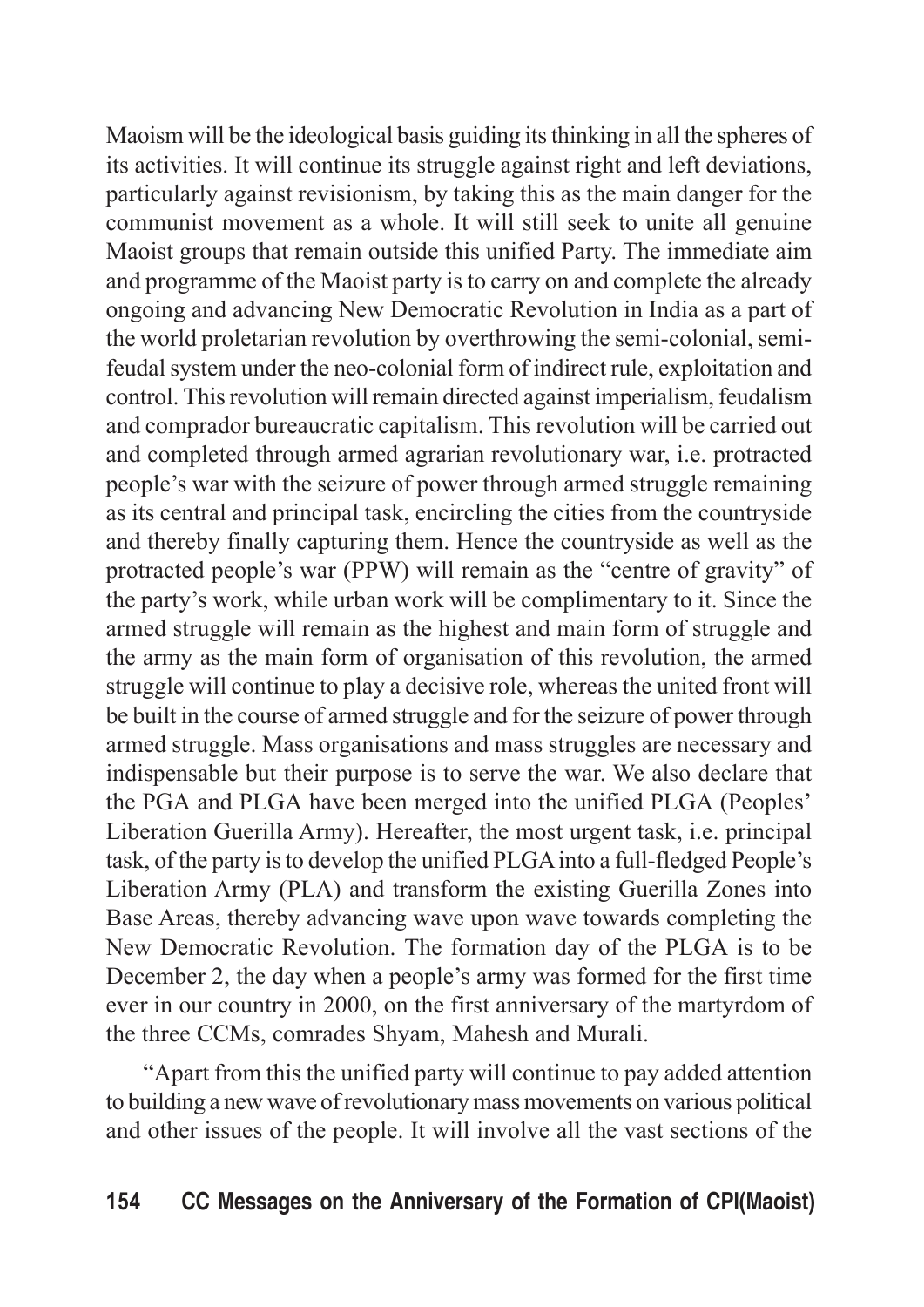Maoism will be the ideological basis guiding its thinking in all the spheres of its activities. It will continue its struggle against right and left deviations, particularly against revisionism, by taking this as the main danger for the communist movement as a whole. It will still seek to unite all genuine Maoist groups that remain outside this unified Party. The immediate aim and programme of the Maoist party is to carry on and complete the already ongoing and advancing New Democratic Revolution in India as a part of the world proletarian revolution by overthrowing the semi-colonial, semi-feudal system under the neo-colonial form of indirect rule, exploitation and control. This revolution will remain directed against imperialism, feudalism and comprador bureaucratic capitalism. This revolution will be carried out and completed through armed agrarian revolutionary war, i.e. protracted people's war with the seizure of power through armed struggle remaining as its central and principal task, encircling the cities from the countryside and thereby finally capturing them. Hence the countryside as well as the protracted people's war (PPW) will remain as the "centre of gravity" of the party's work, while urban work will be complimentary to it. Since the armed struggle will remain as the highest and main form of struggle and the army as the main form of organisation of this revolution, the armed struggle will continue to play a decisive role, whereas the united front will be built in the course of armed struggle and for the seizure of power through armed struggle. Mass organisations and mass struggles are necessary and indispensable but their purpose is to serve the war. We also declare that the PGA and PLGA have been merged into the unified PLGA (Peoples' Liberation Guerilla Army). Hereafter, the most urgent task, i.e. principal task, of the party is to develop the unified PLGA into a full-fledged People's Liberation Army (PLA) and transform the existing Guerilla Zones into Base Areas, thereby advancing wave upon wave towards completing the New Democratic Revolution. The formation day of the PLGA is to be December 2, the day when a people's army was formed for the first time ever in our country in 2000, on the first anniversary of the martyrdom of the three CCMs, comrades Shyam, Mahesh and Murali.

"Apart from this the unified party will continue to pay added attention to building a new wave of revolutionary mass movements on various political and other issues of the people. It will involve all the vast sections of the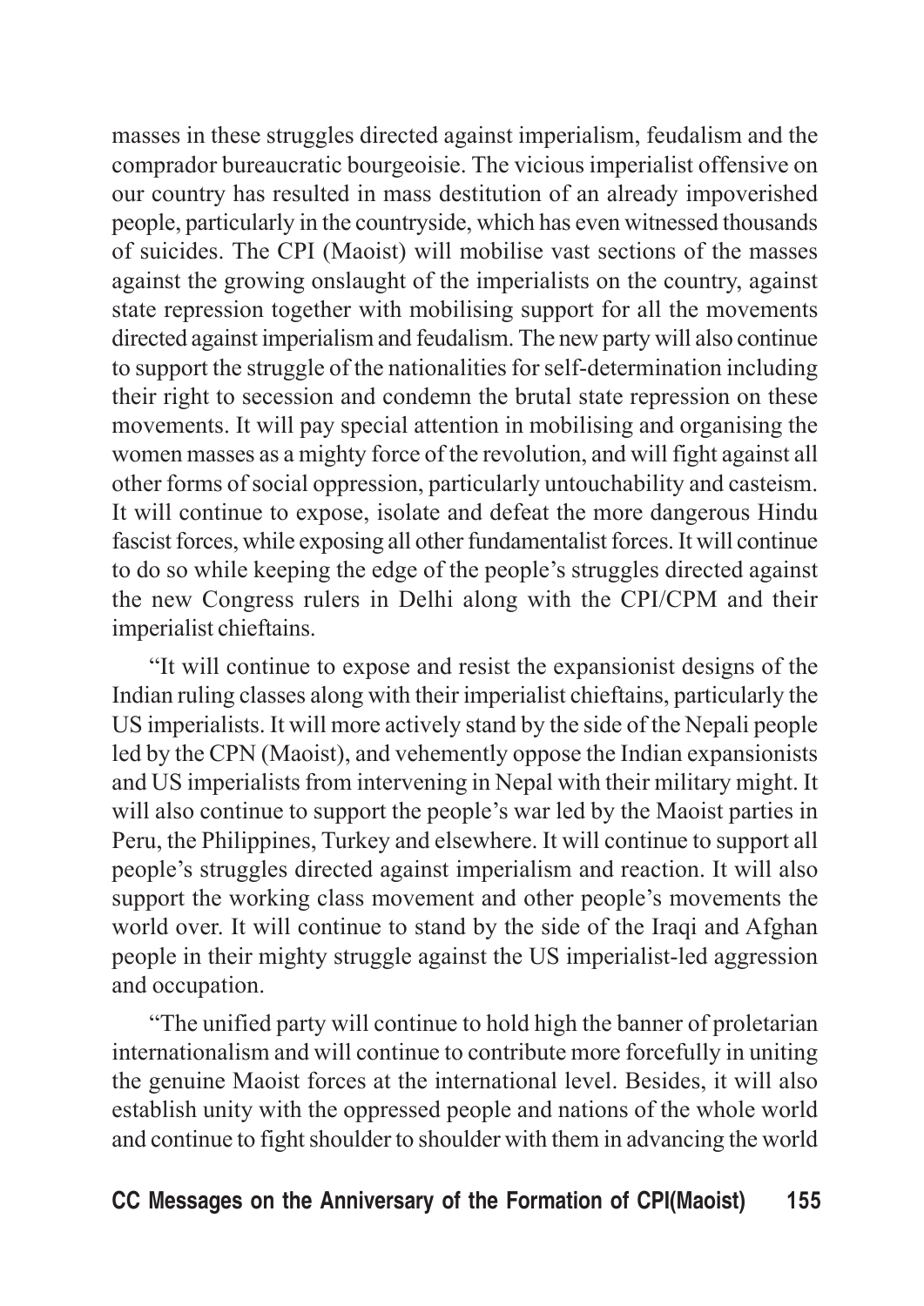masses in these struggles directed against imperialism, feudalism and the comprador bureaucratic bourgeoisie. The vicious imperialist offensive on our country has resulted in mass destitution of an already impoverished people, particularly in the countryside, which has even witnessed thousands of suicides. The CPI (Maoist) will mobilise vast sections of the masses against the growing onslaught of the imperialists on the country, against state repression together with mobilising support for all the movements directed against imperialism and feudalism. The new party will also continue to support the struggle of the nationalities for self-determination including their right to secession and condemn the brutal state repression on these movements. It will pay special attention in mobilising and organising the women masses as a mighty force of the revolution, and will fight against all other forms of social oppression, particularly untouchability and casteism. It will continue to expose, isolate and defeat the more dangerous Hindu fascist forces, while exposing all other fundamentalist forces. It will continue to do so while keeping the edge of the people's struggles directed against the new Congress rulers in Delhi along with the CPI/CPM and their imperialist chieftains.

"It will continue to expose and resist the expansionist designs of the Indian ruling classes along with their imperialist chieftains, particularly the US imperialists. It will more actively stand by the side of the Nepali people led by the CPN (Maoist), and vehemently oppose the Indian expansionists and US imperialists from intervening in Nepal with their military might. It will also continue to support the people's war led by the Maoist parties in Peru, the Philippines, Turkey and elsewhere. It will continue to support all people's struggles directed against imperialism and reaction. It will also support the working class movement and other people's movements the world over. It will continue to stand by the side of the Iraqi and Afghan people in their mighty struggle against the US imperialist-led aggression and occupation.

"The unified party will continue to hold high the banner of proletarian internationalism and will continue to contribute more forcefully in uniting the genuine Maoist forces at the international level. Besides, it will also establish unity with the oppressed people and nations of the whole world and continue to fight shoulder to shoulder with them in advancing the world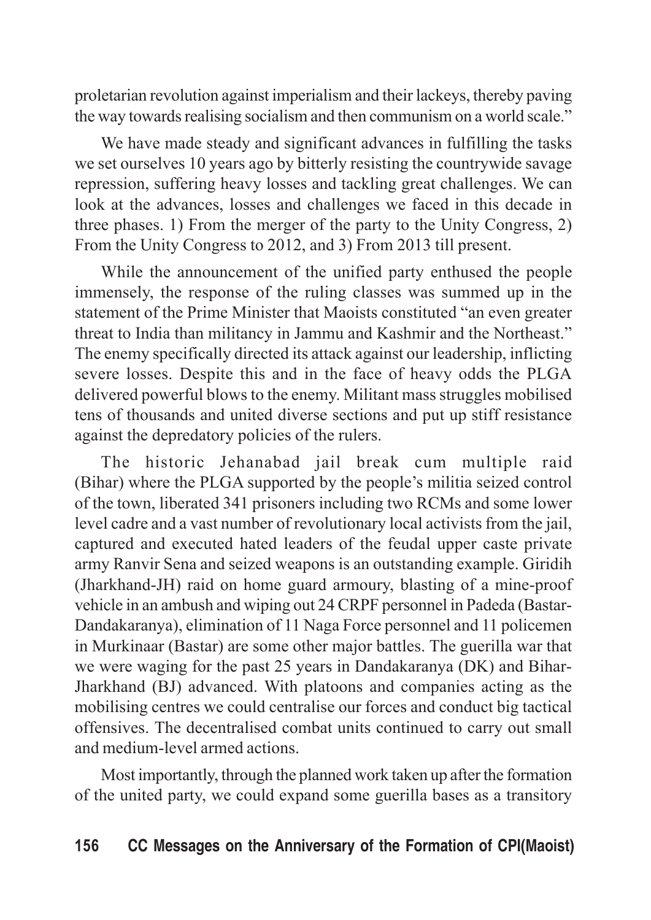proletarian revolution against imperialism and their lackeys, thereby paving the way towards realising socialism and then communism on a world scale."

We have made steady and significant advances in fulfilling the tasks we set ourselves 10 years ago by bitterly resisting the countrywide savage repression, suffering heavy losses and tackling great challenges. We can look at the advances, losses and challenges we faced in this decade in three phases. 1) From the merger of the party to the Unity Congress, 2) From the Unity Congress to 2012, and 3) From 2013 till present.

While the announcement of the unified party enthused the people immensely, the response of the ruling classes was summed up in the statement of the Prime Minister that Maoists constituted "an even greater threat to India than militancy in Jammu and Kashmir and the Northeast." The enemy specifically directed its attack against our leadership, inflicting severe losses. Despite this and in the face of heavy odds the PLGA delivered powerful blows to the enemy. Militant mass struggles mobilised tens of thousands and united diverse sections and put up stiff resistance against the depredatory policies of the rulers.

The historic Jehanabad jail break cum multiple raid (Bihar) where the PLGA supported by the people's militia seized control of the town, liberated 341 prisoners including two RCMs and some lower level cadre and a vast number of revolutionary local activists from the jail, captured and executed hated leaders of the feudal upper caste private army Ranvir Sena and seized weapons is an outstanding example. Giridih (Jharkhand-JH) raid on home guard armoury, blasting of a mine-proof vehicle in an ambush and wiping out 24 CRPF personnel in Padeda (Bastar-Dandakaranya), elimination of 11 Naga Force personnel and 11 policemen in Murkinaar (Bastar) are some other major battles. The guerilla war that we were waging for the past 25 years in Dandakaranya (DK) and Bihar-Jharkhand (BJ) advanced. With platoons and companies acting as the mobilising centres we could centralise our forces and conduct big tactical offensives. The decentralised combat units continued to carry out small and medium-level armed actions.

Most importantly, through the planned work taken up after the formation of the united party, we could expand some guerilla bases as a transitory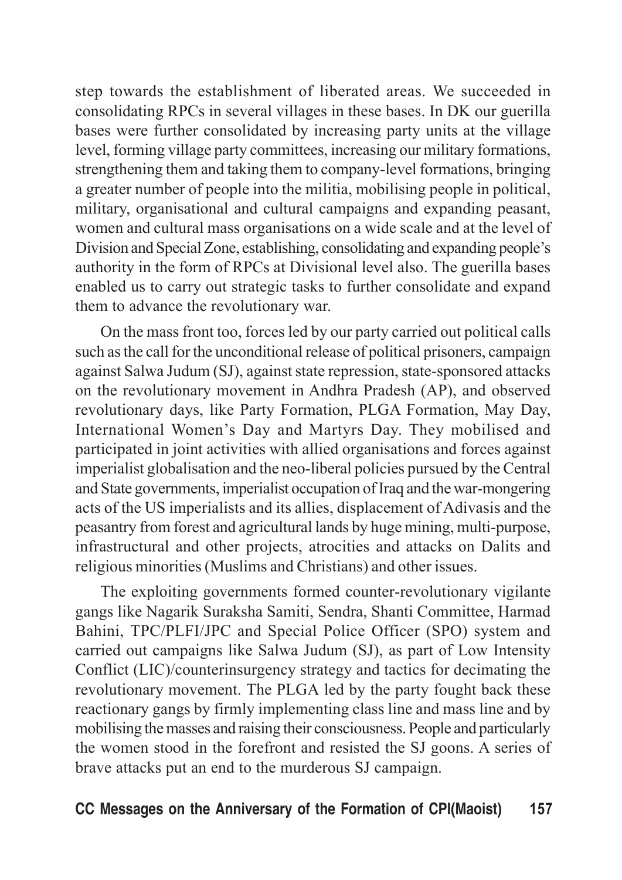step towards the establishment of liberated areas. We succeeded in consolidating RPCs in several villages in these bases. In DK our guerilla bases were further consolidated by increasing party units at the village level, forming village party committees, increasing our military formations, strengthening them and taking them to company-level formations, bringing a greater number of people into the militia, mobilising people in political, military, organisational and cultural campaigns and expanding peasant, women and cultural mass organisations on a wide scale and at the level of Division and Special Zone, establishing, consolidating and expanding people's authority in the form of RPCs at Divisional level also. The guerilla bases enabled us to carry out strategic tasks to further consolidate and expand them to advance the revolutionary war.

On the mass front too, forces led by our party carried out political calls such as the call for the unconditional release of political prisoners, campaign against Salwa Judum (SJ), against state repression, state-sponsored attacks on the revolutionary movement in Andhra Pradesh (AP), and observed revolutionary days, like Party Formation, PLGA Formation, May Day, International Women's Day and Martyrs Day. They mobilised and participated in joint activities with allied organisations and forces against imperialist globalisation and the neo-liberal policies pursued by the Central and State governments, imperialist occupation of Iraq and the war-mongering acts of the US imperialists and its allies, displacement of Adivasis and the peasantry from forest and agricultural lands by huge mining, multi-purpose, infrastructural and other projects, atrocities and attacks on Dalits and religious minorities (Muslims and Christians) and other issues.

The exploiting governments formed counter-revolutionary vigilante gangs like Nagarik Suraksha Samiti, Sendra, Shanti Committee, Harmad Bahini, TPC/PLFI/JPC and Special Police Officer (SPO) system and carried out campaigns like Salwa Judum (SJ), as part of Low Intensity Conflict (LIC)/counterinsurgency strategy and tactics for decimating the revolutionary movement. The PLGA led by the party fought back these reactionary gangs by firmly implementing class line and mass line and by mobilising the masses and raising their consciousness. People and particularly the women stood in the forefront and resisted the SJ goons. A series of brave attacks put an end to the murderous SJ campaign.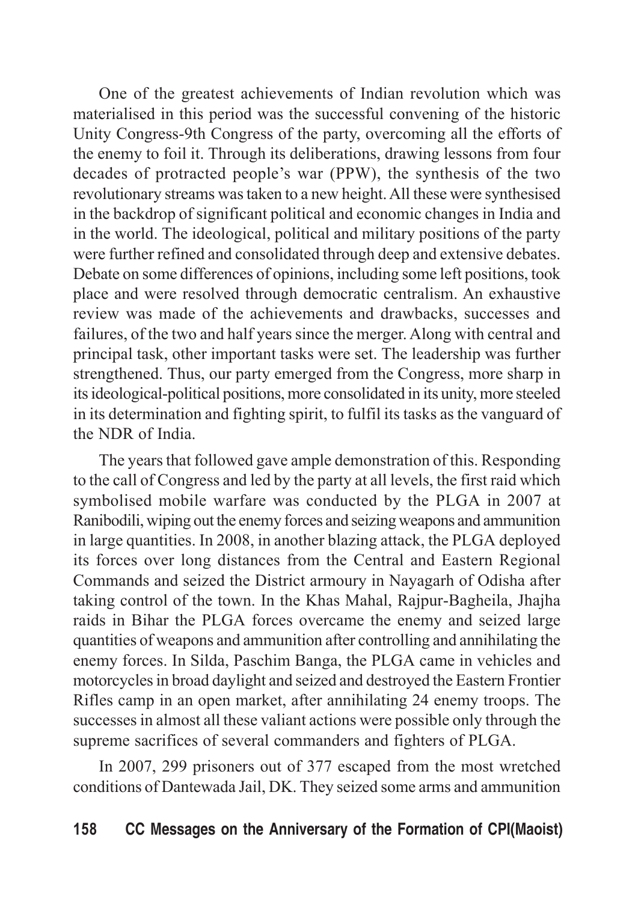One of the greatest achievements of Indian revolution which was materialised in this period was the successful convening of the historic Unity Congress-9th Congress of the party, overcoming all the efforts of the enemy to foil it. Through its deliberations, drawing lessons from four decades of protracted people's war (PPW), the synthesis of the two revolutionary streams was taken to a new height. All these were synthesised in the backdrop of significant political and economic changes in India and in the world. The ideological, political and military positions of the party were further refined and consolidated through deep and extensive debates. Debate on some differences of opinions, including some left positions, took place and were resolved through democratic centralism. An exhaustive review was made of the achievements and drawbacks, successes and failures, of the two and half years since the merger. Along with central and principal task, other important tasks were set. The leadership was further strengthened. Thus, our party emerged from the Congress, more sharp in its ideological-political positions, more consolidated in its unity, more steeled in its determination and fighting spirit, to fulfil its tasks as the vanguard of the NDR of India.

The years that followed gave ample demonstration of this. Responding to the call of Congress and led by the party at all levels, the first raid which symbolised mobile warfare was conducted by the PLGA in 2007 at Ranibodili, wiping out the enemy forces and seizing weapons and ammunition in large quantities. In 2008, in another blazing attack, the PLGA deployed its forces over long distances from the Central and Eastern Regional Commands and seized the District armoury in Nayagarh of Odisha after taking control of the town. In the Khas Mahal, Rajpur-Bagheila, Jhajha raids in Bihar the PLGA forces overcame the enemy and seized large quantities of weapons and ammunition after controlling and annihilating the enemy forces. In Silda, Paschim Banga, the PLGA came in vehicles and motorcycles in broad daylight and seized and destroyed the Eastern Frontier Rifles camp in an open market, after annihilating 24 enemy troops. The successes in almost all these valiant actions were possible only through the supreme sacrifices of several commanders and fighters of PLGA.

In 2007, 299 prisoners out of 377 escaped from the most wretched conditions of Dantewada Jail, DK. They seized some arms and ammunition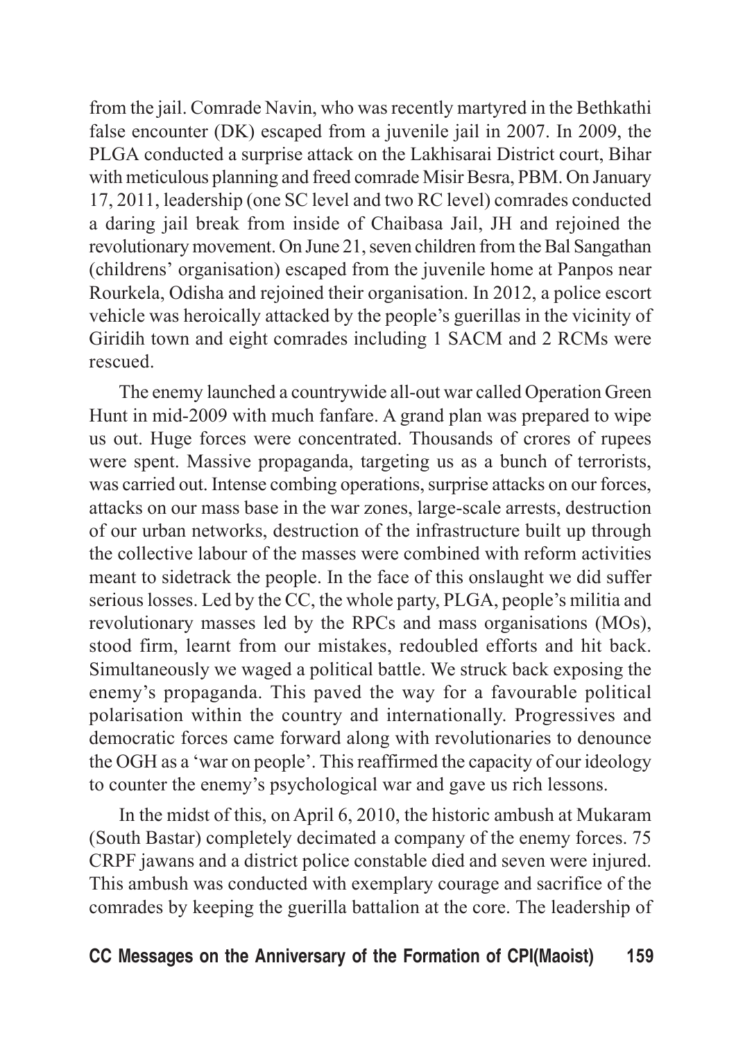from the jail. Comrade Navin, who was recently martyred in the Bethkathi false encounter (DK) escaped from a juvenile jail in 2007. In 2009, the PLGA conducted a surprise attack on the Lakhisarai District court, Bihar with meticulous planning and freed comrade Misir Besra, PBM. On January 17, 2011, leadership (one SC level and two RC level) comrades conducted a daring jail break from inside of Chaibasa Jail, JH and rejoined the revolutionary movement. On June 21, seven children from the Bal Sangathan (childrens' organisation) escaped from the juvenile home at Panpos near Rourkela, Odisha and rejoined their organisation. In 2012, a police escort vehicle was heroically attacked by the people's guerillas in the vicinity of Giridih town and eight comrades including 1 SACM and 2 RCMs were rescued.

The enemy launched a countrywide all-out war called Operation Green Hunt in mid-2009 with much fanfare. A grand plan was prepared to wipe us out. Huge forces were concentrated. Thousands of crores of rupees were spent. Massive propaganda, targeting us as a bunch of terrorists, was carried out. Intense combing operations, surprise attacks on our forces, attacks on our mass base in the war zones, large-scale arrests, destruction of our urban networks, destruction of the infrastructure built up through the collective labour of the masses were combined with reform activities meant to sidetrack the people. In the face of this onslaught we did suffer serious losses. Led by the CC, the whole party, PLGA, people's militia and revolutionary masses led by the RPCs and mass organisations (MOs), stood firm, learnt from our mistakes, redoubled efforts and hit back. Simultaneously we waged a political battle. We struck back exposing the enemy's propaganda. This paved the way for a favourable political polarisation within the country and internationally. Progressives and democratic forces came forward along with revolutionaries to denounce the OGH as a 'war on people'. This reaffirmed the capacity of our ideology to counter the enemy's psychological war and gave us rich lessons.

In the midst of this, on April 6, 2010, the historic ambush at Mukaram (South Bastar) completely decimated a company of the enemy forces. 75 CRPF jawans and a district police constable died and seven were injured. This ambush was conducted with exemplary courage and sacrifice of the comrades by keeping the guerilla battalion at the core. The leadership of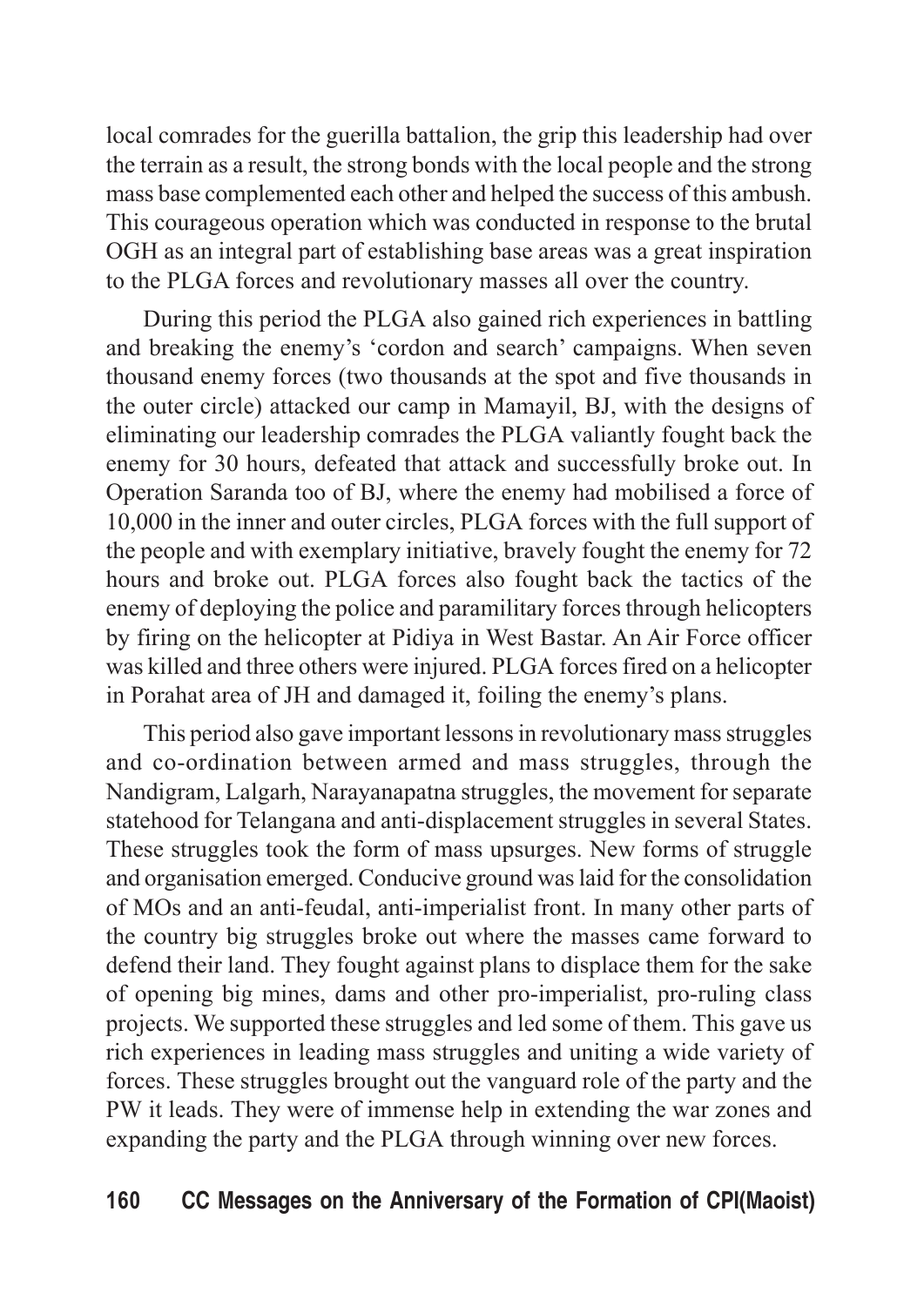local comrades for the guerilla battalion, the grip this leadership had over the terrain as a result, the strong bonds with the local people and the strong mass base complemented each other and helped the success of this ambush. This courageous operation which was conducted in response to the brutal OGH as an integral part of establishing base areas was a great inspiration to the PLGA forces and revolutionary masses all over the country.

During this period the PLGA also gained rich experiences in battling and breaking the enemy's 'cordon and search' campaigns. When seven thousand enemy forces (two thousands at the spot and five thousands in the outer circle) attacked our camp in Mamayil, BJ, with the designs of eliminating our leadership comrades the PLGA valiantly fought back the enemy for 30 hours, defeated that attack and successfully broke out. In Operation Saranda too of BJ, where the enemy had mobilised a force of 10,000 in the inner and outer circles, PLGA forces with the full support of the people and with exemplary initiative, bravely fought the enemy for 72 hours and broke out. PLGA forces also fought back the tactics of the enemy of deploying the police and paramilitary forces through helicopters by firing on the helicopter at Pidiya in West Bastar. An Air Force officer was killed and three others were injured. PLGA forces fired on a helicopter in Porahat area of JH and damaged it, foiling the enemy's plans.

This period also gave important lessons in revolutionary mass struggles and co-ordination between armed and mass struggles, through the Nandigram, Lalgarh, Narayanapatna struggles, the movement for separate statehood for Telangana and anti-displacement struggles in several States. These struggles took the form of mass upsurges. New forms of struggle and organisation emerged. Conducive ground was laid for the consolidation of MOs and an anti-feudal, anti-imperialist front. In many other parts of the country big struggles broke out where the masses came forward to defend their land. They fought against plans to displace them for the sake of opening big mines, dams and other pro-imperialist, pro-ruling class projects. We supported these struggles and led some of them. This gave us rich experiences in leading mass struggles and uniting a wide variety of forces. These struggles brought out the vanguard role of the party and the PW it leads. They were of immense help in extending the war zones and expanding the party and the PLGA through winning over new forces.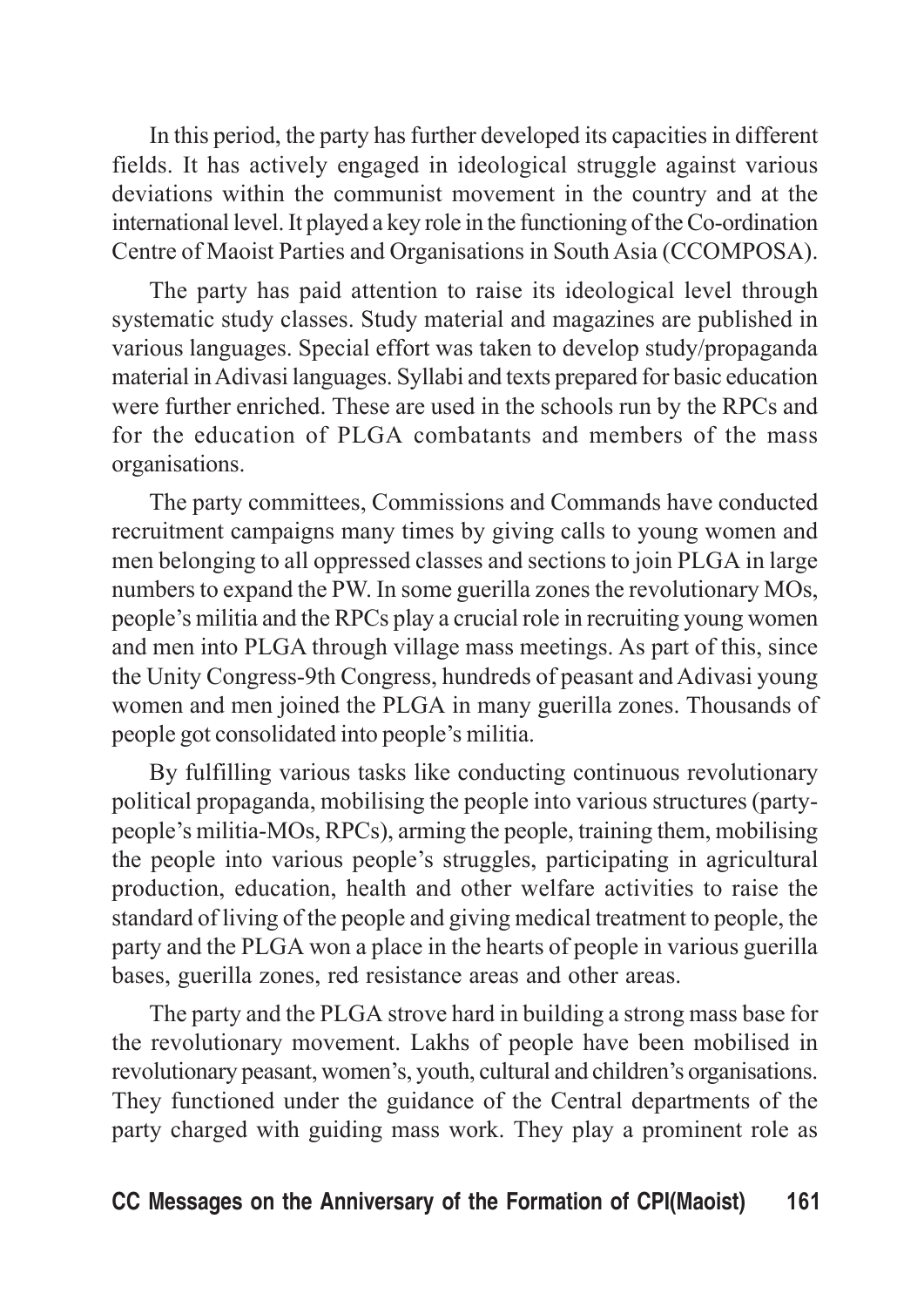In this period, the party has further developed its capacities in different fields. It has actively engaged in ideological struggle against various deviations within the communist movement in the country and at the international level. It played a key role in the functioning of the Co-ordination Centre of Maoist Parties and Organisations in South Asia (CCOMPOSA).

The party has paid attention to raise its ideological level through systematic study classes. Study material and magazines are published in various languages. Special effort was taken to develop study/propaganda material in Adivasi languages. Syllabi and texts prepared for basic education were further enriched. These are used in the schools run by the RPCs and for the education of PLGA combatants and members of the mass organisations.

The party committees, Commissions and Commands have conducted recruitment campaigns many times by giving calls to young women and men belonging to all oppressed classes and sections to join PLGA in large numbers to expand the PW. In some guerilla zones the revolutionary MOs, people's militia and the RPCs play a crucial role in recruiting young women and men into PLGA through village mass meetings. As part of this, since the Unity Congress-9th Congress, hundreds of peasant and Adivasi young women and men joined the PLGA in many guerilla zones. Thousands of people got consolidated into people's militia.

By fulfilling various tasks like conducting continuous revolutionary political propaganda, mobilising the people into various structures (party-people's militia-MOs, RPCs), arming the people, training them, mobilising the people into various people's struggles, participating in agricultural production, education, health and other welfare activities to raise the standard of living of the people and giving medical treatment to people, the party and the PLGA won a place in the hearts of people in various guerilla bases, guerilla zones, red resistance areas and other areas.

The party and the PLGA strove hard in building a strong mass base for the revolutionary movement. Lakhs of people have been mobilised in revolutionary peasant, women's, youth, cultural and children's organisations. They functioned under the guidance of the Central departments of the party charged with guiding mass work. They play a prominent role as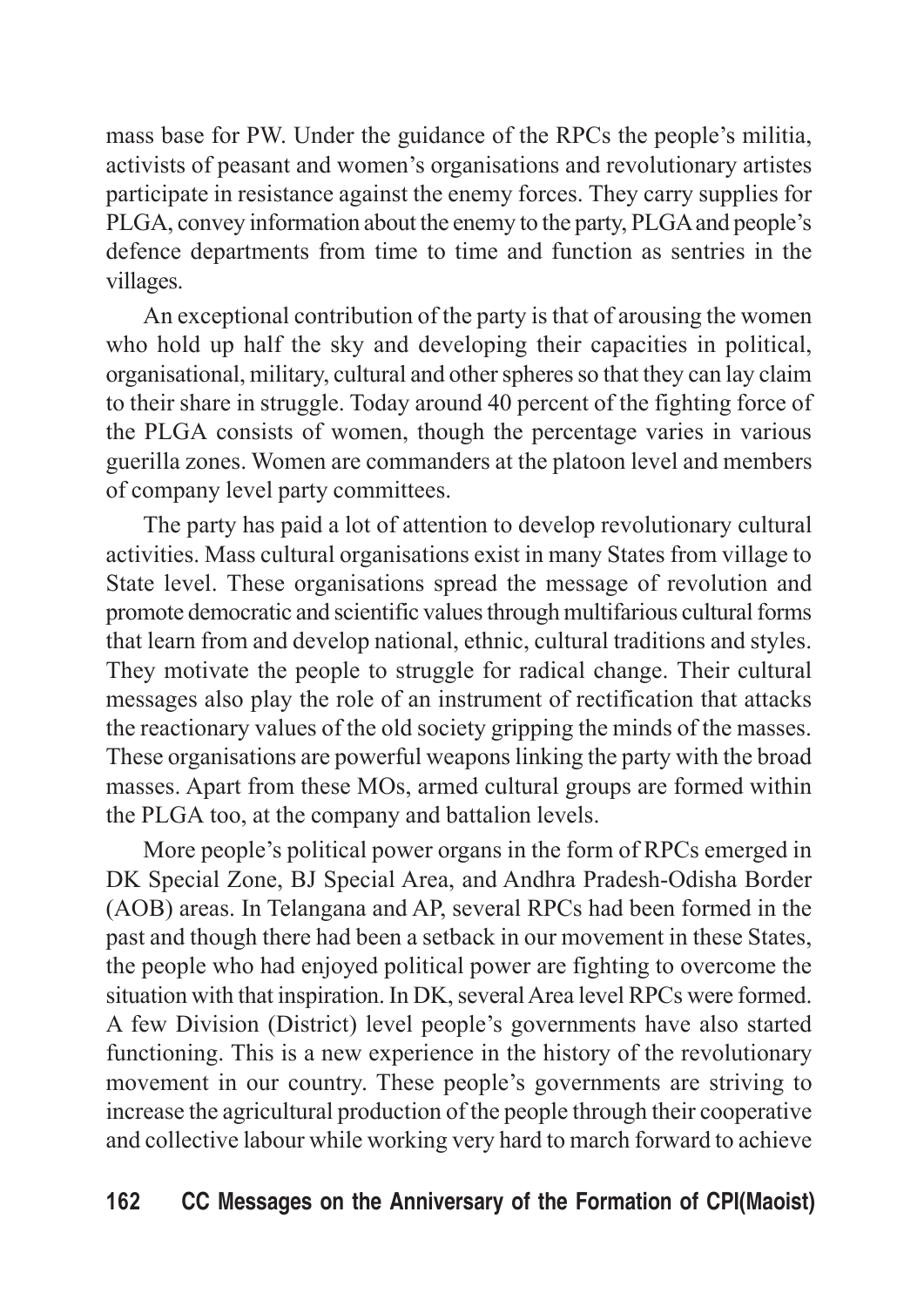mass base for PW. Under the guidance of the RPCs the people's militia, activists of peasant and women's organisations and revolutionary artistes participate in resistance against the enemy forces. They carry supplies for PLGA, convey information about the enemy to the party, PLGA and people's defence departments from time to time and function as sentries in the villages.

An exceptional contribution of the party is that of arousing the women who hold up half the sky and developing their capacities in political, organisational, military, cultural and other spheres so that they can lay claim to their share in struggle. Today around 40 percent of the fighting force of the PLGA consists of women, though the percentage varies in various guerilla zones. Women are commanders at the platoon level and members of company level party committees.

The party has paid a lot of attention to develop revolutionary cultural activities. Mass cultural organisations exist in many States from village to State level. These organisations spread the message of revolution and promote democratic and scientific values through multifarious cultural forms that learn from and develop national, ethnic, cultural traditions and styles. They motivate the people to struggle for radical change. Their cultural messages also play the role of an instrument of rectification that attacks the reactionary values of the old society gripping the minds of the masses. These organisations are powerful weapons linking the party with the broad masses. Apart from these MOs, armed cultural groups are formed within the PLGA too, at the company and battalion levels.

More people's political power organs in the form of RPCs emerged in DK Special Zone, BJ Special Area, and Andhra Pradesh-Odisha Border (AOB) areas. In Telangana and AP, several RPCs had been formed in the past and though there had been a setback in our movement in these States, the people who had enjoyed political power are fighting to overcome the situation with that inspiration. In DK, several Area level RPCs were formed. A few Division (District) level people's governments have also started functioning. This is a new experience in the history of the revolutionary movement in our country. These people's governments are striving to increase the agricultural production of the people through their cooperative and collective labour while working very hard to march forward to achieve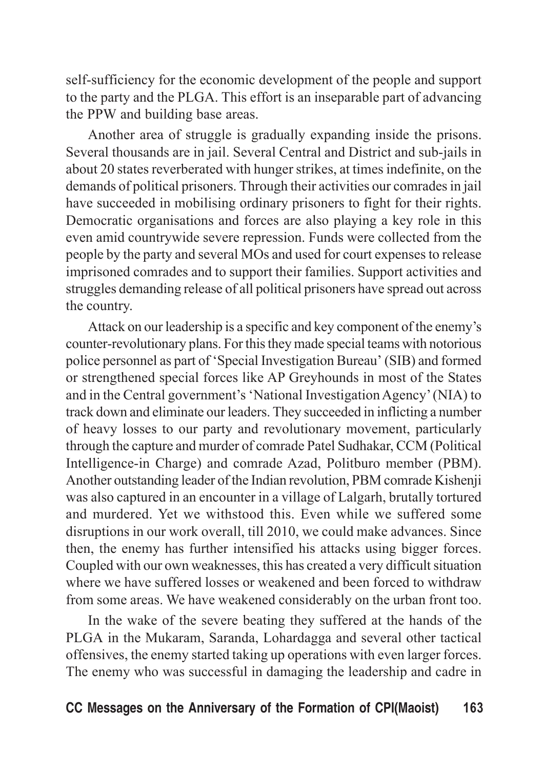self-sufficiency for the economic development of the people and support to the party and the PLGA. This effort is an inseparable part of advancing the PPW and building base areas.

Another area of struggle is gradually expanding inside the prisons. Several thousands are in jail. Several Central and District and sub-jails in about 20 states reverberated with hunger strikes, at times indefinite, on the demands of political prisoners. Through their activities our comrades in jail have succeeded in mobilising ordinary prisoners to fight for their rights. Democratic organisations and forces are also playing a key role in this even amid countrywide severe repression. Funds were collected from the people by the party and several MOs and used for court expenses to release imprisoned comrades and to support their families. Support activities and struggles demanding release of all political prisoners have spread out across the country.

Attack on our leadership is a specific and key component of the enemy's counter-revolutionary plans. For this they made special teams with notorious police personnel as part of 'Special Investigation Bureau' (SIB) and formed or strengthened special forces like AP Greyhounds in most of the States and in the Central government's 'National Investigation Agency' (NIA) to track down and eliminate our leaders. They succeeded in inflicting a number of heavy losses to our party and revolutionary movement, particularly through the capture and murder of comrade Patel Sudhakar, CCM (Political Intelligence-in Charge) and comrade Azad, Politburo member (PBM). Another outstanding leader of the Indian revolution, PBM comrade Kishenji was also captured in an encounter in a village of Lalgarh, brutally tortured and murdered. Yet we withstood this. Even while we suffered some disruptions in our work overall, till 2010, we could make advances. Since then, the enemy has further intensified his attacks using bigger forces. Coupled with our own weaknesses, this has created a very difficult situation where we have suffered losses or weakened and been forced to withdraw from some areas. We have weakened considerably on the urban front too.

In the wake of the severe beating they suffered at the hands of the PLGA in the Mukaram, Saranda, Lohardagga and several other tactical offensives, the enemy started taking up operations with even larger forces. The enemy who was successful in damaging the leadership and cadre in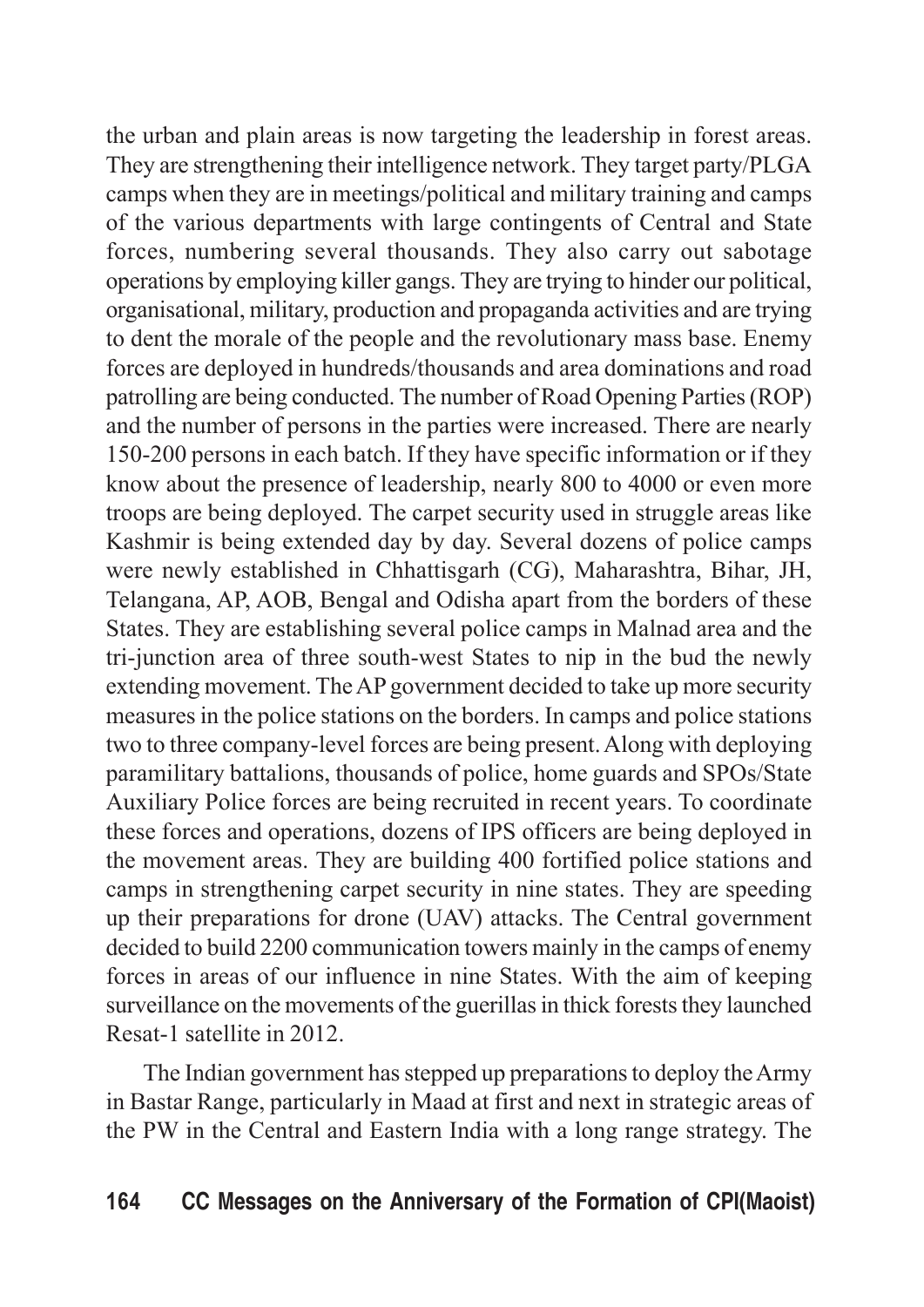the urban and plain areas is now targeting the leadership in forest areas. They are strengthening their intelligence network. They target party/PLGA camps when they are in meetings/political and military training and camps of the various departments with large contingents of Central and State forces, numbering several thousands. They also carry out sabotage operations by employing killer gangs. They are trying to hinder our political, organisational, military, production and propaganda activities and are trying to dent the morale of the people and the revolutionary mass base. Enemy forces are deployed in hundreds/thousands and area dominations and road patrolling are being conducted. The number of Road Opening Parties (ROP) and the number of persons in the parties were increased. There are nearly 150-200 persons in each batch. If they have specific information or if they know about the presence of leadership, nearly 800 to 4000 or even more troops are being deployed. The carpet security used in struggle areas like Kashmir is being extended day by day. Several dozens of police camps were newly established in Chhattisgarh (CG), Maharashtra, Bihar, JH, Telangana, AP, AOB, Bengal and Odisha apart from the borders of these States. They are establishing several police camps in Malnad area and the tri-junction area of three south-west States to nip in the bud the newly extending movement. The AP government decided to take up more security measures in the police stations on the borders. In camps and police stations two to three company-level forces are being present. Along with deploying paramilitary battalions, thousands of police, home guards and SPOs/State Auxiliary Police forces are being recruited in recent years. To coordinate these forces and operations, dozens of IPS officers are being deployed in the movement areas. They are building 400 fortified police stations and camps in strengthening carpet security in nine states. They are speeding up their preparations for drone (UAV) attacks. The Central government decided to build 2200 communication towers mainly in the camps of enemy forces in areas of our influence in nine States. With the aim of keeping surveillance on the movements of the guerillas in thick forests they launched Resat-1 satellite in 2012.

The Indian government has stepped up preparations to deploy the Army in Bastar Range, particularly in Maad at first and next in strategic areas of the PW in the Central and Eastern India with a long range strategy. The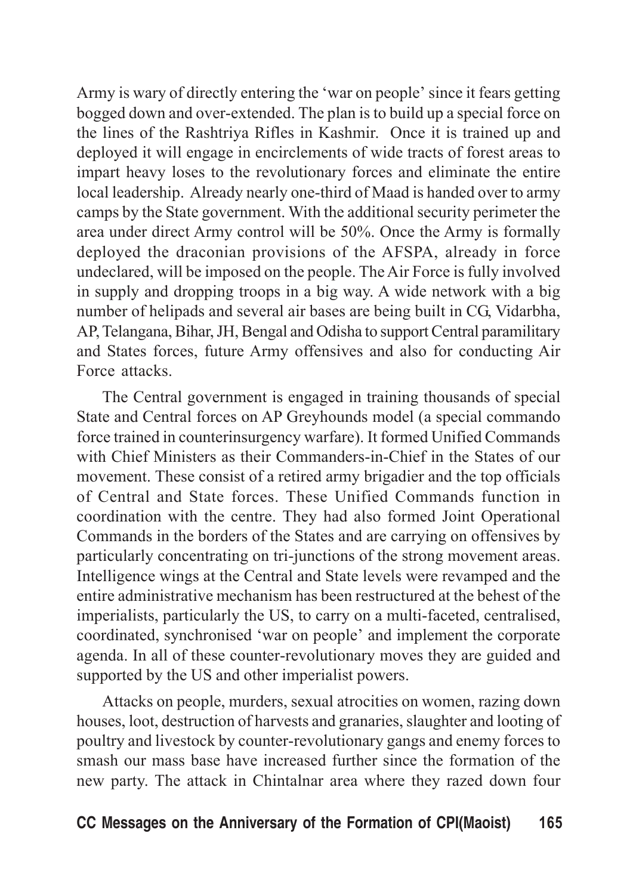Army is wary of directly entering the 'war on people' since it fears getting bogged down and over-extended. The plan is to build up a special force on the lines of the Rashtriya Rifles in Kashmir. Once it is trained up and deployed it will engage in encirclements of wide tracts of forest areas to impart heavy loses to the revolutionary forces and eliminate the entire local leadership. Already nearly one-third of Maad is handed over to army camps by the State government. With the additional security perimeter the area under direct Army control will be 50%. Once the Army is formally deployed the draconian provisions of the AFSPA, already in force undeclared, will be imposed on the people. The Air Force is fully involved in supply and dropping troops in a big way. A wide network with a big number of helipads and several air bases are being built in CG, Vidarbha, AP, Telangana, Bihar, JH, Bengal and Odisha to support Central paramilitary and States forces, future Army offensives and also for conducting Air Force attacks.

The Central government is engaged in training thousands of special State and Central forces on AP Greyhounds model (a special commando force trained in counterinsurgency warfare). It formed Unified Commands with Chief Ministers as their Commanders-in-Chief in the States of our movement. These consist of a retired army brigadier and the top officials of Central and State forces. These Unified Commands function in coordination with the centre. They had also formed Joint Operational Commands in the borders of the States and are carrying on offensives by particularly concentrating on tri-junctions of the strong movement areas. Intelligence wings at the Central and State levels were revamped and the entire administrative mechanism has been restructured at the behest of the imperialists, particularly the US, to carry on a multi-faceted, centralised, coordinated, synchronised 'war on people' and implement the corporate agenda. In all of these counter-revolutionary moves they are guided and supported by the US and other imperialist powers.

Attacks on people, murders, sexual atrocities on women, razing down houses, loot, destruction of harvests and granaries, slaughter and looting of poultry and livestock by counter-revolutionary gangs and enemy forces to smash our mass base have increased further since the formation of the new party. The attack in Chintalnar area where they razed down four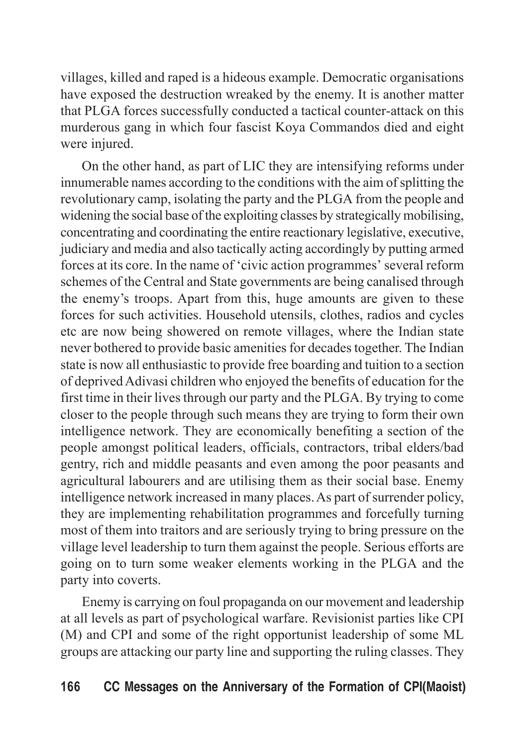villages, killed and raped is a hideous example. Democratic organisations have exposed the destruction wreaked by the enemy. It is another matter that PLGA forces successfully conducted a tactical counter-attack on this murderous gang in which four fascist Koya Commandos died and eight were injured.

On the other hand, as part of LIC they are intensifying reforms under innumerable names according to the conditions with the aim of splitting the revolutionary camp, isolating the party and the PLGA from the people and widening the social base of the exploiting classes by strategically mobilising, concentrating and coordinating the entire reactionary legislative, executive, judiciary and media and also tactically acting accordingly by putting armed forces at its core. In the name of 'civic action programmes' several reform schemes of the Central and State governments are being canalised through the enemy's troops. Apart from this, huge amounts are given to these forces for such activities. Household utensils, clothes, radios and cycles etc are now being showered on remote villages, where the Indian state never bothered to provide basic amenities for decades together. The Indian state is now all enthusiastic to provide free boarding and tuition to a section of deprived Adivasi children who enjoyed the benefits of education for the first time in their lives through our party and the PLGA. By trying to come closer to the people through such means they are trying to form their own intelligence network. They are economically benefiting a section of the people amongst political leaders, officials, contractors, tribal elders/bad gentry, rich and middle peasants and even among the poor peasants and agricultural labourers and are utilising them as their social base. Enemy intelligence network increased in many places. As part of surrender policy, they are implementing rehabilitation programmes and forcefully turning most of them into traitors and are seriously trying to bring pressure on the village level leadership to turn them against the people. Serious efforts are going on to turn some weaker elements working in the PLGA and the party into coverts.

Enemy is carrying on foul propaganda on our movement and leadership at all levels as part of psychological warfare. Revisionist parties like CPI (M) and CPI and some of the right opportunist leadership of some ML groups are attacking our party line and supporting the ruling classes. They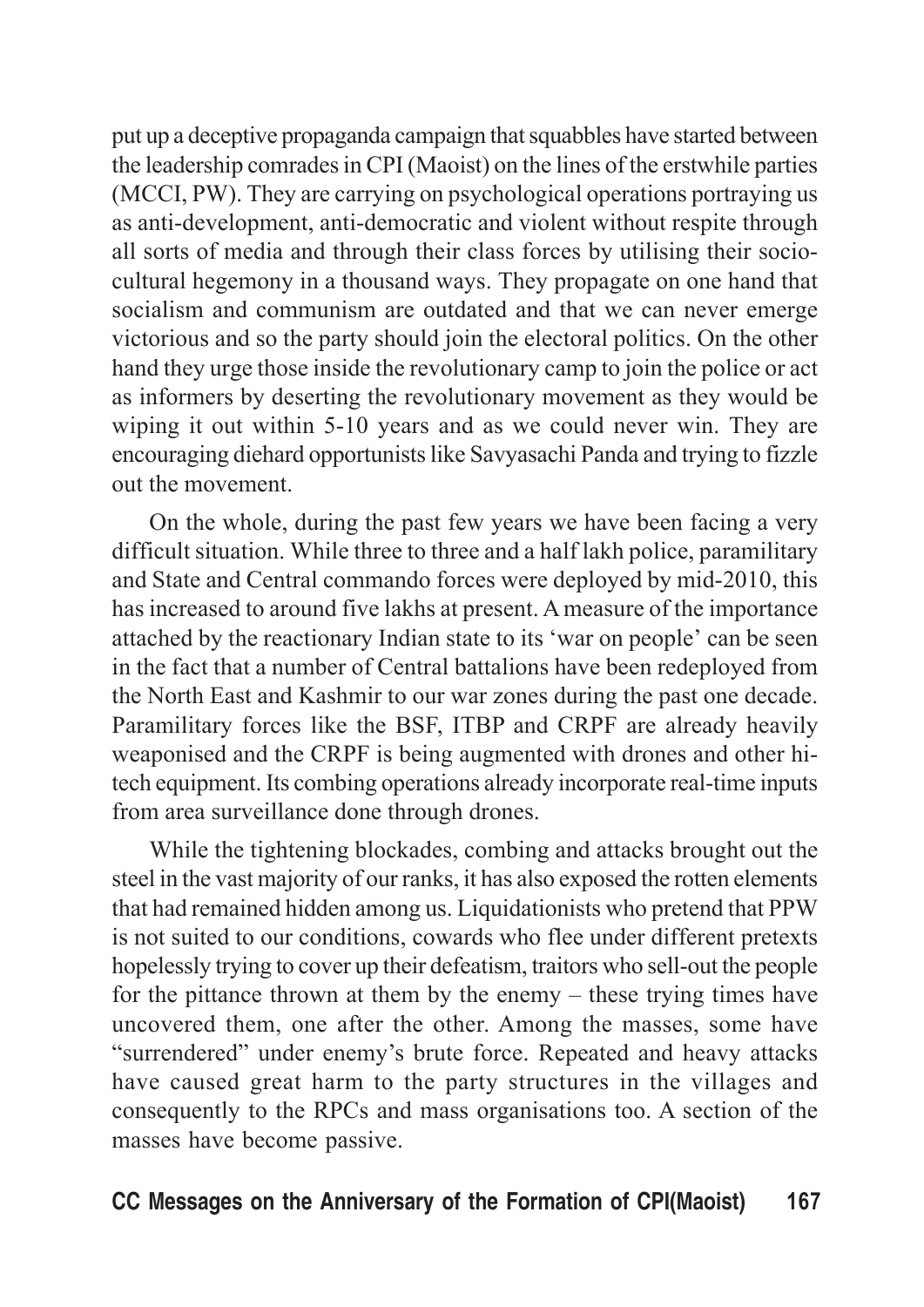put up a deceptive propaganda campaign that squabbles have started between the leadership comrades in CPI (Maoist) on the lines of the erstwhile parties (MCCI, PW). They are carrying on psychological operations portraying us as anti-development, anti-democratic and violent without respite through all sorts of media and through their class forces by utilising their socio-cultural hegemony in a thousand ways. They propagate on one hand that socialism and communism are outdated and that we can never emerge victorious and so the party should join the electoral politics. On the other hand they urge those inside the revolutionary camp to join the police or act as informers by deserting the revolutionary movement as they would be wiping it out within 5-10 years and as we could never win. They are encouraging diehard opportunists like Savyasachi Panda and trying to fizzle out the movement.

On the whole, during the past few years we have been facing a very difficult situation. While three to three and a half lakh police, paramilitary and State and Central commando forces were deployed by mid-2010, this has increased to around five lakhs at present. A measure of the importance attached by the reactionary Indian state to its 'war on people' can be seen in the fact that a number of Central battalions have been redeployed from the North East and Kashmir to our war zones during the past one decade. Paramilitary forces like the BSF, ITBP and CRPF are already heavily weaponised and the CRPF is being augmented with drones and other hi-tech equipment. Its combing operations already incorporate real-time inputs from area surveillance done through drones.

While the tightening blockades, combing and attacks brought out the steel in the vast majority of our ranks, it has also exposed the rotten elements that had remained hidden among us. Liquidationists who pretend that PPW is not suited to our conditions, cowards who flee under different pretexts hopelessly trying to cover up their defeatism, traitors who sell-out the people for the pittance thrown at them by the enemy – these trying times have uncovered them, one after the other. Among the masses, some have "surrendered" under enemy's brute force. Repeated and heavy attacks have caused great harm to the party structures in the villages and consequently to the RPCs and mass organisations too. A section of the masses have become passive.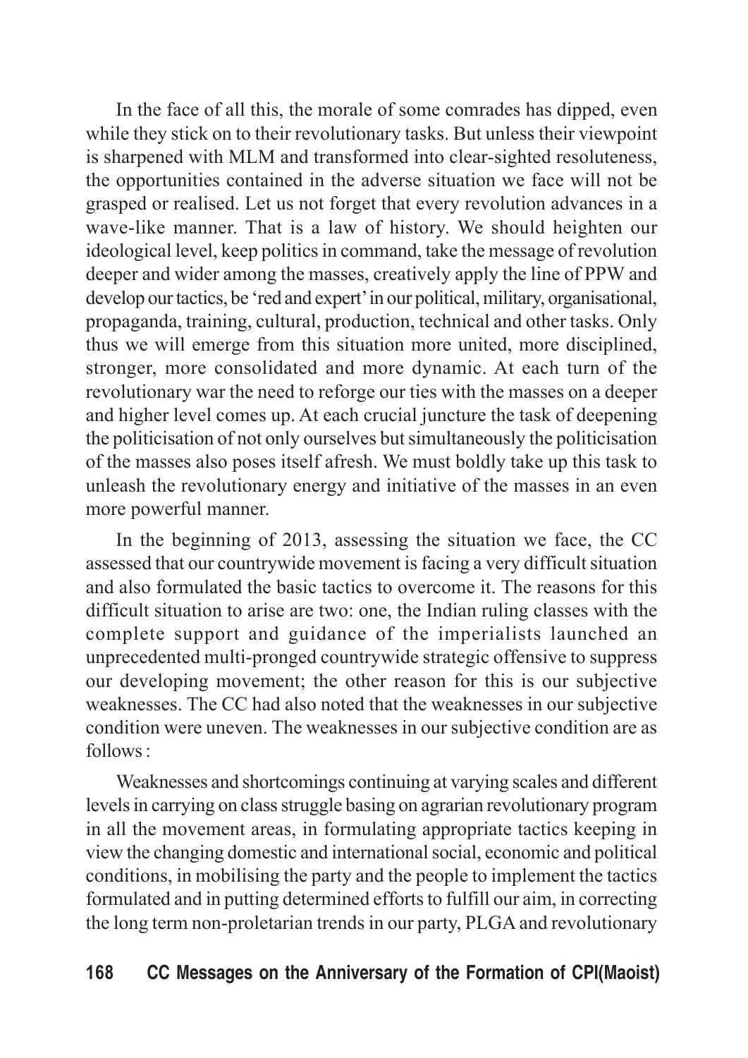In the face of all this, the morale of some comrades has dipped, even while they stick on to their revolutionary tasks. But unless their viewpoint is sharpened with MLM and transformed into clear-sighted resoluteness, the opportunities contained in the adverse situation we face will not be grasped or realised. Let us not forget that every revolution advances in a wave-like manner. That is a law of history. We should heighten our ideological level, keep politics in command, take the message of revolution deeper and wider among the masses, creatively apply the line of PPW and develop our tactics, be 'red and expert' in our political, military, organisational, propaganda, training, cultural, production, technical and other tasks. Only thus we will emerge from this situation more united, more disciplined, stronger, more consolidated and more dynamic. At each turn of the revolutionary war the need to reforge our ties with the masses on a deeper and higher level comes up. At each crucial juncture the task of deepening the politicisation of not only ourselves but simultaneously the politicisation of the masses also poses itself afresh. We must boldly take up this task to unleash the revolutionary energy and initiative of the masses in an even more powerful manner.

In the beginning of 2013, assessing the situation we face, the CC assessed that our countrywide movement is facing a very difficult situation and also formulated the basic tactics to overcome it. The reasons for this difficult situation to arise are two: one, the Indian ruling classes with the complete support and guidance of the imperialists launched an unprecedented multi-pronged countrywide strategic offensive to suppress our developing movement; the other reason for this is our subjective weaknesses. The CC had also noted that the weaknesses in our subjective condition were uneven. The weaknesses in our subjective condition are as follows :

Weaknesses and shortcomings continuing at varying scales and different levels in carrying on class struggle basing on agrarian revolutionary program in all the movement areas, in formulating appropriate tactics keeping in view the changing domestic and international social, economic and political conditions, in mobilising the party and the people to implement the tactics formulated and in putting determined efforts to fulfill our aim, in correcting the long term non-proletarian trends in our party, PLGA and revolutionary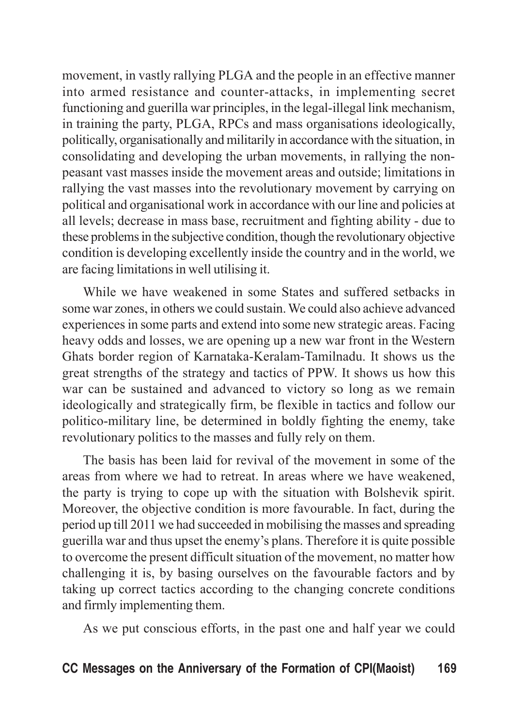movement, in vastly rallying PLGA and the people in an effective manner into armed resistance and counter-attacks, in implementing secret functioning and guerilla war principles, in the legal-illegal link mechanism, in training the party, PLGA, RPCs and mass organisations ideologically, politically, organisationally and militarily in accordance with the situation, in consolidating and developing the urban movements, in rallying the non-peasant vast masses inside the movement areas and outside; limitations in rallying the vast masses into the revolutionary movement by carrying on political and organisational work in accordance with our line and policies at all levels; decrease in mass base, recruitment and fighting ability - due to these problems in the subjective condition, though the revolutionary objective condition is developing excellently inside the country and in the world, we are facing limitations in well utilising it.

While we have weakened in some States and suffered setbacks in some war zones, in others we could sustain. We could also achieve advanced experiences in some parts and extend into some new strategic areas. Facing heavy odds and losses, we are opening up a new war front in the Western Ghats border region of Karnataka-Keralam-Tamilnadu. It shows us the great strengths of the strategy and tactics of PPW. It shows us how this war can be sustained and advanced to victory so long as we remain ideologically and strategically firm, be flexible in tactics and follow our politico-military line, be determined in boldly fighting the enemy, take revolutionary politics to the masses and fully rely on them.

The basis has been laid for revival of the movement in some of the areas from where we had to retreat. In areas where we have weakened, the party is trying to cope up with the situation with Bolshevik spirit. Moreover, the objective condition is more favourable. In fact, during the period up till 2011 we had succeeded in mobilising the masses and spreading guerilla war and thus upset the enemy's plans. Therefore it is quite possible to overcome the present difficult situation of the movement, no matter how challenging it is, by basing ourselves on the favourable factors and by taking up correct tactics according to the changing concrete conditions and firmly implementing them.

As we put conscious efforts, in the past one and half year we could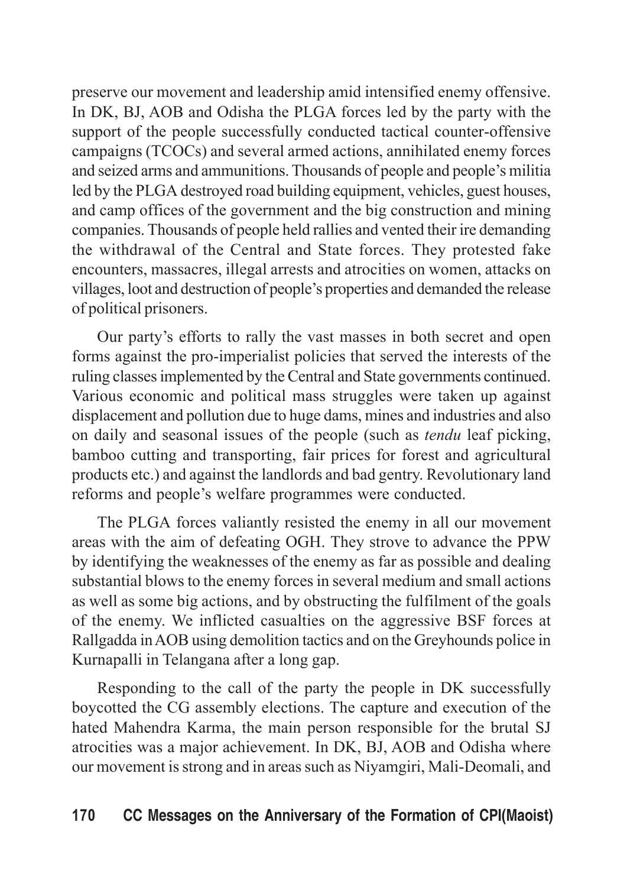preserve our movement and leadership amid intensified enemy offensive. In DK, BJ, AOB and Odisha the PLGA forces led by the party with the support of the people successfully conducted tactical counter-offensive campaigns (TCOCs) and several armed actions, annihilated enemy forces and seized arms and ammunitions. Thousands of people and people's militia led by the PLGA destroyed road building equipment, vehicles, guest houses, and camp offices of the government and the big construction and mining companies. Thousands of people held rallies and vented their ire demanding the withdrawal of the Central and State forces. They protested fake encounters, massacres, illegal arrests and atrocities on women, attacks on villages, loot and destruction of people's properties and demanded the release of political prisoners.

Our party's efforts to rally the vast masses in both secret and open forms against the pro-imperialist policies that served the interests of the ruling classes implemented by the Central and State governments continued. Various economic and political mass struggles were taken up against displacement and pollution due to huge dams, mines and industries and also on daily and seasonal issues of the people (such as *tendu* leaf picking, bamboo cutting and transporting, fair prices for forest and agricultural products etc.) and against the landlords and bad gentry. Revolutionary land reforms and people's welfare programmes were conducted.

The PLGA forces valiantly resisted the enemy in all our movement areas with the aim of defeating OGH. They strove to advance the PPW by identifying the weaknesses of the enemy as far as possible and dealing substantial blows to the enemy forces in several medium and small actions as well as some big actions, and by obstructing the fulfilment of the goals of the enemy. We inflicted casualties on the aggressive BSF forces at Rallgadda in AOB using demolition tactics and on the Greyhounds police in Kurnapalli in Telangana after a long gap.

Responding to the call of the party the people in DK successfully boycotted the CG assembly elections. The capture and execution of the hated Mahendra Karma, the main person responsible for the brutal SJ atrocities was a major achievement. In DK, BJ, AOB and Odisha where our movement is strong and in areas such as Niyamgiri, Mali-Deomali, and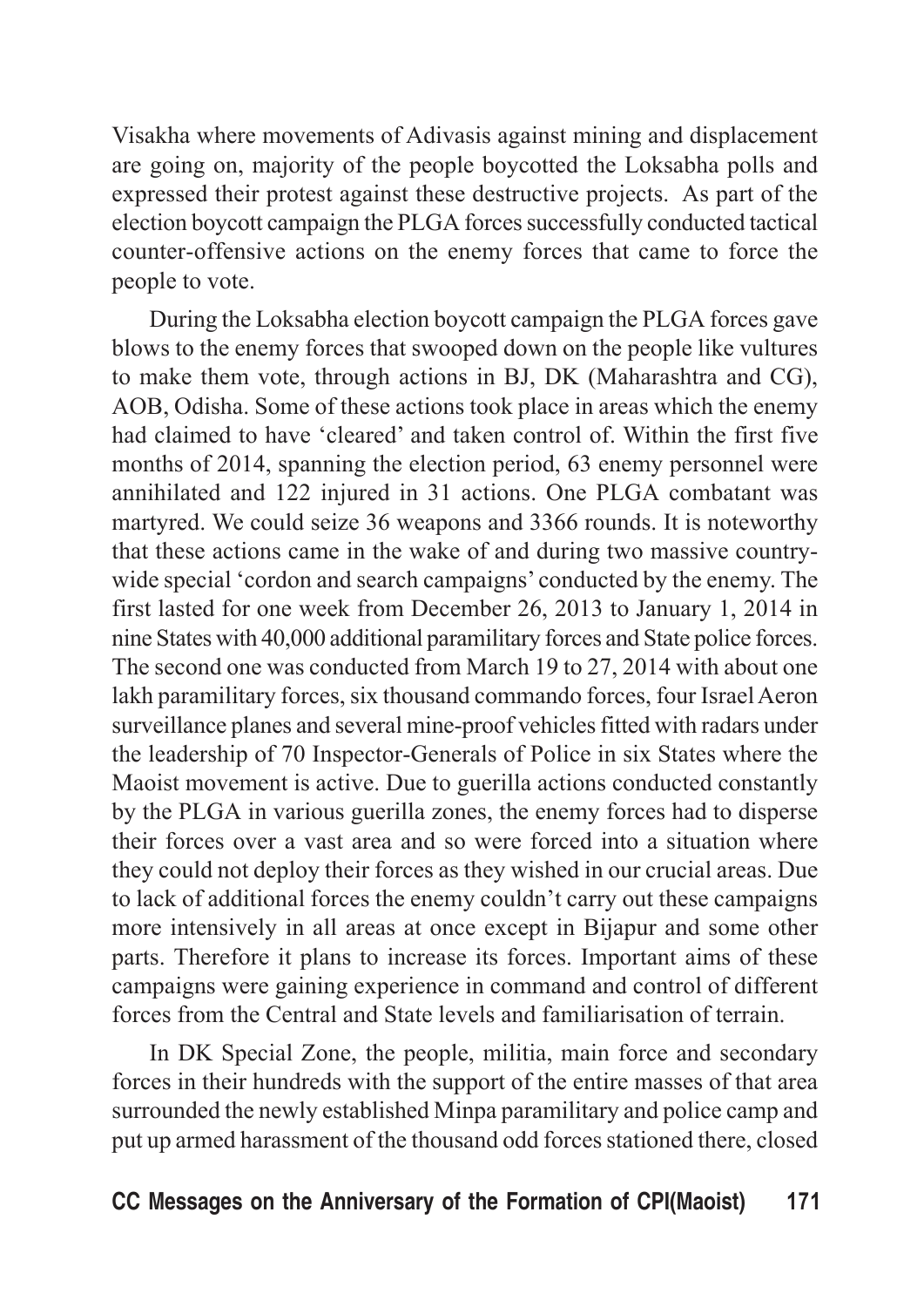Visakha where movements of Adivasis against mining and displacement are going on, majority of the people boycotted the Loksabha polls and expressed their protest against these destructive projects. As part of the election boycott campaign the PLGA forces successfully conducted tactical counter-offensive actions on the enemy forces that came to force the people to vote.

During the Loksabha election boycott campaign the PLGA forces gave blows to the enemy forces that swooped down on the people like vultures to make them vote, through actions in BJ, DK (Maharashtra and CG), AOB, Odisha. Some of these actions took place in areas which the enemy had claimed to have 'cleared' and taken control of. Within the first five months of 2014, spanning the election period, 63 enemy personnel were annihilated and 122 injured in 31 actions. One PLGA combatant was martyred. We could seize 36 weapons and 3366 rounds. It is noteworthy that these actions came in the wake of and during two massive country-wide special 'cordon and search campaigns' conducted by the enemy. The first lasted for one week from December 26, 2013 to January 1, 2014 in nine States with 40,000 additional paramilitary forces and State police forces. The second one was conducted from March 19 to 27, 2014 with about one lakh paramilitary forces, six thousand commando forces, four Israel Aeron surveillance planes and several mine-proof vehicles fitted with radars under the leadership of 70 Inspector-Generals of Police in six States where the Maoist movement is active. Due to guerilla actions conducted constantly by the PLGA in various guerilla zones, the enemy forces had to disperse their forces over a vast area and so were forced into a situation where they could not deploy their forces as they wished in our crucial areas. Due to lack of additional forces the enemy couldn't carry out these campaigns more intensively in all areas at once except in Bijapur and some other parts. Therefore it plans to increase its forces. Important aims of these campaigns were gaining experience in command and control of different forces from the Central and State levels and familiarisation of terrain.

In DK Special Zone, the people, militia, main force and secondary forces in their hundreds with the support of the entire masses of that area surrounded the newly established Minpa paramilitary and police camp and put up armed harassment of the thousand odd forces stationed there, closed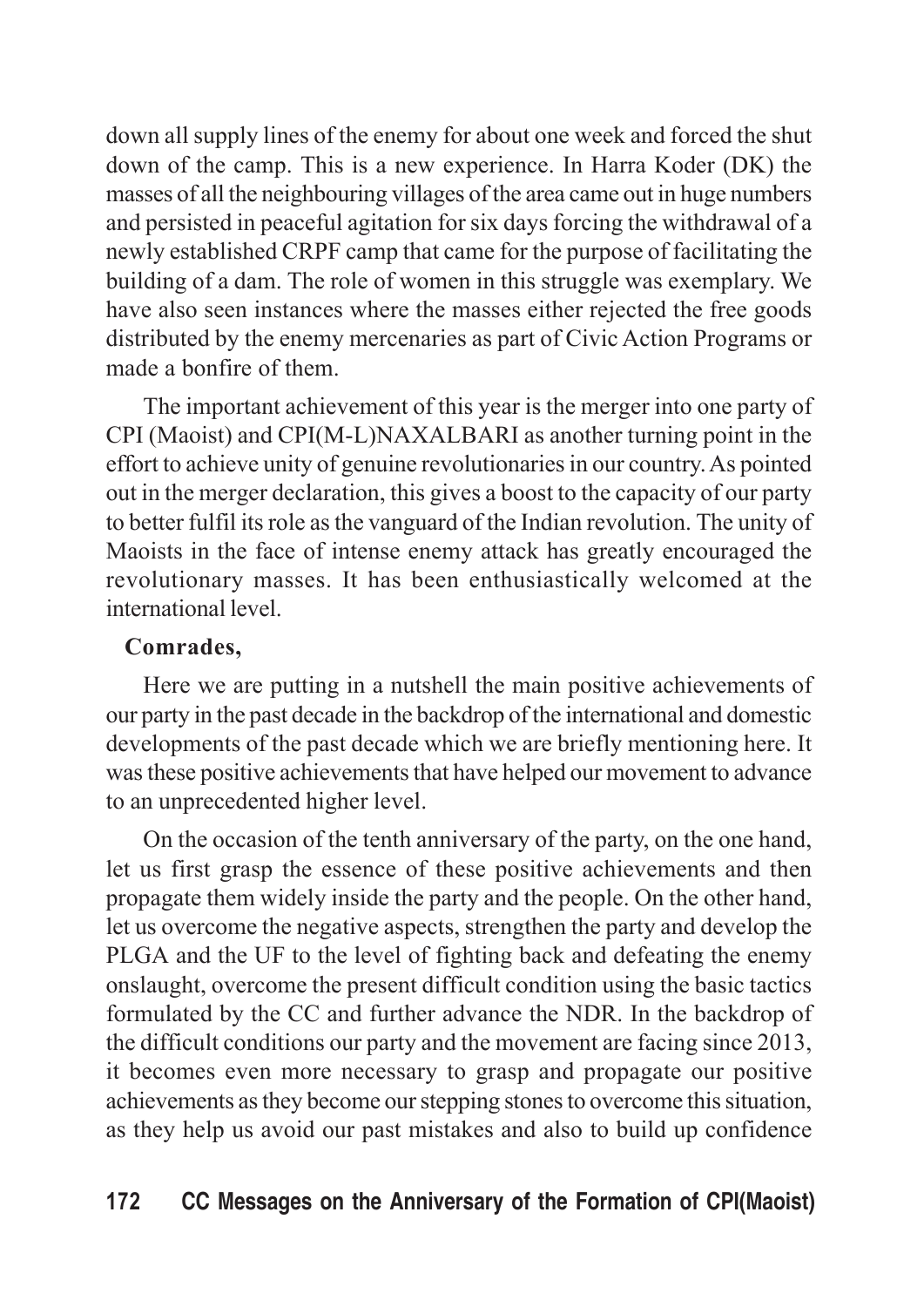down all supply lines of the enemy for about one week and forced the shut down of the camp. This is a new experience. In Harra Koder (DK) the masses of all the neighbouring villages of the area came out in huge numbers and persisted in peaceful agitation for six days forcing the withdrawal of a newly established CRPF camp that came for the purpose of facilitating the building of a dam. The role of women in this struggle was exemplary. We have also seen instances where the masses either rejected the free goods distributed by the enemy mercenaries as part of Civic Action Programs or made a bonfire of them.

The important achievement of this year is the merger into one party of CPI (Maoist) and CPI(M-L)NAXALBARI as another turning point in the effort to achieve unity of genuine revolutionaries in our country. As pointed out in the merger declaration, this gives a boost to the capacity of our party to better fulfil its role as the vanguard of the Indian revolution. The unity of Maoists in the face of intense enemy attack has greatly encouraged the revolutionary masses. It has been enthusiastically welcomed at the international level.

**Comrades,**

Here we are putting in a nutshell the main positive achievements of our party in the past decade in the backdrop of the international and domestic developments of the past decade which we are briefly mentioning here. It was these positive achievements that have helped our movement to advance to an unprecedented higher level.

On the occasion of the tenth anniversary of the party, on the one hand, let us first grasp the essence of these positive achievements and then propagate them widely inside the party and the people. On the other hand, let us overcome the negative aspects, strengthen the party and develop the PLGA and the UF to the level of fighting back and defeating the enemy onslaught, overcome the present difficult condition using the basic tactics formulated by the CC and further advance the NDR. In the backdrop of the difficult conditions our party and the movement are facing since 2013, it becomes even more necessary to grasp and propagate our positive achievements as they become our stepping stones to overcome this situation, as they help us avoid our past mistakes and also to build up confidence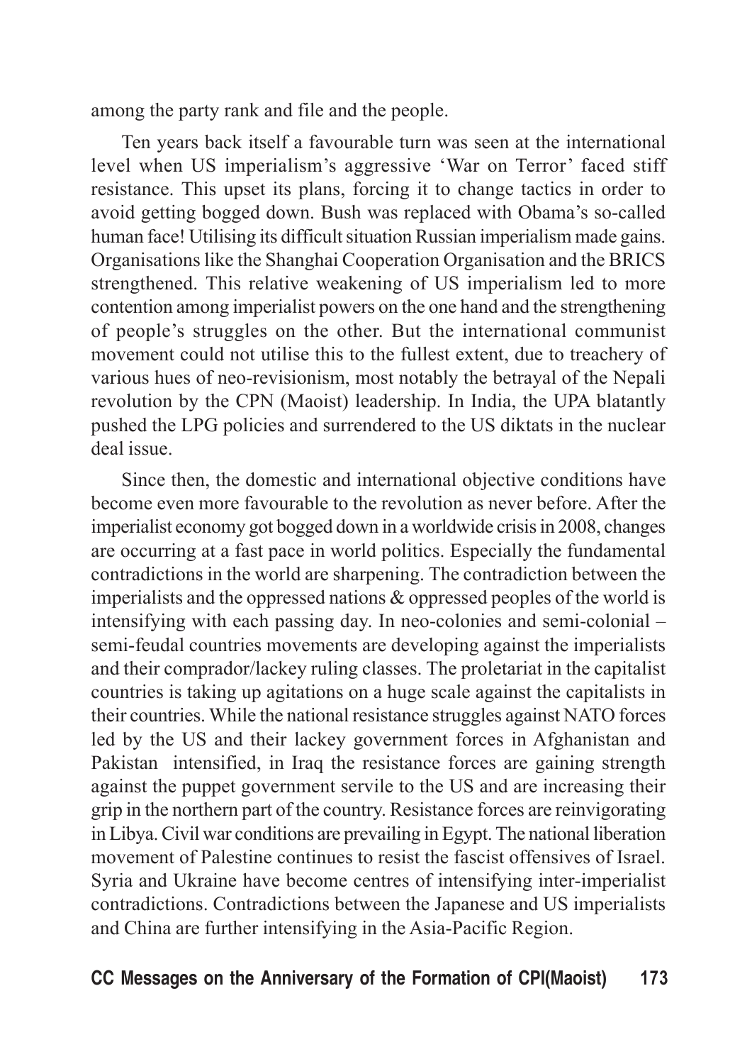among the party rank and file and the people.

Ten years back itself a favourable turn was seen at the international level when US imperialism's aggressive 'War on Terror' faced stiff resistance. This upset its plans, forcing it to change tactics in order to avoid getting bogged down. Bush was replaced with Obama's so-called human face! Utilising its difficult situation Russian imperialism made gains. Organisations like the Shanghai Cooperation Organisation and the BRICS strengthened. This relative weakening of US imperialism led to more contention among imperialist powers on the one hand and the strengthening of people's struggles on the other. But the international communist movement could not utilise this to the fullest extent, due to treachery of various hues of neo-revisionism, most notably the betrayal of the Nepali revolution by the CPN (Maoist) leadership. In India, the UPA blatantly pushed the LPG policies and surrendered to the US diktats in the nuclear deal issue.

Since then, the domestic and international objective conditions have become even more favourable to the revolution as never before. After the imperialist economy got bogged down in a worldwide crisis in 2008, changes are occurring at a fast pace in world politics. Especially the fundamental contradictions in the world are sharpening. The contradiction between the imperialists and the oppressed nations & oppressed peoples of the world is intensifying with each passing day. In neo-colonies and semi-colonial – semi-feudal countries movements are developing against the imperialists and their comprador/lackey ruling classes. The proletariat in the capitalist countries is taking up agitations on a huge scale against the capitalists in their countries. While the national resistance struggles against NATO forces led by the US and their lackey government forces in Afghanistan and Pakistan intensified, in Iraq the resistance forces are gaining strength against the puppet government servile to the US and are increasing their grip in the northern part of the country. Resistance forces are reinvigorating in Libya. Civil war conditions are prevailing in Egypt. The national liberation movement of Palestine continues to resist the fascist offensives of Israel. Syria and Ukraine have become centres of intensifying inter-imperialist contradictions. Contradictions between the Japanese and US imperialists and China are further intensifying in the Asia-Pacific Region.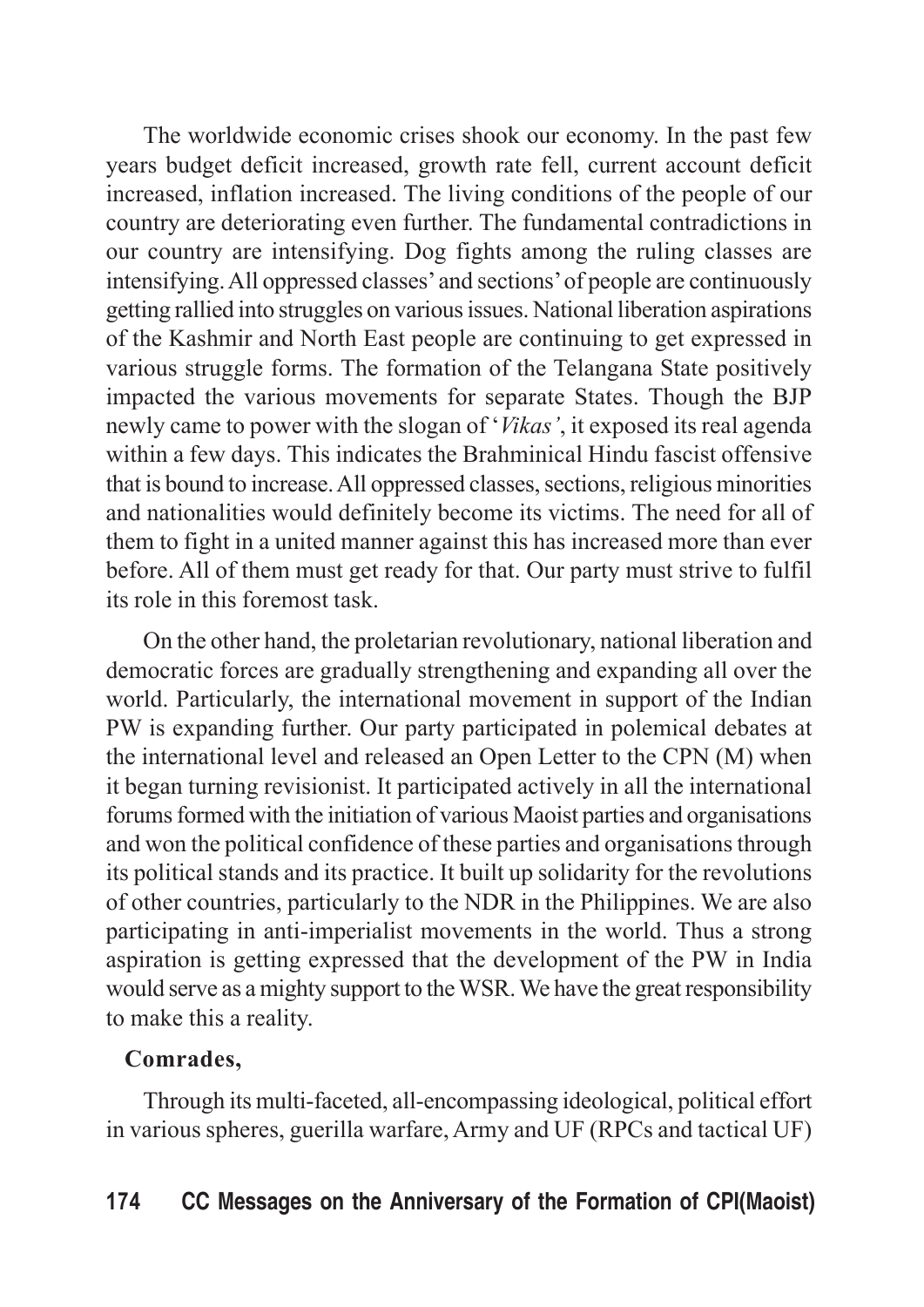The worldwide economic crises shook our economy. In the past few years budget deficit increased, growth rate fell, current account deficit increased, inflation increased. The living conditions of the people of our country are deteriorating even further. The fundamental contradictions in our country are intensifying. Dog fights among the ruling classes are intensifying. All oppressed classes' and sections' of people are continuously getting rallied into struggles on various issues. National liberation aspirations of the Kashmir and North East people are continuing to get expressed in various struggle forms. The formation of the Telangana State positively impacted the various movements for separate States. Though the BJP newly came to power with the slogan of '*Vikas'*, it exposed its real agenda within a few days. This indicates the Brahminical Hindu fascist offensive that is bound to increase. All oppressed classes, sections, religious minorities and nationalities would definitely become its victims. The need for all of them to fight in a united manner against this has increased more than ever before. All of them must get ready for that. Our party must strive to fulfil its role in this foremost task.

On the other hand, the proletarian revolutionary, national liberation and democratic forces are gradually strengthening and expanding all over the world. Particularly, the international movement in support of the Indian PW is expanding further. Our party participated in polemical debates at the international level and released an Open Letter to the CPN (M) when it began turning revisionist. It participated actively in all the international forums formed with the initiation of various Maoist parties and organisations and won the political confidence of these parties and organisations through its political stands and its practice. It built up solidarity for the revolutions of other countries, particularly to the NDR in the Philippines. We are also participating in anti-imperialist movements in the world. Thus a strong aspiration is getting expressed that the development of the PW in India would serve as a mighty support to the WSR. We have the great responsibility to make this a reality.

**Comrades,**

Through its multi-faceted, all-encompassing ideological, political effort in various spheres, guerilla warfare, Army and UF (RPCs and tactical UF)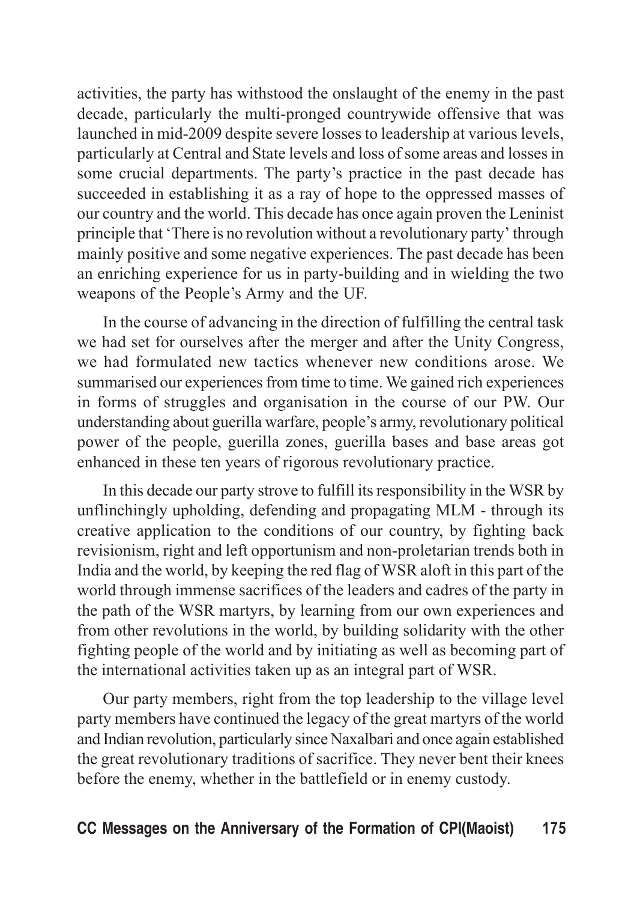activities, the party has withstood the onslaught of the enemy in the past decade, particularly the multi-pronged countrywide offensive that was launched in mid-2009 despite severe losses to leadership at various levels, particularly at Central and State levels and loss of some areas and losses in some crucial departments. The party's practice in the past decade has succeeded in establishing it as a ray of hope to the oppressed masses of our country and the world. This decade has once again proven the Leninist principle that 'There is no revolution without a revolutionary party' through mainly positive and some negative experiences. The past decade has been an enriching experience for us in party-building and in wielding the two weapons of the People's Army and the UF.

In the course of advancing in the direction of fulfilling the central task we had set for ourselves after the merger and after the Unity Congress, we had formulated new tactics whenever new conditions arose. We summarised our experiences from time to time. We gained rich experiences in forms of struggles and organisation in the course of our PW. Our understanding about guerilla warfare, people's army, revolutionary political power of the people, guerilla zones, guerilla bases and base areas got enhanced in these ten years of rigorous revolutionary practice.

In this decade our party strove to fulfill its responsibility in the WSR by unflinchingly upholding, defending and propagating MLM - through its creative application to the conditions of our country, by fighting back revisionism, right and left opportunism and non-proletarian trends both in India and the world, by keeping the red flag of WSR aloft in this part of the world through immense sacrifices of the leaders and cadres of the party in the path of the WSR martyrs, by learning from our own experiences and from other revolutions in the world, by building solidarity with the other fighting people of the world and by initiating as well as becoming part of the international activities taken up as an integral part of WSR.

Our party members, right from the top leadership to the village level party members have continued the legacy of the great martyrs of the world and Indian revolution, particularly since Naxalbari and once again established the great revolutionary traditions of sacrifice. They never bent their knees before the enemy, whether in the battlefield or in enemy custody.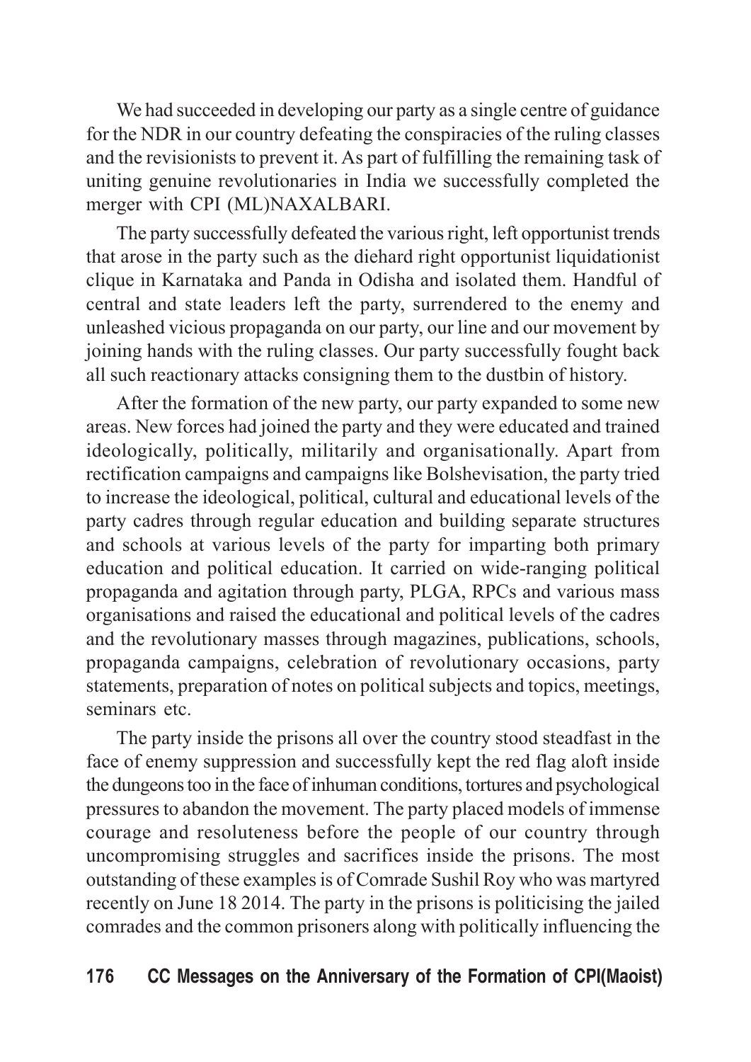We had succeeded in developing our party as a single centre of guidance for the NDR in our country defeating the conspiracies of the ruling classes and the revisionists to prevent it. As part of fulfilling the remaining task of uniting genuine revolutionaries in India we successfully completed the merger with CPI (ML)NAXALBARI.

The party successfully defeated the various right, left opportunist trends that arose in the party such as the diehard right opportunist liquidationist clique in Karnataka and Panda in Odisha and isolated them. Handful of central and state leaders left the party, surrendered to the enemy and unleashed vicious propaganda on our party, our line and our movement by joining hands with the ruling classes. Our party successfully fought back all such reactionary attacks consigning them to the dustbin of history.

After the formation of the new party, our party expanded to some new areas. New forces had joined the party and they were educated and trained ideologically, politically, militarily and organisationally. Apart from rectification campaigns and campaigns like Bolshevisation, the party tried to increase the ideological, political, cultural and educational levels of the party cadres through regular education and building separate structures and schools at various levels of the party for imparting both primary education and political education. It carried on wide-ranging political propaganda and agitation through party, PLGA, RPCs and various mass organisations and raised the educational and political levels of the cadres and the revolutionary masses through magazines, publications, schools, propaganda campaigns, celebration of revolutionary occasions, party statements, preparation of notes on political subjects and topics, meetings, seminars etc.

The party inside the prisons all over the country stood steadfast in the face of enemy suppression and successfully kept the red flag aloft inside the dungeons too in the face of inhuman conditions, tortures and psychological pressures to abandon the movement. The party placed models of immense courage and resoluteness before the people of our country through uncompromising struggles and sacrifices inside the prisons. The most outstanding of these examples is of Comrade Sushil Roy who was martyred recently on June 18 2014. The party in the prisons is politicising the jailed comrades and the common prisoners along with politically influencing the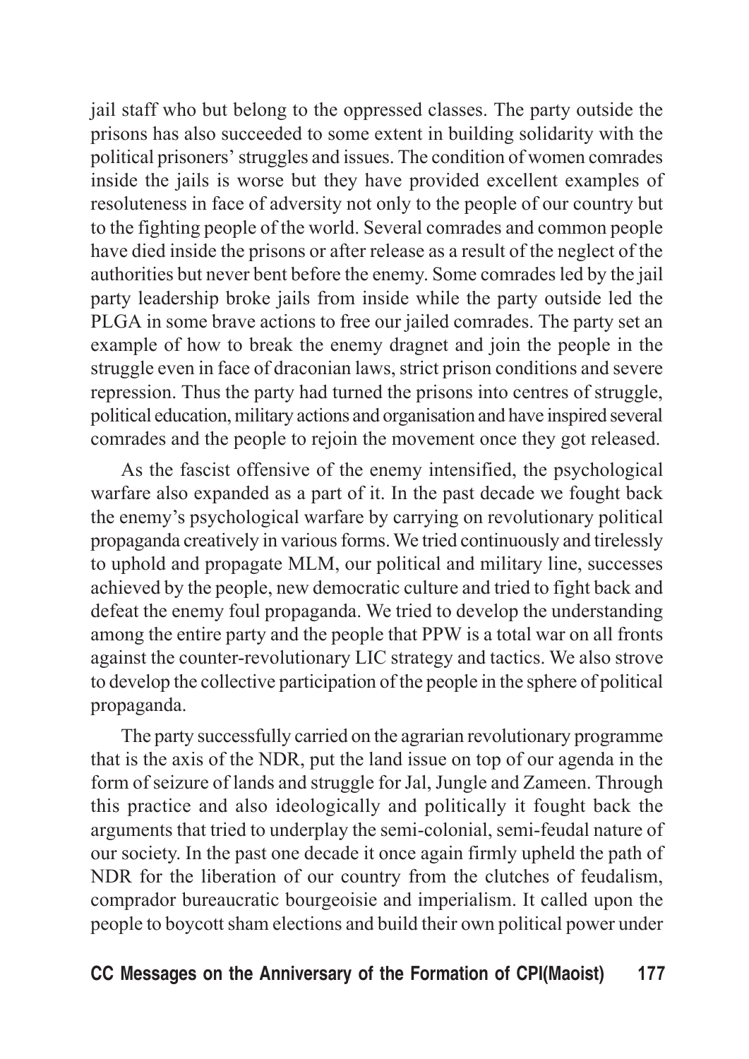jail staff who but belong to the oppressed classes. The party outside the prisons has also succeeded to some extent in building solidarity with the political prisoners' struggles and issues. The condition of women comrades inside the jails is worse but they have provided excellent examples of resoluteness in face of adversity not only to the people of our country but to the fighting people of the world. Several comrades and common people have died inside the prisons or after release as a result of the neglect of the authorities but never bent before the enemy. Some comrades led by the jail party leadership broke jails from inside while the party outside led the PLGA in some brave actions to free our jailed comrades. The party set an example of how to break the enemy dragnet and join the people in the struggle even in face of draconian laws, strict prison conditions and severe repression. Thus the party had turned the prisons into centres of struggle, political education, military actions and organisation and have inspired several comrades and the people to rejoin the movement once they got released.

As the fascist offensive of the enemy intensified, the psychological warfare also expanded as a part of it. In the past decade we fought back the enemy's psychological warfare by carrying on revolutionary political propaganda creatively in various forms. We tried continuously and tirelessly to uphold and propagate MLM, our political and military line, successes achieved by the people, new democratic culture and tried to fight back and defeat the enemy foul propaganda. We tried to develop the understanding among the entire party and the people that PPW is a total war on all fronts against the counter-revolutionary LIC strategy and tactics. We also strove to develop the collective participation of the people in the sphere of political propaganda.

The party successfully carried on the agrarian revolutionary programme that is the axis of the NDR, put the land issue on top of our agenda in the form of seizure of lands and struggle for Jal, Jungle and Zameen. Through this practice and also ideologically and politically it fought back the arguments that tried to underplay the semi-colonial, semi-feudal nature of our society. In the past one decade it once again firmly upheld the path of NDR for the liberation of our country from the clutches of feudalism, comprador bureaucratic bourgeoisie and imperialism. It called upon the people to boycott sham elections and build their own political power under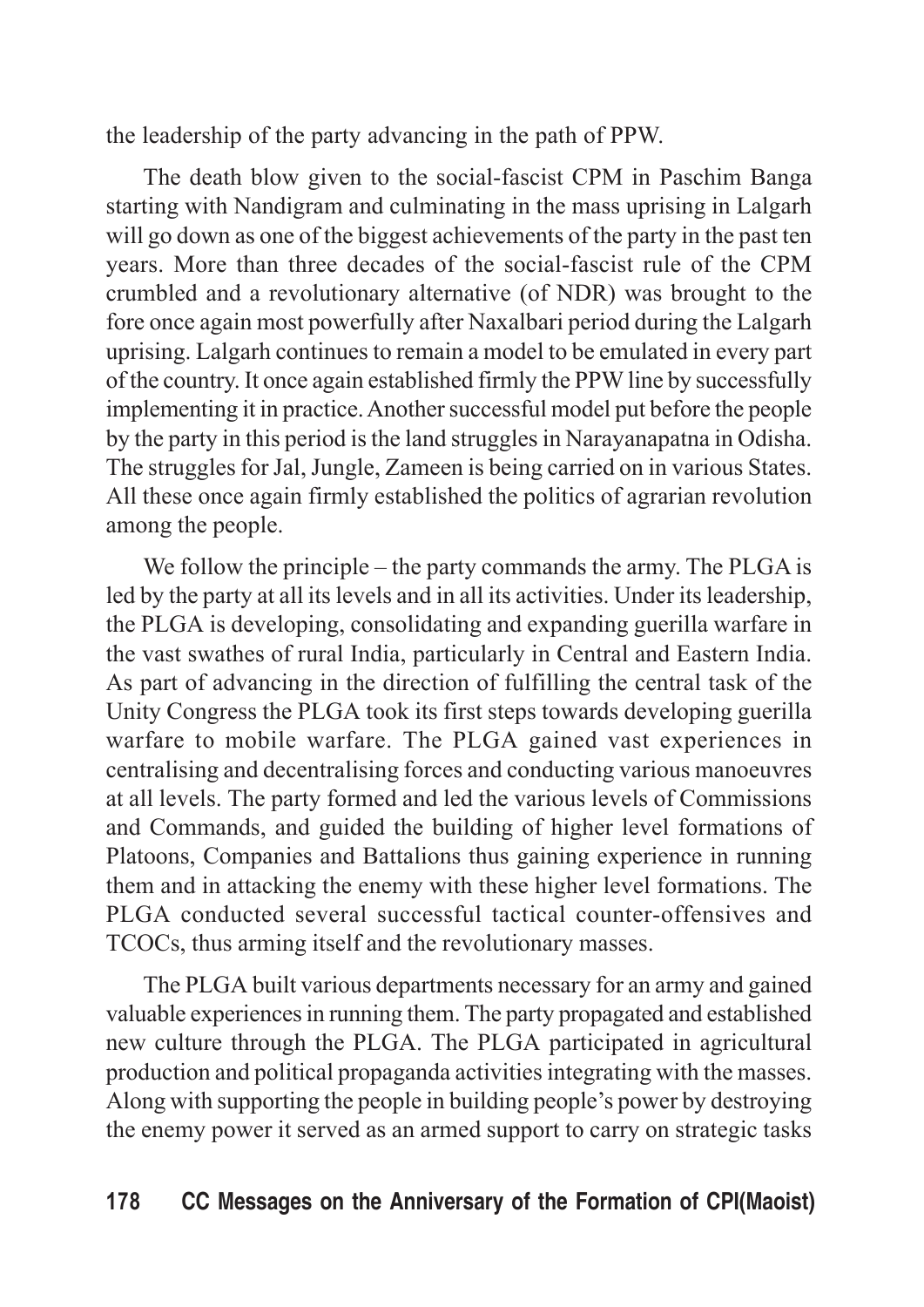the leadership of the party advancing in the path of PPW.

The death blow given to the social-fascist CPM in Paschim Banga starting with Nandigram and culminating in the mass uprising in Lalgarh will go down as one of the biggest achievements of the party in the past ten years. More than three decades of the social-fascist rule of the CPM crumbled and a revolutionary alternative (of NDR) was brought to the fore once again most powerfully after Naxalbari period during the Lalgarh uprising. Lalgarh continues to remain a model to be emulated in every part of the country. It once again established firmly the PPW line by successfully implementing it in practice. Another successful model put before the people by the party in this period is the land struggles in Narayanapatna in Odisha. The struggles for Jal, Jungle, Zameen is being carried on in various States. All these once again firmly established the politics of agrarian revolution among the people.

We follow the principle – the party commands the army. The PLGA is led by the party at all its levels and in all its activities. Under its leadership, the PLGA is developing, consolidating and expanding guerilla warfare in the vast swathes of rural India, particularly in Central and Eastern India. As part of advancing in the direction of fulfilling the central task of the Unity Congress the PLGA took its first steps towards developing guerilla warfare to mobile warfare. The PLGA gained vast experiences in centralising and decentralising forces and conducting various manoeuvres at all levels. The party formed and led the various levels of Commissions and Commands, and guided the building of higher level formations of Platoons, Companies and Battalions thus gaining experience in running them and in attacking the enemy with these higher level formations. The PLGA conducted several successful tactical counter-offensives and TCOCs, thus arming itself and the revolutionary masses.

The PLGA built various departments necessary for an army and gained valuable experiences in running them. The party propagated and established new culture through the PLGA. The PLGA participated in agricultural production and political propaganda activities integrating with the masses. Along with supporting the people in building people's power by destroying the enemy power it served as an armed support to carry on strategic tasks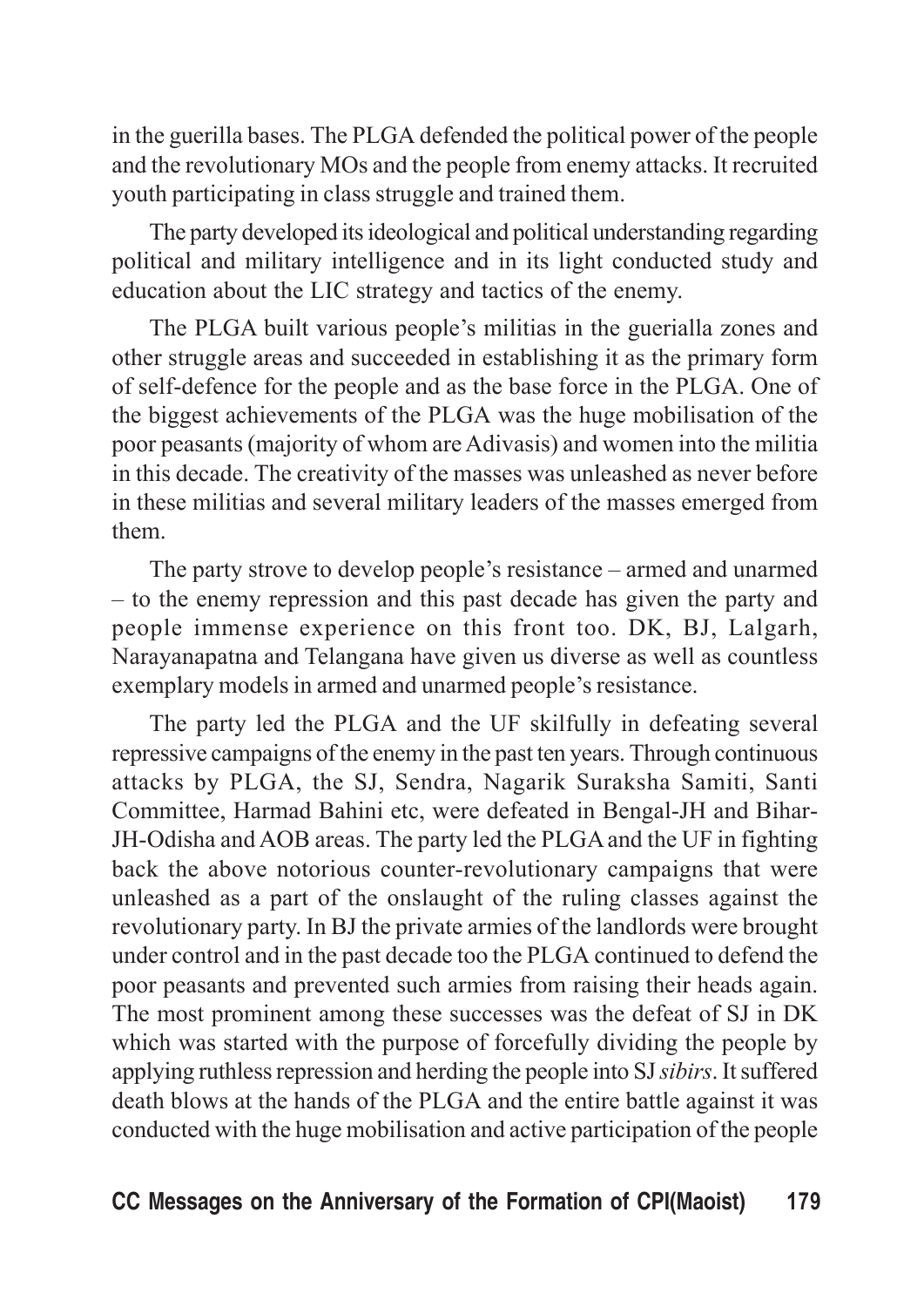in the guerilla bases. The PLGA defended the political power of the people and the revolutionary MOs and the people from enemy attacks. It recruited youth participating in class struggle and trained them.

The party developed its ideological and political understanding regarding political and military intelligence and in its light conducted study and education about the LIC strategy and tactics of the enemy.

The PLGA built various people's militias in the guerialla zones and other struggle areas and succeeded in establishing it as the primary form of self-defence for the people and as the base force in the PLGA. One of the biggest achievements of the PLGA was the huge mobilisation of the poor peasants (majority of whom are Adivasis) and women into the militia in this decade. The creativity of the masses was unleashed as never before in these militias and several military leaders of the masses emerged from them.

The party strove to develop people's resistance – armed and unarmed – to the enemy repression and this past decade has given the party and people immense experience on this front too. DK, BJ, Lalgarh, Narayanapatna and Telangana have given us diverse as well as countless exemplary models in armed and unarmed people's resistance.

The party led the PLGA and the UF skilfully in defeating several repressive campaigns of the enemy in the past ten years. Through continuous attacks by PLGA, the SJ, Sendra, Nagarik Suraksha Samiti, Santi Committee, Harmad Bahini etc, were defeated in Bengal-JH and Bihar-JH-Odisha and AOB areas. The party led the PLGA and the UF in fighting back the above notorious counter-revolutionary campaigns that were unleashed as a part of the onslaught of the ruling classes against the revolutionary party. In BJ the private armies of the landlords were brought under control and in the past decade too the PLGA continued to defend the poor peasants and prevented such armies from raising their heads again. The most prominent among these successes was the defeat of SJ in DK which was started with the purpose of forcefully dividing the people by applying ruthless repression and herding the people into SJ *sibirs*. It suffered death blows at the hands of the PLGA and the entire battle against it was conducted with the huge mobilisation and active participation of the people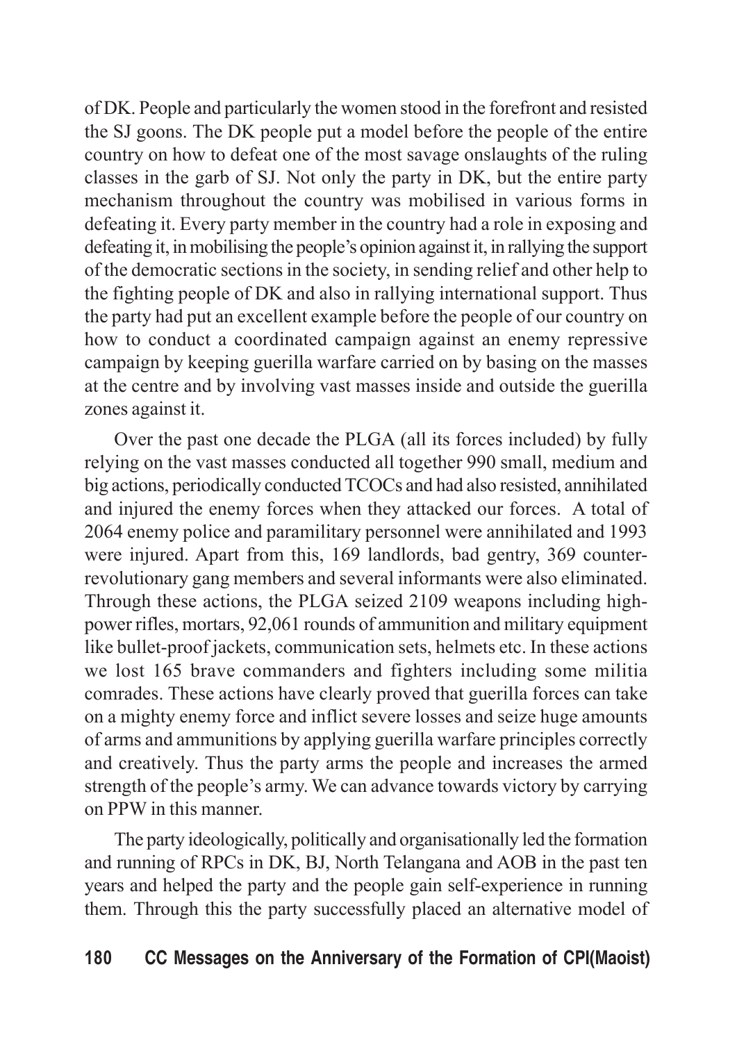of DK. People and particularly the women stood in the forefront and resisted the SJ goons. The DK people put a model before the people of the entire country on how to defeat one of the most savage onslaughts of the ruling classes in the garb of SJ. Not only the party in DK, but the entire party mechanism throughout the country was mobilised in various forms in defeating it. Every party member in the country had a role in exposing and defeating it, in mobilising the people's opinion against it, in rallying the support of the democratic sections in the society, in sending relief and other help to the fighting people of DK and also in rallying international support. Thus the party had put an excellent example before the people of our country on how to conduct a coordinated campaign against an enemy repressive campaign by keeping guerilla warfare carried on by basing on the masses at the centre and by involving vast masses inside and outside the guerilla zones against it.

Over the past one decade the PLGA (all its forces included) by fully relying on the vast masses conducted all together 990 small, medium and big actions, periodically conducted TCOCs and had also resisted, annihilated and injured the enemy forces when they attacked our forces. A total of 2064 enemy police and paramilitary personnel were annihilated and 1993 were injured. Apart from this, 169 landlords, bad gentry, 369 counter-revolutionary gang members and several informants were also eliminated. Through these actions, the PLGA seized 2109 weapons including high-power rifles, mortars, 92,061 rounds of ammunition and military equipment like bullet-proof jackets, communication sets, helmets etc. In these actions we lost 165 brave commanders and fighters including some militia comrades. These actions have clearly proved that guerilla forces can take on a mighty enemy force and inflict severe losses and seize huge amounts of arms and ammunitions by applying guerilla warfare principles correctly and creatively. Thus the party arms the people and increases the armed strength of the people's army. We can advance towards victory by carrying on PPW in this manner.

The party ideologically, politically and organisationally led the formation and running of RPCs in DK, BJ, North Telangana and AOB in the past ten years and helped the party and the people gain self-experience in running them. Through this the party successfully placed an alternative model of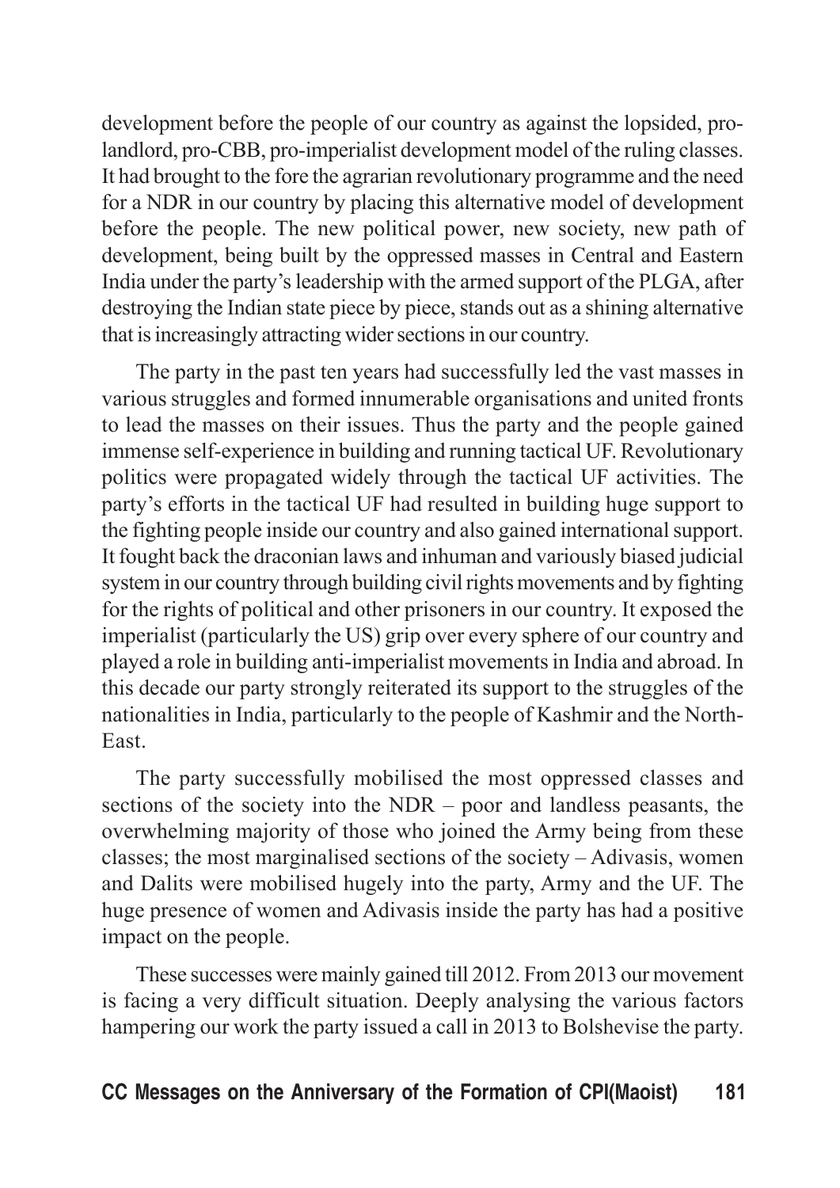development before the people of our country as against the lopsided, pro-landlord, pro-CBB, pro-imperialist development model of the ruling classes. It had brought to the fore the agrarian revolutionary programme and the need for a NDR in our country by placing this alternative model of development before the people. The new political power, new society, new path of development, being built by the oppressed masses in Central and Eastern India under the party's leadership with the armed support of the PLGA, after destroying the Indian state piece by piece, stands out as a shining alternative that is increasingly attracting wider sections in our country.

The party in the past ten years had successfully led the vast masses in various struggles and formed innumerable organisations and united fronts to lead the masses on their issues. Thus the party and the people gained immense self-experience in building and running tactical UF. Revolutionary politics were propagated widely through the tactical UF activities. The party's efforts in the tactical UF had resulted in building huge support to the fighting people inside our country and also gained international support. It fought back the draconian laws and inhuman and variously biased judicial system in our country through building civil rights movements and by fighting for the rights of political and other prisoners in our country. It exposed the imperialist (particularly the US) grip over every sphere of our country and played a role in building anti-imperialist movements in India and abroad. In this decade our party strongly reiterated its support to the struggles of the nationalities in India, particularly to the people of Kashmir and the North-East.

The party successfully mobilised the most oppressed classes and sections of the society into the NDR – poor and landless peasants, the overwhelming majority of those who joined the Army being from these classes; the most marginalised sections of the society – Adivasis, women and Dalits were mobilised hugely into the party, Army and the UF. The huge presence of women and Adivasis inside the party has had a positive impact on the people.

These successes were mainly gained till 2012. From 2013 our movement is facing a very difficult situation. Deeply analysing the various factors hampering our work the party issued a call in 2013 to Bolshevise the party.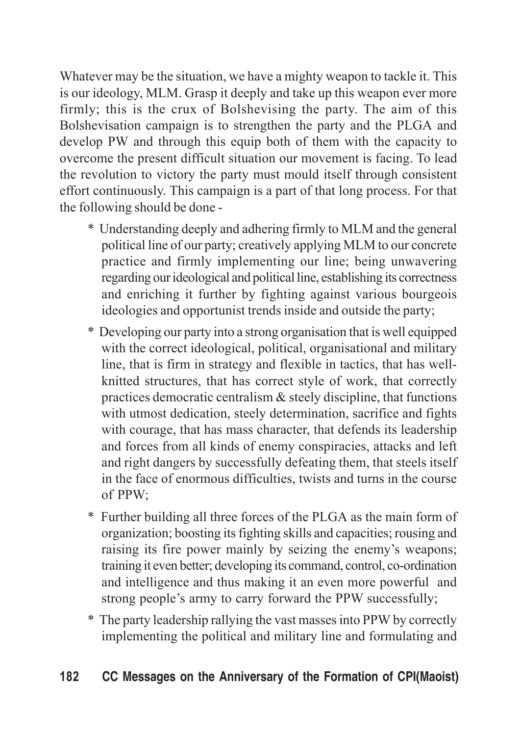Whatever may be the situation, we have a mighty weapon to tackle it. This is our ideology, MLM. Grasp it deeply and take up this weapon ever more firmly; this is the crux of Bolshevising the party. The aim of this Bolshevisation campaign is to strengthen the party and the PLGA and develop PW and through this equip both of them with the capacity to overcome the present difficult situation our movement is facing. To lead the revolution to victory the party must mould itself through consistent effort continuously. This campaign is a part of that long process. For that the following should be done -

* Understanding deeply and adhering firmly to MLM and the general political line of our party; creatively applying MLM to our concrete practice and firmly implementing our line; being unwavering regarding our ideological and political line, establishing its correctness and enriching it further by fighting against various bourgeois ideologies and opportunist trends inside and outside the party;
* Developing our party into a strong organisation that is well equipped with the correct ideological, political, organisational and military line, that is firm in strategy and flexible in tactics, that has well-knitted structures, that has correct style of work, that correctly practices democratic centralism & steely discipline, that functions with utmost dedication, steely determination, sacrifice and fights with courage, that has mass character, that defends its leadership and forces from all kinds of enemy conspiracies, attacks and left and right dangers by successfully defeating them, that steels itself in the face of enormous difficulties, twists and turns in the course of PPW;
* Further building all three forces of the PLGA as the main form of organization; boosting its fighting skills and capacities; rousing and raising its fire power mainly by seizing the enemy's weapons; training it even better; developing its command, control, co-ordination and intelligence and thus making it an even more powerful and strong people's army to carry forward the PPW successfully;
* The party leadership rallying the vast masses into PPW by correctly implementing the political and military line and formulating and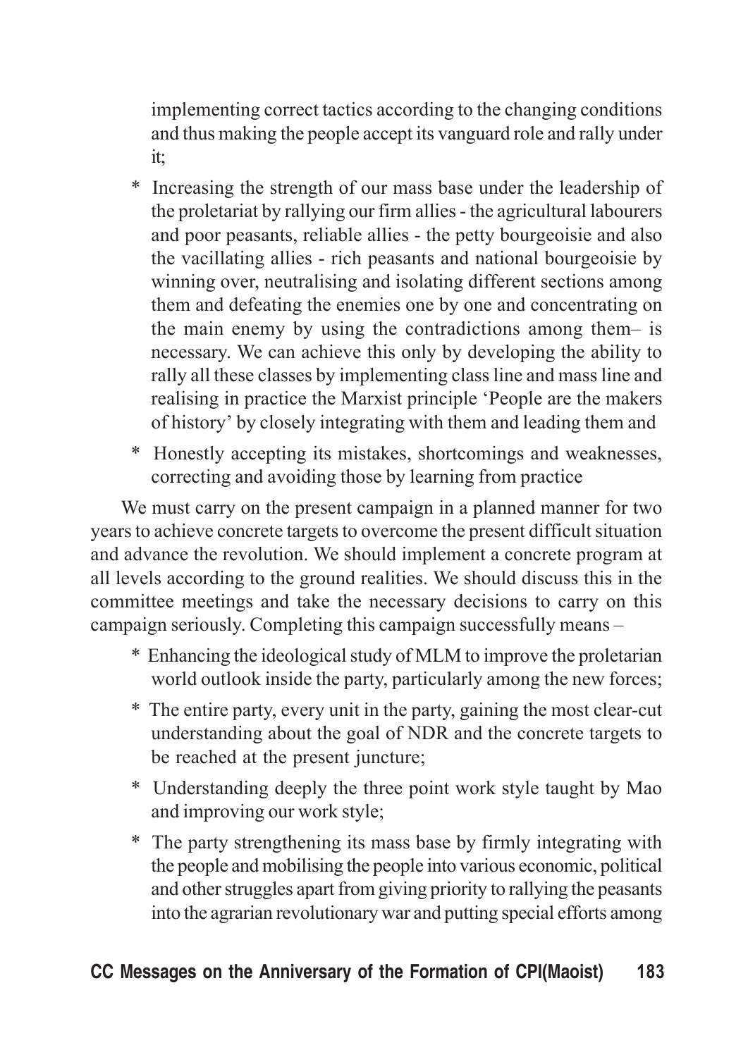implementing correct tactics according to the changing conditions and thus making the people accept its vanguard role and rally under it;

* Increasing the strength of our mass base under the leadership of the proletariat by rallying our firm allies - the agricultural labourers and poor peasants, reliable allies - the petty bourgeoisie and also the vacillating allies - rich peasants and national bourgeoisie by winning over, neutralising and isolating different sections among them and defeating the enemies one by one and concentrating on the main enemy by using the contradictions among them– is necessary. We can achieve this only by developing the ability to rally all these classes by implementing class line and mass line and realising in practice the Marxist principle 'People are the makers of history' by closely integrating with them and leading them and
* Honestly accepting its mistakes, shortcomings and weaknesses, correcting and avoiding those by learning from practice

We must carry on the present campaign in a planned manner for two years to achieve concrete targets to overcome the present difficult situation and advance the revolution. We should implement a concrete program at all levels according to the ground realities. We should discuss this in the committee meetings and take the necessary decisions to carry on this campaign seriously. Completing this campaign successfully means –

* Enhancing the ideological study of MLM to improve the proletarian world outlook inside the party, particularly among the new forces;
* The entire party, every unit in the party, gaining the most clear-cut understanding about the goal of NDR and the concrete targets to be reached at the present juncture;
* Understanding deeply the three point work style taught by Mao and improving our work style;
* The party strengthening its mass base by firmly integrating with the people and mobilising the people into various economic, political and other struggles apart from giving priority to rallying the peasants into the agrarian revolutionary war and putting special efforts among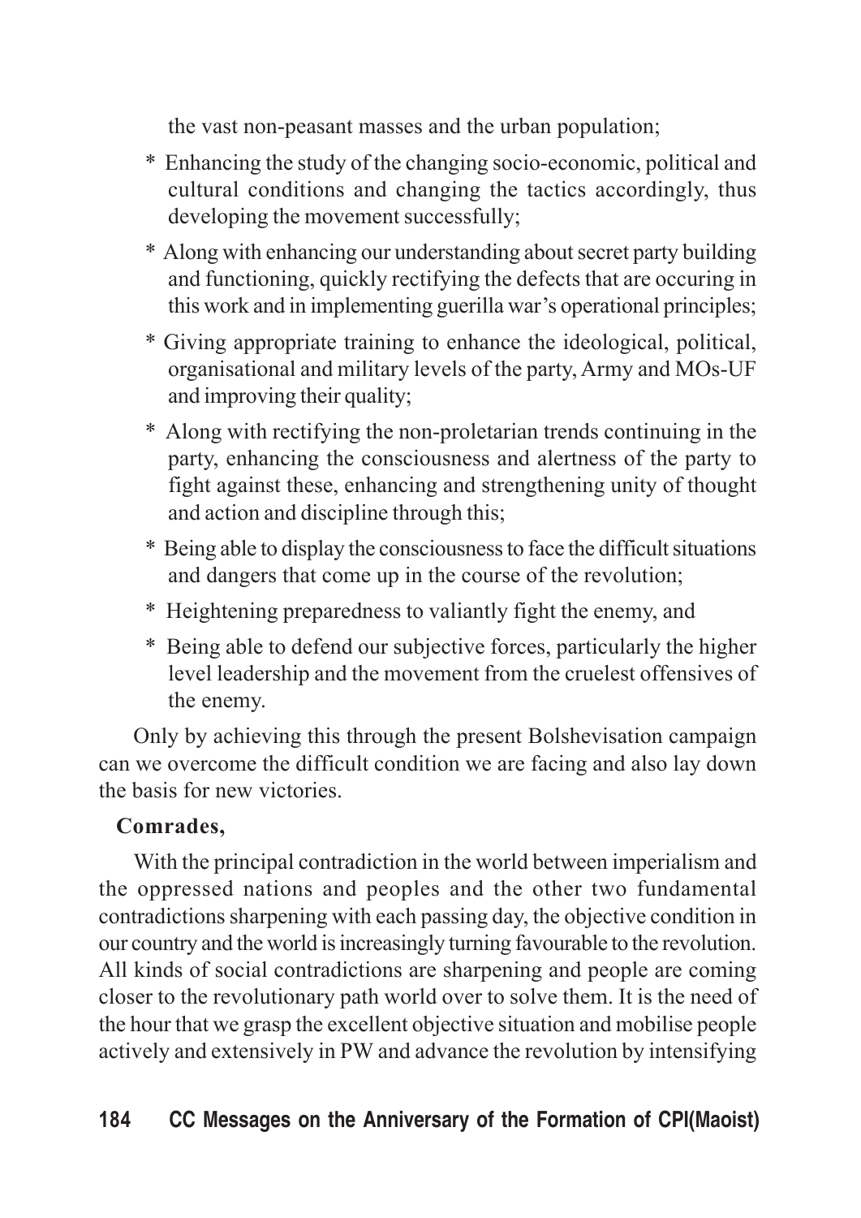the vast non-peasant masses and the urban population;

* Enhancing the study of the changing socio-economic, political and cultural conditions and changing the tactics accordingly, thus developing the movement successfully;
* Along with enhancing our understanding about secret party building and functioning, quickly rectifying the defects that are occuring in this work and in implementing guerilla war's operational principles;
* Giving appropriate training to enhance the ideological, political, organisational and military levels of the party, Army and MOs-UF and improving their quality;
* Along with rectifying the non-proletarian trends continuing in the party, enhancing the consciousness and alertness of the party to fight against these, enhancing and strengthening unity of thought and action and discipline through this;
* Being able to display the consciousness to face the difficult situations and dangers that come up in the course of the revolution;
* Heightening preparedness to valiantly fight the enemy, and
* Being able to defend our subjective forces, particularly the higher level leadership and the movement from the cruelest offensives of the enemy.

Only by achieving this through the present Bolshevisation campaign can we overcome the difficult condition we are facing and also lay down the basis for new victories.

**Comrades,**

With the principal contradiction in the world between imperialism and the oppressed nations and peoples and the other two fundamental contradictions sharpening with each passing day, the objective condition in our country and the world is increasingly turning favourable to the revolution. All kinds of social contradictions are sharpening and people are coming closer to the revolutionary path world over to solve them. It is the need of the hour that we grasp the excellent objective situation and mobilise people actively and extensively in PW and advance the revolution by intensifying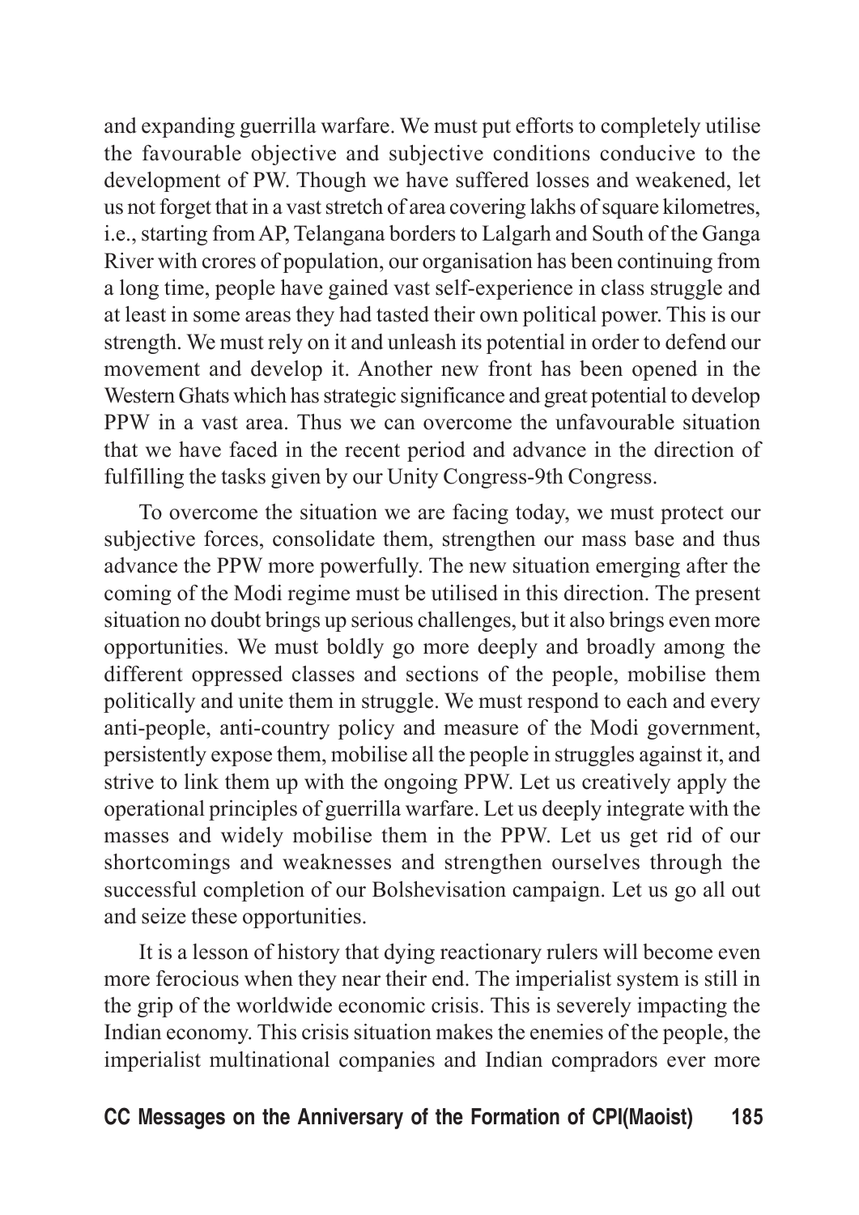and expanding guerrilla warfare. We must put efforts to completely utilise the favourable objective and subjective conditions conducive to the development of PW. Though we have suffered losses and weakened, let us not forget that in a vast stretch of area covering lakhs of square kilometres, i.e., starting from AP, Telangana borders to Lalgarh and South of the Ganga River with crores of population, our organisation has been continuing from a long time, people have gained vast self-experience in class struggle and at least in some areas they had tasted their own political power. This is our strength. We must rely on it and unleash its potential in order to defend our movement and develop it. Another new front has been opened in the Western Ghats which has strategic significance and great potential to develop PPW in a vast area. Thus we can overcome the unfavourable situation that we have faced in the recent period and advance in the direction of fulfilling the tasks given by our Unity Congress-9th Congress.

To overcome the situation we are facing today, we must protect our subjective forces, consolidate them, strengthen our mass base and thus advance the PPW more powerfully. The new situation emerging after the coming of the Modi regime must be utilised in this direction. The present situation no doubt brings up serious challenges, but it also brings even more opportunities. We must boldly go more deeply and broadly among the different oppressed classes and sections of the people, mobilise them politically and unite them in struggle. We must respond to each and every anti-people, anti-country policy and measure of the Modi government, persistently expose them, mobilise all the people in struggles against it, and strive to link them up with the ongoing PPW. Let us creatively apply the operational principles of guerrilla warfare. Let us deeply integrate with the masses and widely mobilise them in the PPW. Let us get rid of our shortcomings and weaknesses and strengthen ourselves through the successful completion of our Bolshevisation campaign. Let us go all out and seize these opportunities.

It is a lesson of history that dying reactionary rulers will become even more ferocious when they near their end. The imperialist system is still in the grip of the worldwide economic crisis. This is severely impacting the Indian economy. This crisis situation makes the enemies of the people, the imperialist multinational companies and Indian compradors ever more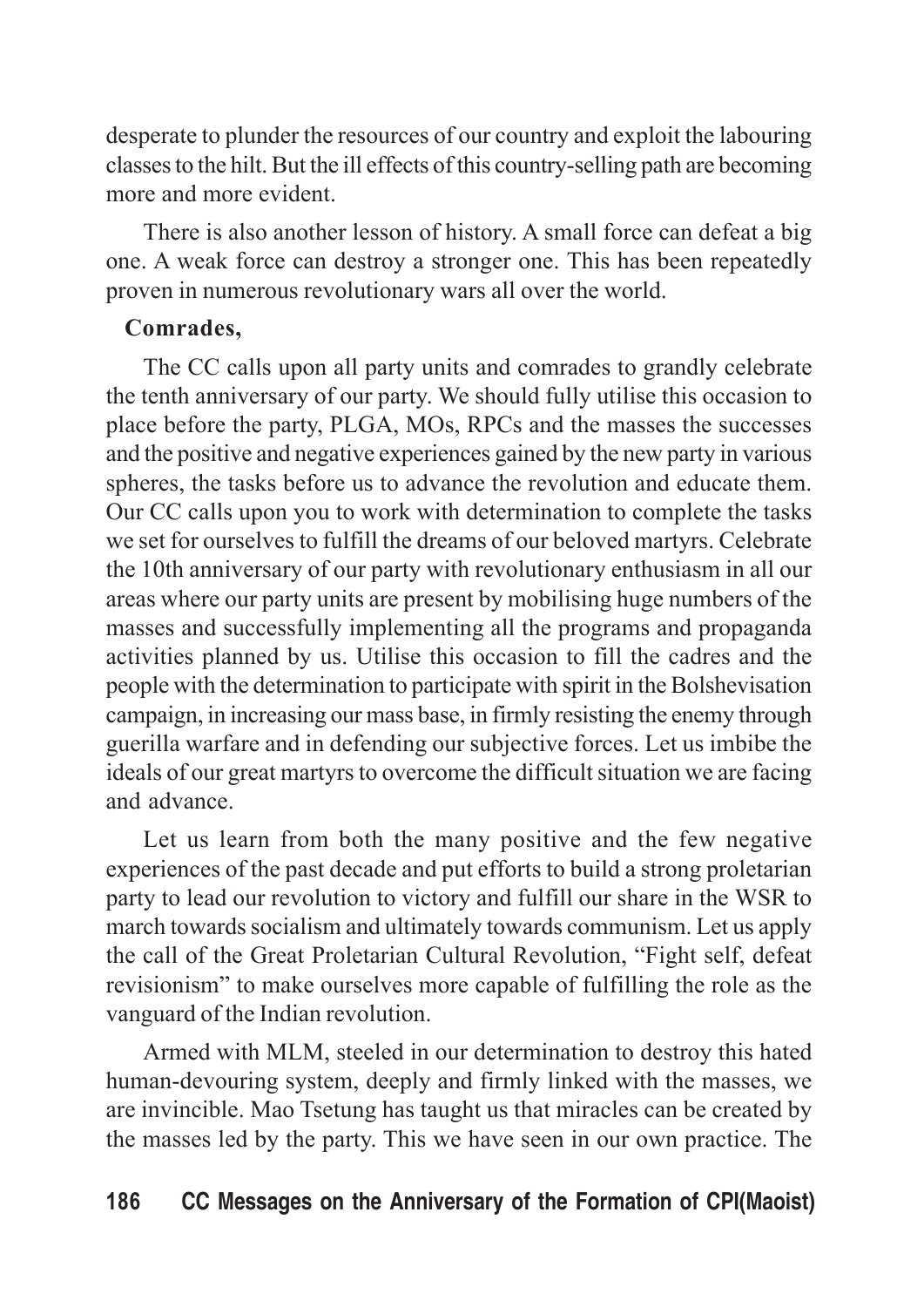desperate to plunder the resources of our country and exploit the labouring classes to the hilt. But the ill effects of this country-selling path are becoming more and more evident.

There is also another lesson of history. A small force can defeat a big one. A weak force can destroy a stronger one. This has been repeatedly proven in numerous revolutionary wars all over the world.

**Comrades,**

The CC calls upon all party units and comrades to grandly celebrate the tenth anniversary of our party. We should fully utilise this occasion to place before the party, PLGA, MOs, RPCs and the masses the successes and the positive and negative experiences gained by the new party in various spheres, the tasks before us to advance the revolution and educate them. Our CC calls upon you to work with determination to complete the tasks we set for ourselves to fulfill the dreams of our beloved martyrs. Celebrate the 10th anniversary of our party with revolutionary enthusiasm in all our areas where our party units are present by mobilising huge numbers of the masses and successfully implementing all the programs and propaganda activities planned by us. Utilise this occasion to fill the cadres and the people with the determination to participate with spirit in the Bolshevisation campaign, in increasing our mass base, in firmly resisting the enemy through guerilla warfare and in defending our subjective forces. Let us imbibe the ideals of our great martyrs to overcome the difficult situation we are facing and advance.

Let us learn from both the many positive and the few negative experiences of the past decade and put efforts to build a strong proletarian party to lead our revolution to victory and fulfill our share in the WSR to march towards socialism and ultimately towards communism. Let us apply the call of the Great Proletarian Cultural Revolution, "Fight self, defeat revisionism" to make ourselves more capable of fulfilling the role as the vanguard of the Indian revolution.

Armed with MLM, steeled in our determination to destroy this hated human-devouring system, deeply and firmly linked with the masses, we are invincible. Mao Tsetung has taught us that miracles can be created by the masses led by the party. This we have seen in our own practice. The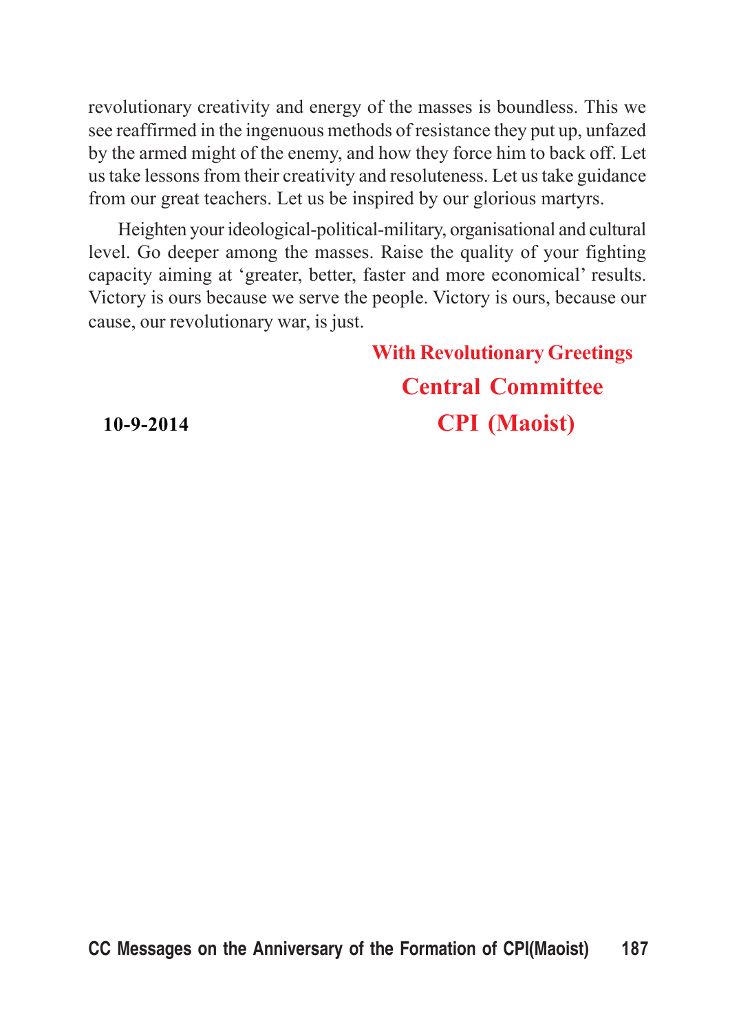revolutionary creativity and energy of the masses is boundless. This we see reaffirmed in the ingenuous methods of resistance they put up, unfazed by the armed might of the enemy, and how they force him to back off. Let us take lessons from their creativity and resoluteness. Let us take guidance from our great teachers. Let us be inspired by our glorious martyrs.

Heighten your ideological-political-military, organisational and cultural level. Go deeper among the masses. Raise the quality of your fighting capacity aiming at 'greater, better, faster and more economical' results. Victory is ours because we serve the people. Victory is ours, because our cause, our revolutionary war, is just.

**With Revolutionary Greetings**

**Central Committee**

**10-9-2014** **CPI (Maoist)**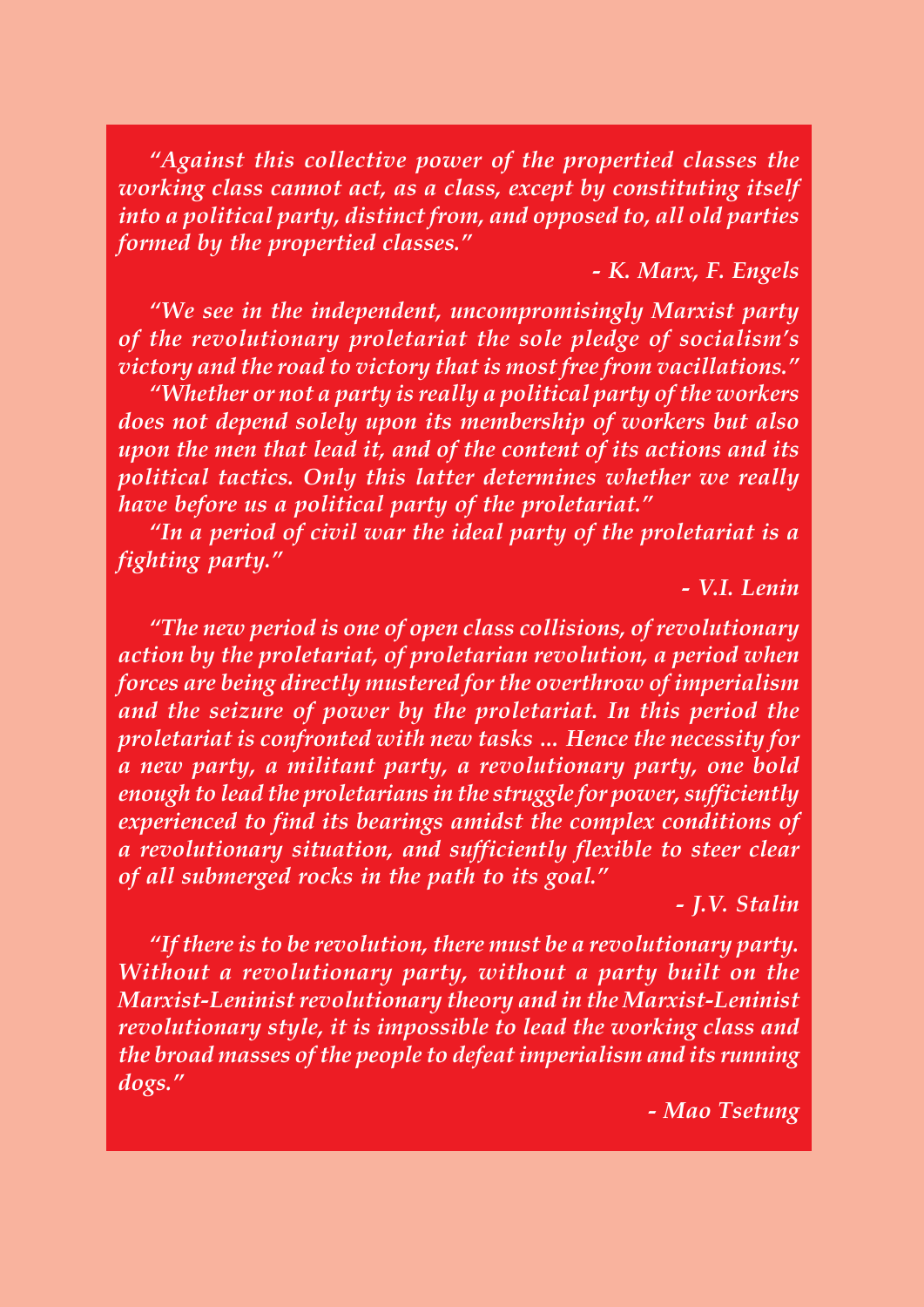*"Against this collective power of the propertied classes the working class cannot act, as a class, except by constituting itself into a political party, distinct from, and opposed to, all old parties formed by the propertied classes."*

*- K. Marx, F. Engels*

*"We see in the independent, uncompromisingly Marxist party of the revolutionary proletariat the sole pledge of socialism's victory and the road to victory that is most free from vacillations."*

*"Whether or not a party is really a political party of the workers does not depend solely upon its membership of workers but also upon the men that lead it, and of the content of its actions and its political tactics. Only this latter determines whether we really have before us a political party of the proletariat."*

*"In a period of civil war the ideal party of the proletariat is a fighting party."*

*- V.I. Lenin*

*"The new period is one of open class collisions, of revolutionary action by the proletariat, of proletarian revolution, a period when forces are being directly mustered for the overthrow of imperialism and the seizure of power by the proletariat. In this period the proletariat is confronted with new tasks ... Hence the necessity for a new party, a militant party, a revolutionary party, one bold enough to lead the proletarians in the struggle for power, sufficiently experienced to find its bearings amidst the complex conditions of a revolutionary situation, and sufficiently flexible to steer clear of all submerged rocks in the path to its goal."*

*- J.V. Stalin*

*"If there is to be revolution, there must be a revolutionary party. Without a revolutionary party, without a party built on the Marxist-Leninist revolutionary theory and in the Marxist-Leninist revolutionary style, it is impossible to lead the working class and the broad masses of the people to defeat imperialism and its running dogs."*

*- Mao Tsetung*